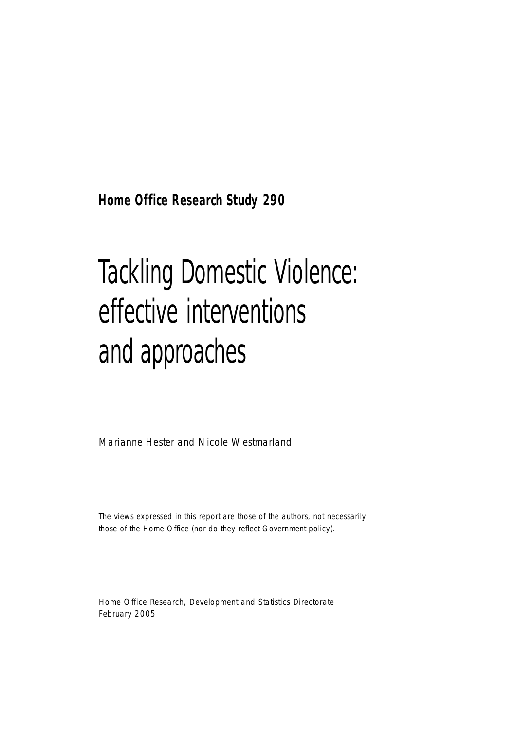**Home Office Research Study 290**

# Tackling Domestic Violence: effective interventions and approaches

Marianne Hester and Nicole Westmarland

*The views expressed in this report are those of the authors, not necessarily those of the Home Office (nor do they reflect Government policy).*

Home Office Research, Development and Statistics Directorate
February 2005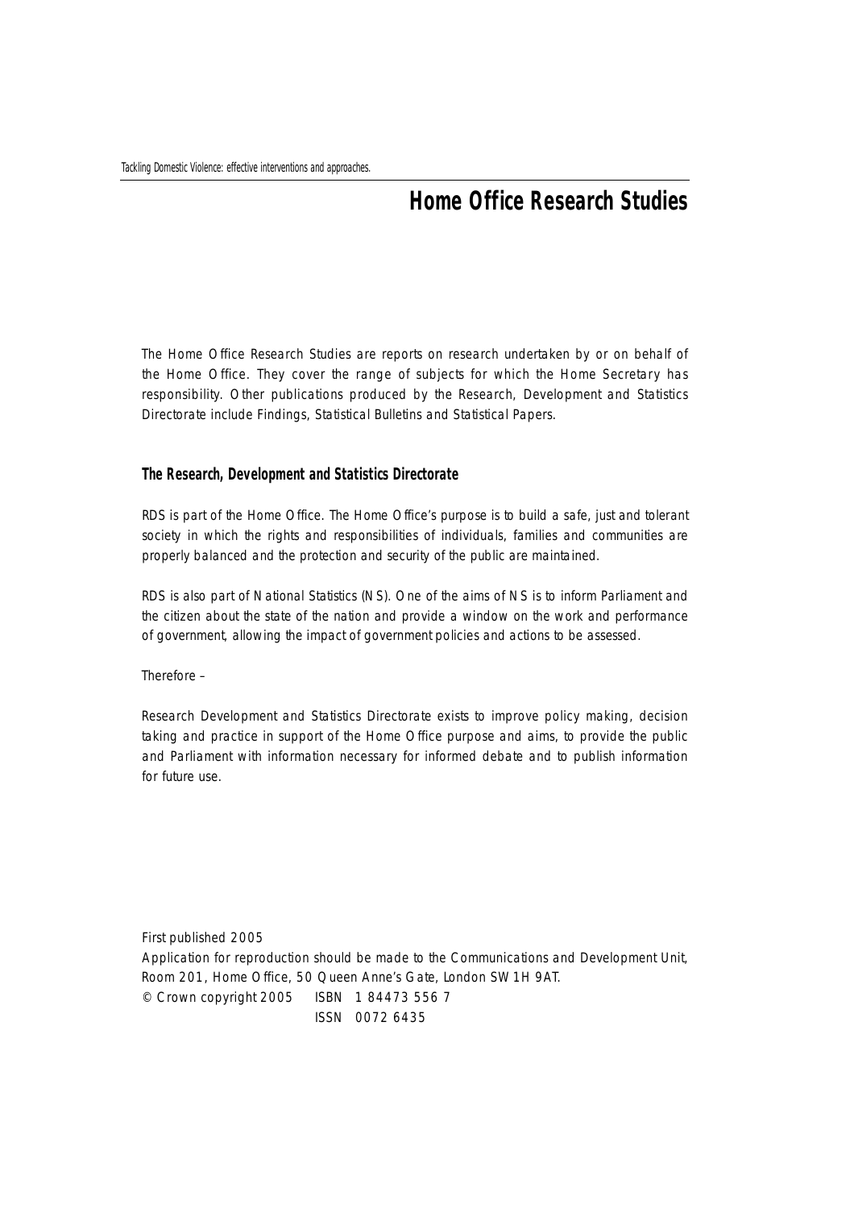# Home Office Research Studies

The Home Office Research Studies are reports on research undertaken by or on behalf of the Home Office. They cover the range of subjects for which the Home Secretary has responsibility. Other publications produced by the Research, Development and Statistics Directorate include Findings, Statistical Bulletins and Statistical Papers.

### The Research, Development and Statistics Directorate

RDS is part of the Home Office. The Home Office's purpose is to build a safe, just and tolerant society in which the rights and responsibilities of individuals, families and communities are properly balanced and the protection and security of the public are maintained.

RDS is also part of National Statistics (NS). One of the aims of NS is to inform Parliament and the citizen about the state of the nation and provide a window on the work and performance of government, allowing the impact of government policies and actions to be assessed.

Therefore –

Research Development and Statistics Directorate exists to improve policy making, decision taking and practice in support of the Home Office purpose and aims, to provide the public and Parliament with information necessary for informed debate and to publish information for future use.

First published 2005
Application for reproduction should be made to the Communications and Development Unit, Room 201, Home Office, 50 Queen Anne's Gate, London SW1H 9AT.
© Crown copyright 2005 ISBN 1 84473 556 7
ISSN 0072 6435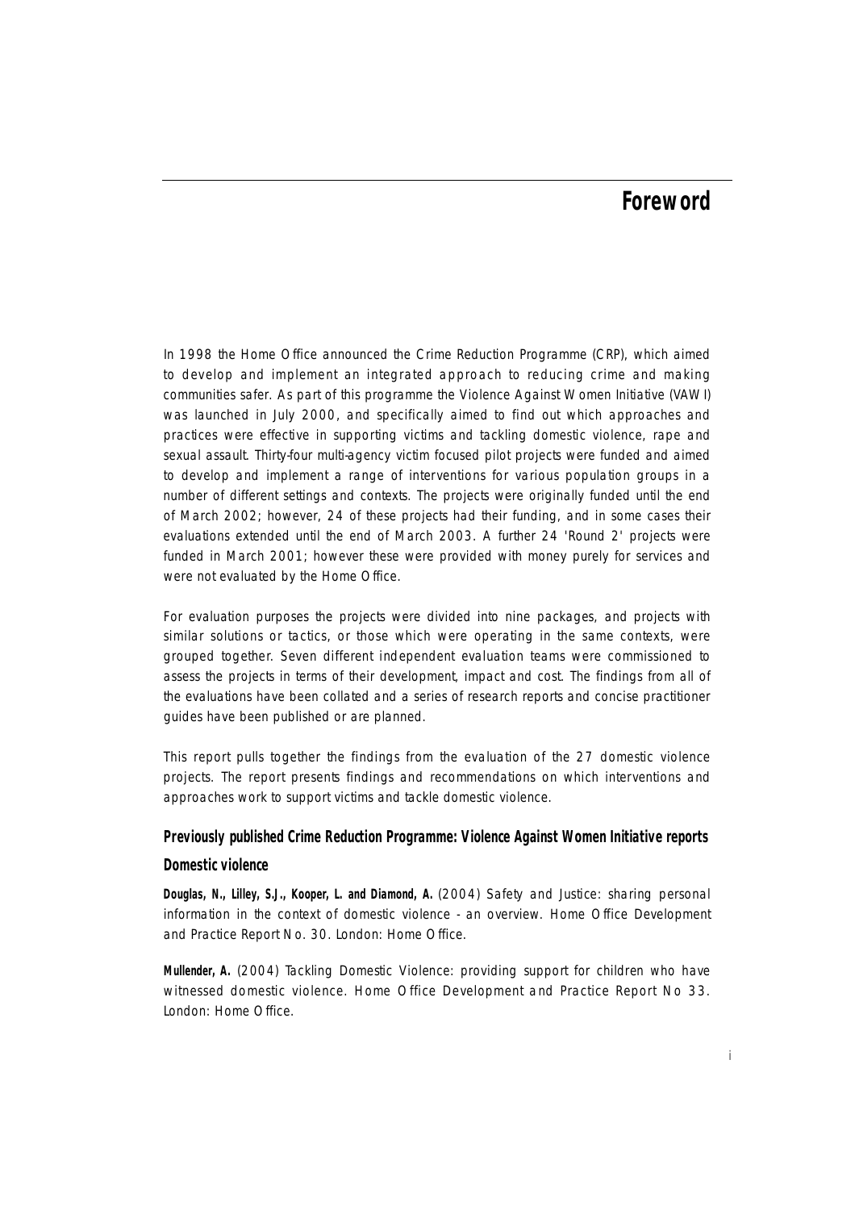# Foreword

In 1998 the Home Office announced the Crime Reduction Programme (CRP), which aimed to develop and implement an integrated approach to reducing crime and making communities safer. As part of this programme the Violence Against Women Initiative (VAWI) was launched in July 2000, and specifically aimed to find out which approaches and practices were effective in supporting victims and tackling domestic violence, rape and sexual assault. Thirty-four multi-agency victim focused pilot projects were funded and aimed to develop and implement a range of interventions for various population groups in a number of different settings and contexts. The projects were originally funded until the end of March 2002; however, 24 of these projects had their funding, and in some cases their evaluations extended until the end of March 2003. A further 24 'Round 2' projects were funded in March 2001; however these were provided with money purely for services and were not evaluated by the Home Office.

For evaluation purposes the projects were divided into nine packages, and projects with similar solutions or tactics, or those which were operating in the same contexts, were grouped together. Seven different independent evaluation teams were commissioned to assess the projects in terms of their development, impact and cost. The findings from all of the evaluations have been collated and a series of research reports and concise practitioner guides have been published or are planned.

This report pulls together the findings from the evaluation of the 27 domestic violence projects. The report presents findings and recommendations on which interventions and approaches work to support victims and tackle domestic violence.

### Previously published Crime Reduction Programme: Violence Against Women Initiative reports

#### Domestic violence

**Douglas, N., Lilley, S.J., Kooper, L. and Diamond, A.** (2004) Safety and Justice: sharing personal information in the context of domestic violence - an overview. Home Office Development and Practice Report No. 30. London: Home Office.

**Mullender, A.** (2004) Tackling Domestic Violence: providing support for children who have witnessed domestic violence. Home Office Development and Practice Report No 33. London: Home Office.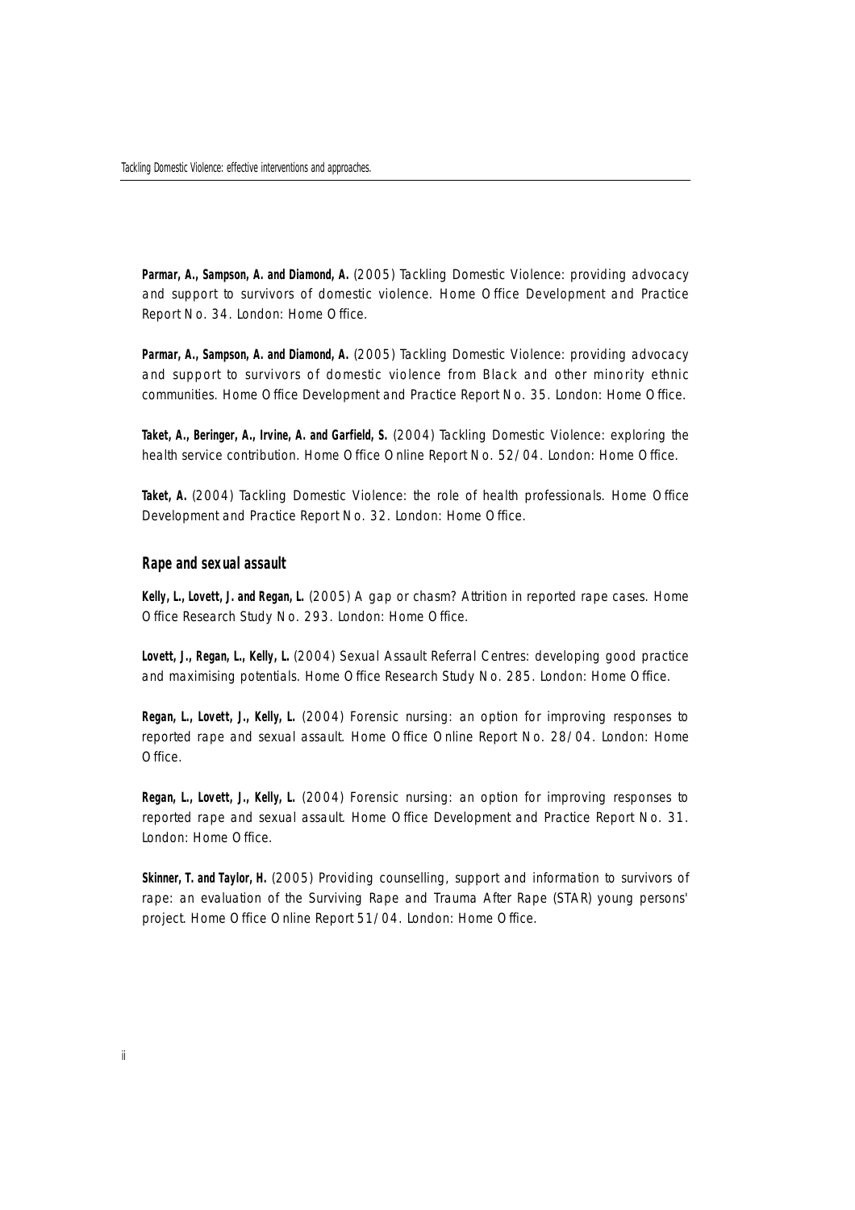**Parmar, A., Sampson, A. and Diamond, A.** (2005) Tackling Domestic Violence: providing advocacy and support to survivors of domestic violence. Home Office Development and Practice Report No. 34. London: Home Office.

**Parmar, A., Sampson, A. and Diamond, A.** (2005) Tackling Domestic Violence: providing advocacy and support to survivors of domestic violence from Black and other minority ethnic communities. Home Office Development and Practice Report No. 35. London: Home Office.

**Taket, A., Beringer, A., Irvine, A. and Garfield, S.** (2004) Tackling Domestic Violence: exploring the health service contribution. Home Office Online Report No. 52/04. London: Home Office.

**Taket, A.** (2004) Tackling Domestic Violence: the role of health professionals. Home Office Development and Practice Report No. 32. London: Home Office.

### Rape and sexual assault

**Kelly, L., Lovett, J. and Regan, L.** (2005) A gap or chasm? Attrition in reported rape cases. Home Office Research Study No. 293. London: Home Office.

**Lovett, J., Regan, L., Kelly, L.** (2004) Sexual Assault Referral Centres: developing good practice and maximising potentials. Home Office Research Study No. 285. London: Home Office.

**Regan, L., Lovett, J., Kelly, L.** (2004) Forensic nursing: an option for improving responses to reported rape and sexual assault. Home Office Online Report No. 28/04. London: Home Office.

**Regan, L., Lovett, J., Kelly, L.** (2004) Forensic nursing: an option for improving responses to reported rape and sexual assault. Home Office Development and Practice Report No. 31. London: Home Office.

**Skinner, T. and Taylor, H.** (2005) Providing counselling, support and information to survivors of rape: an evaluation of the Surviving Rape and Trauma After Rape (STAR) young persons' project. Home Office Online Report 51/04. London: Home Office.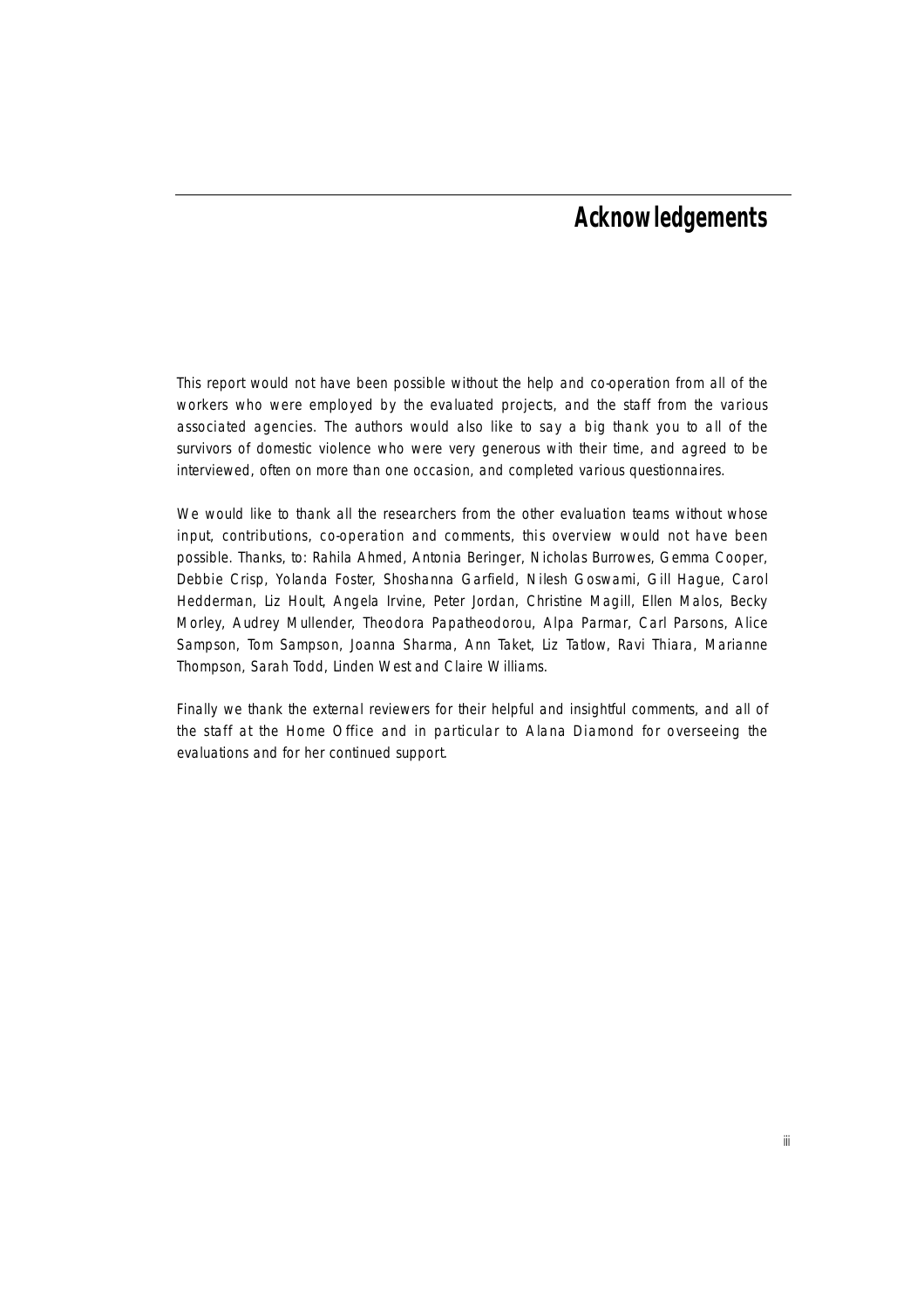# Acknowledgements

This report would not have been possible without the help and co-operation from all of the workers who were employed by the evaluated projects, and the staff from the various associated agencies. The authors would also like to say a big thank you to all of the survivors of domestic violence who were very generous with their time, and agreed to be interviewed, often on more than one occasion, and completed various questionnaires.

We would like to thank all the researchers from the other evaluation teams without whose input, contributions, co-operation and comments, this overview would not have been possible. Thanks, to: Rahila Ahmed, Antonia Beringer, Nicholas Burrowes, Gemma Cooper, Debbie Crisp, Yolanda Foster, Shoshanna Garfield, Nilesh Goswami, Gill Hague, Carol Hedderman, Liz Hoult, Angela Irvine, Peter Jordan, Christine Magill, Ellen Malos, Becky Morley, Audrey Mullender, Theodora Papatheodorou, Alpa Parmar, Carl Parsons, Alice Sampson, Tom Sampson, Joanna Sharma, Ann Taket, Liz Tatlow, Ravi Thiara, Marianne Thompson, Sarah Todd, Linden West and Claire Williams.

Finally we thank the external reviewers for their helpful and insightful comments, and all of the staff at the Home Office and in particular to Alana Diamond for overseeing the evaluations and for her continued support.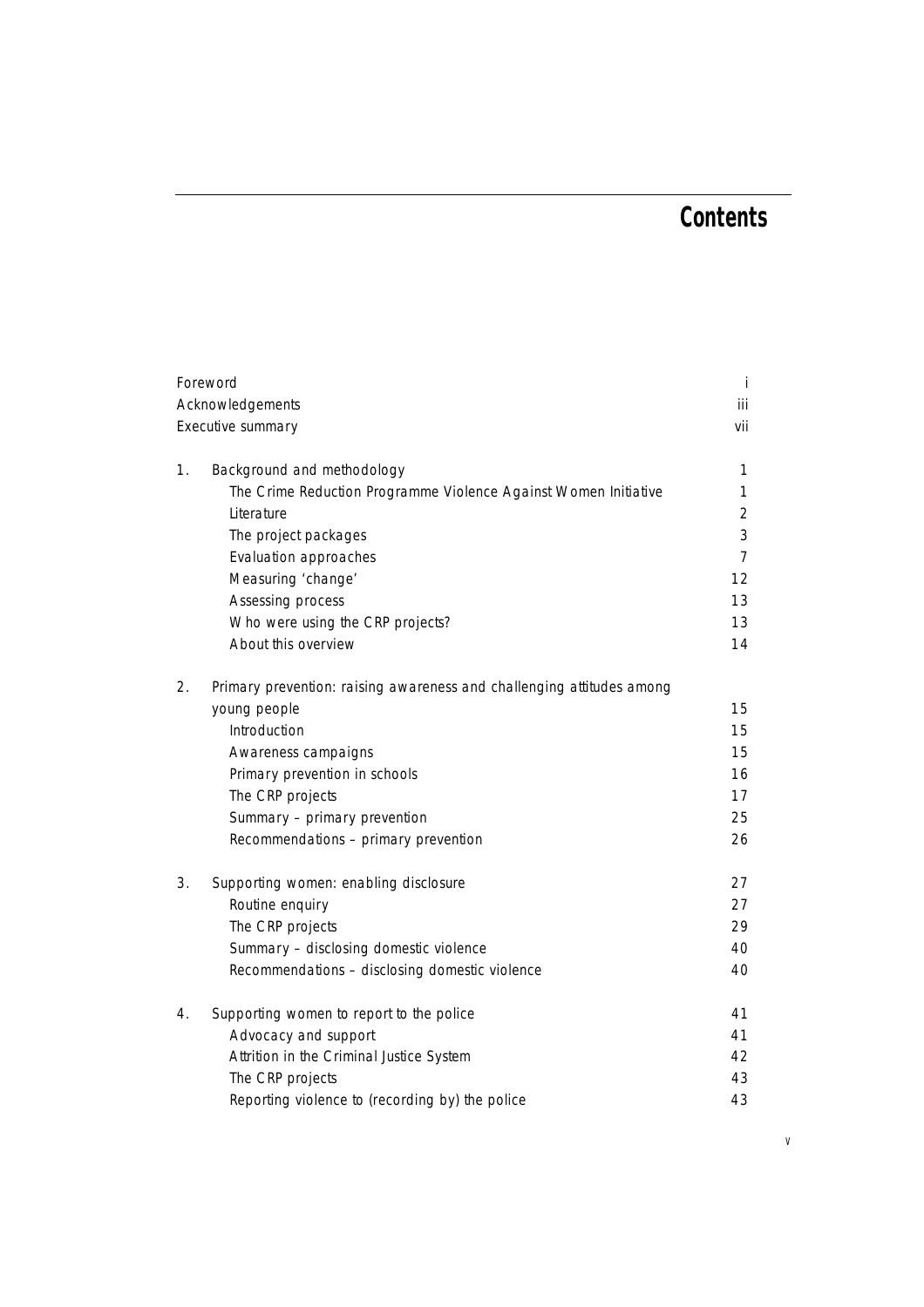# Contents

| | | |
|---|---|---|
| Foreword | | i |
| Acknowledgements | | iii |
| Executive summary | | vii |
| 1. | Background and methodology | 1 |
| | The Crime Reduction Programme Violence Against Women Initiative | 1 |
| | Literature | 2 |
| | The project packages | 3 |
| | Evaluation approaches | 7 |
| | Measuring 'change' | 12 |
| | Assessing process | 13 |
| | Who were using the CRP projects? | 13 |
| | About this overview | 14 |
| 2. | Primary prevention: raising awareness and challenging attitudes among young people | 15 |
| | Introduction | 15 |
| | Awareness campaigns | 15 |
| | Primary prevention in schools | 16 |
| | The CRP projects | 17 |
| | Summary – primary prevention | 25 |
| | Recommendations – primary prevention | 26 |
| 3. | Supporting women: enabling disclosure | 27 |
| | Routine enquiry | 27 |
| | The CRP projects | 29 |
| | Summary – disclosing domestic violence | 40 |
| | Recommendations – disclosing domestic violence | 40 |
| 4. | Supporting women to report to the police | 41 |
| | Advocacy and support | 41 |
| | Attrition in the Criminal Justice System | 42 |
| | The CRP projects | 43 |
| | Reporting violence to (recording by) the police | 43 |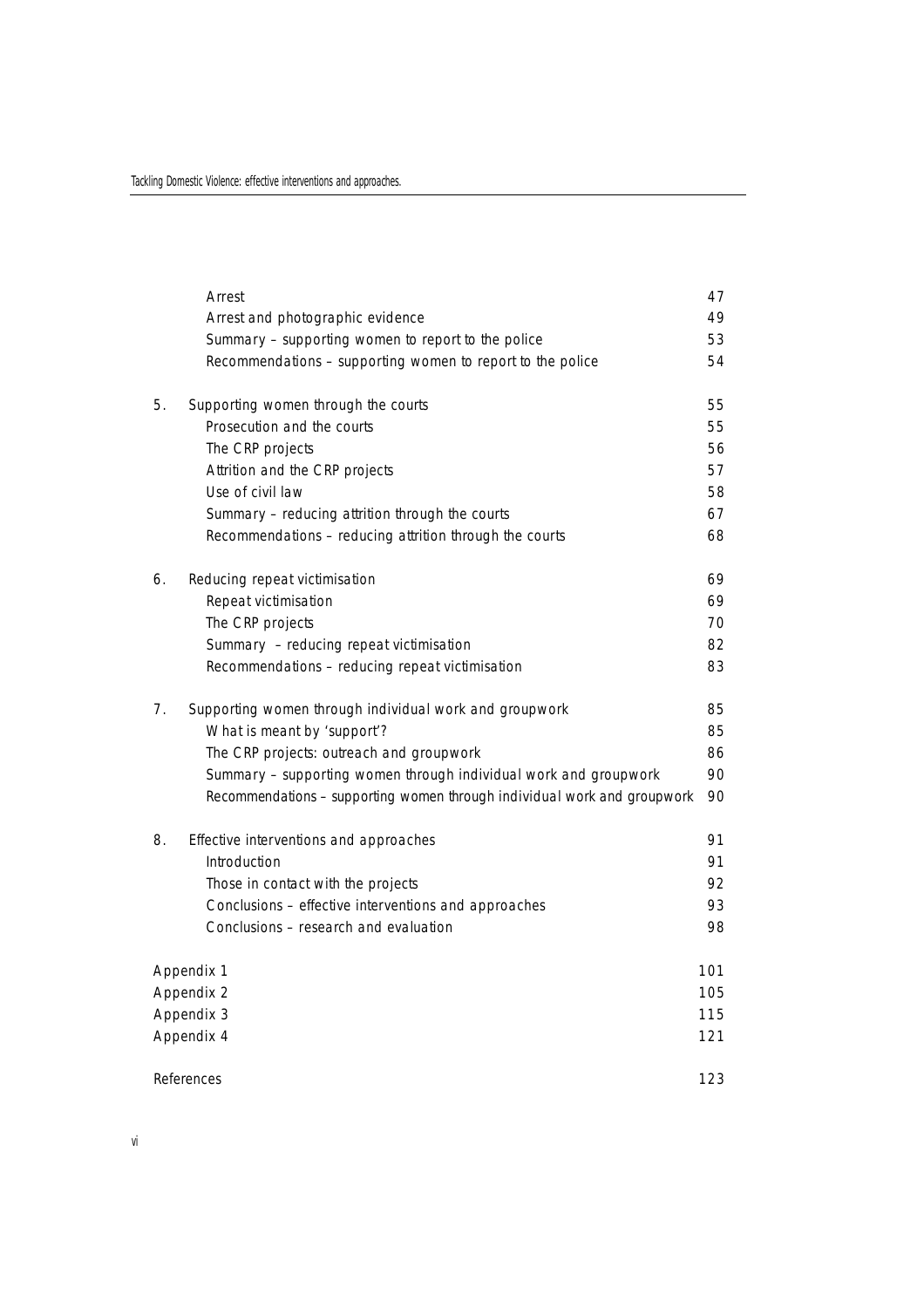| | | |
|---|---|---|
| | Arrest | 47 |
| | Arrest and photographic evidence | 49 |
| | Summary – supporting women to report to the police | 53 |
| | Recommendations – supporting women to report to the police | 54 |
| 5. | Supporting women through the courts | 55 |
| | Prosecution and the courts | 55 |
| | The CRP projects | 56 |
| | Attrition and the CRP projects | 57 |
| | Use of civil law | 58 |
| | Summary – reducing attrition through the courts | 67 |
| | Recommendations – reducing attrition through the courts | 68 |
| 6. | Reducing repeat victimisation | 69 |
| | Repeat victimisation | 69 |
| | The CRP projects | 70 |
| | Summary – reducing repeat victimisation | 82 |
| | Recommendations – reducing repeat victimisation | 83 |
| 7. | Supporting women through individual work and groupwork | 85 |
| | What is meant by 'support'? | 85 |
| | The CRP projects: outreach and groupwork | 86 |
| | Summary – supporting women through individual work and groupwork | 90 |
| | Recommendations – supporting women through individual work and groupwork | 90 |
| 8. | Effective interventions and approaches | 91 |
| | Introduction | 91 |
| | Those in contact with the projects | 92 |
| | Conclusions – effective interventions and approaches | 93 |
| | Conclusions – research and evaluation | 98 |
| Appendix 1 | | 101 |
| Appendix 2 | | 105 |
| Appendix 3 | | 115 |
| Appendix 4 | | 121 |
| References | | 123 |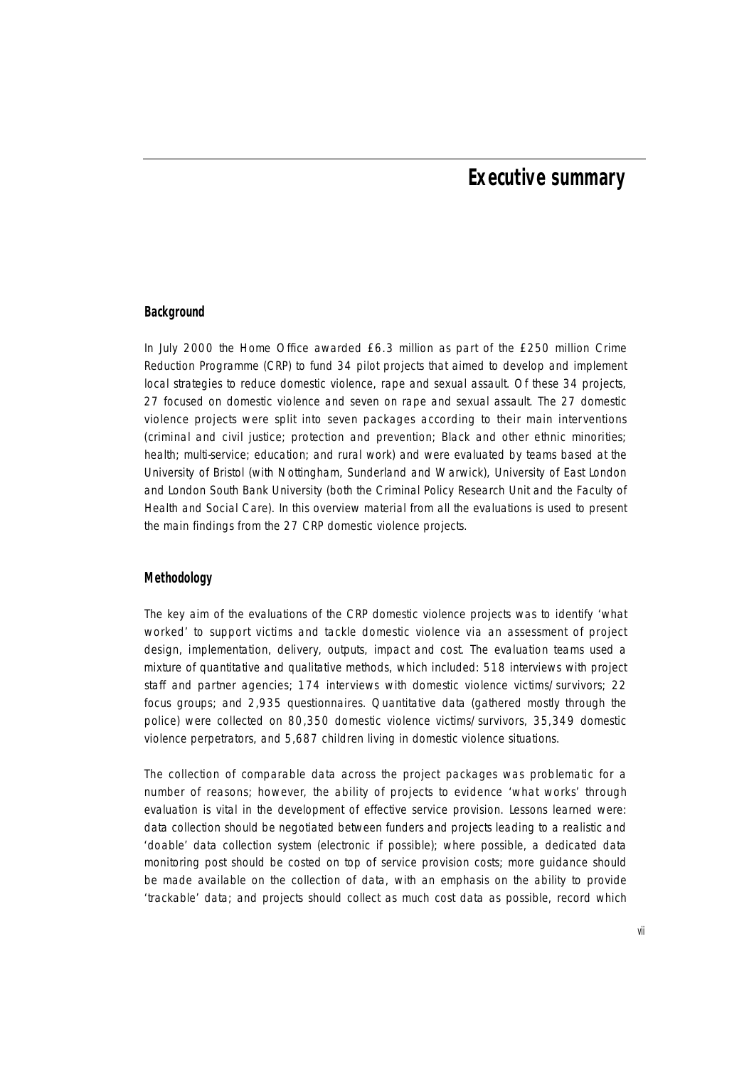# Executive summary

## Background

In July 2000 the Home Office awarded £6.3 million as part of the £250 million Crime Reduction Programme (CRP) to fund 34 pilot projects that aimed to develop and implement local strategies to reduce domestic violence, rape and sexual assault. Of these 34 projects, 27 focused on domestic violence and seven on rape and sexual assault. The 27 domestic violence projects were split into seven packages according to their main interventions (criminal and civil justice; protection and prevention; Black and other ethnic minorities; health; multi-service; education; and rural work) and were evaluated by teams based at the University of Bristol (with Nottingham, Sunderland and Warwick), University of East London and London South Bank University (both the Criminal Policy Research Unit and the Faculty of Health and Social Care). In this overview material from all the evaluations is used to present the main findings from the 27 CRP domestic violence projects.

## Methodology

The key aim of the evaluations of the CRP domestic violence projects was to identify 'what worked' to support victims and tackle domestic violence via an assessment of project design, implementation, delivery, outputs, impact and cost. The evaluation teams used a mixture of quantitative and qualitative methods, which included: 518 interviews with project staff and partner agencies; 174 interviews with domestic violence victims/survivors; 22 focus groups; and 2,935 questionnaires. Quantitative data (gathered mostly through the police) were collected on 80,350 domestic violence victims/survivors, 35,349 domestic violence perpetrators, and 5,687 children living in domestic violence situations.

The collection of comparable data across the project packages was problematic for a number of reasons; however, the ability of projects to evidence 'what works' through evaluation is vital in the development of effective service provision. Lessons learned were: data collection should be negotiated between funders and projects leading to a realistic and 'doable' data collection system (electronic if possible); where possible, a dedicated data monitoring post should be costed on top of service provision costs; more guidance should be made available on the collection of data, with an emphasis on the ability to provide 'trackable' data; and projects should collect as much cost data as possible, record which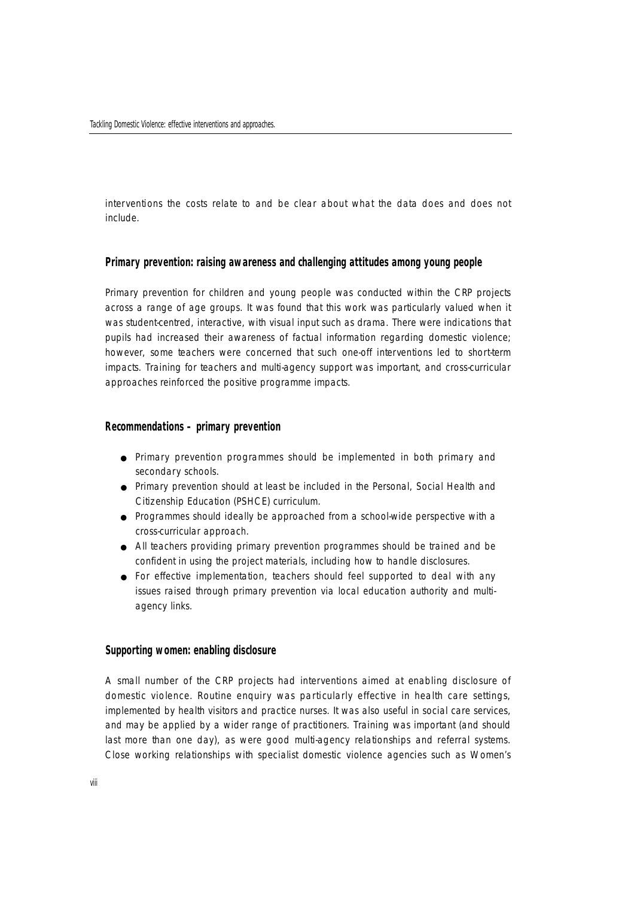interventions the costs relate to and be clear about what the data does and does not include.

### Primary prevention: raising awareness and challenging attitudes among young people

Primary prevention for children and young people was conducted within the CRP projects across a range of age groups. It was found that this work was particularly valued when it was student-centred, interactive, with visual input such as drama. There were indications that pupils had increased their awareness of factual information regarding domestic violence; however, some teachers were concerned that such one-off interventions led to short-term impacts. Training for teachers and multi-agency support was important, and cross-curricular approaches reinforced the positive programme impacts.

### Recommendations – primary prevention

- Primary prevention programmes should be implemented in both primary and secondary schools.
- Primary prevention should at least be included in the Personal, Social Health and Citizenship Education (PSHCE) curriculum.
- Programmes should ideally be approached from a school-wide perspective with a cross-curricular approach.
- All teachers providing primary prevention programmes should be trained and be confident in using the project materials, including how to handle disclosures.
- For effective implementation, teachers should feel supported to deal with any issues raised through primary prevention via local education authority and multi-agency links.

### Supporting women: enabling disclosure

A small number of the CRP projects had interventions aimed at enabling disclosure of domestic violence. Routine enquiry was particularly effective in health care settings, implemented by health visitors and practice nurses. It was also useful in social care services, and may be applied by a wider range of practitioners. Training was important (and should last more than one day), as were good multi-agency relationships and referral systems. Close working relationships with specialist domestic violence agencies such as Women's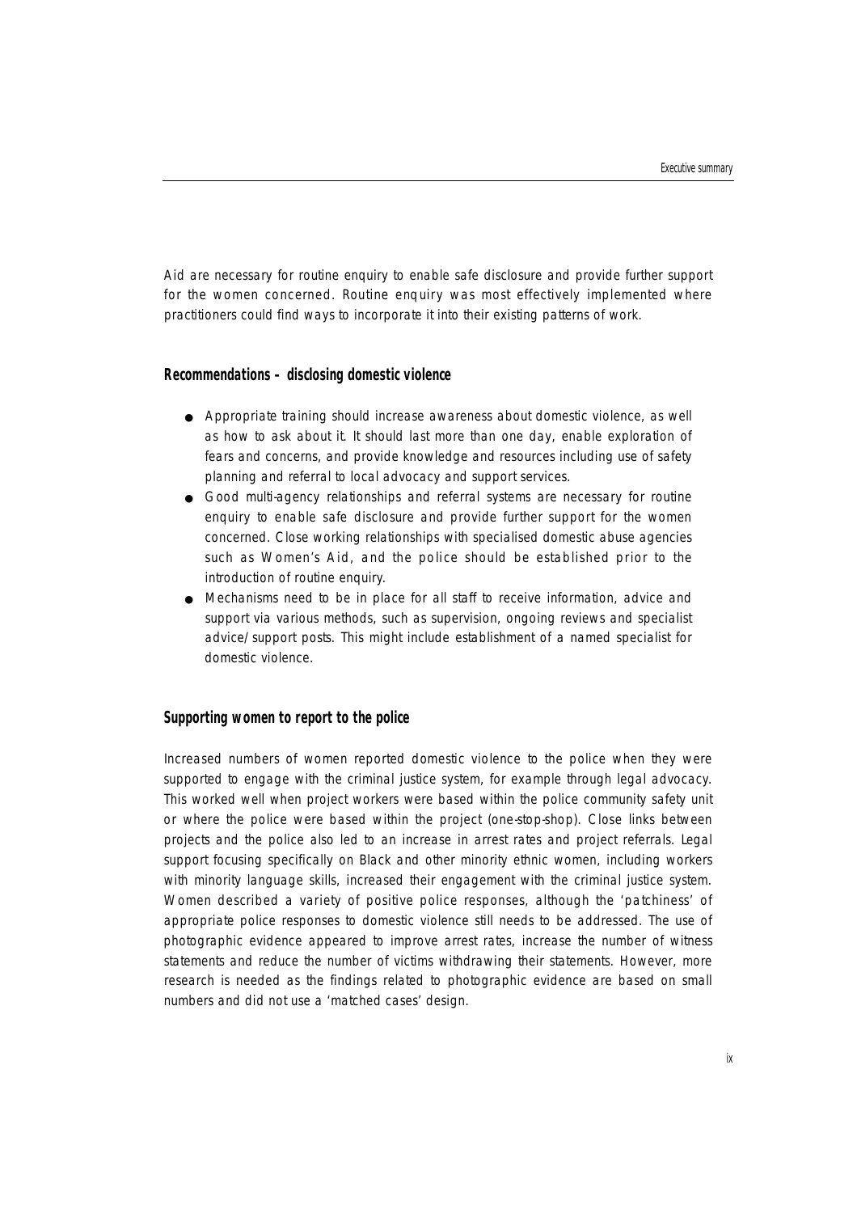Aid are necessary for routine enquiry to enable safe disclosure and provide further support for the women concerned. Routine enquiry was most effectively implemented where practitioners could find ways to incorporate it into their existing patterns of work.

### Recommendations – disclosing domestic violence

- Appropriate training should increase awareness about domestic violence, as well as how to ask about it. It should last more than one day, enable exploration of fears and concerns, and provide knowledge and resources including use of safety planning and referral to local advocacy and support services.
- Good multi-agency relationships and referral systems are necessary for routine enquiry to enable safe disclosure and provide further support for the women concerned. Close working relationships with specialised domestic abuse agencies such as Women's Aid, and the police should be established prior to the introduction of routine enquiry.
- Mechanisms need to be in place for all staff to receive information, advice and support via various methods, such as supervision, ongoing reviews and specialist advice/support posts. This might include establishment of a named specialist for domestic violence.

### Supporting women to report to the police

Increased numbers of women reported domestic violence to the police when they were supported to engage with the criminal justice system, for example through legal advocacy. This worked well when project workers were based within the police community safety unit or where the police were based within the project (one-stop-shop). Close links between projects and the police also led to an increase in arrest rates and project referrals. Legal support focusing specifically on Black and other minority ethnic women, including workers with minority language skills, increased their engagement with the criminal justice system. Women described a variety of positive police responses, although the 'patchiness' of appropriate police responses to domestic violence still needs to be addressed. The use of photographic evidence appeared to improve arrest rates, increase the number of witness statements and reduce the number of victims withdrawing their statements. However, more research is needed as the findings related to photographic evidence are based on small numbers and did not use a 'matched cases' design.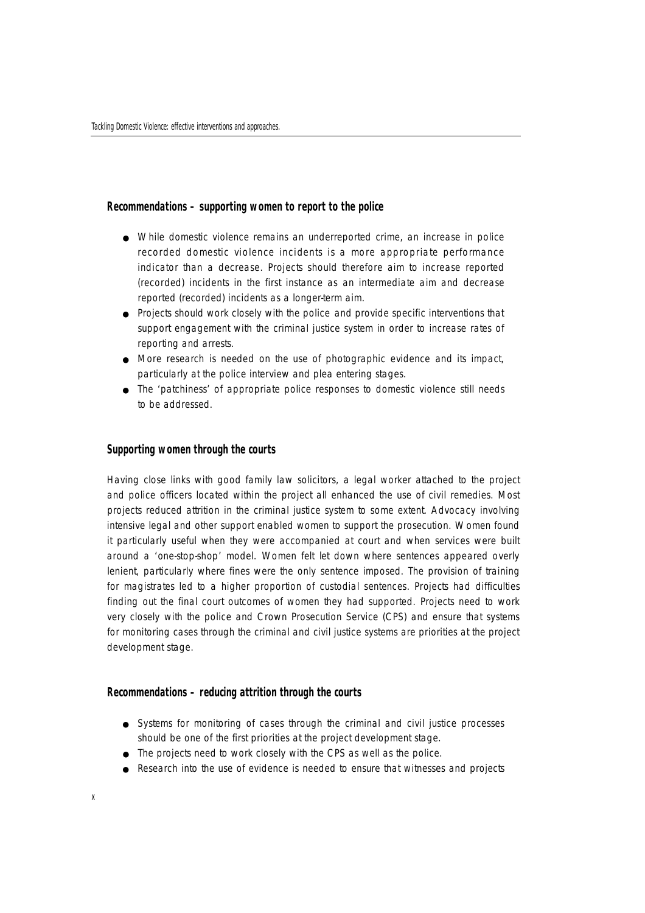### Recommendations – supporting women to report to the police

- While domestic violence remains an underreported crime, an increase in police recorded domestic violence incidents is a more appropriate performance indicator than a decrease. Projects should therefore aim to increase reported (recorded) incidents in the first instance as an intermediate aim and decrease reported (recorded) incidents as a longer-term aim.
- Projects should work closely with the police and provide specific interventions that support engagement with the criminal justice system in order to increase rates of reporting and arrests.
- More research is needed on the use of photographic evidence and its impact, particularly at the police interview and plea entering stages.
- The 'patchiness' of appropriate police responses to domestic violence still needs to be addressed.

### Supporting women through the courts

Having close links with good family law solicitors, a legal worker attached to the project and police officers located within the project all enhanced the use of civil remedies. Most projects reduced attrition in the criminal justice system to some extent. Advocacy involving intensive legal and other support enabled women to support the prosecution. Women found it particularly useful when they were accompanied at court and when services were built around a 'one-stop-shop' model. Women felt let down where sentences appeared overly lenient, particularly where fines were the only sentence imposed. The provision of training for magistrates led to a higher proportion of custodial sentences. Projects had difficulties finding out the final court outcomes of women they had supported. Projects need to work very closely with the police and Crown Prosecution Service (CPS) and ensure that systems for monitoring cases through the criminal and civil justice systems are priorities at the project development stage.

### Recommendations – reducing attrition through the courts

- Systems for monitoring of cases through the criminal and civil justice processes should be one of the first priorities at the project development stage.
- The projects need to work closely with the CPS as well as the police.
- Research into the use of evidence is needed to ensure that witnesses and projects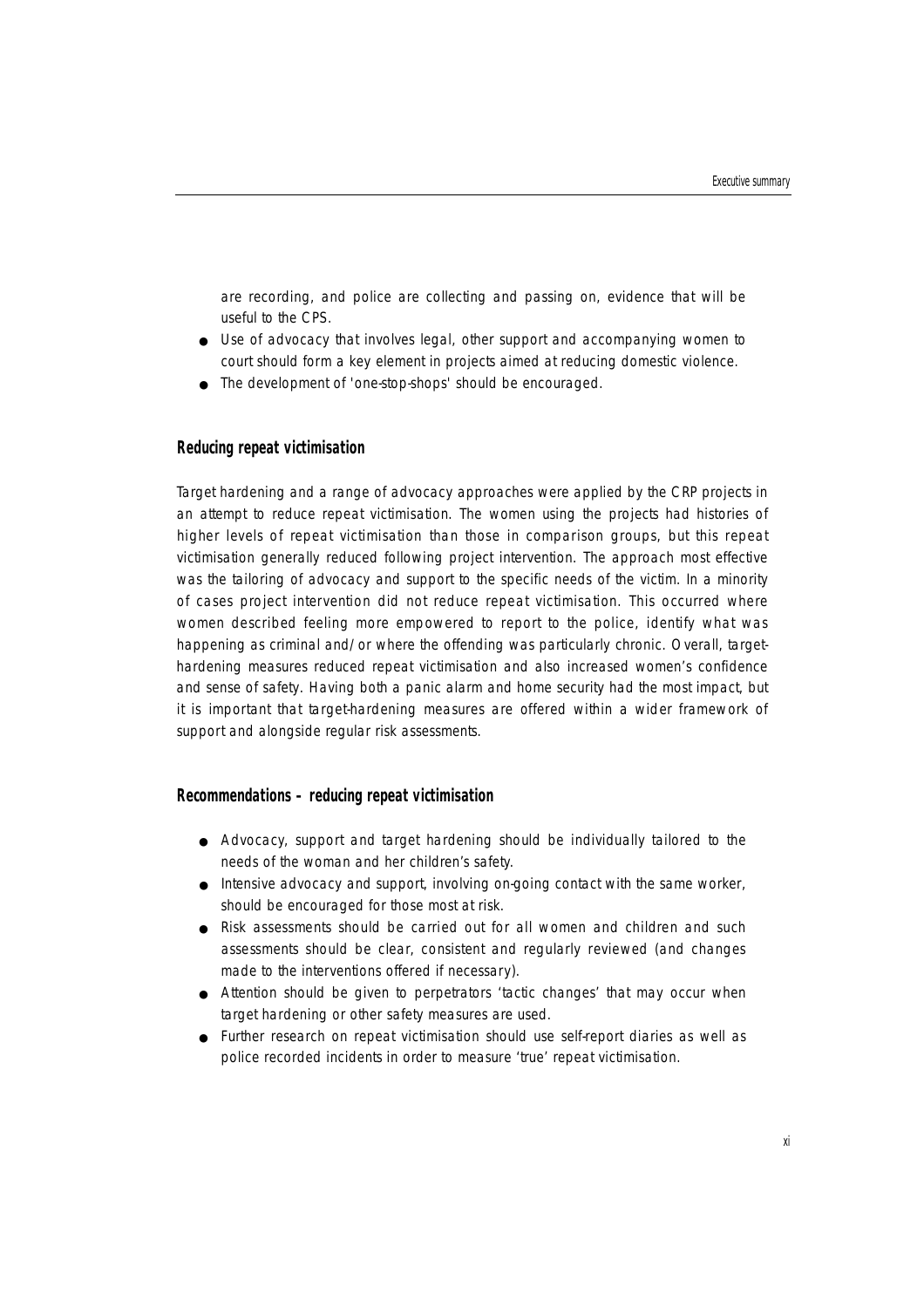are recording, and police are collecting and passing on, evidence that will be useful to the CPS.

- Use of advocacy that involves legal, other support and accompanying women to court should form a key element in projects aimed at reducing domestic violence.
- The development of 'one-stop-shops' should be encouraged.

### Reducing repeat victimisation

Target hardening and a range of advocacy approaches were applied by the CRP projects in an attempt to reduce repeat victimisation. The women using the projects had histories of higher levels of repeat victimisation than those in comparison groups, but this repeat victimisation generally reduced following project intervention. The approach most effective was the tailoring of advocacy and support to the specific needs of the victim. In a minority of cases project intervention did not reduce repeat victimisation. This occurred where women described feeling more empowered to report to the police, identify what was happening as criminal and/or where the offending was particularly chronic. Overall, target-hardening measures reduced repeat victimisation and also increased women's confidence and sense of safety. Having both a panic alarm and home security had the most impact, but it is important that target-hardening measures are offered within a wider framework of support and alongside regular risk assessments.

### Recommendations – reducing repeat victimisation

- Advocacy, support and target hardening should be individually tailored to the needs of the woman and her children's safety.
- Intensive advocacy and support, involving on-going contact with the same worker, should be encouraged for those most at risk.
- Risk assessments should be carried out for all women and children and such assessments should be clear, consistent and regularly reviewed (and changes made to the interventions offered if necessary).
- Attention should be given to perpetrators 'tactic changes' that may occur when target hardening or other safety measures are used.
- Further research on repeat victimisation should use self-report diaries as well as police recorded incidents in order to measure 'true' repeat victimisation.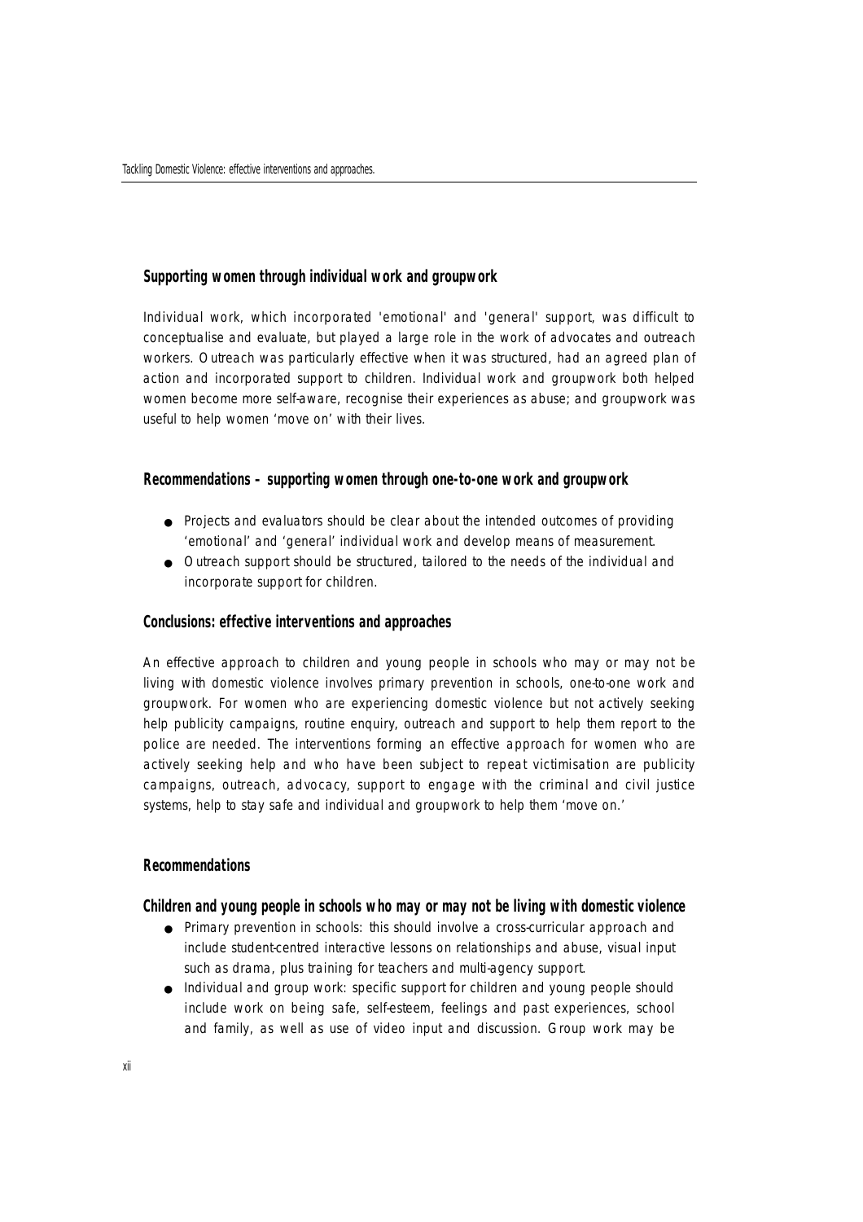### Supporting women through individual work and groupwork

Individual work, which incorporated 'emotional' and 'general' support, was difficult to conceptualise and evaluate, but played a large role in the work of advocates and outreach workers. Outreach was particularly effective when it was structured, had an agreed plan of action and incorporated support to children. Individual work and groupwork both helped women become more self-aware, recognise their experiences as abuse; and groupwork was useful to help women 'move on' with their lives.

### Recommendations – supporting women through one-to-one work and groupwork

- Projects and evaluators should be clear about the intended outcomes of providing 'emotional' and 'general' individual work and develop means of measurement.
- Outreach support should be structured, tailored to the needs of the individual and incorporate support for children.

### Conclusions: effective interventions and approaches

An effective approach to children and young people in schools who may or may not be living with domestic violence involves primary prevention in schools, one-to-one work and groupwork. For women who are experiencing domestic violence but not actively seeking help publicity campaigns, routine enquiry, outreach and support to help them report to the police are needed. The interventions forming an effective approach for women who are actively seeking help and who have been subject to repeat victimisation are publicity campaigns, outreach, advocacy, support to engage with the criminal and civil justice systems, help to stay safe and individual and groupwork to help them 'move on.'

### Recommendations

#### Children and young people in schools who may or may not be living with domestic violence

- Primary prevention in schools: this should involve a cross-curricular approach and include student-centred interactive lessons on relationships and abuse, visual input such as drama, plus training for teachers and multi-agency support.
- Individual and group work: specific support for children and young people should include work on being safe, self-esteem, feelings and past experiences, school and family, as well as use of video input and discussion. Group work may be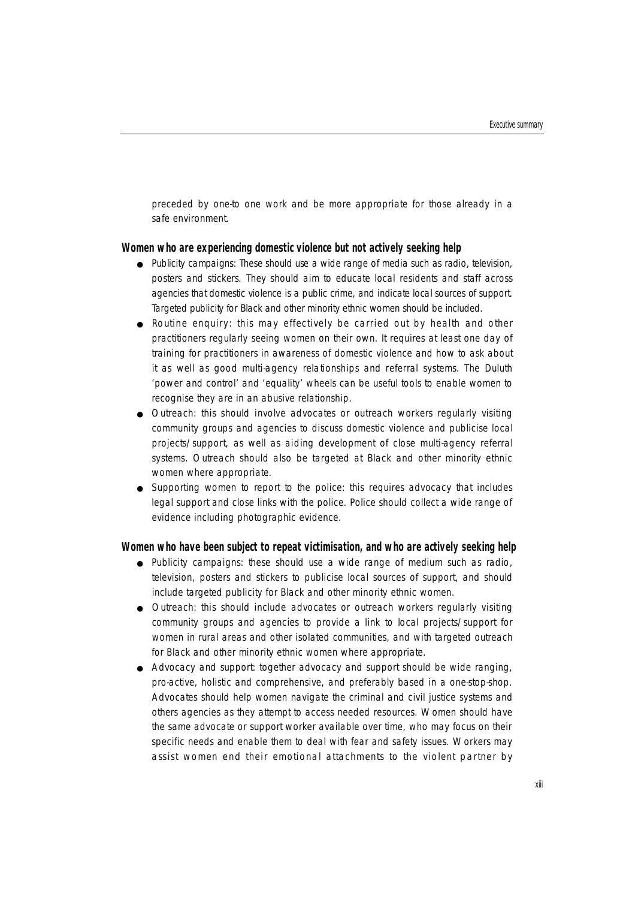preceded by one-to one work and be more appropriate for those already in a safe environment.

**Women who are experiencing domestic violence but not actively seeking help**

- Publicity campaigns: These should use a wide range of media such as radio, television, posters and stickers. They should aim to educate local residents and staff across agencies that domestic violence is a public crime, and indicate local sources of support. Targeted publicity for Black and other minority ethnic women should be included.
- Routine enquiry: this may effectively be carried out by health and other practitioners regularly seeing women on their own. It requires at least one day of training for practitioners in awareness of domestic violence and how to ask about it as well as good multi-agency relationships and referral systems. The Duluth 'power and control' and 'equality' wheels can be useful tools to enable women to recognise they are in an abusive relationship.
- Outreach: this should involve advocates or outreach workers regularly visiting community groups and agencies to discuss domestic violence and publicise local projects/support, as well as aiding development of close multi-agency referral systems. Outreach should also be targeted at Black and other minority ethnic women where appropriate.
- Supporting women to report to the police: this requires advocacy that includes legal support and close links with the police. Police should collect a wide range of evidence including photographic evidence.

**Women who have been subject to repeat victimisation, and who are actively seeking help**

- Publicity campaigns: these should use a wide range of medium such as radio, television, posters and stickers to publicise local sources of support, and should include targeted publicity for Black and other minority ethnic women.
- Outreach: this should include advocates or outreach workers regularly visiting community groups and agencies to provide a link to local projects/support for women in rural areas and other isolated communities, and with targeted outreach for Black and other minority ethnic women where appropriate.
- Advocacy and support: together advocacy and support should be wide ranging, pro-active, holistic and comprehensive, and preferably based in a one-stop-shop. Advocates should help women navigate the criminal and civil justice systems and others agencies as they attempt to access needed resources. Women should have the same advocate or support worker available over time, who may focus on their specific needs and enable them to deal with fear and safety issues. Workers may assist women end their emotional attachments to the violent partner by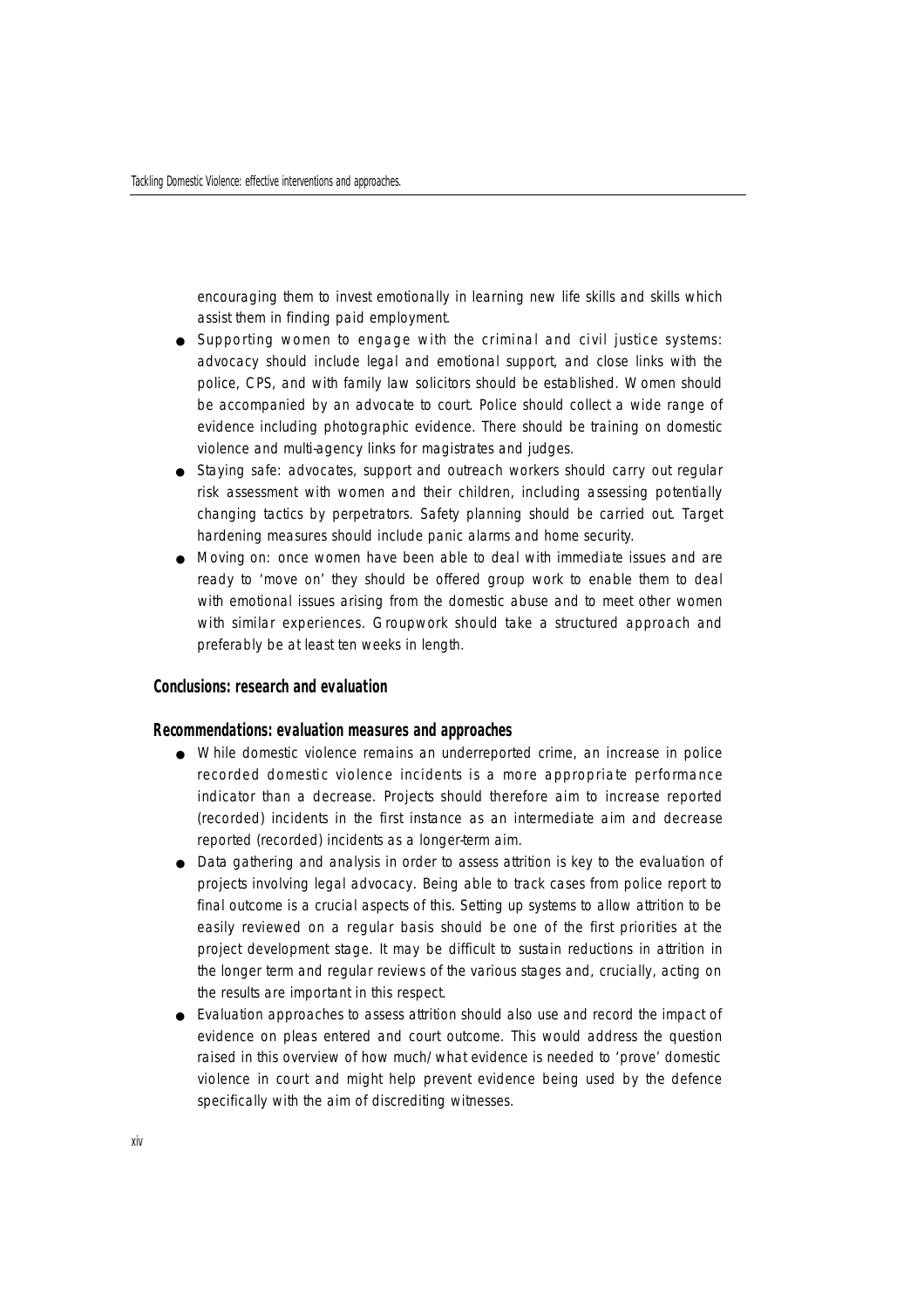encouraging them to invest emotionally in learning new life skills and skills which assist them in finding paid employment.

- Supporting women to engage with the criminal and civil justice systems: advocacy should include legal and emotional support, and close links with the police, CPS, and with family law solicitors should be established. Women should be accompanied by an advocate to court. Police should collect a wide range of evidence including photographic evidence. There should be training on domestic violence and multi-agency links for magistrates and judges.
- Staying safe: advocates, support and outreach workers should carry out regular risk assessment with women and their children, including assessing potentially changing tactics by perpetrators. Safety planning should be carried out. Target hardening measures should include panic alarms and home security.
- Moving on: once women have been able to deal with immediate issues and are ready to 'move on' they should be offered group work to enable them to deal with emotional issues arising from the domestic abuse and to meet other women with similar experiences. Groupwork should take a structured approach and preferably be at least ten weeks in length.

### Conclusions: research and evaluation

### Recommendations: evaluation measures and approaches

- While domestic violence remains an underreported crime, an increase in police recorded domestic violence incidents is a more appropriate performance indicator than a decrease. Projects should therefore aim to increase reported (recorded) incidents in the first instance as an intermediate aim and decrease reported (recorded) incidents as a longer-term aim.
- Data gathering and analysis in order to assess attrition is key to the evaluation of projects involving legal advocacy. Being able to track cases from police report to final outcome is a crucial aspects of this. Setting up systems to allow attrition to be easily reviewed on a regular basis should be one of the first priorities at the project development stage. It may be difficult to sustain reductions in attrition in the longer term and regular reviews of the various stages and, crucially, acting on the results are important in this respect.
- Evaluation approaches to assess attrition should also use and record the impact of evidence on pleas entered and court outcome. This would address the question raised in this overview of how much/what evidence is needed to 'prove' domestic violence in court and might help prevent evidence being used by the defence specifically with the aim of discrediting witnesses.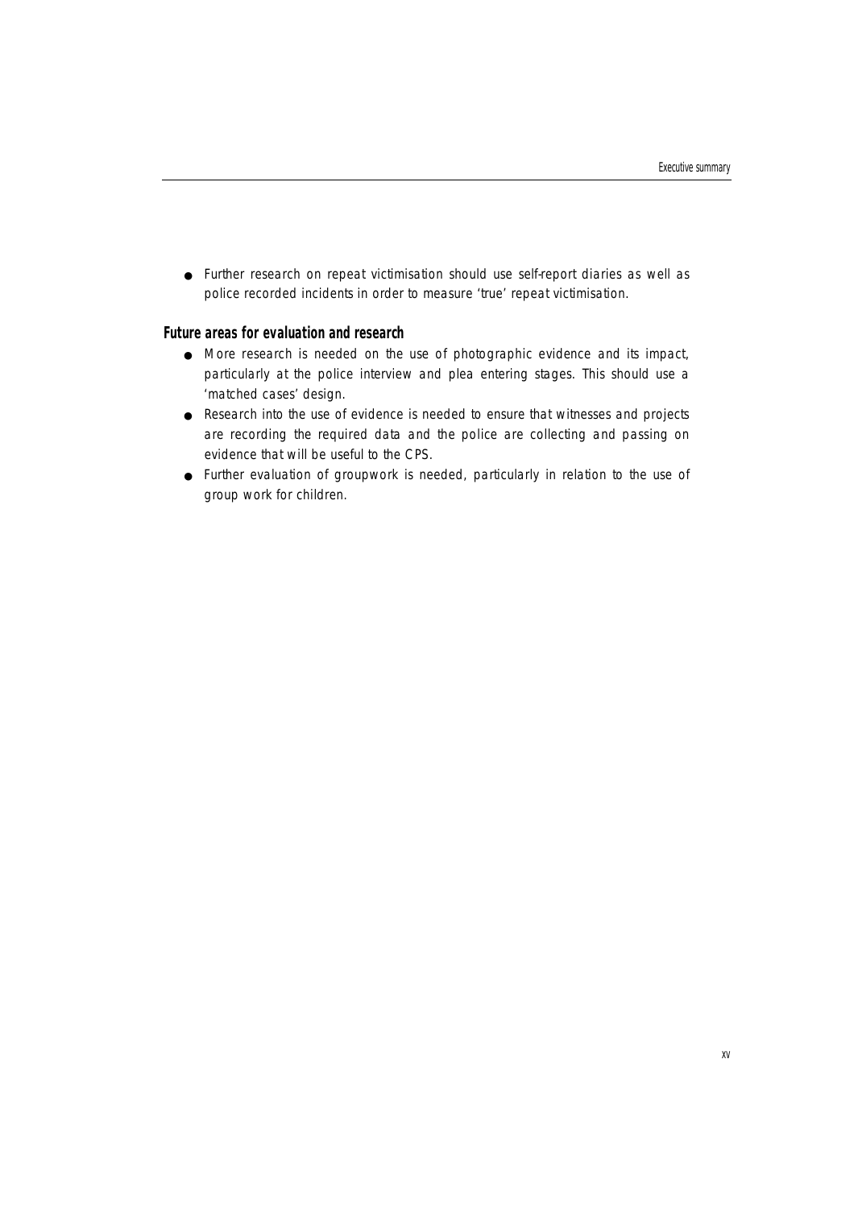- Further research on repeat victimisation should use self-report diaries as well as police recorded incidents in order to measure 'true' repeat victimisation.

### Future areas for evaluation and research

- More research is needed on the use of photographic evidence and its impact, particularly at the police interview and plea entering stages. This should use a 'matched cases' design.
- Research into the use of evidence is needed to ensure that witnesses and projects are recording the required data and the police are collecting and passing on evidence that will be useful to the CPS.
- Further evaluation of groupwork is needed, particularly in relation to the use of group work for children.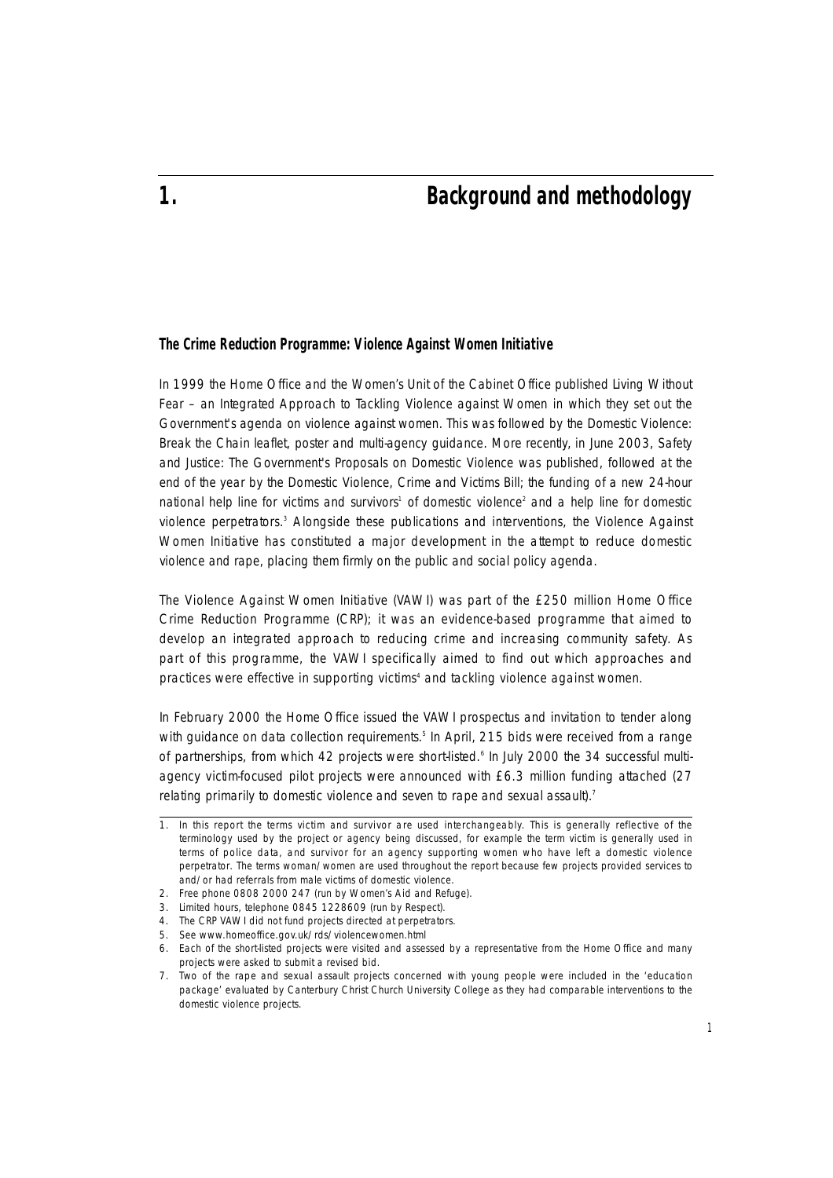# 1. Background and methodology

## The Crime Reduction Programme: Violence Against Women Initiative

In 1999 the Home Office and the Women's Unit of the Cabinet Office published Living Without Fear – an Integrated Approach to Tackling Violence against Women in which they set out the Government's agenda on violence against women. This was followed by the Domestic Violence: Break the Chain leaflet, poster and multi-agency guidance. More recently, in June 2003, Safety and Justice: The Government's Proposals on Domestic Violence was published, followed at the end of the year by the Domestic Violence, Crime and Victims Bill; the funding of a new 24-hour national help line for victims and survivors[1] of domestic violence[2] and a help line for domestic violence perpetrators.[3] Alongside these publications and interventions, the Violence Against Women Initiative has constituted a major development in the attempt to reduce domestic violence and rape, placing them firmly on the public and social policy agenda.

The Violence Against Women Initiative (VAWI) was part of the £250 million Home Office Crime Reduction Programme (CRP); it was an evidence-based programme that aimed to develop an integrated approach to reducing crime and increasing community safety. As part of this programme, the VAWI specifically aimed to find out which approaches and practices were effective in supporting victims[4] and tackling violence against women.

In February 2000 the Home Office issued the VAWI prospectus and invitation to tender along with guidance on data collection requirements.[5] In April, 215 bids were received from a range of partnerships, from which 42 projects were short-listed.[6] In July 2000 the 34 successful multi-agency victim-focused pilot projects were announced with £6.3 million funding attached (27 relating primarily to domestic violence and seven to rape and sexual assault).[7]

---

1. In this report the terms victim and survivor are used interchangeably. This is generally reflective of the terminology used by the project or agency being discussed, for example the term victim is generally used in terms of police data, and survivor for an agency supporting women who have left a domestic violence perpetrator. The terms woman/women are used throughout the report because few projects provided services to and/or had referrals from male victims of domestic violence.
2. Free phone 0808 2000 247 (run by Women's Aid and Refuge).
3. Limited hours, telephone 0845 1228609 (run by Respect).
4. The CRP VAWI did not fund projects directed at perpetrators.
5. See www.homeoffice.gov.uk/rds/violencewomen.html
6. Each of the short-listed projects were visited and assessed by a representative from the Home Office and many projects were asked to submit a revised bid.
7. Two of the rape and sexual assault projects concerned with young people were included in the 'education package' evaluated by Canterbury Christ Church University College as they had comparable interventions to the domestic violence projects.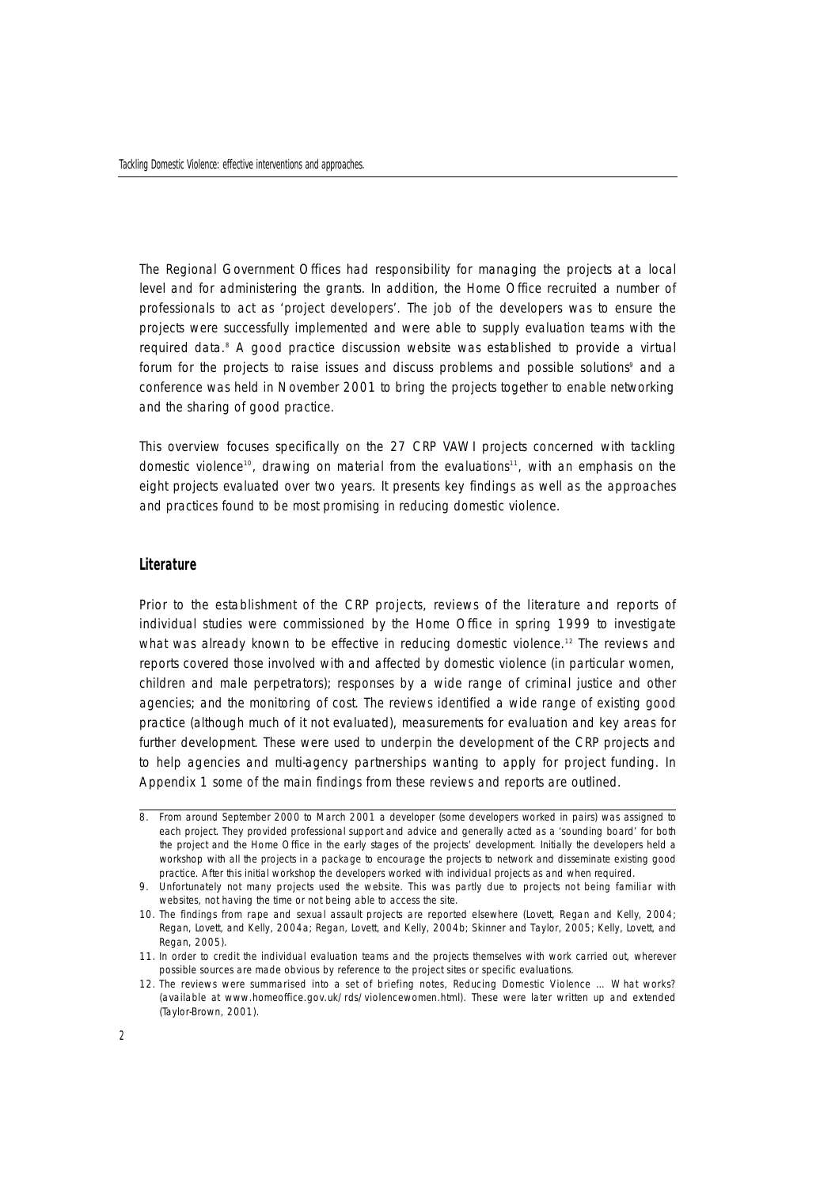The Regional Government Offices had responsibility for managing the projects at a local level and for administering the grants. In addition, the Home Office recruited a number of professionals to act as 'project developers'. The job of the developers was to ensure the projects were successfully implemented and were able to supply evaluation teams with the required data.[8] A good practice discussion website was established to provide a virtual forum for the projects to raise issues and discuss problems and possible solutions[9] and a conference was held in November 2001 to bring the projects together to enable networking and the sharing of good practice.

This overview focuses specifically on the 27 CRP VAWI projects concerned with tackling domestic violence[10], drawing on material from the evaluations[11], with an emphasis on the eight projects evaluated over two years. It presents key findings as well as the approaches and practices found to be most promising in reducing domestic violence.

## Literature

Prior to the establishment of the CRP projects, reviews of the literature and reports of individual studies were commissioned by the Home Office in spring 1999 to investigate what was already known to be effective in reducing domestic violence.[12] The reviews and reports covered those involved with and affected by domestic violence (in particular women, children and male perpetrators); responses by a wide range of criminal justice and other agencies; and the monitoring of cost. The reviews identified a wide range of existing good practice (although much of it not evaluated), measurements for evaluation and key areas for further development. These were used to underpin the development of the CRP projects and to help agencies and multi-agency partnerships wanting to apply for project funding. In Appendix 1 some of the main findings from these reviews and reports are outlined.

---

8. From around September 2000 to March 2001 a developer (some developers worked in pairs) was assigned to each project. They provided professional support and advice and generally acted as a 'sounding board' for both the project and the Home Office in the early stages of the projects' development. Initially the developers held a workshop with all the projects in a package to encourage the projects to network and disseminate existing good practice. After this initial workshop the developers worked with individual projects as and when required.
9. Unfortunately not many projects used the website. This was partly due to projects not being familiar with websites, not having the time or not being able to access the site.
10. The findings from rape and sexual assault projects are reported elsewhere (Lovett, Regan and Kelly, 2004; Regan, Lovett, and Kelly, 2004a; Regan, Lovett, and Kelly, 2004b; Skinner and Taylor, 2005; Kelly, Lovett, and Regan, 2005).
11. In order to credit the individual evaluation teams and the projects themselves with work carried out, wherever possible sources are made obvious by reference to the project sites or specific evaluations.
12. The reviews were summarised into a set of briefing notes, Reducing Domestic Violence … What works? (available at www.homeoffice.gov.uk/rds/violencewomen.html). These were later written up and extended (Taylor-Brown, 2001).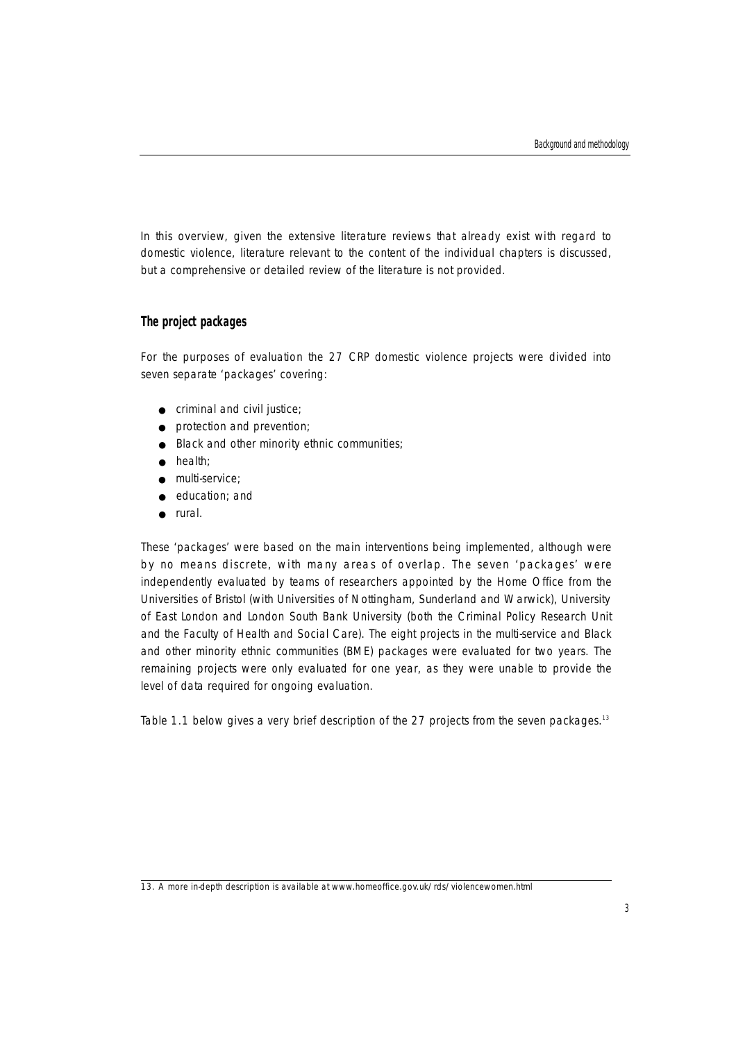In this overview, given the extensive literature reviews that already exist with regard to domestic violence, literature relevant to the content of the individual chapters is discussed, but a comprehensive or detailed review of the literature is not provided.

## The project packages

For the purposes of evaluation the 27 CRP domestic violence projects were divided into seven separate 'packages' covering:

- criminal and civil justice;
- protection and prevention;
- Black and other minority ethnic communities;
- health;
- multi-service;
- education; and
- rural.

These 'packages' were based on the main interventions being implemented, although were by no means discrete, with many areas of overlap. The seven 'packages' were independently evaluated by teams of researchers appointed by the Home Office from the Universities of Bristol (with Universities of Nottingham, Sunderland and Warwick), University of East London and London South Bank University (both the Criminal Policy Research Unit and the Faculty of Health and Social Care). The eight projects in the multi-service and Black and other minority ethnic communities (BME) packages were evaluated for two years. The remaining projects were only evaluated for one year, as they were unable to provide the level of data required for ongoing evaluation.

Table 1.1 below gives a very brief description of the 27 projects from the seven packages.[13]

13. A more in-depth description is available at www.homeoffice.gov.uk/rds/violencewomen.html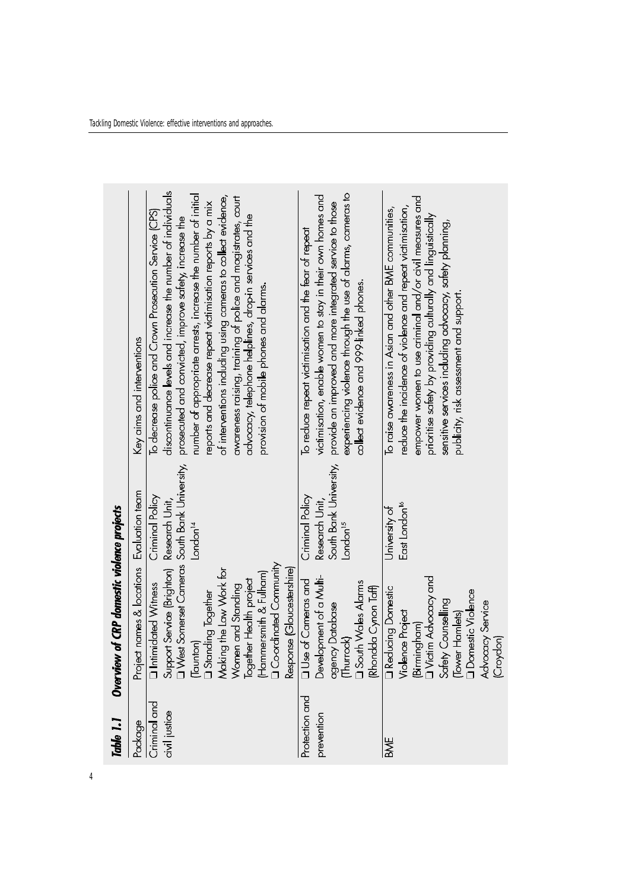**Table 1.1 Overview of CRP domestic violence projects**

| Package | Project names & locations | Evaluation team | Key aims and interventions |
|---|---|---|---|
| Criminal and civil justice | ❑ Intimidated Witness Support Service (Brighton) ❑ West Somerset Cameras (Taunton) ❑ Standing Together Making the Law Work for Women and Standing Together Health project (Hammersmith & Fulham) ❑ Co-ordinated Community Response (Gloucestershire) | Criminal Policy Research Unit, South Bank University, London[14] | To decrease police and Crown Prosecution Service (CPS) discontinuance levels and increase the number of individuals prosecuted and convicted, improve safety, increase the number of appropriate arrests, increase the number of initial reports and decrease repeat victimisation reports by a mix of interventions including using cameras to collect evidence, awareness raising, training of police and magistrates, court advocacy, telephone helplines, drop-in services and the provision of mobile phones and alarms. |
| Protection and prevention | ❑ Use of Cameras and Development of a Multi-agency Database (Thurrock) ❑ South Wales Alarms (Rhondda Cynon Taff) | Criminal Policy Research Unit, South Bank University, London[15] | To reduce repeat victimisation and the fear of repeat victimisation, enable women to stay in their own homes and provide an improved and more integrated service to those experiencing violence through the use of alarms, cameras to collect evidence and 999-linked phones. |
| BME | ❑ Reducing Domestic Violence Project (Birmingham) ❑ Victim Advocacy and Safety Counselling (Tower Hamlets) ❑ Domestic Violence Advocacy Service (Croydon) | University of East London[16] | To raise awareness in Asian and other BME communities, reduce the incidence of violence and repeat victimisation, empower women to use criminal and/or civil measures and prioritise safety by providing culturally and linguistically sensitive services including advocacy, safety planning, publicity, risk assessment and support. |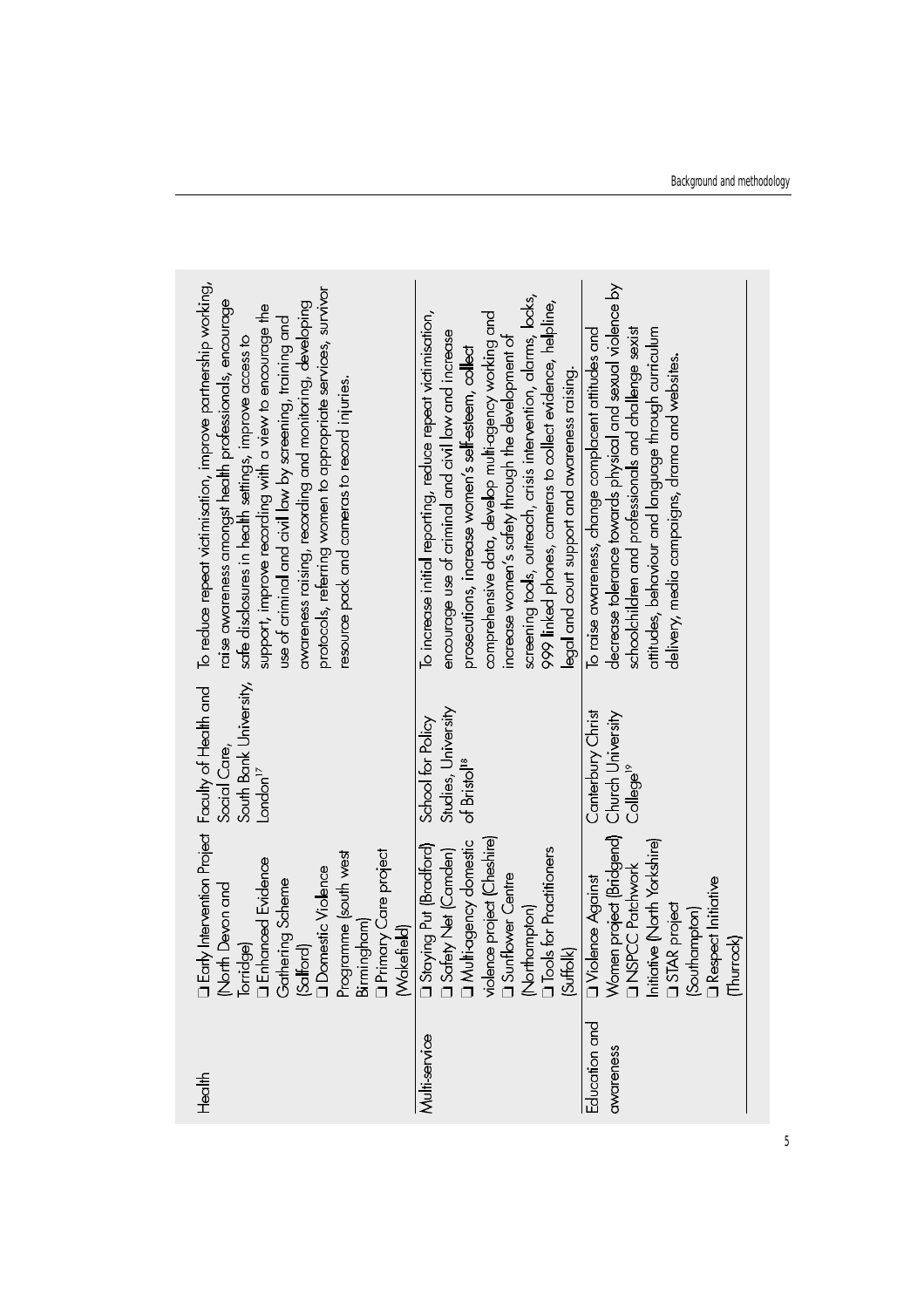| | | | |
|---|---|---|---|
| Health | ❑ Early Intervention Project (North Devon and Torridge)<br>❑ Enhanced Evidence Gathering Scheme (Salford)<br>❑ Domestic Violence Programme (south west Birmingham)<br>❑ Primary Care project (Wakefield) | Faculty of Health and Social Care, South Bank University, London[17] | To reduce repeat victimisation, improve partnership working, raise awareness amongst health professionals, encourage safe disclosures in health settings, improve access to support, improve recording with a view to encourage the use of criminal and civil law by screening, training and awareness raising, recording and monitoring, developing protocols, referring women to appropriate services, survivor resource pack and cameras to record injuries. |
| Multi-service | ❑ Staying Put (Bradford)<br>❑ Safety Net (Camden)<br>❑ Multi-agency domestic violence project (Cheshire)<br>❑ Sunflower Centre (Northampton)<br>❑ Tools for Practitioners (Suffolk) | School for Policy Studies, University of Bristol[18] | To increase initial reporting, reduce repeat victimisation, encourage use of criminal and civil law and increase prosecutions, increase women's self-esteem, collect comprehensive data, develop multi-agency working and increase women's safety through the development of screening tools, outreach, crisis intervention, alarms, locks, 999 linked phones, cameras to collect evidence, helpline, legal and court support and awareness raising. |
| Education and awareness | ❑ Violence Against Women project (Bridgend)<br>❑ NSPCC Patchwork Initiative (North Yorkshire)<br>❑ STAR project (Southampton)<br>❑ Respect Initiative (Thurrock) | Canterbury Christ Church University College[19] | To raise awareness, change complacent attitudes and decrease tolerance towards physical and sexual violence by schoolchildren and professionals and challenge sexist attitudes, behaviour and language through curriculum delivery, media campaigns, drama and websites. |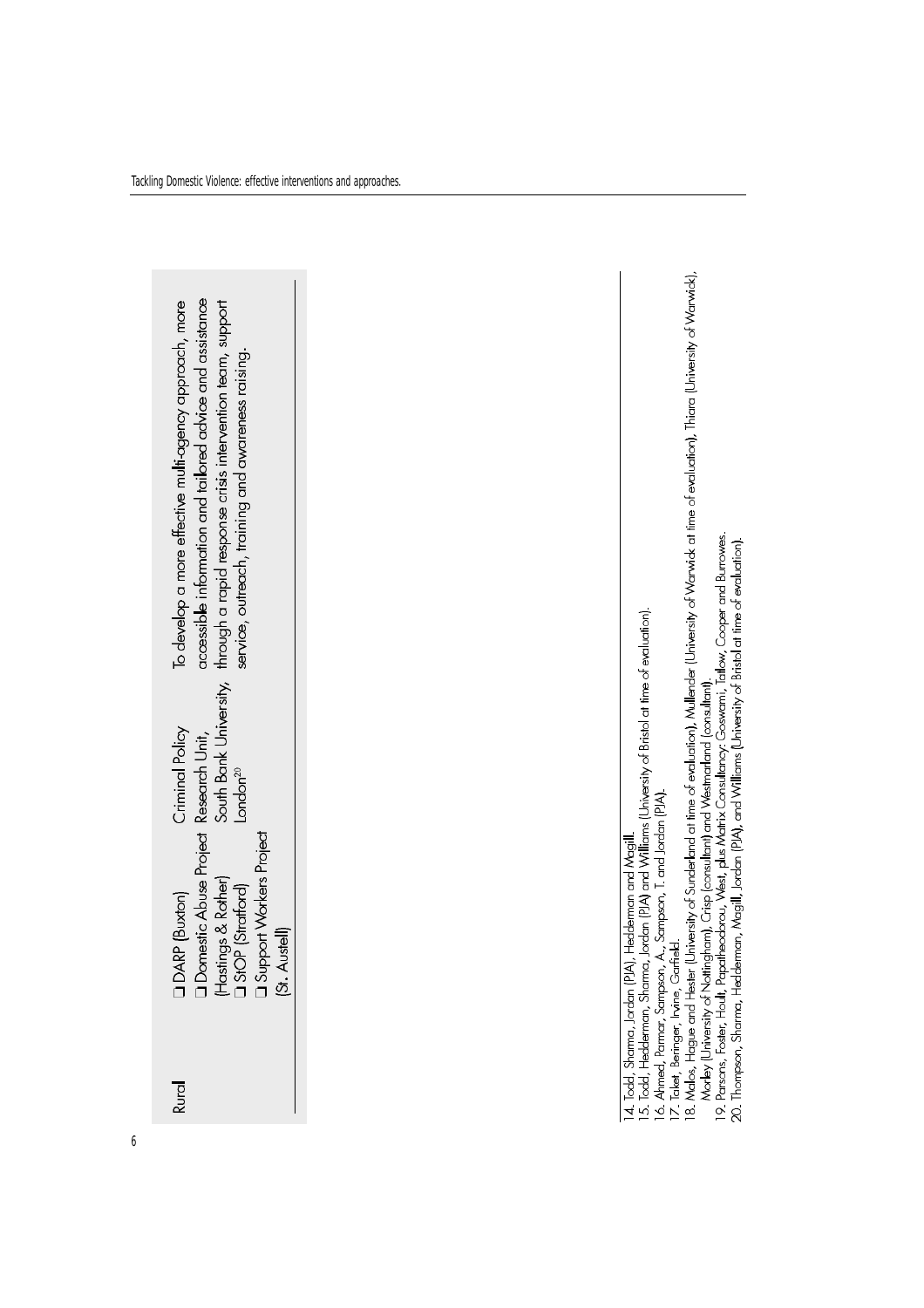| | | | |
|---|---|---|---|
| Rural | ❑ DARP (Buxton)<br>❑ Domestic Abuse Project (Hastings & Rother)<br>❑ StOP (Stratford)<br>❑ Support Workers Project (St. Austell) | Criminal Policy Research Unit, South Bank University, London[20] | To develop a more effective multi-agency approach, more accessible information and tailored advice and assistance through a rapid response crisis intervention team, support service, outreach, training and awareness raising. |

14. Todd, Sharma, Jordan (PIA), Hedderman and Magill.
15. Todd, Hedderman, Sharma, Jordan (PIA) and Williams (University of Bristol at time of evaluation).
16. Ahmed, Parmar, Sampson, A., Sampson, T. and Jordan (PIA).
17. Taket, Beringer, Irvine, Garfield.
18. Malos, Hague and Hester (University of Sunderland at time of evaluation), Mullender (University of Warwick at time of evaluation), Thiara (University of Warwick), Morley (University of Nottingham), Crisp (consultant) and Westmarland (consultant).
19. Parsons, Foster, Hoult, Papatheodorou, West, plus Matrix Consultancy: Goswami, Tarlow, Cooper and Burrowes.
20. Thompson, Sharma, Hedderman, Magill, Jordan (PIA), and Williams (University of Bristol at time of evaluation).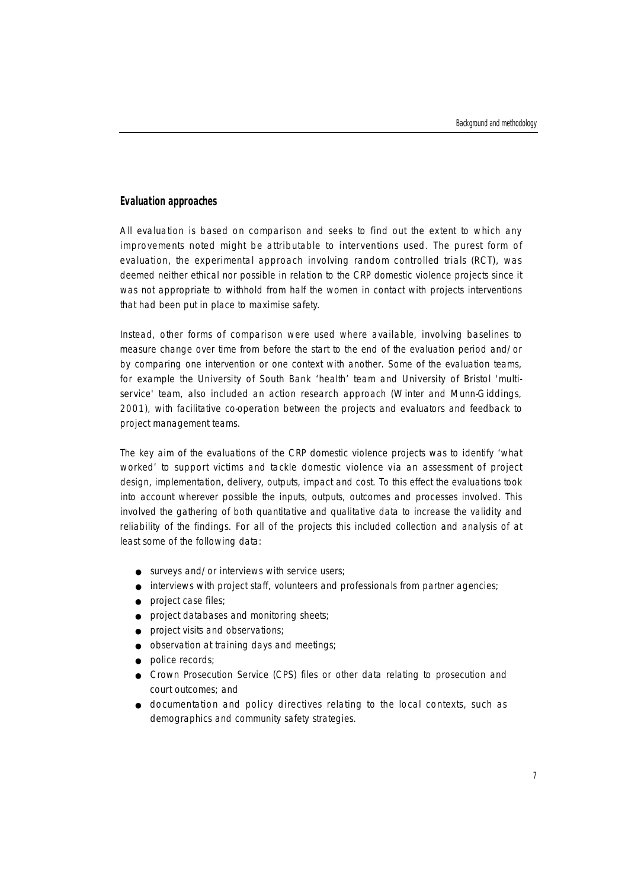## Evaluation approaches

All evaluation is based on comparison and seeks to find out the extent to which any improvements noted might be attributable to interventions used. The purest form of evaluation, the experimental approach involving random controlled trials (RCT), was deemed neither ethical nor possible in relation to the CRP domestic violence projects since it was not appropriate to withhold from half the women in contact with projects interventions that had been put in place to maximise safety.

Instead, other forms of comparison were used where available, involving baselines to measure change over time from before the start to the end of the evaluation period and/or by comparing one intervention or one context with another. Some of the evaluation teams, for example the University of South Bank 'health' team and University of Bristol 'multi-service' team, also included an action research approach (Winter and Munn-Giddings, 2001), with facilitative co-operation between the projects and evaluators and feedback to project management teams.

The key aim of the evaluations of the CRP domestic violence projects was to identify 'what worked' to support victims and tackle domestic violence via an assessment of project design, implementation, delivery, outputs, impact and cost. To this effect the evaluations took into account wherever possible the inputs, outputs, outcomes and processes involved. This involved the gathering of both quantitative and qualitative data to increase the validity and reliability of the findings. For all of the projects this included collection and analysis of at least some of the following data:

- surveys and/or interviews with service users;
- interviews with project staff, volunteers and professionals from partner agencies;
- project case files;
- project databases and monitoring sheets;
- project visits and observations;
- observation at training days and meetings;
- police records;
- Crown Prosecution Service (CPS) files or other data relating to prosecution and court outcomes; and
- documentation and policy directives relating to the local contexts, such as demographics and community safety strategies.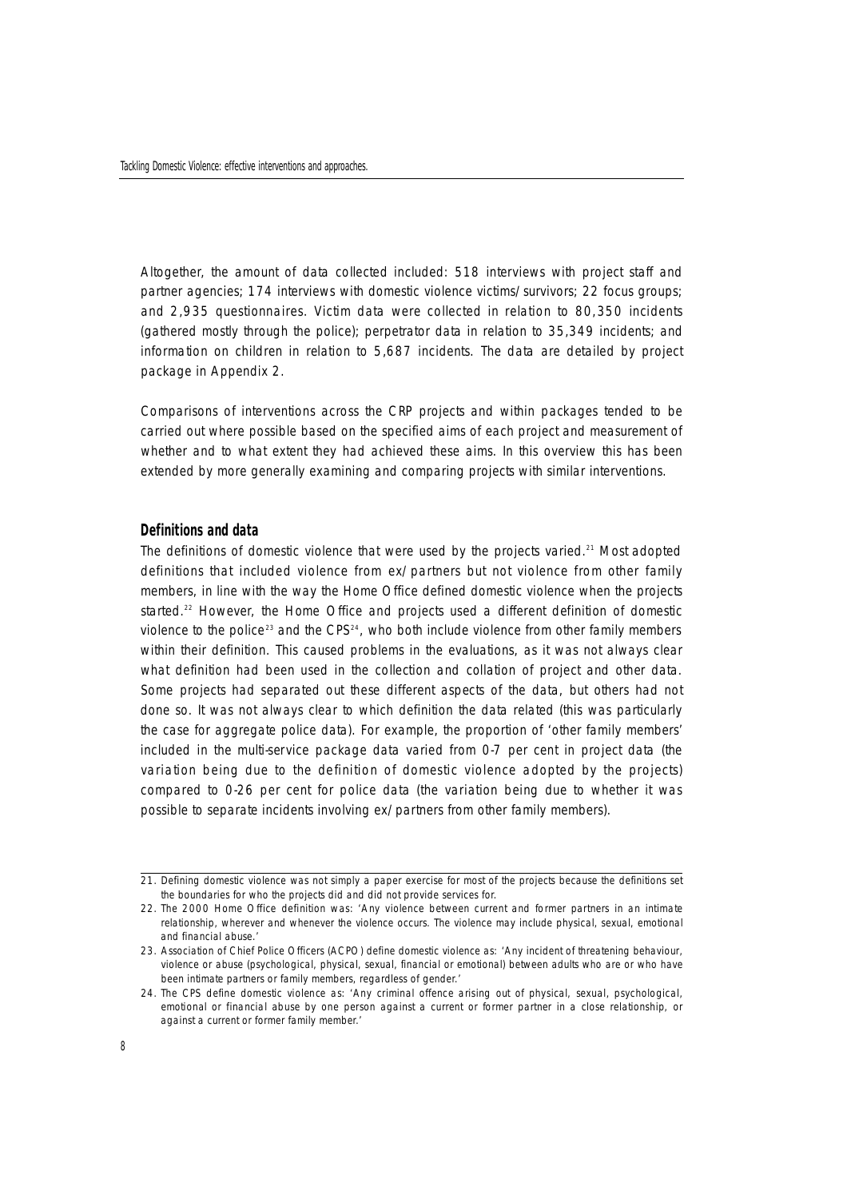Altogether, the amount of data collected included: 518 interviews with project staff and partner agencies; 174 interviews with domestic violence victims/survivors; 22 focus groups; and 2,935 questionnaires. Victim data were collected in relation to 80,350 incidents (gathered mostly through the police); perpetrator data in relation to 35,349 incidents; and information on children in relation to 5,687 incidents. The data are detailed by project package in Appendix 2.

Comparisons of interventions across the CRP projects and within packages tended to be carried out where possible based on the specified aims of each project and measurement of whether and to what extent they had achieved these aims. In this overview this has been extended by more generally examining and comparing projects with similar interventions.

### Definitions and data

The definitions of domestic violence that were used by the projects varied.[21] Most adopted definitions that included violence from ex/partners but not violence from other family members, in line with the way the Home Office defined domestic violence when the projects started.[22] However, the Home Office and projects used a different definition of domestic violence to the police[23] and the CPS[24], who both include violence from other family members within their definition. This caused problems in the evaluations, as it was not always clear what definition had been used in the collection and collation of project and other data. Some projects had separated out these different aspects of the data, but others had not done so. It was not always clear to which definition the data related (this was particularly the case for aggregate police data). For example, the proportion of 'other family members' included in the multi-service package data varied from 0-7 per cent in project data (the variation being due to the definition of domestic violence adopted by the projects) compared to 0-26 per cent for police data (the variation being due to whether it was possible to separate incidents involving ex/partners from other family members).

---

21. Defining domestic violence was not simply a paper exercise for most of the projects because the definitions set the boundaries for who the projects did and did not provide services for.

22. The 2000 Home Office definition was: 'Any violence between current and former partners in an intimate relationship, wherever and whenever the violence occurs. The violence may include physical, sexual, emotional and financial abuse.'

23. Association of Chief Police Officers (ACPO) define domestic violence as: 'Any incident of threatening behaviour, violence or abuse (psychological, physical, sexual, financial or emotional) between adults who are or who have been intimate partners or family members, regardless of gender.'

24. The CPS define domestic violence as: 'Any criminal offence arising out of physical, sexual, psychological, emotional or financial abuse by one person against a current or former partner in a close relationship, or against a current or former family member.'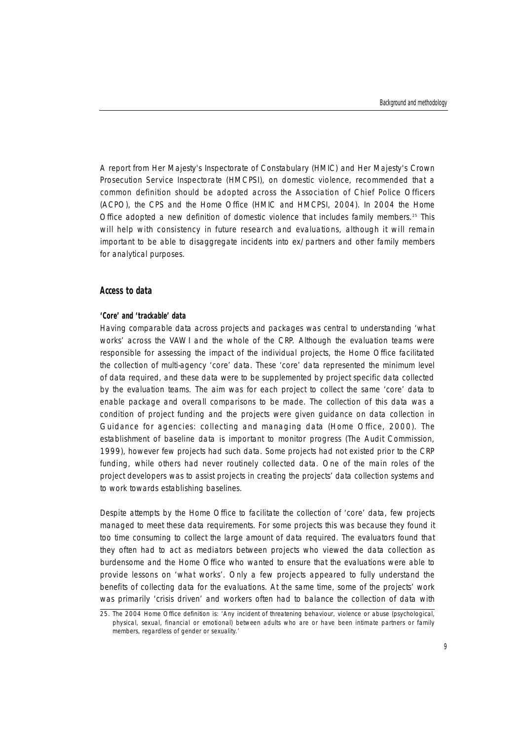A report from Her Majesty's Inspectorate of Constabulary (HMIC) and Her Majesty's Crown Prosecution Service Inspectorate (HMCPSI), on domestic violence, recommended that a common definition should be adopted across the Association of Chief Police Officers (ACPO), the CPS and the Home Office (HMIC and HMCPSI, 2004). In 2004 the Home Office adopted a new definition of domestic violence that includes family members.[25] This will help with consistency in future research and evaluations, although it will remain important to be able to disaggregate incidents into ex/partners and other family members for analytical purposes.

## Access to data

### 'Core' and 'trackable' data

Having comparable data across projects and packages was central to understanding 'what works' across the VAWI and the whole of the CRP. Although the evaluation teams were responsible for assessing the impact of the individual projects, the Home Office facilitated the collection of multi-agency 'core' data. These 'core' data represented the minimum level of data required, and these data were to be supplemented by project specific data collected by the evaluation teams. The aim was for each project to collect the same 'core' data to enable package and overall comparisons to be made. The collection of this data was a condition of project funding and the projects were given guidance on data collection in *Guidance for agencies: collecting and managing data* (Home Office, 2000). The establishment of baseline data is important to monitor progress (The Audit Commission, 1999), however few projects had such data. Some projects had not existed prior to the CRP funding, while others had never routinely collected data. One of the main roles of the project developers was to assist projects in creating the projects' data collection systems and to work towards establishing baselines.

Despite attempts by the Home Office to facilitate the collection of 'core' data, few projects managed to meet these data requirements. For some projects this was because they found it too time consuming to collect the large amount of data required. The evaluators found that they often had to act as mediators between projects who viewed the data collection as burdensome and the Home Office who wanted to ensure that the evaluations were able to provide lessons on 'what works'. Only a few projects appeared to fully understand the benefits of collecting data for the evaluations. At the same time, some of the projects' work was primarily 'crisis driven' and workers often had to balance the collection of data with

25. The 2004 Home Office definition is: 'Any incident of threatening behaviour, violence or abuse (psychological, physical, sexual, financial or emotional) between adults who are or have been intimate partners or family members, regardless of gender or sexuality.'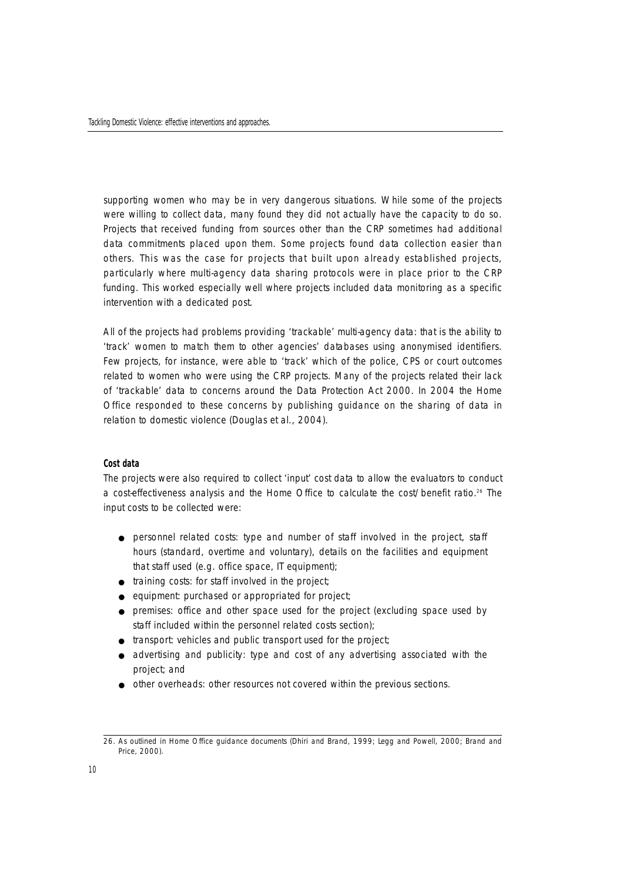supporting women who may be in very dangerous situations. While some of the projects were willing to collect data, many found they did not actually have the capacity to do so. Projects that received funding from sources other than the CRP sometimes had additional data commitments placed upon them. Some projects found data collection easier than others. This was the case for projects that built upon already established projects, particularly where multi-agency data sharing protocols were in place prior to the CRP funding. This worked especially well where projects included data monitoring as a specific intervention with a dedicated post.

All of the projects had problems providing 'trackable' multi-agency data: that is the ability to 'track' women to match them to other agencies' databases using anonymised identifiers. Few projects, for instance, were able to 'track' which of the police, CPS or court outcomes related to women who were using the CRP projects. Many of the projects related their lack of 'trackable' data to concerns around the Data Protection Act 2000. In 2004 the Home Office responded to these concerns by publishing guidance on the sharing of data in relation to domestic violence (Douglas et al., 2004).

**Cost data**

The projects were also required to collect 'input' cost data to allow the evaluators to conduct a cost-effectiveness analysis and the Home Office to calculate the cost/benefit ratio.[26] The input costs to be collected were:

- personnel related costs: type and number of staff involved in the project, staff hours (standard, overtime and voluntary), details on the facilities and equipment that staff used (e.g. office space, IT equipment);
- training costs: for staff involved in the project;
- equipment: purchased or appropriated for project;
- premises: office and other space used for the project (excluding space used by staff included within the personnel related costs section);
- transport: vehicles and public transport used for the project;
- advertising and publicity: type and cost of any advertising associated with the project; and
- other overheads: other resources not covered within the previous sections.

26. As outlined in Home Office guidance documents (Dhiri and Brand, 1999; Legg and Powell, 2000; Brand and Price, 2000).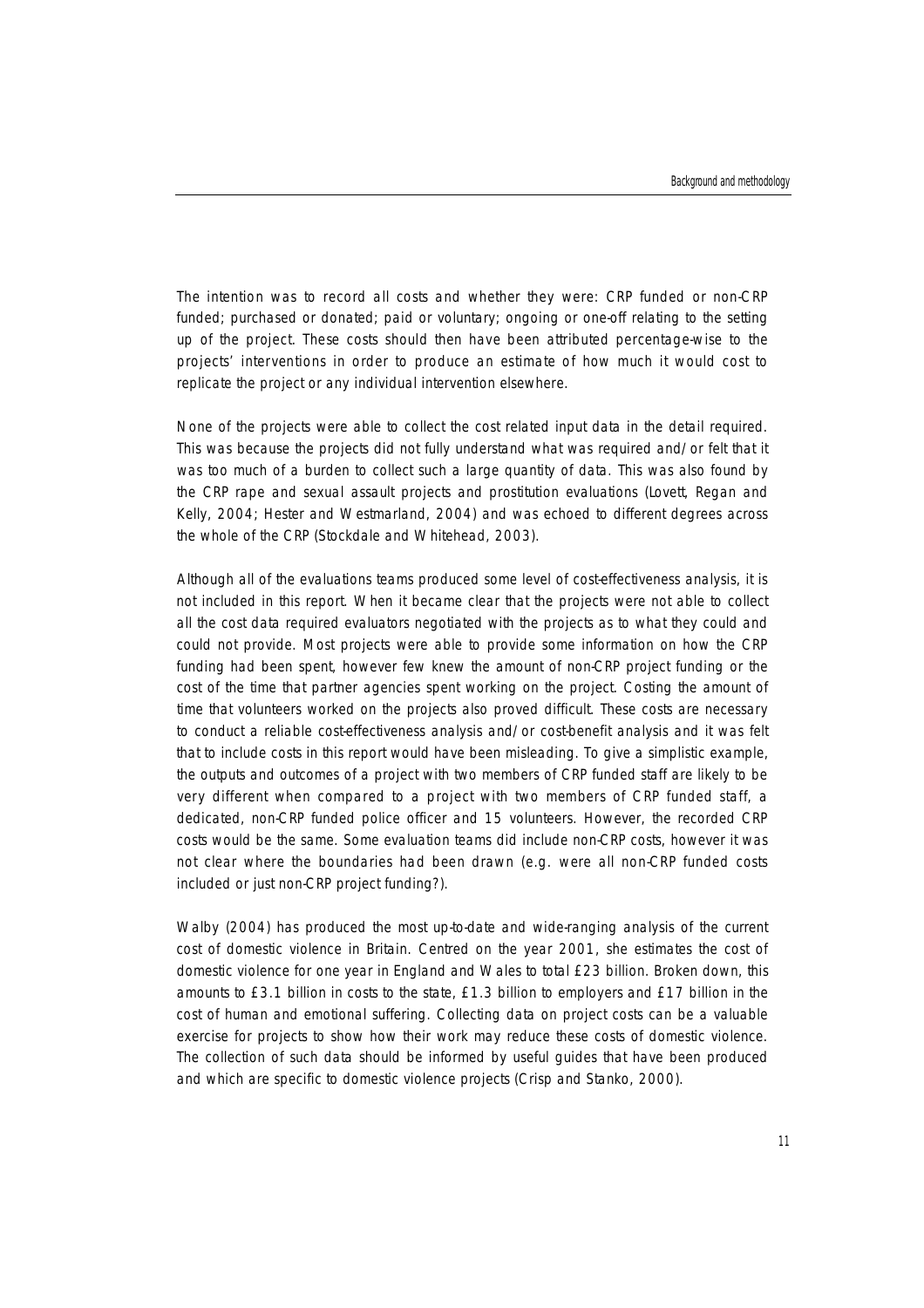The intention was to record all costs and whether they were: CRP funded or non-CRP funded; purchased or donated; paid or voluntary; ongoing or one-off relating to the setting up of the project. These costs should then have been attributed percentage-wise to the projects' interventions in order to produce an estimate of how much it would cost to replicate the project or any individual intervention elsewhere.

None of the projects were able to collect the cost related input data in the detail required. This was because the projects did not fully understand what was required and/or felt that it was too much of a burden to collect such a large quantity of data. This was also found by the CRP rape and sexual assault projects and prostitution evaluations (Lovett, Regan and Kelly, 2004; Hester and Westmarland, 2004) and was echoed to different degrees across the whole of the CRP (Stockdale and Whitehead, 2003).

Although all of the evaluations teams produced some level of cost-effectiveness analysis, it is not included in this report. When it became clear that the projects were not able to collect all the cost data required evaluators negotiated with the projects as to what they could and could not provide. Most projects were able to provide some information on how the CRP funding had been spent, however few knew the amount of non-CRP project funding or the cost of the time that partner agencies spent working on the project. Costing the amount of time that volunteers worked on the projects also proved difficult. These costs are necessary to conduct a reliable cost-effectiveness analysis and/or cost-benefit analysis and it was felt that to include costs in this report would have been misleading. To give a simplistic example, the outputs and outcomes of a project with two members of CRP funded staff are likely to be very different when compared to a project with two members of CRP funded staff, a dedicated, non-CRP funded police officer and 15 volunteers. However, the recorded CRP costs would be the same. Some evaluation teams did include non-CRP costs, however it was not clear where the boundaries had been drawn (e.g. were all non-CRP funded costs included or just non-CRP project funding?).

Walby (2004) has produced the most up-to-date and wide-ranging analysis of the current cost of domestic violence in Britain. Centred on the year 2001, she estimates the cost of domestic violence for one year in England and Wales to total £23 billion. Broken down, this amounts to £3.1 billion in costs to the state, £1.3 billion to employers and £17 billion in the cost of human and emotional suffering. Collecting data on project costs can be a valuable exercise for projects to show how their work may reduce these costs of domestic violence. The collection of such data should be informed by useful guides that have been produced and which are specific to domestic violence projects (Crisp and Stanko, 2000).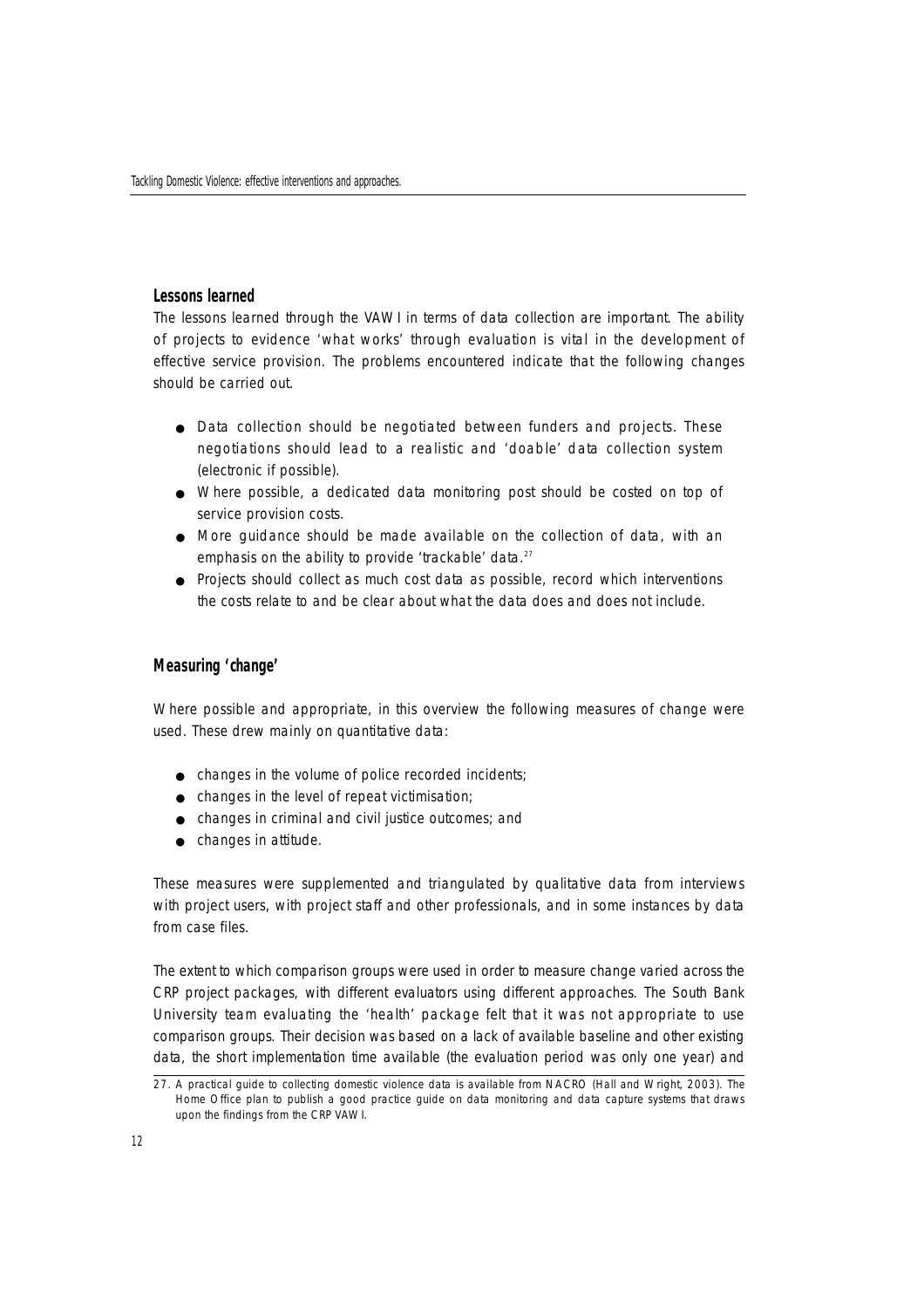### Lessons learned

The lessons learned through the VAWI in terms of data collection are important. The ability of projects to evidence 'what works' through evaluation is vital in the development of effective service provision. The problems encountered indicate that the following changes should be carried out.

- Data collection should be negotiated between funders and projects. These negotiations should lead to a realistic and 'doable' data collection system (electronic if possible).
- Where possible, a dedicated data monitoring post should be costed on top of service provision costs.
- More guidance should be made available on the collection of data, with an emphasis on the ability to provide 'trackable' data.[27]
- Projects should collect as much cost data as possible, record which interventions the costs relate to and be clear about what the data does and does not include.

### Measuring 'change'

Where possible and appropriate, in this overview the following measures of change were used. These drew mainly on quantitative data:

- changes in the volume of police recorded incidents;
- changes in the level of repeat victimisation;
- changes in criminal and civil justice outcomes; and
- changes in attitude.

These measures were supplemented and triangulated by qualitative data from interviews with project users, with project staff and other professionals, and in some instances by data from case files.

The extent to which comparison groups were used in order to measure change varied across the CRP project packages, with different evaluators using different approaches. The South Bank University team evaluating the 'health' package felt that it was not appropriate to use comparison groups. Their decision was based on a lack of available baseline and other existing data, the short implementation time available (the evaluation period was only one year) and

27. A practical guide to collecting domestic violence data is available from NACRO (Hall and Wright, 2003). The Home Office plan to publish a good practice guide on data monitoring and data capture systems that draws upon the findings from the CRP VAWI.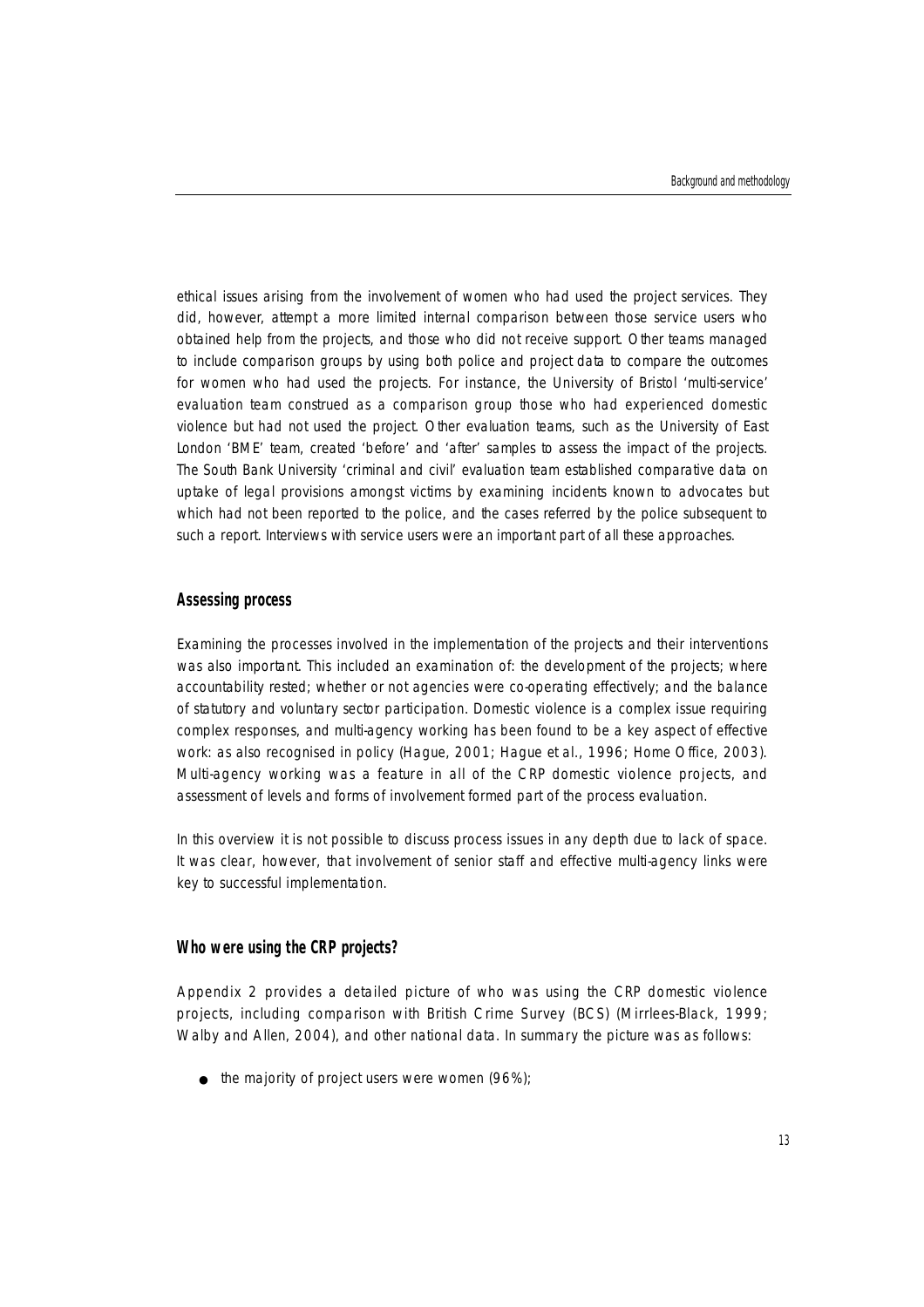ethical issues arising from the involvement of women who had used the project services. They did, however, attempt a more limited internal comparison between those service users who obtained help from the projects, and those who did not receive support. Other teams managed to include comparison groups by using both police and project data to compare the outcomes for women who had used the projects. For instance, the University of Bristol 'multi-service' evaluation team construed as a comparison group those who had experienced domestic violence but had not used the project. Other evaluation teams, such as the University of East London 'BME' team, created 'before' and 'after' samples to assess the impact of the projects. The South Bank University 'criminal and civil' evaluation team established comparative data on uptake of legal provisions amongst victims by examining incidents known to advocates but which had not been reported to the police, and the cases referred by the police subsequent to such a report. Interviews with service users were an important part of all these approaches.

### Assessing process

Examining the processes involved in the implementation of the projects and their interventions was also important. This included an examination of: the development of the projects; where accountability rested; whether or not agencies were co-operating effectively; and the balance of statutory and voluntary sector participation. Domestic violence is a complex issue requiring complex responses, and multi-agency working has been found to be a key aspect of effective work: as also recognised in policy (Hague, 2001; Hague et al., 1996; Home Office, 2003). Multi-agency working was a feature in all of the CRP domestic violence projects, and assessment of levels and forms of involvement formed part of the process evaluation.

In this overview it is not possible to discuss process issues in any depth due to lack of space. It was clear, however, that involvement of senior staff and effective multi-agency links were key to successful implementation.

### Who were using the CRP projects?

Appendix 2 provides a detailed picture of who was using the CRP domestic violence projects, including comparison with British Crime Survey (BCS) (Mirrlees-Black, 1999; Walby and Allen, 2004), and other national data. In summary the picture was as follows:

- the majority of project users were women (96%);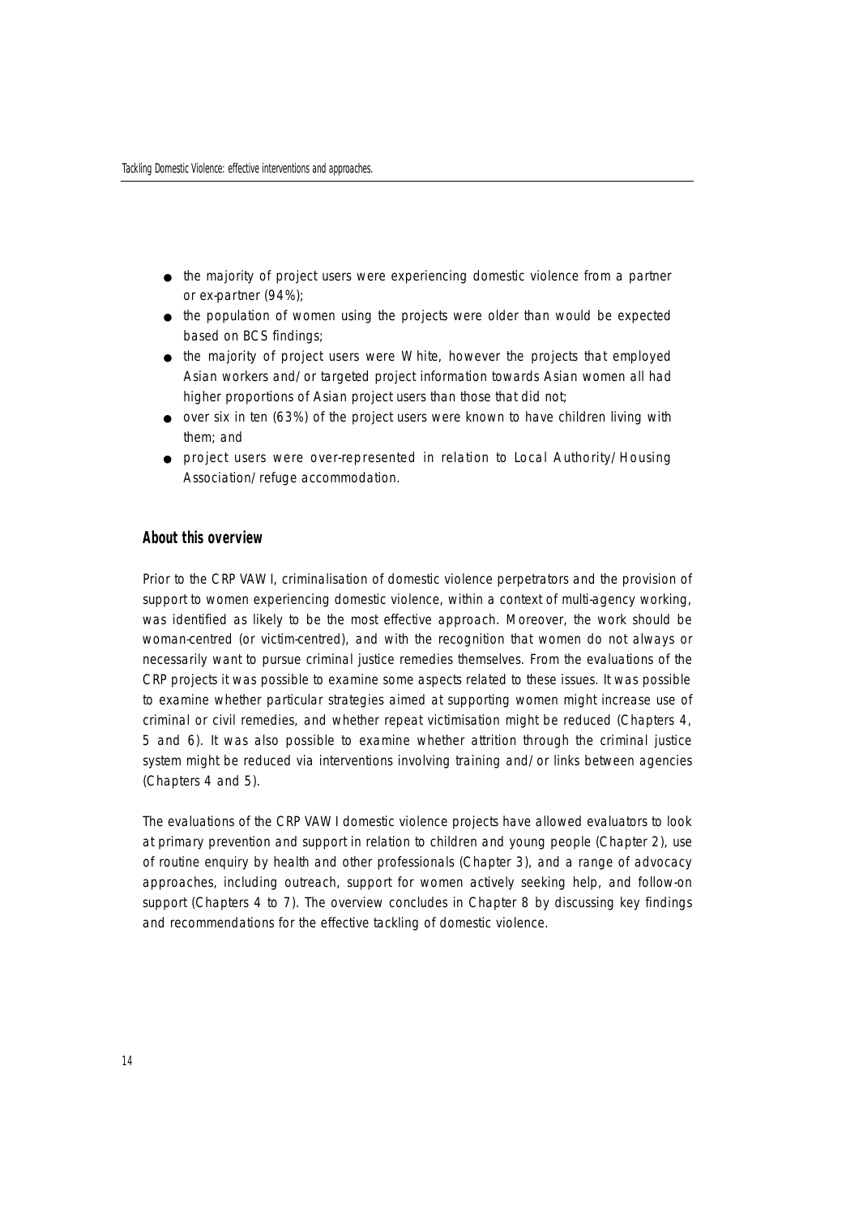- the majority of project users were experiencing domestic violence from a partner or ex-partner (94%);
- the population of women using the projects were older than would be expected based on BCS findings;
- the majority of project users were White, however the projects that employed Asian workers and/or targeted project information towards Asian women all had higher proportions of Asian project users than those that did not;
- over six in ten (63%) of the project users were known to have children living with them; and
- project users were over-represented in relation to Local Authority/Housing Association/refuge accommodation.

## About this overview

Prior to the CRP VAWI, criminalisation of domestic violence perpetrators and the provision of support to women experiencing domestic violence, within a context of multi-agency working, was identified as likely to be the most effective approach. Moreover, the work should be woman-centred (or victim-centred), and with the recognition that women do not always or necessarily want to pursue criminal justice remedies themselves. From the evaluations of the CRP projects it was possible to examine some aspects related to these issues. It was possible to examine whether particular strategies aimed at supporting women might increase use of criminal or civil remedies, and whether repeat victimisation might be reduced (Chapters 4, 5 and 6). It was also possible to examine whether attrition through the criminal justice system might be reduced via interventions involving training and/or links between agencies (Chapters 4 and 5).

The evaluations of the CRP VAWI domestic violence projects have allowed evaluators to look at primary prevention and support in relation to children and young people (Chapter 2), use of routine enquiry by health and other professionals (Chapter 3), and a range of advocacy approaches, including outreach, support for women actively seeking help, and follow-on support (Chapters 4 to 7). The overview concludes in Chapter 8 by discussing key findings and recommendations for the effective tackling of domestic violence.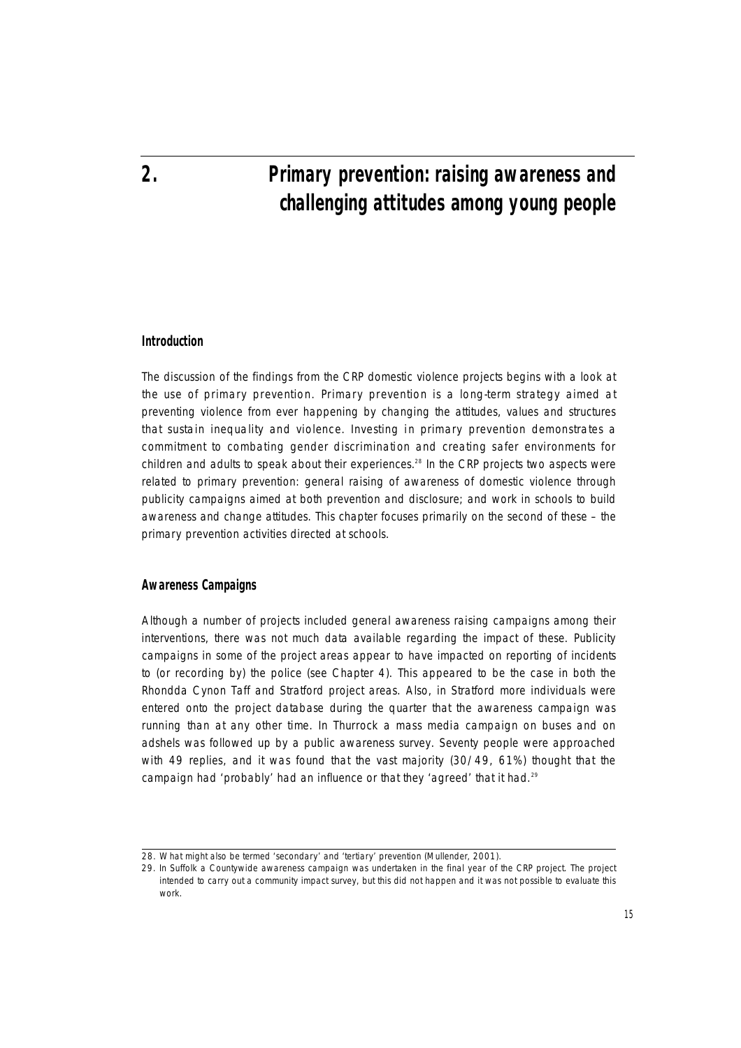# 2. Primary prevention: raising awareness and challenging attitudes among young people

## Introduction

The discussion of the findings from the CRP domestic violence projects begins with a look at the use of primary prevention. Primary prevention is a long-term strategy aimed at preventing violence from ever happening by changing the attitudes, values and structures that sustain inequality and violence. Investing in primary prevention demonstrates a commitment to combating gender discrimination and creating safer environments for children and adults to speak about their experiences.[28] In the CRP projects two aspects were related to primary prevention: general raising of awareness of domestic violence through publicity campaigns aimed at both prevention and disclosure; and work in schools to build awareness and change attitudes. This chapter focuses primarily on the second of these – the primary prevention activities directed at schools.

## Awareness Campaigns

Although a number of projects included general awareness raising campaigns among their interventions, there was not much data available regarding the impact of these. Publicity campaigns in some of the project areas appear to have impacted on reporting of incidents to (or recording by) the police (see Chapter 4). This appeared to be the case in both the Rhondda Cynon Taff and Stratford project areas. Also, in Stratford more individuals were entered onto the project database during the quarter that the awareness campaign was running than at any other time. In Thurrock a mass media campaign on buses and on adshels was followed up by a public awareness survey. Seventy people were approached with 49 replies, and it was found that the vast majority (30/49, 61%) thought that the campaign had 'probably' had an influence or that they 'agreed' that it had.[29]

---

28. What might also be termed 'secondary' and 'tertiary' prevention (Mullender, 2001).

29. In Suffolk a Countywide awareness campaign was undertaken in the final year of the CRP project. The project intended to carry out a community impact survey, but this did not happen and it was not possible to evaluate this work.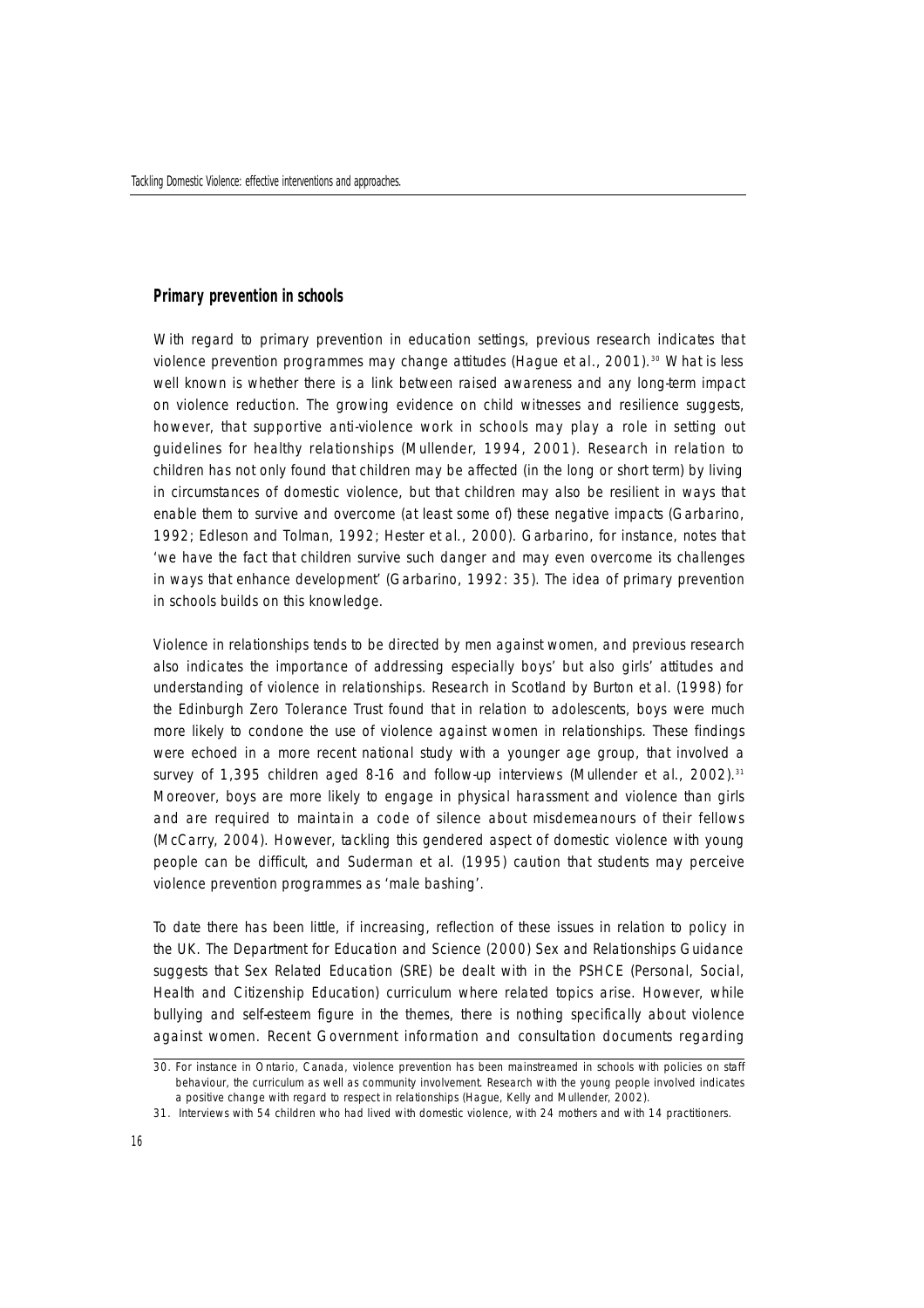## Primary prevention in schools

With regard to primary prevention in education settings, previous research indicates that violence prevention programmes may change attitudes (Hague et al., 2001).[30] What is less well known is whether there is a link between raised awareness and any long-term impact on violence reduction. The growing evidence on child witnesses and resilience suggests, however, that supportive anti-violence work in schools may play a role in setting out guidelines for healthy relationships (Mullender, 1994, 2001). Research in relation to children has not only found that children may be affected (in the long or short term) by living in circumstances of domestic violence, but that children may also be resilient in ways that enable them to survive and overcome (at least some of) these negative impacts (Garbarino, 1992; Edleson and Tolman, 1992; Hester et al., 2000). Garbarino, for instance, notes that 'we have the fact that children survive such danger and may even overcome its challenges in ways that enhance development' (Garbarino, 1992: 35). The idea of primary prevention in schools builds on this knowledge.

Violence in relationships tends to be directed by men against women, and previous research also indicates the importance of addressing especially boys' but also girls' attitudes and understanding of violence in relationships. Research in Scotland by Burton et al. (1998) for the Edinburgh Zero Tolerance Trust found that in relation to adolescents, boys were much more likely to condone the use of violence against women in relationships. These findings were echoed in a more recent national study with a younger age group, that involved a survey of 1,395 children aged 8-16 and follow-up interviews (Mullender et al., 2002).[31] Moreover, boys are more likely to engage in physical harassment and violence than girls and are required to maintain a code of silence about misdemeanours of their fellows (McCarry, 2004). However, tackling this gendered aspect of domestic violence with young people can be difficult, and Suderman et al. (1995) caution that students may perceive violence prevention programmes as 'male bashing'.

To date there has been little, if increasing, reflection of these issues in relation to policy in the UK. The Department for Education and Science (2000) Sex and Relationships Guidance suggests that Sex Related Education (SRE) be dealt with in the PSHCE (Personal, Social, Health and Citizenship Education) curriculum where related topics arise. However, while bullying and self-esteem figure in the themes, there is nothing specifically about violence against women. Recent Government information and consultation documents regarding

30. For instance in Ontario, Canada, violence prevention has been mainstreamed in schools with policies on staff behaviour, the curriculum as well as community involvement. Research with the young people involved indicates a positive change with regard to respect in relationships (Hague, Kelly and Mullender, 2002).

31. Interviews with 54 children who had lived with domestic violence, with 24 mothers and with 14 practitioners.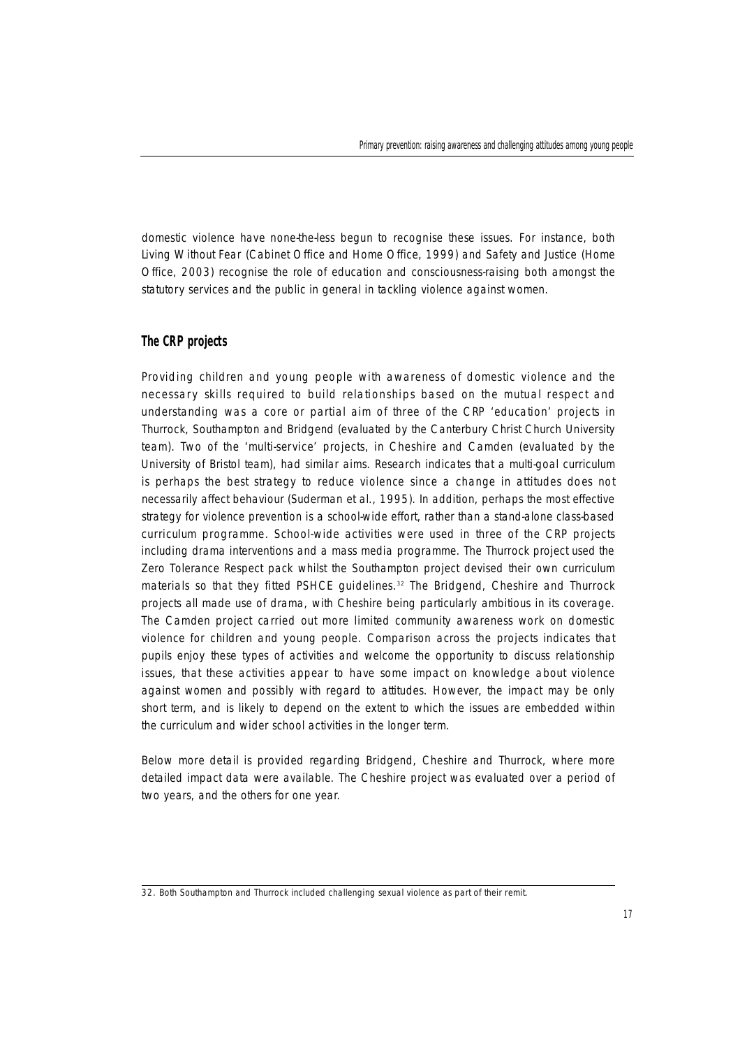domestic violence have none-the-less begun to recognise these issues. For instance, both Living Without Fear (Cabinet Office and Home Office, 1999) and Safety and Justice (Home Office, 2003) recognise the role of education and consciousness-raising both amongst the statutory services and the public in general in tackling violence against women.

## The CRP projects

Providing children and young people with awareness of domestic violence and the necessary skills required to build relationships based on the mutual respect and understanding was a core or partial aim of three of the CRP 'education' projects in Thurrock, Southampton and Bridgend (evaluated by the Canterbury Christ Church University team). Two of the 'multi-service' projects, in Cheshire and Camden (evaluated by the University of Bristol team), had similar aims. Research indicates that a multi-goal curriculum is perhaps the best strategy to reduce violence since a change in attitudes does not necessarily affect behaviour (Suderman et al., 1995). In addition, perhaps the most effective strategy for violence prevention is a school-wide effort, rather than a stand-alone class-based curriculum programme. School-wide activities were used in three of the CRP projects including drama interventions and a mass media programme. The Thurrock project used the Zero Tolerance Respect pack whilst the Southampton project devised their own curriculum materials so that they fitted PSHCE guidelines.[32] The Bridgend, Cheshire and Thurrock projects all made use of drama, with Cheshire being particularly ambitious in its coverage. The Camden project carried out more limited community awareness work on domestic violence for children and young people. Comparison across the projects indicates that pupils enjoy these types of activities and welcome the opportunity to discuss relationship issues, that these activities appear to have some impact on knowledge about violence against women and possibly with regard to attitudes. However, the impact may be only short term, and is likely to depend on the extent to which the issues are embedded within the curriculum and wider school activities in the longer term.

Below more detail is provided regarding Bridgend, Cheshire and Thurrock, where more detailed impact data were available. The Cheshire project was evaluated over a period of two years, and the others for one year.

32. Both Southampton and Thurrock included challenging sexual violence as part of their remit.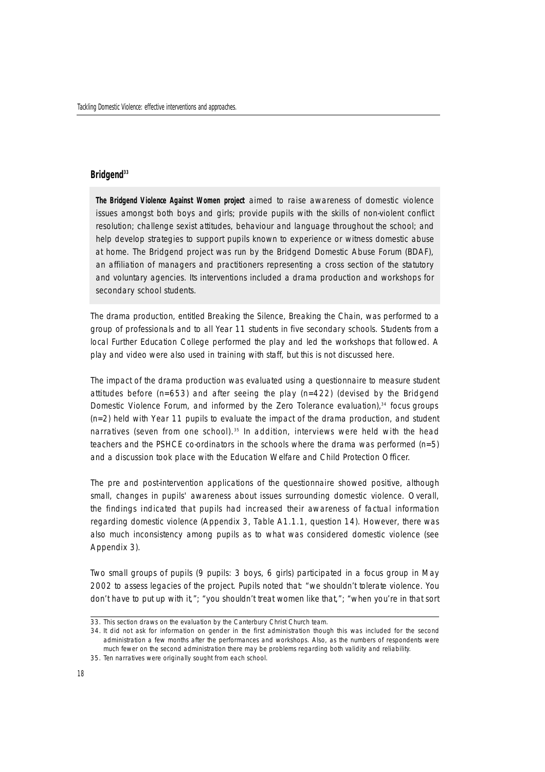## Bridgend[33]

**The Bridgend Violence Against Women project** aimed to raise awareness of domestic violence issues amongst both boys and girls; provide pupils with the skills of non-violent conflict resolution; challenge sexist attitudes, behaviour and language throughout the school; and help develop strategies to support pupils known to experience or witness domestic abuse at home. The Bridgend project was run by the Bridgend Domestic Abuse Forum (BDAF), an affiliation of managers and practitioners representing a cross section of the statutory and voluntary agencies. Its interventions included a drama production and workshops for secondary school students.

The drama production, entitled Breaking the Silence, Breaking the Chain, was performed to a group of professionals and to all Year 11 students in five secondary schools. Students from a local Further Education College performed the play and led the workshops that followed. A play and video were also used in training with staff, but this is not discussed here.

The impact of the drama production was evaluated using a questionnaire to measure student attitudes before (n=653) and after seeing the play (n=422) (devised by the Bridgend Domestic Violence Forum, and informed by the Zero Tolerance evaluation),[34] focus groups (n=2) held with Year 11 pupils to evaluate the impact of the drama production, and student narratives (seven from one school).[35] In addition, interviews were held with the head teachers and the PSHCE co-ordinators in the schools where the drama was performed (n=5) and a discussion took place with the Education Welfare and Child Protection Officer.

The pre and post-intervention applications of the questionnaire showed positive, although small, changes in pupils' awareness about issues surrounding domestic violence. Overall, the findings indicated that pupils had increased their awareness of factual information regarding domestic violence (Appendix 3, Table A1.1.1, question 14). However, there was also much inconsistency among pupils as to what was considered domestic violence (see Appendix 3).

Two small groups of pupils (9 pupils: 3 boys, 6 girls) participated in a focus group in May 2002 to assess legacies of the project. Pupils noted that: "we shouldn't tolerate violence. You don't have to put up with it,"; "you shouldn't treat women like that,"; "when you're in that sort

---

33. This section draws on the evaluation by the Canterbury Christ Church team.

34. It did not ask for information on gender in the first administration though this was included for the second administration a few months after the performances and workshops. Also, as the numbers of respondents were much fewer on the second administration there may be problems regarding both validity and reliability.

35. Ten narratives were originally sought from each school.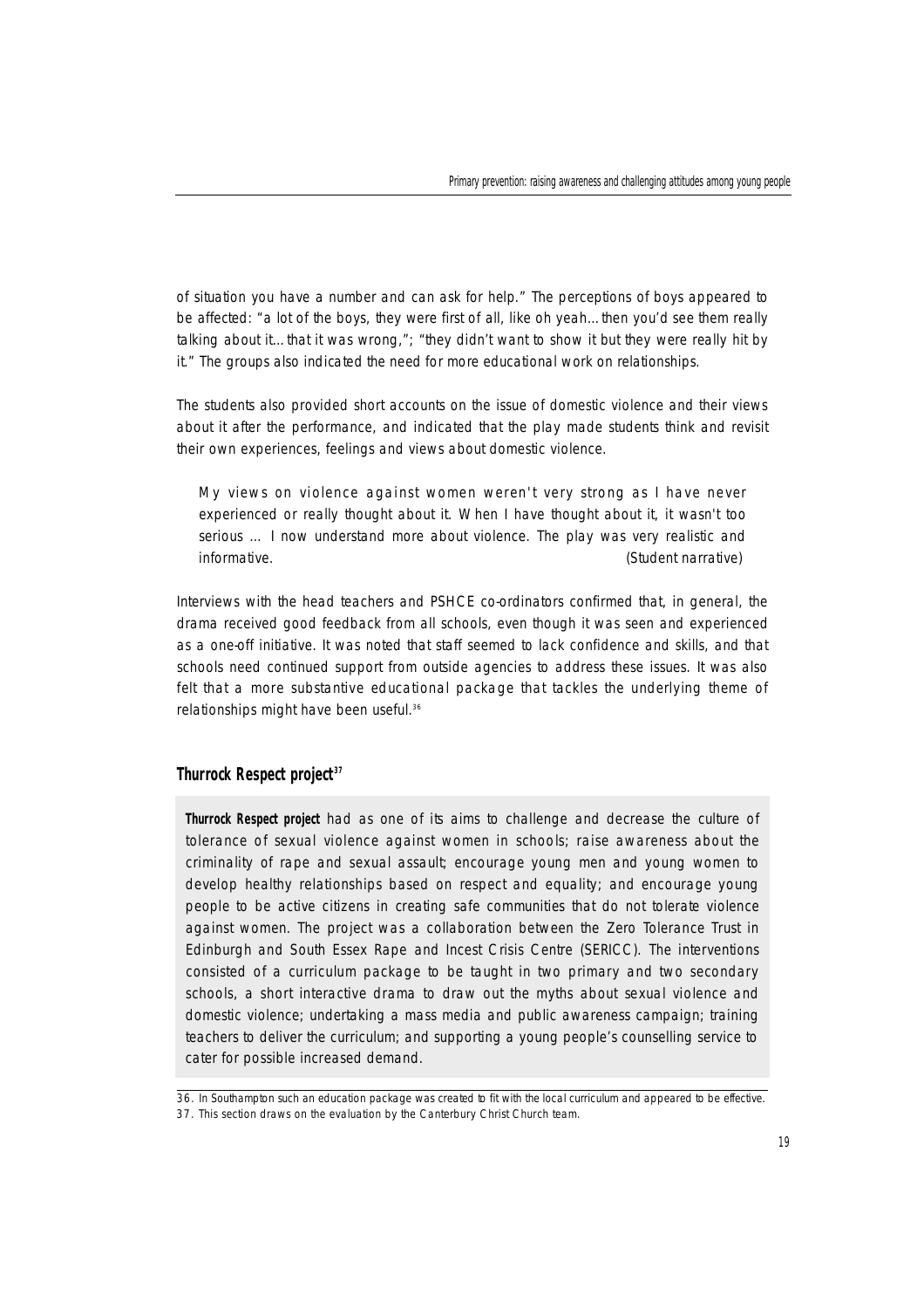of situation you have a number and can ask for help." The perceptions of boys appeared to be affected: "a lot of the boys, they were first of all, like oh yeah…then you'd see them really talking about it…that it was wrong,"; "they didn't want to show it but they were really hit by it." The groups also indicated the need for more educational work on relationships.

The students also provided short accounts on the issue of domestic violence and their views about it after the performance, and indicated that the play made students think and revisit their own experiences, feelings and views about domestic violence.

> My views on violence against women weren't very strong as I have never experienced or really thought about it. When I have thought about it, it wasn't too serious … I now understand more about violence. The play was very realistic and informative. (Student narrative)

Interviews with the head teachers and PSHCE co-ordinators confirmed that, in general, the drama received good feedback from all schools, even though it was seen and experienced as a one-off initiative. It was noted that staff seemed to lack confidence and skills, and that schools need continued support from outside agencies to address these issues. It was also felt that a more substantive educational package that tackles the underlying theme of relationships might have been useful.[36]

### Thurrock Respect project[37]

**Thurrock Respect project** had as one of its aims to challenge and decrease the culture of tolerance of sexual violence against women in schools; raise awareness about the criminality of rape and sexual assault; encourage young men and young women to develop healthy relationships based on respect and equality; and encourage young people to be active citizens in creating safe communities that do not tolerate violence against women. The project was a collaboration between the Zero Tolerance Trust in Edinburgh and South Essex Rape and Incest Crisis Centre (SERICC). The interventions consisted of a curriculum package to be taught in two primary and two secondary schools, a short interactive drama to draw out the myths about sexual violence and domestic violence; undertaking a mass media and public awareness campaign; training teachers to deliver the curriculum; and supporting a young people's counselling service to cater for possible increased demand.

36. In Southampton such an education package was created to fit with the local curriculum and appeared to be effective.

37. This section draws on the evaluation by the Canterbury Christ Church team.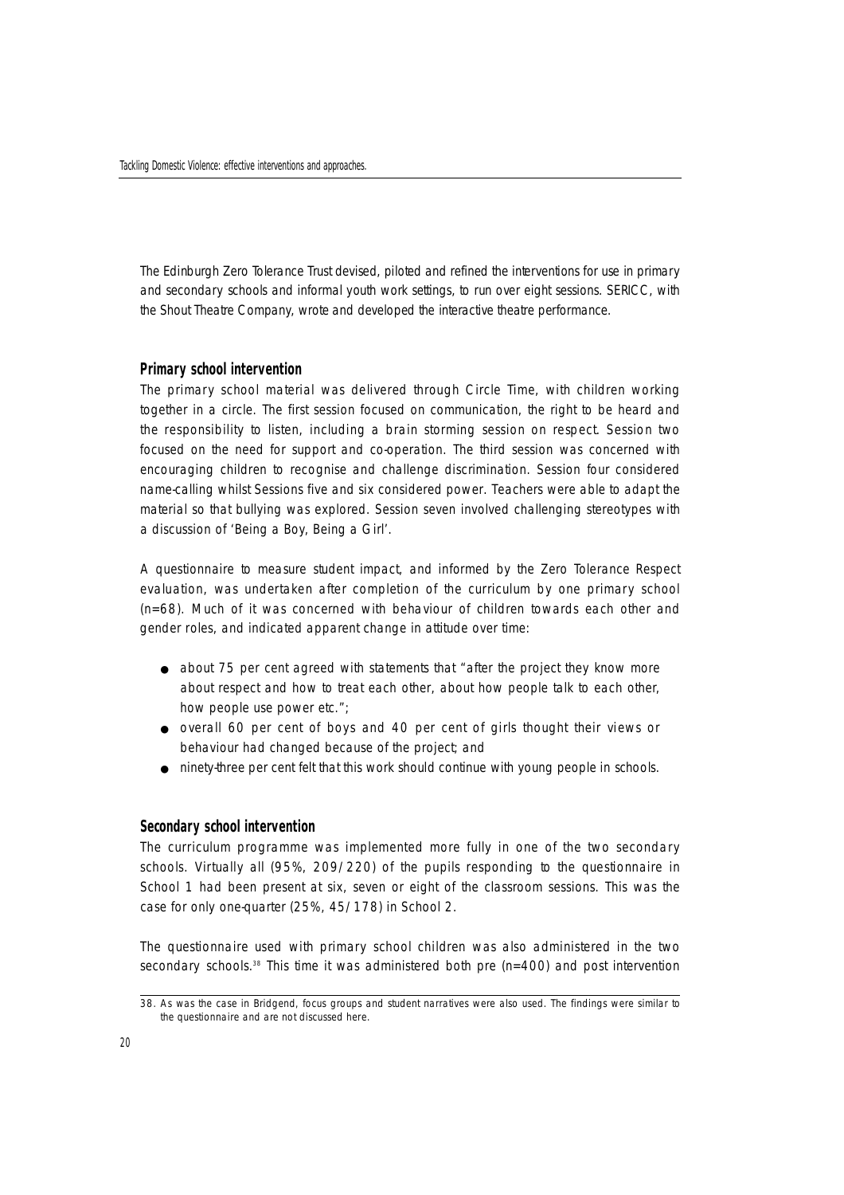The Edinburgh Zero Tolerance Trust devised, piloted and refined the interventions for use in primary and secondary schools and informal youth work settings, to run over eight sessions. SERICC, with the Shout Theatre Company, wrote and developed the interactive theatre performance.

### Primary school intervention

The primary school material was delivered through Circle Time, with children working together in a circle. The first session focused on communication, the right to be heard and the responsibility to listen, including a brain storming session on respect. Session two focused on the need for support and co-operation. The third session was concerned with encouraging children to recognise and challenge discrimination. Session four considered name-calling whilst Sessions five and six considered power. Teachers were able to adapt the material so that bullying was explored. Session seven involved challenging stereotypes with a discussion of 'Being a Boy, Being a Girl'.

A questionnaire to measure student impact, and informed by the Zero Tolerance Respect evaluation, was undertaken after completion of the curriculum by one primary school (n=68). Much of it was concerned with behaviour of children towards each other and gender roles, and indicated apparent change in attitude over time:

- about 75 per cent agreed with statements that "after the project they know more about respect and how to treat each other, about how people talk to each other, how people use power etc.";
- overall 60 per cent of boys and 40 per cent of girls thought their views or behaviour had changed because of the project; and
- ninety-three per cent felt that this work should continue with young people in schools.

### Secondary school intervention

The curriculum programme was implemented more fully in one of the two secondary schools. Virtually all (95%, 209/220) of the pupils responding to the questionnaire in School 1 had been present at six, seven or eight of the classroom sessions. This was the case for only one-quarter (25%, 45/178) in School 2.

The questionnaire used with primary school children was also administered in the two secondary schools.[38] This time it was administered both pre (n=400) and post intervention

38. As was the case in Bridgend, focus groups and student narratives were also used. The findings were similar to the questionnaire and are not discussed here.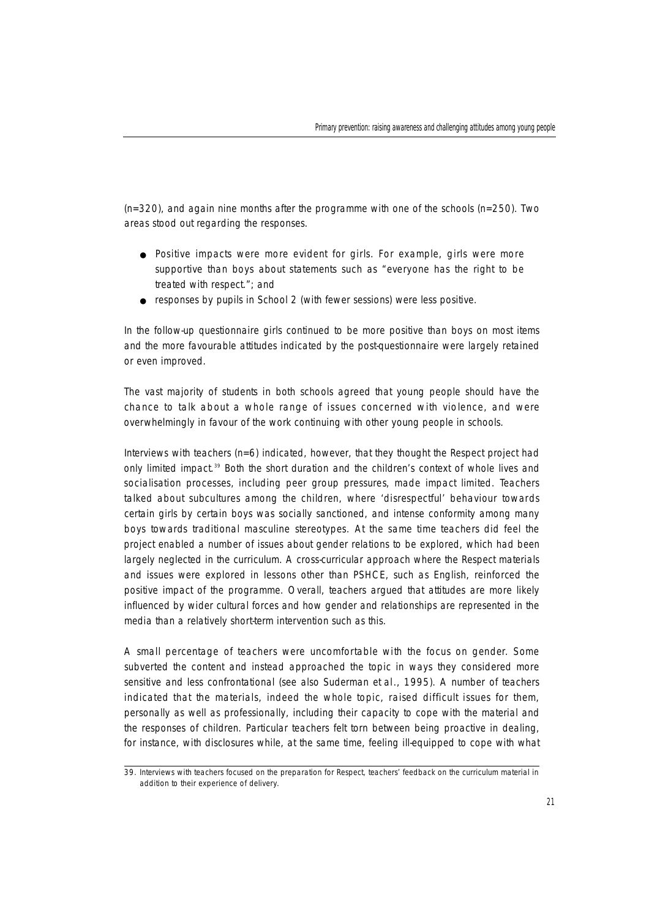(n=320), and again nine months after the programme with one of the schools (n=250). Two areas stood out regarding the responses.

- Positive impacts were more evident for girls. For example, girls were more supportive than boys about statements such as "everyone has the right to be treated with respect."; and
- responses by pupils in School 2 (with fewer sessions) were less positive.

In the follow-up questionnaire girls continued to be more positive than boys on most items and the more favourable attitudes indicated by the post-questionnaire were largely retained or even improved.

The vast majority of students in both schools agreed that young people should have the chance to talk about a whole range of issues concerned with violence, and were overwhelmingly in favour of the work continuing with other young people in schools.

Interviews with teachers (n=6) indicated, however, that they thought the Respect project had only limited impact.[39] Both the short duration and the children's context of whole lives and socialisation processes, including peer group pressures, made impact limited. Teachers talked about subcultures among the children, where 'disrespectful' behaviour towards certain girls by certain boys was socially sanctioned, and intense conformity among many boys towards traditional masculine stereotypes. At the same time teachers did feel the project enabled a number of issues about gender relations to be explored, which had been largely neglected in the curriculum. A cross-curricular approach where the Respect materials and issues were explored in lessons other than PSHCE, such as English, reinforced the positive impact of the programme. Overall, teachers argued that attitudes are more likely influenced by wider cultural forces and how gender and relationships are represented in the media than a relatively short-term intervention such as this.

A small percentage of teachers were uncomfortable with the focus on gender. Some subverted the content and instead approached the topic in ways they considered more sensitive and less confrontational (see also Suderman et al., 1995). A number of teachers indicated that the materials, indeed the whole topic, raised difficult issues for them, personally as well as professionally, including their capacity to cope with the material and the responses of children. Particular teachers felt torn between being proactive in dealing, for instance, with disclosures while, at the same time, feeling ill-equipped to cope with what

39. Interviews with teachers focused on the preparation for Respect, teachers' feedback on the curriculum material in addition to their experience of delivery.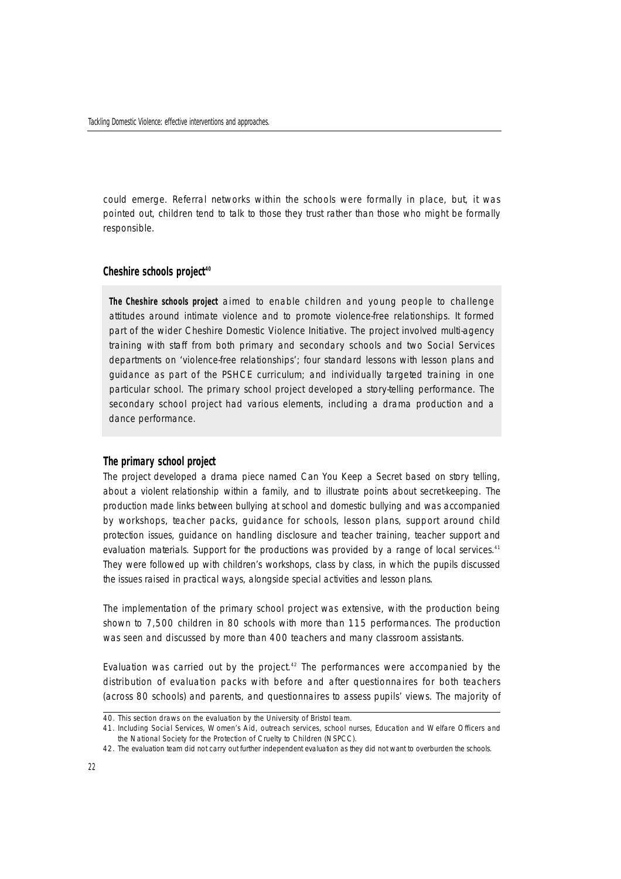could emerge. Referral networks within the schools were formally in place, but, it was pointed out, children tend to talk to those they trust rather than those who might be formally responsible.

## Cheshire schools project[40]

**The Cheshire schools project** aimed to enable children and young people to challenge attitudes around intimate violence and to promote violence-free relationships. It formed part of the wider Cheshire Domestic Violence Initiative. The project involved multi-agency training with staff from both primary and secondary schools and two Social Services departments on 'violence-free relationships'; four standard lessons with lesson plans and guidance as part of the PSHCE curriculum; and individually targeted training in one particular school. The primary school project developed a story-telling performance. The secondary school project had various elements, including a drama production and a dance performance.

### The primary school project

The project developed a drama piece named Can You Keep a Secret based on story telling, about a violent relationship within a family, and to illustrate points about secret-keeping. The production made links between bullying at school and domestic bullying and was accompanied by workshops, teacher packs, guidance for schools, lesson plans, support around child protection issues, guidance on handling disclosure and teacher training, teacher support and evaluation materials. Support for the productions was provided by a range of local services.[41] They were followed up with children's workshops, class by class, in which the pupils discussed the issues raised in practical ways, alongside special activities and lesson plans.

The implementation of the primary school project was extensive, with the production being shown to 7,500 children in 80 schools with more than 115 performances. The production was seen and discussed by more than 400 teachers and many classroom assistants.

Evaluation was carried out by the project.[42] The performances were accompanied by the distribution of evaluation packs with before and after questionnaires for both teachers (across 80 schools) and parents, and questionnaires to assess pupils' views. The majority of

40. This section draws on the evaluation by the University of Bristol team.

41. Including Social Services, Women's Aid, outreach services, school nurses, Education and Welfare Officers and the National Society for the Protection of Cruelty to Children (NSPCC).

42. The evaluation team did not carry out further independent evaluation as they did not want to overburden the schools.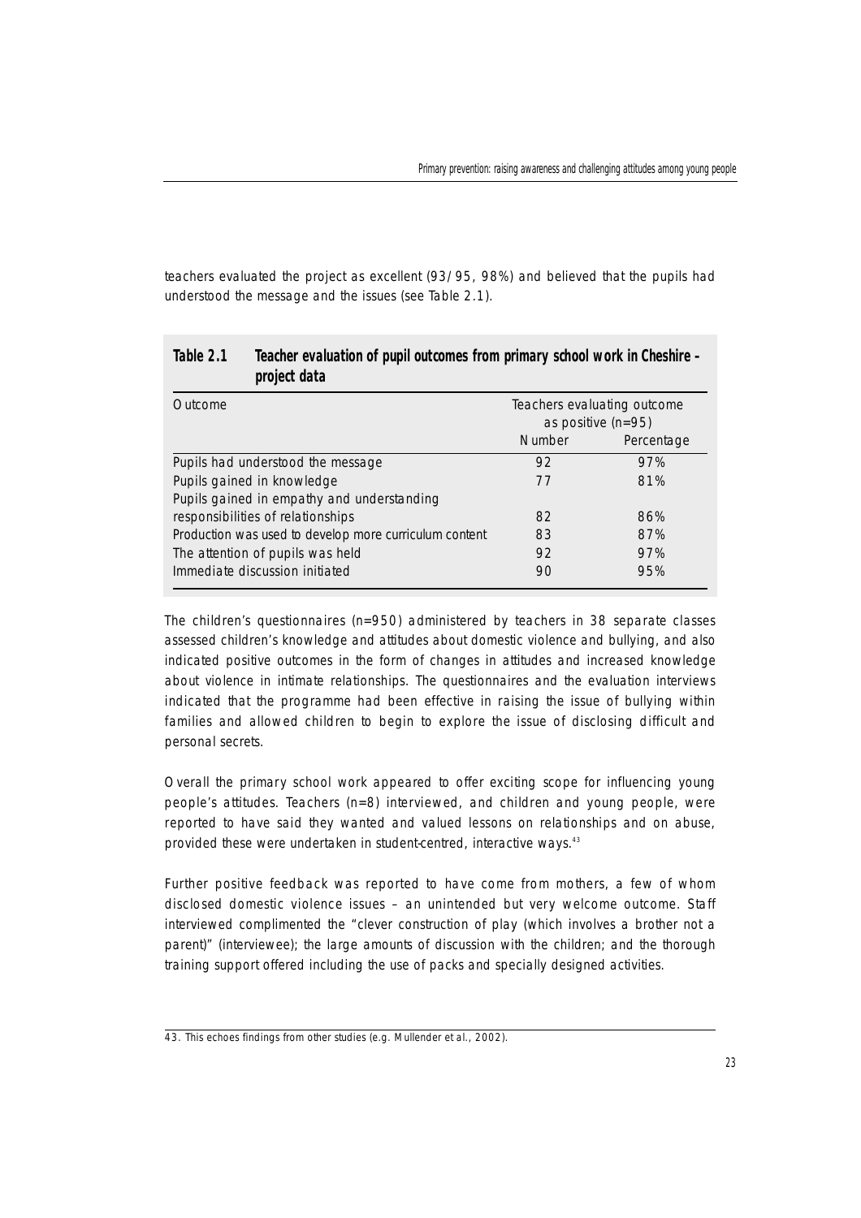teachers evaluated the project as excellent (93/95, 98%) and believed that the pupils had understood the message and the issues (see Table 2.1).

**Table 2.1 Teacher evaluation of pupil outcomes from primary school work in Cheshire – project data**

| Outcome | Teachers evaluating outcome as positive (n=95) | |
|---|---|---|
| | Number | Percentage |
| Pupils had understood the message | 92 | 97% |
| Pupils gained in knowledge | 77 | 81% |
| Pupils gained in empathy and understanding responsibilities of relationships | 82 | 86% |
| Production was used to develop more curriculum content | 83 | 87% |
| The attention of pupils was held | 92 | 97% |
| Immediate discussion initiated | 90 | 95% |

The children's questionnaires (n=950) administered by teachers in 38 separate classes assessed children's knowledge and attitudes about domestic violence and bullying, and also indicated positive outcomes in the form of changes in attitudes and increased knowledge about violence in intimate relationships. The questionnaires and the evaluation interviews indicated that the programme had been effective in raising the issue of bullying within families and allowed children to begin to explore the issue of disclosing difficult and personal secrets.

Overall the primary school work appeared to offer exciting scope for influencing young people's attitudes. Teachers (n=8) interviewed, and children and young people, were reported to have said they wanted and valued lessons on relationships and on abuse, provided these were undertaken in student-centred, interactive ways.[43]

Further positive feedback was reported to have come from mothers, a few of whom disclosed domestic violence issues – an unintended but very welcome outcome. Staff interviewed complimented the "clever construction of play (which involves a brother not a parent)" (interviewee); the large amounts of discussion with the children; and the thorough training support offered including the use of packs and specially designed activities.

43. This echoes findings from other studies (e.g. Mullender et al., 2002).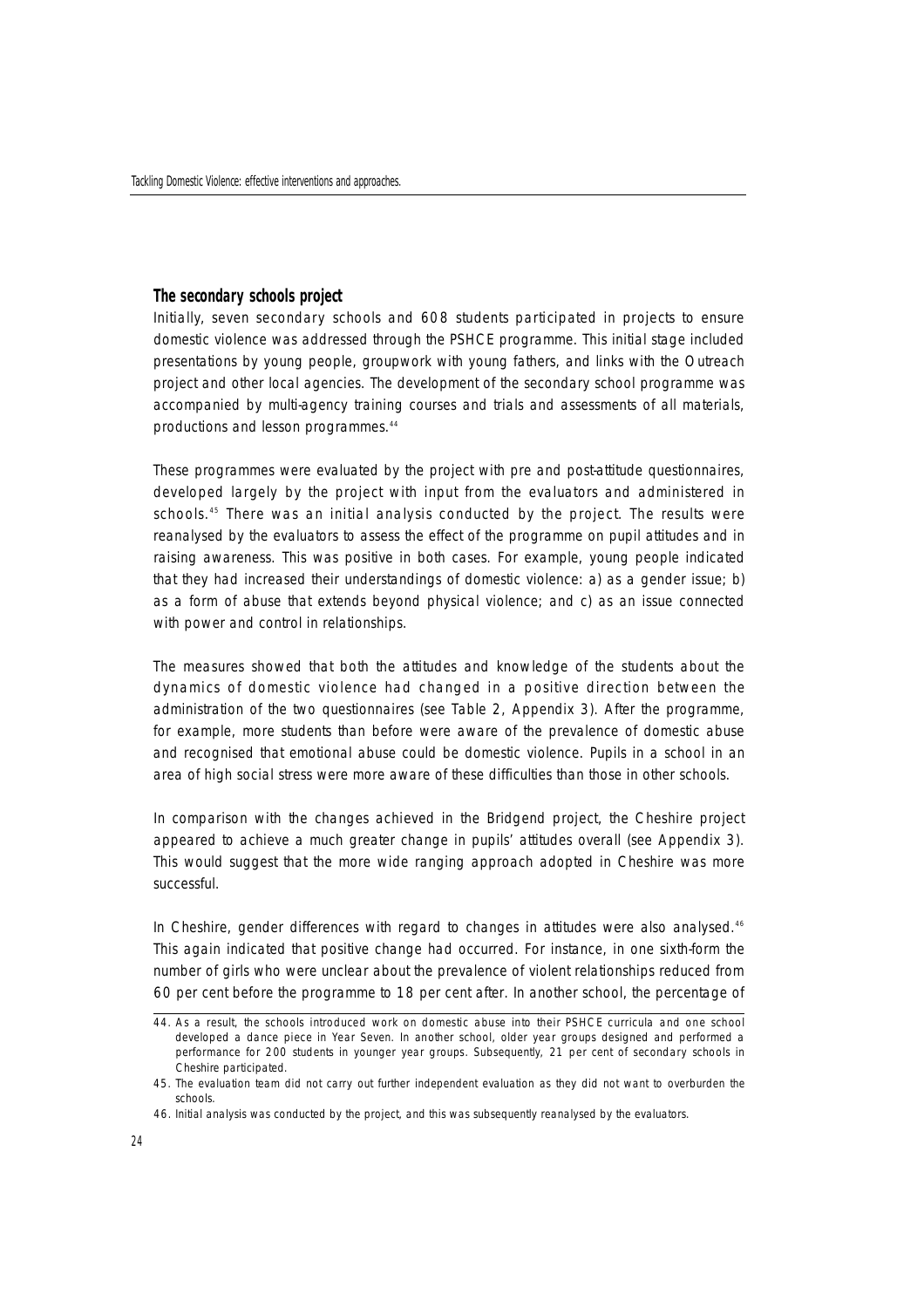### The secondary schools project

Initially, seven secondary schools and 608 students participated in projects to ensure domestic violence was addressed through the PSHCE programme. This initial stage included presentations by young people, groupwork with young fathers, and links with the Outreach project and other local agencies. The development of the secondary school programme was accompanied by multi-agency training courses and trials and assessments of all materials, productions and lesson programmes.[44]

These programmes were evaluated by the project with pre and post-attitude questionnaires, developed largely by the project with input from the evaluators and administered in schools.[45] There was an initial analysis conducted by the project. The results were reanalysed by the evaluators to assess the effect of the programme on pupil attitudes and in raising awareness. This was positive in both cases. For example, young people indicated that they had increased their understandings of domestic violence: a) as a gender issue; b) as a form of abuse that extends beyond physical violence; and c) as an issue connected with power and control in relationships.

The measures showed that both the attitudes and knowledge of the students about the dynamics of domestic violence had changed in a positive direction between the administration of the two questionnaires (see Table 2, Appendix 3). After the programme, for example, more students than before were aware of the prevalence of domestic abuse and recognised that emotional abuse could be domestic violence. Pupils in a school in an area of high social stress were more aware of these difficulties than those in other schools.

In comparison with the changes achieved in the Bridgend project, the Cheshire project appeared to achieve a much greater change in pupils' attitudes overall (see Appendix 3). This would suggest that the more wide ranging approach adopted in Cheshire was more successful.

In Cheshire, gender differences with regard to changes in attitudes were also analysed.[46] This again indicated that positive change had occurred. For instance, in one sixth-form the number of girls who were unclear about the prevalence of violent relationships reduced from 60 per cent before the programme to 18 per cent after. In another school, the percentage of

44. As a result, the schools introduced work on domestic abuse into their PSHCE curricula and one school developed a dance piece in Year Seven. In another school, older year groups designed and performed a performance for 200 students in younger year groups. Subsequently, 21 per cent of secondary schools in Cheshire participated.

45. The evaluation team did not carry out further independent evaluation as they did not want to overburden the schools.

46. Initial analysis was conducted by the project, and this was subsequently reanalysed by the evaluators.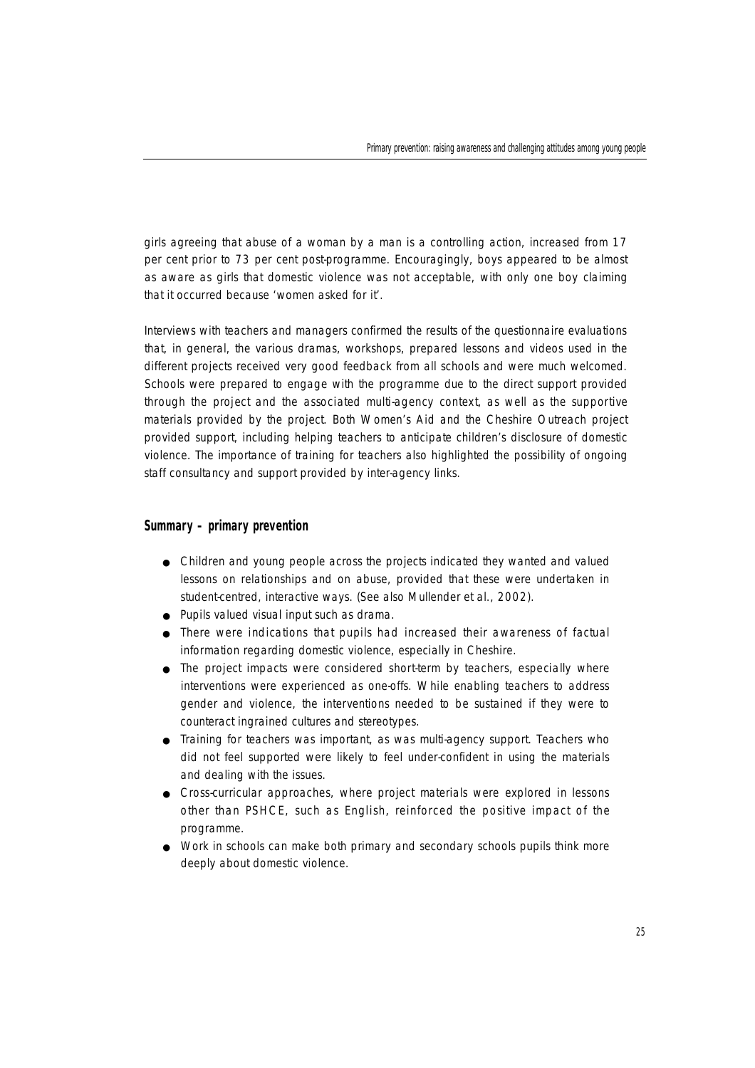girls agreeing that abuse of a woman by a man is a controlling action, increased from 17 per cent prior to 73 per cent post-programme. Encouragingly, boys appeared to be almost as aware as girls that domestic violence was not acceptable, with only one boy claiming that it occurred because 'women asked for it'.

Interviews with teachers and managers confirmed the results of the questionnaire evaluations that, in general, the various dramas, workshops, prepared lessons and videos used in the different projects received very good feedback from all schools and were much welcomed. Schools were prepared to engage with the programme due to the direct support provided through the project and the associated multi-agency context, as well as the supportive materials provided by the project. Both Women's Aid and the Cheshire Outreach project provided support, including helping teachers to anticipate children's disclosure of domestic violence. The importance of training for teachers also highlighted the possibility of ongoing staff consultancy and support provided by inter-agency links.

### Summary – primary prevention

- Children and young people across the projects indicated they wanted and valued lessons on relationships and on abuse, provided that these were undertaken in student-centred, interactive ways. (See also Mullender et al., 2002).
- Pupils valued visual input such as drama.
- There were indications that pupils had increased their awareness of factual information regarding domestic violence, especially in Cheshire.
- The project impacts were considered short-term by teachers, especially where interventions were experienced as one-offs. While enabling teachers to address gender and violence, the interventions needed to be sustained if they were to counteract ingrained cultures and stereotypes.
- Training for teachers was important, as was multi-agency support. Teachers who did not feel supported were likely to feel under-confident in using the materials and dealing with the issues.
- Cross-curricular approaches, where project materials were explored in lessons other than PSHCE, such as English, reinforced the positive impact of the programme.
- Work in schools can make both primary and secondary schools pupils think more deeply about domestic violence.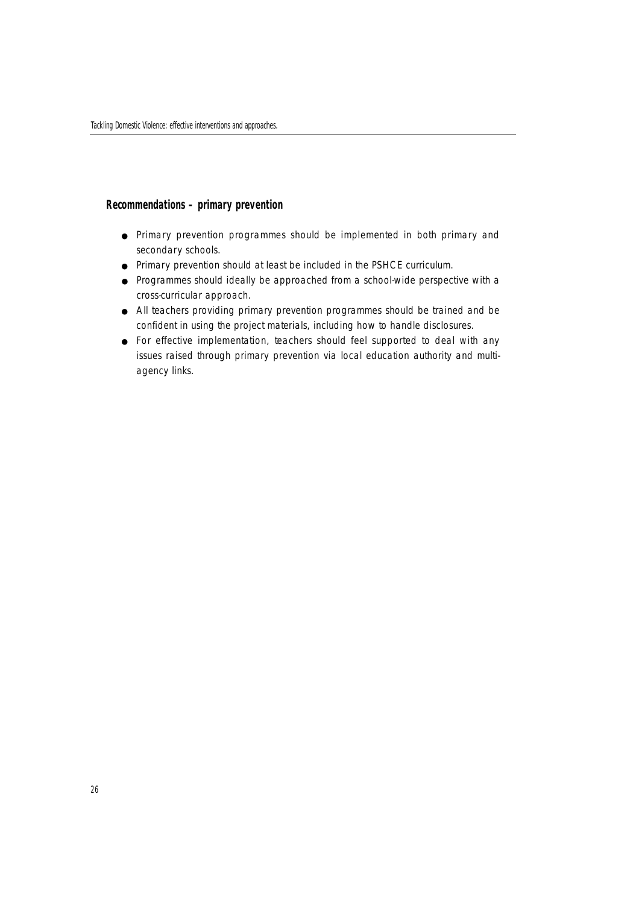### Recommendations – primary prevention

- Primary prevention programmes should be implemented in both primary and secondary schools.
- Primary prevention should at least be included in the PSHCE curriculum.
- Programmes should ideally be approached from a school-wide perspective with a cross-curricular approach.
- All teachers providing primary prevention programmes should be trained and be confident in using the project materials, including how to handle disclosures.
- For effective implementation, teachers should feel supported to deal with any issues raised through primary prevention via local education authority and multi-agency links.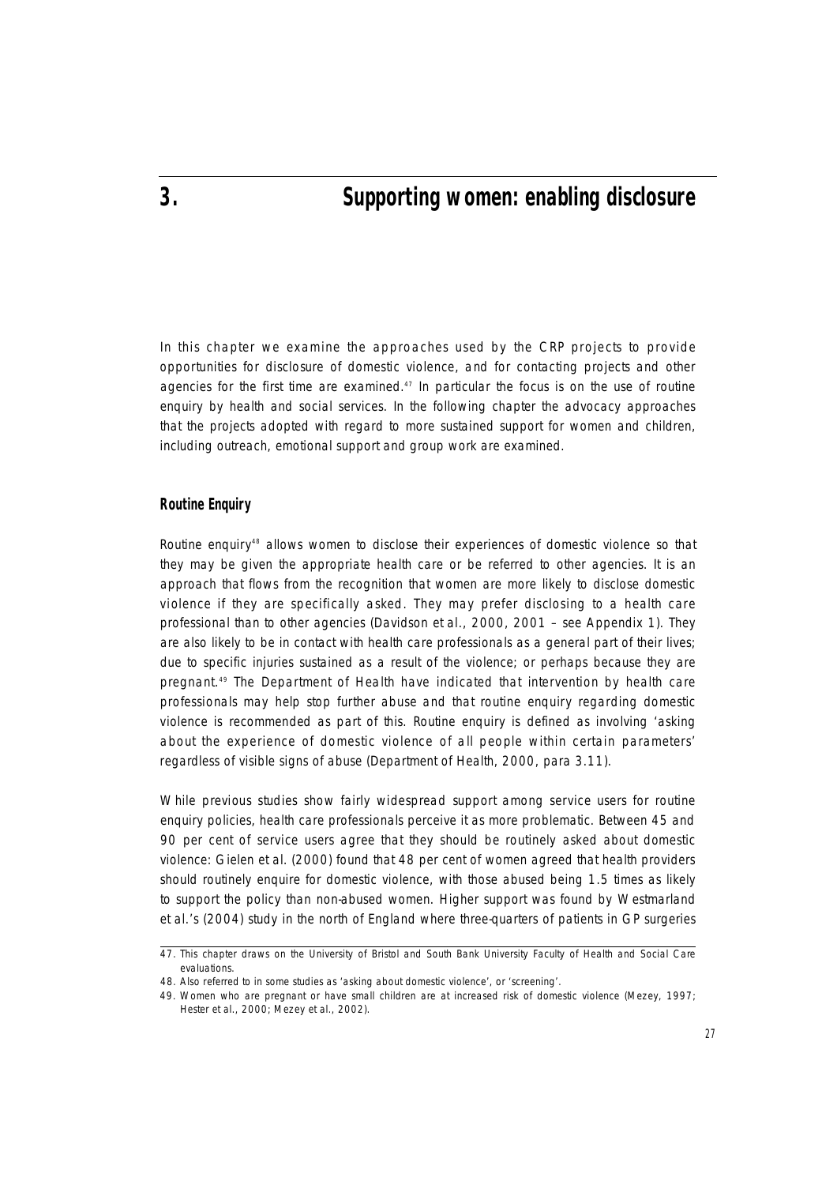# 3. Supporting women: enabling disclosure

In this chapter we examine the approaches used by the CRP projects to provide opportunities for disclosure of domestic violence, and for contacting projects and other agencies for the first time are examined.[47] In particular the focus is on the use of routine enquiry by health and social services. In the following chapter the advocacy approaches that the projects adopted with regard to more sustained support for women and children, including outreach, emotional support and group work are examined.

## Routine Enquiry

Routine enquiry[48] allows women to disclose their experiences of domestic violence so that they may be given the appropriate health care or be referred to other agencies. It is an approach that flows from the recognition that women are more likely to disclose domestic violence if they are specifically asked. They may prefer disclosing to a health care professional than to other agencies (Davidson et al., 2000, 2001 – see Appendix 1). They are also likely to be in contact with health care professionals as a general part of their lives; due to specific injuries sustained as a result of the violence; or perhaps because they are pregnant.[49] The Department of Health have indicated that intervention by health care professionals may help stop further abuse and that routine enquiry regarding domestic violence is recommended as part of this. Routine enquiry is defined as involving 'asking about the experience of domestic violence of all people within certain parameters' regardless of visible signs of abuse (Department of Health, 2000, para 3.11).

While previous studies show fairly widespread support among service users for routine enquiry policies, health care professionals perceive it as more problematic. Between 45 and 90 per cent of service users agree that they should be routinely asked about domestic violence: Gielen et al. (2000) found that 48 per cent of women agreed that health providers should routinely enquire for domestic violence, with those abused being 1.5 times as likely to support the policy than non-abused women. Higher support was found by Westmarland et al.'s (2004) study in the north of England where three-quarters of patients in GP surgeries

---

47. This chapter draws on the University of Bristol and South Bank University Faculty of Health and Social Care evaluations.

48. Also referred to in some studies as 'asking about domestic violence', or 'screening'.

49. Women who are pregnant or have small children are at increased risk of domestic violence (Mezey, 1997; Hester et al., 2000; Mezey et al., 2002).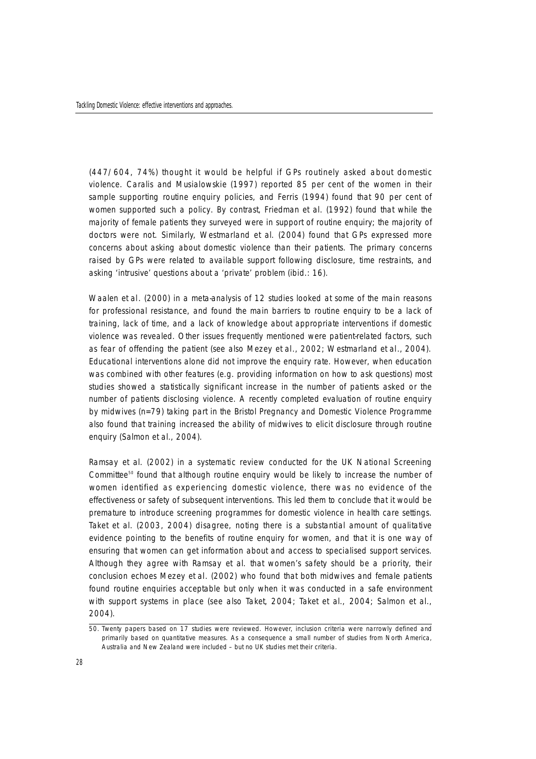(447/604, 74%) thought it would be helpful if GPs routinely asked about domestic violence. Caralis and Musialowskie (1997) reported 85 per cent of the women in their sample supporting routine enquiry policies, and Ferris (1994) found that 90 per cent of women supported such a policy. By contrast, Friedman et al. (1992) found that while the majority of female patients they surveyed were in support of routine enquiry; the majority of doctors were not. Similarly, Westmarland et al. (2004) found that GPs expressed more concerns about asking about domestic violence than their patients. The primary concerns raised by GPs were related to available support following disclosure, time restraints, and asking 'intrusive' questions about a 'private' problem (ibid.: 16).

Waalen et al. (2000) in a meta-analysis of 12 studies looked at some of the main reasons for professional resistance, and found the main barriers to routine enquiry to be a lack of training, lack of time, and a lack of knowledge about appropriate interventions if domestic violence was revealed. Other issues frequently mentioned were patient-related factors, such as fear of offending the patient (see also Mezey et al., 2002; Westmarland et al., 2004). Educational interventions alone did not improve the enquiry rate. However, when education was combined with other features (e.g. providing information on how to ask questions) most studies showed a statistically significant increase in the number of patients asked or the number of patients disclosing violence. A recently completed evaluation of routine enquiry by midwives (n=79) taking part in the Bristol Pregnancy and Domestic Violence Programme also found that training increased the ability of midwives to elicit disclosure through routine enquiry (Salmon et al., 2004).

Ramsay et al. (2002) in a systematic review conducted for the UK National Screening Committee[50] found that although routine enquiry would be likely to increase the number of women identified as experiencing domestic violence, there was no evidence of the effectiveness or safety of subsequent interventions. This led them to conclude that it would be premature to introduce screening programmes for domestic violence in health care settings. Taket et al. (2003, 2004) disagree, noting there is a substantial amount of qualitative evidence pointing to the benefits of routine enquiry for women, and that it is one way of ensuring that women can get information about and access to specialised support services. Although they agree with Ramsay et al. that women's safety should be a priority, their conclusion echoes Mezey et al. (2002) who found that both midwives and female patients found routine enquiries acceptable but only when it was conducted in a safe environment with support systems in place (see also Taket, 2004; Taket et al., 2004; Salmon et al., 2004).

50. Twenty papers based on 17 studies were reviewed. However, inclusion criteria were narrowly defined and primarily based on quantitative measures. As a consequence a small number of studies from North America, Australia and New Zealand were included – but no UK studies met their criteria.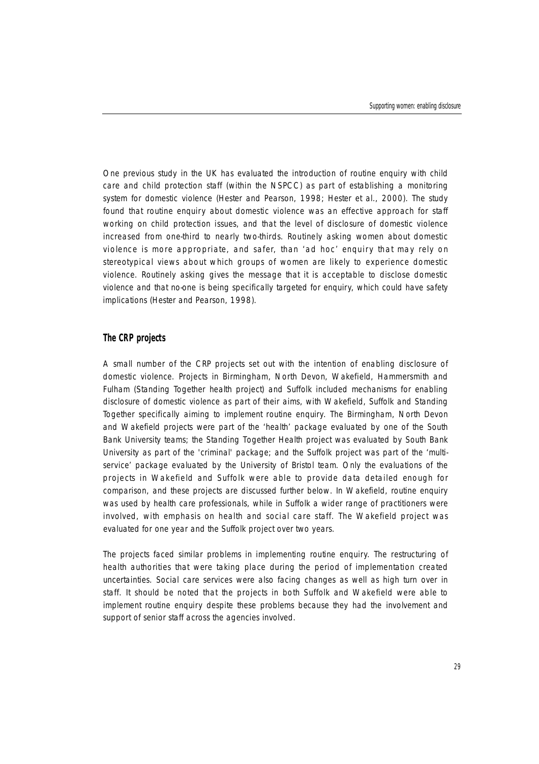One previous study in the UK has evaluated the introduction of routine enquiry with child care and child protection staff (within the NSPCC) as part of establishing a monitoring system for domestic violence (Hester and Pearson, 1998; Hester et al., 2000). The study found that routine enquiry about domestic violence was an effective approach for staff working on child protection issues, and that the level of disclosure of domestic violence increased from one-third to nearly two-thirds. Routinely asking women about domestic violence is more appropriate, and safer, than 'ad hoc' enquiry that may rely on stereotypical views about which groups of women are likely to experience domestic violence. Routinely asking gives the message that it is acceptable to disclose domestic violence and that no-one is being specifically targeted for enquiry, which could have safety implications (Hester and Pearson, 1998).

### The CRP projects

A small number of the CRP projects set out with the intention of enabling disclosure of domestic violence. Projects in Birmingham, North Devon, Wakefield, Hammersmith and Fulham (Standing Together health project) and Suffolk included mechanisms for enabling disclosure of domestic violence as part of their aims, with Wakefield, Suffolk and Standing Together specifically aiming to implement routine enquiry. The Birmingham, North Devon and Wakefield projects were part of the 'health' package evaluated by one of the South Bank University teams; the Standing Together Health project was evaluated by South Bank University as part of the 'criminal' package; and the Suffolk project was part of the 'multi-service' package evaluated by the University of Bristol team. Only the evaluations of the projects in Wakefield and Suffolk were able to provide data detailed enough for comparison, and these projects are discussed further below. In Wakefield, routine enquiry was used by health care professionals, while in Suffolk a wider range of practitioners were involved, with emphasis on health and social care staff. The Wakefield project was evaluated for one year and the Suffolk project over two years.

The projects faced similar problems in implementing routine enquiry. The restructuring of health authorities that were taking place during the period of implementation created uncertainties. Social care services were also facing changes as well as high turn over in staff. It should be noted that the projects in both Suffolk and Wakefield were able to implement routine enquiry despite these problems because they had the involvement and support of senior staff across the agencies involved.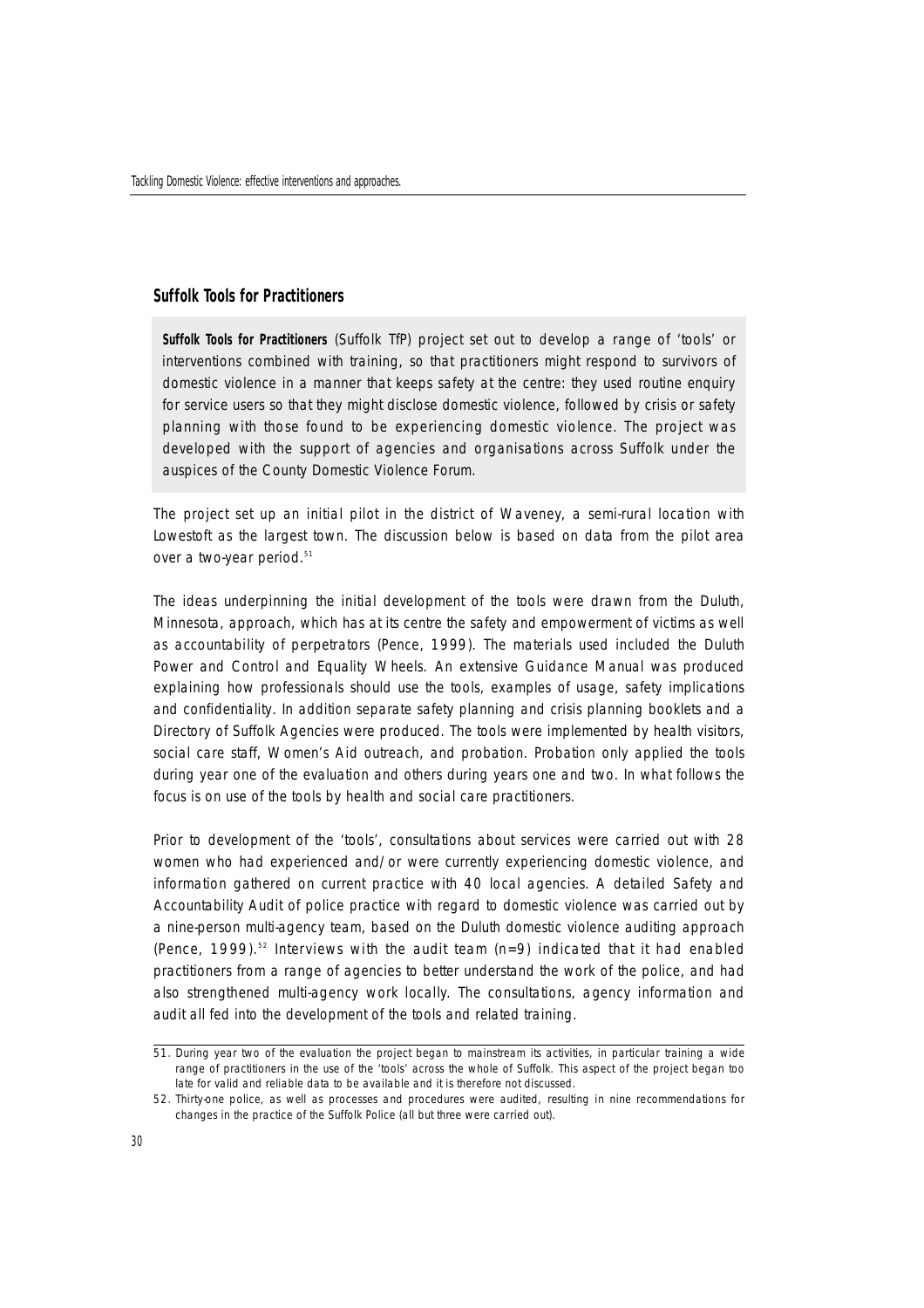## Suffolk Tools for Practitioners

**Suffolk Tools for Practitioners** (Suffolk TfP) project set out to develop a range of 'tools' or interventions combined with training, so that practitioners might respond to survivors of domestic violence in a manner that keeps safety at the centre: they used routine enquiry for service users so that they might disclose domestic violence, followed by crisis or safety planning with those found to be experiencing domestic violence. The project was developed with the support of agencies and organisations across Suffolk under the auspices of the County Domestic Violence Forum.

The project set up an initial pilot in the district of Waveney, a semi-rural location with Lowestoft as the largest town. The discussion below is based on data from the pilot area over a two-year period.[51]

The ideas underpinning the initial development of the tools were drawn from the Duluth, Minnesota, approach, which has at its centre the safety and empowerment of victims as well as accountability of perpetrators (Pence, 1999). The materials used included the Duluth Power and Control and Equality Wheels. An extensive Guidance Manual was produced explaining how professionals should use the tools, examples of usage, safety implications and confidentiality. In addition separate safety planning and crisis planning booklets and a Directory of Suffolk Agencies were produced. The tools were implemented by health visitors, social care staff, Women's Aid outreach, and probation. Probation only applied the tools during year one of the evaluation and others during years one and two. In what follows the focus is on use of the tools by health and social care practitioners.

Prior to development of the 'tools', consultations about services were carried out with 28 women who had experienced and/or were currently experiencing domestic violence, and information gathered on current practice with 40 local agencies. A detailed Safety and Accountability Audit of police practice with regard to domestic violence was carried out by a nine-person multi-agency team, based on the Duluth domestic violence auditing approach (Pence, 1999).[52] Interviews with the audit team (n=9) indicated that it had enabled practitioners from a range of agencies to better understand the work of the police, and had also strengthened multi-agency work locally. The consultations, agency information and audit all fed into the development of the tools and related training.

---

51. During year two of the evaluation the project began to mainstream its activities, in particular training a wide range of practitioners in the use of the 'tools' across the whole of Suffolk. This aspect of the project began too late for valid and reliable data to be available and it is therefore not discussed.

52. Thirty-one police, as well as processes and procedures were audited, resulting in nine recommendations for changes in the practice of the Suffolk Police (all but three were carried out).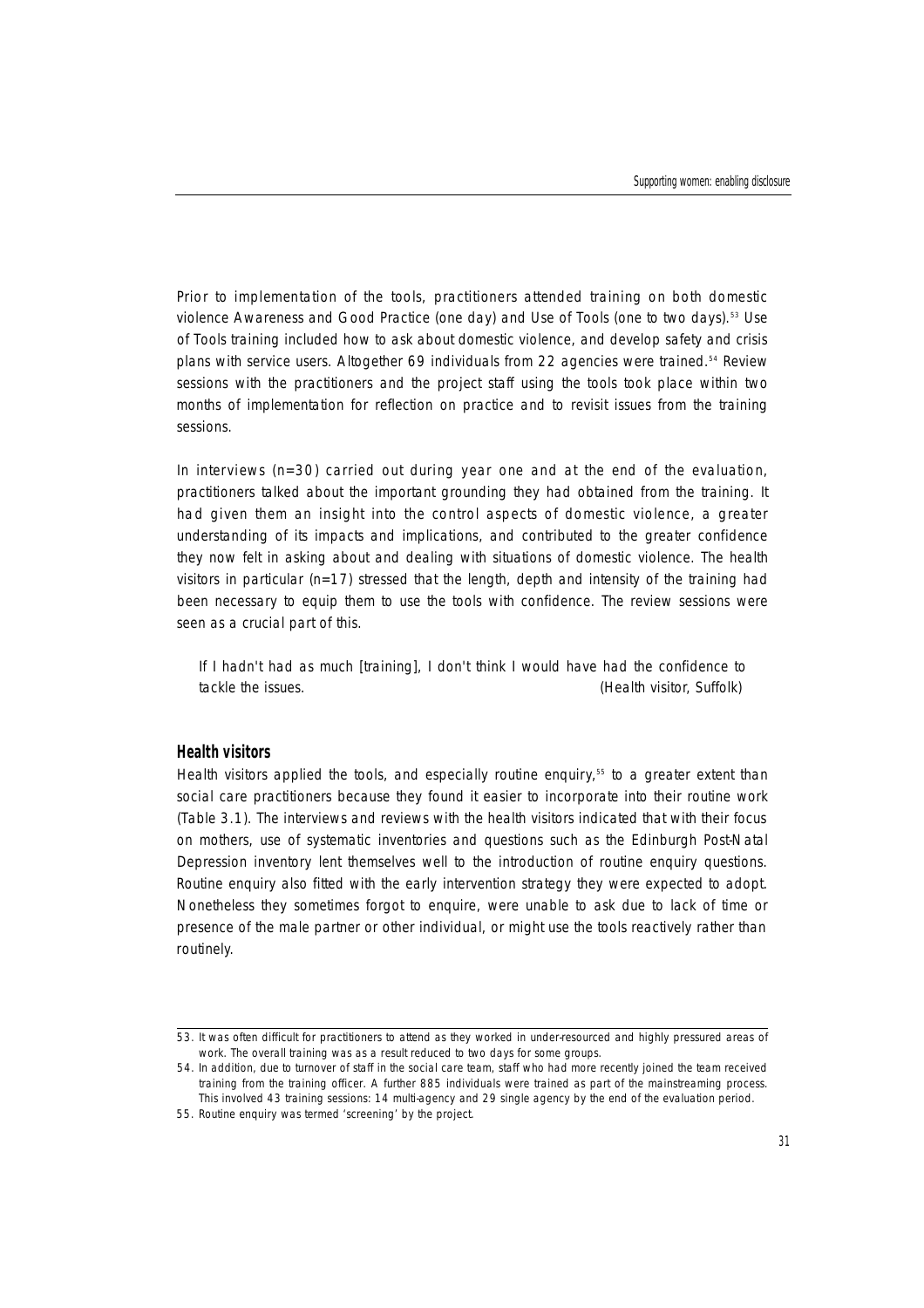Prior to implementation of the tools, practitioners attended training on both domestic violence Awareness and Good Practice (one day) and Use of Tools (one to two days).[53] Use of Tools training included how to ask about domestic violence, and develop safety and crisis plans with service users. Altogether 69 individuals from 22 agencies were trained.[54] Review sessions with the practitioners and the project staff using the tools took place within two months of implementation for reflection on practice and to revisit issues from the training sessions.

In interviews (n=30) carried out during year one and at the end of the evaluation, practitioners talked about the important grounding they had obtained from the training. It had given them an insight into the control aspects of domestic violence, a greater understanding of its impacts and implications, and contributed to the greater confidence they now felt in asking about and dealing with situations of domestic violence. The health visitors in particular (n=17) stressed that the length, depth and intensity of the training had been necessary to equip them to use the tools with confidence. The review sessions were seen as a crucial part of this.

> If I hadn't had as much [training], I don't think I would have had the confidence to tackle the issues. (Health visitor, Suffolk)

### Health visitors

Health visitors applied the tools, and especially routine enquiry,[55] to a greater extent than social care practitioners because they found it easier to incorporate into their routine work (Table 3.1). The interviews and reviews with the health visitors indicated that with their focus on mothers, use of systematic inventories and questions such as the Edinburgh Post-Natal Depression inventory lent themselves well to the introduction of routine enquiry questions. Routine enquiry also fitted with the early intervention strategy they were expected to adopt. Nonetheless they sometimes forgot to enquire, were unable to ask due to lack of time or presence of the male partner or other individual, or might use the tools reactively rather than routinely.

---

53. It was often difficult for practitioners to attend as they worked in under-resourced and highly pressured areas of work. The overall training was as a result reduced to two days for some groups.

54. In addition, due to turnover of staff in the social care team, staff who had more recently joined the team received training from the training officer. A further 885 individuals were trained as part of the mainstreaming process. This involved 43 training sessions: 14 multi-agency and 29 single agency by the end of the evaluation period.

55. Routine enquiry was termed 'screening' by the project.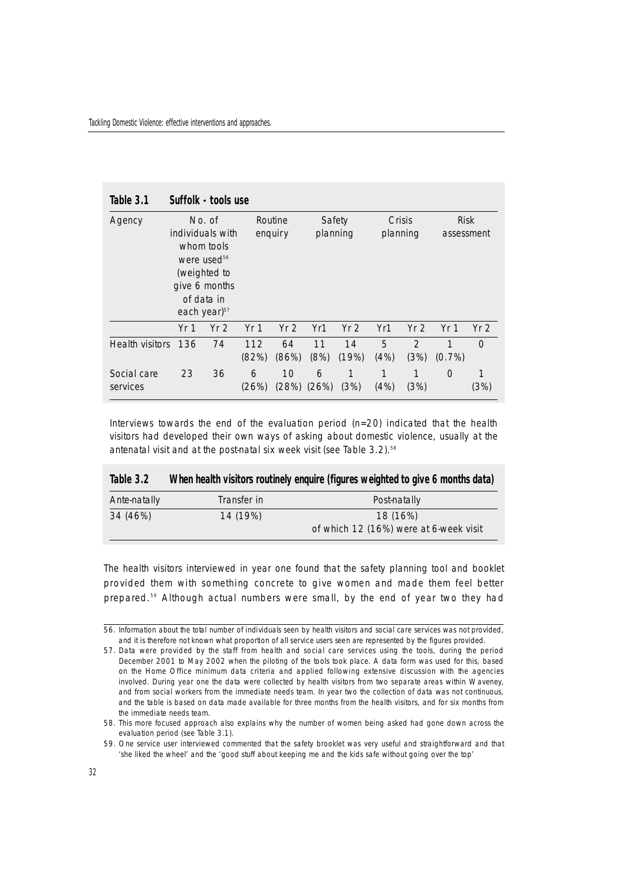**Table 3.1 Suffolk - tools use**

| Agency | No. of individuals with whom tools were used[56] (weighted to give 6 months of data in each year)[57] | | Routine enquiry | | Safety planning | | Crisis planning | | Risk assessment | |
|---|---|---|---|---|---|---|---|---|---|---|
| | Yr 1 | Yr 2 | Yr 1 | Yr 2 | Yr1 | Yr 2 | Yr1 | Yr 2 | Yr 1 | Yr 2 |
| Health visitors | 136 | 74 | 112 (82%) | 64 (86%) | 11 (8%) | 14 (19%) | 5 (4%) | 2 (3%) | 1 (0.7%) | 0 |
| Social care services | 23 | 36 | 6 (26%) | 10 (28%) | 6 (26%) | 1 (3%) | 1 (4%) | 1 (3%) | 0 | 1 (3%) |

Interviews towards the end of the evaluation period (n=20) indicated that the health visitors had developed their own ways of asking about domestic violence, usually at the antenatal visit and at the post-natal six week visit (see Table 3.2).[58]

**Table 3.2 When health visitors routinely enquire (figures weighted to give 6 months data)**

| Ante-natally | Transfer in | Post-natally |
|---|---|---|
| 34 (46%) | 14 (19%) | 18 (16%) of which 12 (16%) were at 6-week visit |

The health visitors interviewed in year one found that the safety planning tool and booklet provided them with something concrete to give women and made them feel better prepared.[59] Although actual numbers were small, by the end of year two they had

56. Information about the total number of individuals seen by health visitors and social care services was not provided, and it is therefore not known what proportion of all service users seen are represented by the figures provided.

57. Data were provided by the staff from health and social care services using the tools, during the period December 2001 to May 2002 when the piloting of the tools took place. A data form was used for this, based on the Home Office minimum data criteria and applied following extensive discussion with the agencies involved. During year one the data were collected by health visitors from two separate areas within Waveney, and from social workers from the immediate needs team. In year two the collection of data was not continuous, and the table is based on data made available for three months from the health visitors, and for six months from the immediate needs team.

58. This more focused approach also explains why the number of women being asked had gone down across the evaluation period (see Table 3.1).

59. One service user interviewed commented that the safety brooklet was very useful and straightforward and that 'she liked the wheel' and the 'good stuff about keeping me and the kids safe without going over the top'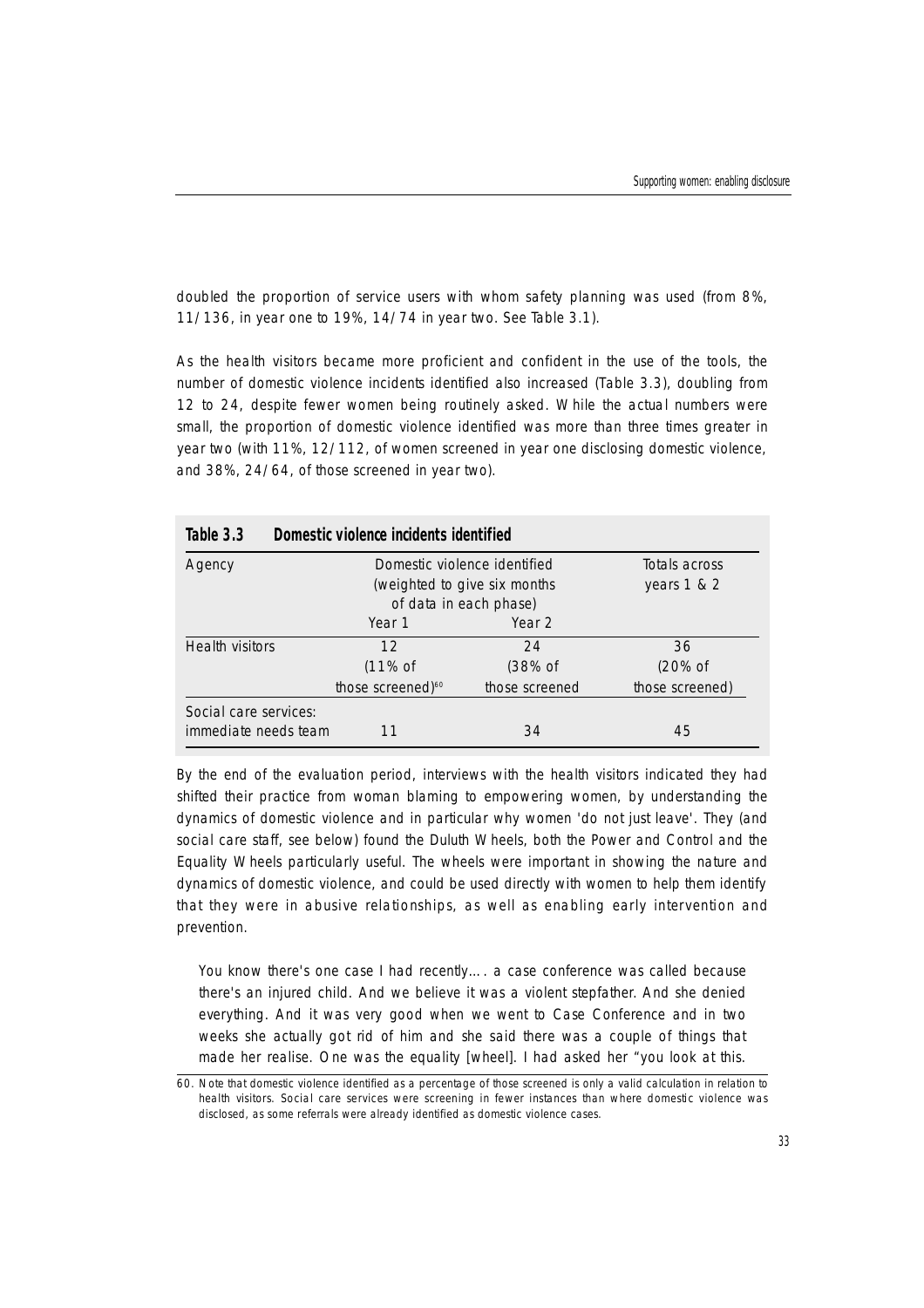doubled the proportion of service users with whom safety planning was used (from 8%, 11/136, in year one to 19%, 14/74 in year two. See Table 3.1).

As the health visitors became more proficient and confident in the use of the tools, the number of domestic violence incidents identified also increased (Table 3.3), doubling from 12 to 24, despite fewer women being routinely asked. While the actual numbers were small, the proportion of domestic violence identified was more than three times greater in year two (with 11%, 12/112, of women screened in year one disclosing domestic violence, and 38%, 24/64, of those screened in year two).

**Table 3.3 Domestic violence incidents identified**

| Agency | Domestic violence identified (weighted to give six months of data in each phase) | | Totals across years 1 & 2 |
|---|---|---|---|
| | Year 1 | Year 2 | |
| Health visitors | 12 (11% of those screened)[60] | 24 (38% of those screened | 36 (20% of those screened) |
| Social care services: immediate needs team | 11 | 34 | 45 |

By the end of the evaluation period, interviews with the health visitors indicated they had shifted their practice from woman blaming to empowering women, by understanding the dynamics of domestic violence and in particular why women 'do not just leave'. They (and social care staff, see below) found the Duluth Wheels, both the Power and Control and the Equality Wheels particularly useful. The wheels were important in showing the nature and dynamics of domestic violence, and could be used directly with women to help them identify that they were in abusive relationships, as well as enabling early intervention and prevention.

> You know there's one case I had recently.... a case conference was called because there's an injured child. And we believe it was a violent stepfather. And she denied everything. And it was very good when we went to Case Conference and in two weeks she actually got rid of him and she said there was a couple of things that made her realise. One was the equality [wheel]. I had asked her "you look at this.

60. Note that domestic violence identified as a percentage of those screened is only a valid calculation in relation to health visitors. Social care services were screening in fewer instances than where domestic violence was disclosed, as some referrals were already identified as domestic violence cases.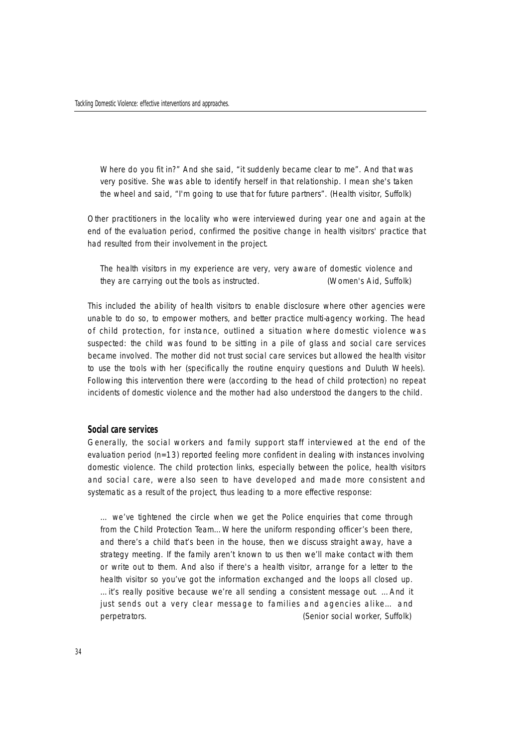Where do you fit in?" And she said, "it suddenly became clear to me". And that was very positive. She was able to identify herself in that relationship. I mean she's taken the wheel and said, "I'm going to use that for future partners". (Health visitor, Suffolk)

Other practitioners in the locality who were interviewed during year one and again at the end of the evaluation period, confirmed the positive change in health visitors' practice that had resulted from their involvement in the project.

> The health visitors in my experience are very, very aware of domestic violence and they are carrying out the tools as instructed. (Women's Aid, Suffolk)

This included the ability of health visitors to enable disclosure where other agencies were unable to do so, to empower mothers, and better practice multi-agency working. The head of child protection, for instance, outlined a situation where domestic violence was suspected: the child was found to be sitting in a pile of glass and social care services became involved. The mother did not trust social care services but allowed the health visitor to use the tools with her (specifically the routine enquiry questions and Duluth Wheels). Following this intervention there were (according to the head of child protection) no repeat incidents of domestic violence and the mother had also understood the dangers to the child.

### Social care services

Generally, the social workers and family support staff interviewed at the end of the evaluation period (n=13) reported feeling more confident in dealing with instances involving domestic violence. The child protection links, especially between the police, health visitors and social care, were also seen to have developed and made more consistent and systematic as a result of the project, thus leading to a more effective response:

> … we've tightened the circle when we get the Police enquiries that come through from the Child Protection Team…Where the uniform responding officer's been there, and there's a child that's been in the house, then we discuss straight away, have a strategy meeting. If the family aren't known to us then we'll make contact with them or write out to them. And also if there's a health visitor, arrange for a letter to the health visitor so you've got the information exchanged and the loops all closed up. …it's really positive because we're all sending a consistent message out. …And it just sends out a very clear message to families and agencies alike… and perpetrators. (Senior social worker, Suffolk)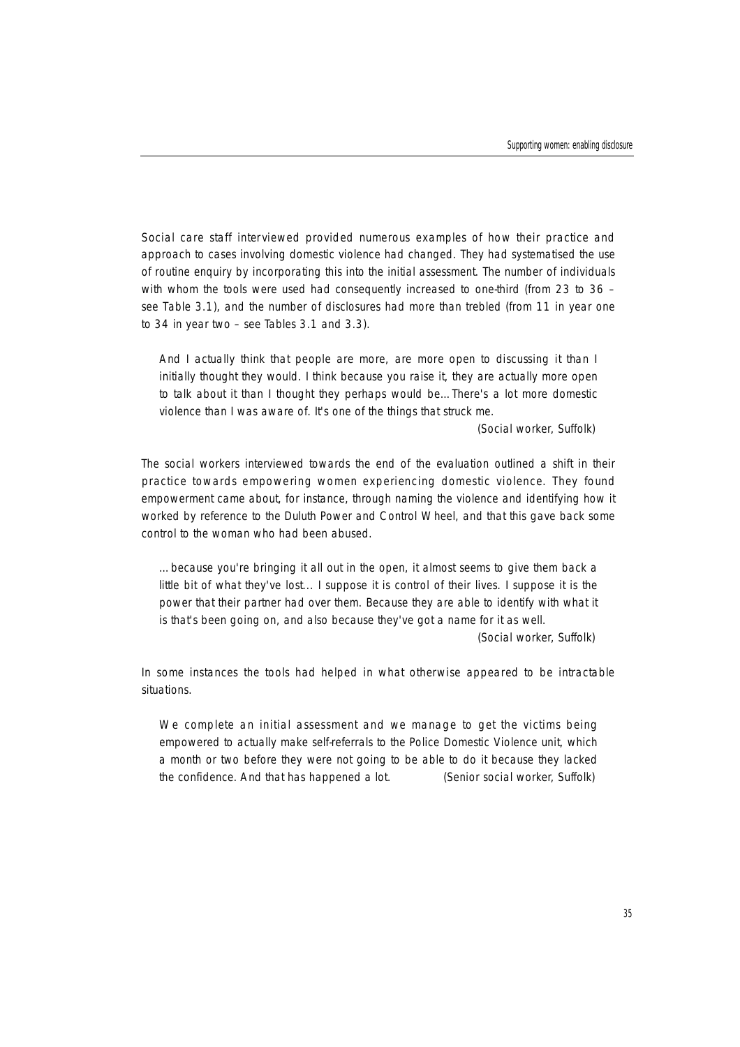Social care staff interviewed provided numerous examples of how their practice and approach to cases involving domestic violence had changed. They had systematised the use of routine enquiry by incorporating this into the initial assessment. The number of individuals with whom the tools were used had consequently increased to one-third (from 23 to 36 – see Table 3.1), and the number of disclosures had more than trebled (from 11 in year one to 34 in year two – see Tables 3.1 and 3.3).

> And I actually think that people are more, are more open to discussing it than I initially thought they would. I think because you raise it, they are actually more open to talk about it than I thought they perhaps would be... There's a lot more domestic violence than I was aware of. It's one of the things that struck me.
>
> (Social worker, Suffolk)

The social workers interviewed towards the end of the evaluation outlined a shift in their practice towards empowering women experiencing domestic violence. They found empowerment came about, for instance, through naming the violence and identifying how it worked by reference to the Duluth Power and Control Wheel, and that this gave back some control to the woman who had been abused.

> ... because you're bringing it all out in the open, it almost seems to give them back a little bit of what they've lost... I suppose it is control of their lives. I suppose it is the power that their partner had over them. Because they are able to identify with what it is that's been going on, and also because they've got a name for it as well.
>
> (Social worker, Suffolk)

In some instances the tools had helped in what otherwise appeared to be intractable situations.

> We complete an initial assessment and we manage to get the victims being empowered to actually make self-referrals to the Police Domestic Violence unit, which a month or two before they were not going to be able to do it because they lacked the confidence. And that has happened a lot. (Senior social worker, Suffolk)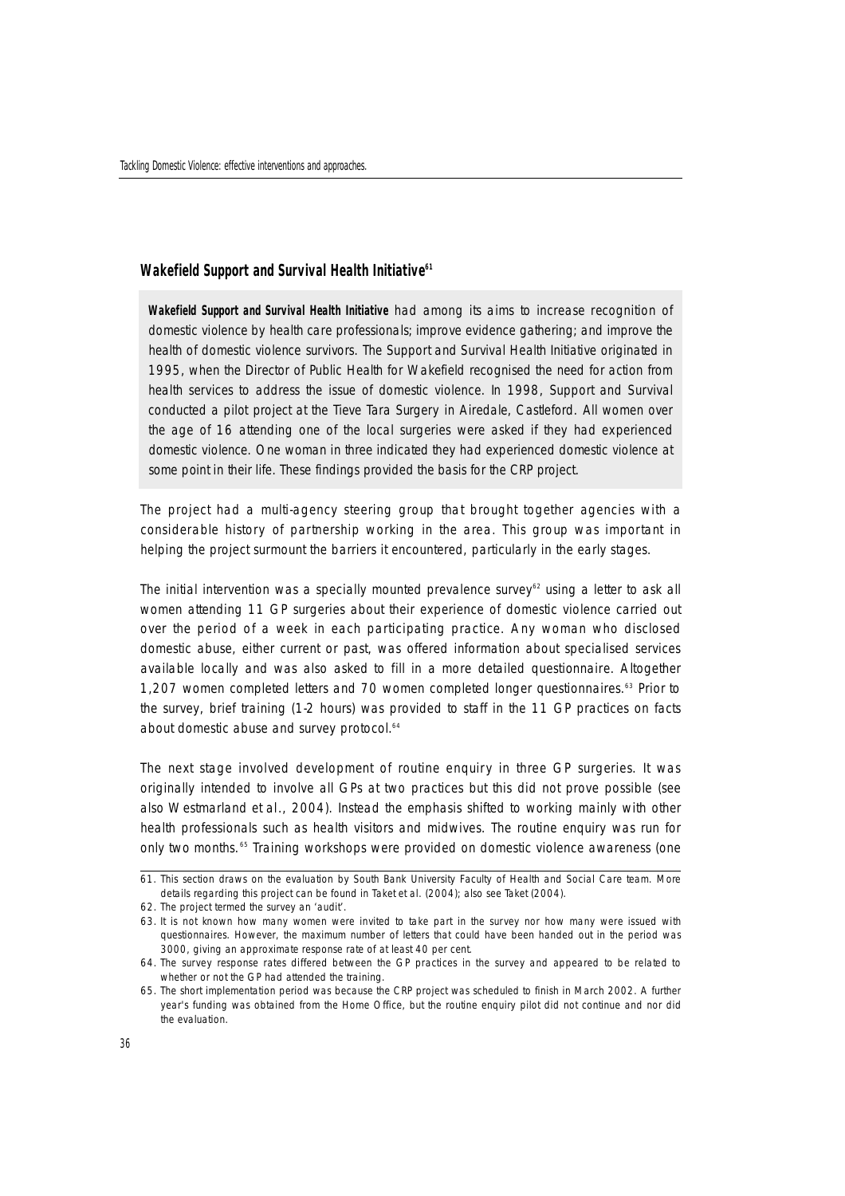## Wakefield Support and Survival Health Initiative[61]

**Wakefield Support and Survival Health Initiative** had among its aims to increase recognition of domestic violence by health care professionals; improve evidence gathering; and improve the health of domestic violence survivors. The Support and Survival Health Initiative originated in 1995, when the Director of Public Health for Wakefield recognised the need for action from health services to address the issue of domestic violence. In 1998, Support and Survival conducted a pilot project at the Tieve Tara Surgery in Airedale, Castleford. All women over the age of 16 attending one of the local surgeries were asked if they had experienced domestic violence. One woman in three indicated they had experienced domestic violence at some point in their life. These findings provided the basis for the CRP project.

The project had a multi-agency steering group that brought together agencies with a considerable history of partnership working in the area. This group was important in helping the project surmount the barriers it encountered, particularly in the early stages.

The initial intervention was a specially mounted prevalence survey[62] using a letter to ask all women attending 11 GP surgeries about their experience of domestic violence carried out over the period of a week in each participating practice. Any woman who disclosed domestic abuse, either current or past, was offered information about specialised services available locally and was also asked to fill in a more detailed questionnaire. Altogether 1,207 women completed letters and 70 women completed longer questionnaires.[63] Prior to the survey, brief training (1-2 hours) was provided to staff in the 11 GP practices on facts about domestic abuse and survey protocol.[64]

The next stage involved development of routine enquiry in three GP surgeries. It was originally intended to involve all GPs at two practices but this did not prove possible (see also Westmarland et al., 2004). Instead the emphasis shifted to working mainly with other health professionals such as health visitors and midwives. The routine enquiry was run for only two months.[65] Training workshops were provided on domestic violence awareness (one

---

61. This section draws on the evaluation by South Bank University Faculty of Health and Social Care team. More details regarding this project can be found in Taket et al. (2004); also see Taket (2004).

62. The project termed the survey an 'audit'.

63. It is not known how many women were invited to take part in the survey nor how many were issued with questionnaires. However, the maximum number of letters that could have been handed out in the period was 3000, giving an approximate response rate of at least 40 per cent.

64. The survey response rates differed between the GP practices in the survey and appeared to be related to whether or not the GP had attended the training.

65. The short implementation period was because the CRP project was scheduled to finish in March 2002. A further year's funding was obtained from the Home Office, but the routine enquiry pilot did not continue and nor did the evaluation.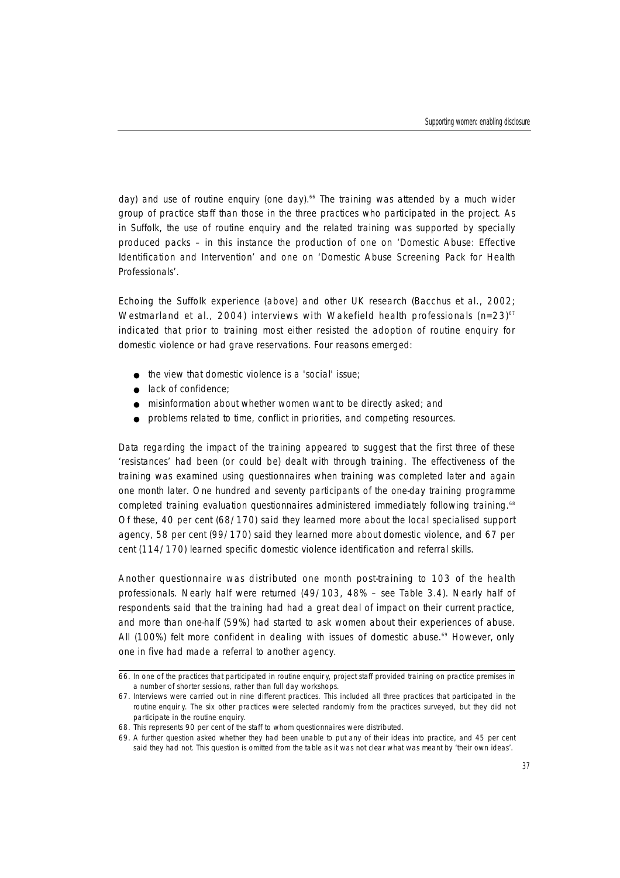day) and use of routine enquiry (one day).[66] The training was attended by a much wider group of practice staff than those in the three practices who participated in the project. As in Suffolk, the use of routine enquiry and the related training was supported by specially produced packs – in this instance the production of one on 'Domestic Abuse: Effective Identification and Intervention' and one on 'Domestic Abuse Screening Pack for Health Professionals'.

Echoing the Suffolk experience (above) and other UK research (Bacchus et al., 2002; Westmarland et al., 2004) interviews with Wakefield health professionals (n=23)[67] indicated that prior to training most either resisted the adoption of routine enquiry for domestic violence or had grave reservations. Four reasons emerged:

- the view that domestic violence is a 'social' issue;
- lack of confidence;
- misinformation about whether women want to be directly asked; and
- problems related to time, conflict in priorities, and competing resources.

Data regarding the impact of the training appeared to suggest that the first three of these 'resistances' had been (or could be) dealt with through training. The effectiveness of the training was examined using questionnaires when training was completed later and again one month later. One hundred and seventy participants of the one-day training programme completed training evaluation questionnaires administered immediately following training.[68] Of these, 40 per cent (68/170) said they learned more about the local specialised support agency, 58 per cent (99/170) said they learned more about domestic violence, and 67 per cent (114/170) learned specific domestic violence identification and referral skills.

Another questionnaire was distributed one month post-training to 103 of the health professionals. Nearly half were returned (49/103, 48% – see Table 3.4). Nearly half of respondents said that the training had had a great deal of impact on their current practice, and more than one-half (59%) had started to ask women about their experiences of abuse. All (100%) felt more confident in dealing with issues of domestic abuse.[69] However, only one in five had made a referral to another agency.

66. In one of the practices that participated in routine enquiry, project staff provided training on practice premises in a number of shorter sessions, rather than full day workshops.

67. Interviews were carried out in nine different practices. This included all three practices that participated in the routine enquiry. The six other practices were selected randomly from the practices surveyed, but they did not participate in the routine enquiry.

68. This represents 90 per cent of the staff to whom questionnaires were distributed.

69. A further question asked whether they had been unable to put any of their ideas into practice, and 45 per cent said they had not. This question is omitted from the table as it was not clear what was meant by 'their own ideas'.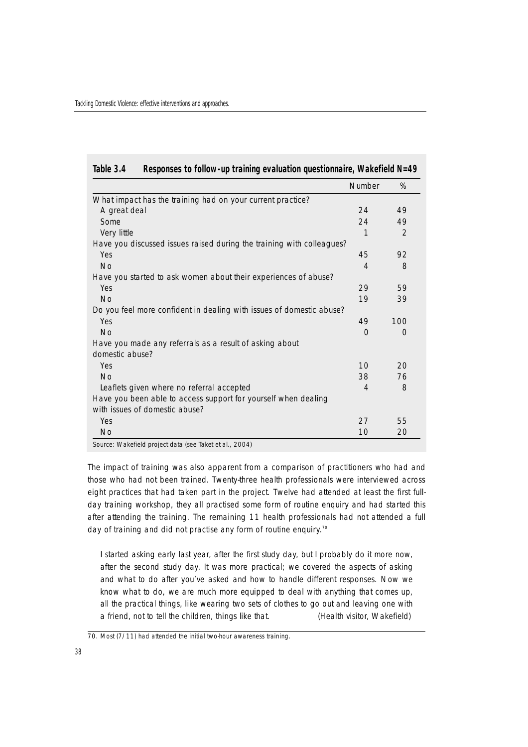**Table 3.4 Responses to follow-up training evaluation questionnaire, Wakefield N=49**

| | Number | % |
|---|---|---|
| What impact has the training had on your current practice? | | |
| A great deal | 24 | 49 |
| Some | 24 | 49 |
| Very little | 1 | 2 |
| Have you discussed issues raised during the training with colleagues? | | |
| Yes | 45 | 92 |
| No | 4 | 8 |
| Have you started to ask women about their experiences of abuse? | | |
| Yes | 29 | 59 |
| No | 19 | 39 |
| Do you feel more confident in dealing with issues of domestic abuse? | | |
| Yes | 49 | 100 |
| No | 0 | 0 |
| Have you made any referrals as a result of asking about domestic abuse? | | |
| Yes | 10 | 20 |
| No | 38 | 76 |
| Leaflets given where no referral accepted | 4 | 8 |
| Have you been able to access support for yourself when dealing with issues of domestic abuse? | | |
| Yes | 27 | 55 |
| No | 10 | 20 |

Source: Wakefield project data (see Taket et al., 2004)

The impact of training was also apparent from a comparison of practitioners who had and those who had not been trained. Twenty-three health professionals were interviewed across eight practices that had taken part in the project. Twelve had attended at least the first full-day training workshop, they all practised some form of routine enquiry and had started this after attending the training. The remaining 11 health professionals had not attended a full day of training and did not practise any form of routine enquiry.[70]

> I started asking early last year, after the first study day, but I probably do it more now, after the second study day. It was more practical; we covered the aspects of asking and what to do after you've asked and how to handle different responses. Now we know what to do, we are much more equipped to deal with anything that comes up, all the practical things, like wearing two sets of clothes to go out and leaving one with a friend, not to tell the children, things like that. (Health visitor, Wakefield)

70. Most (7/11) had attended the initial two-hour awareness training.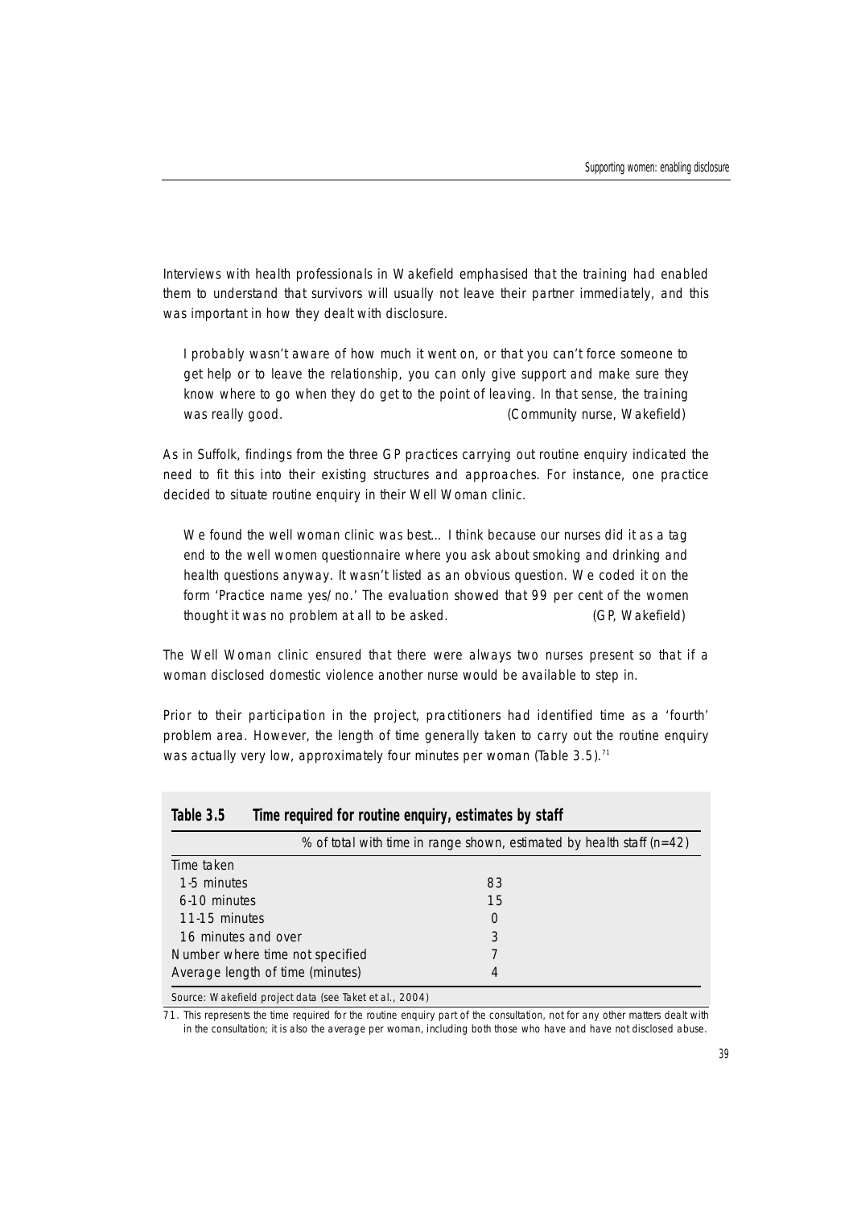Interviews with health professionals in Wakefield emphasised that the training had enabled them to understand that survivors will usually not leave their partner immediately, and this was important in how they dealt with disclosure.

> I probably wasn't aware of how much it went on, or that you can't force someone to get help or to leave the relationship, you can only give support and make sure they know where to go when they do get to the point of leaving. In that sense, the training was really good. (Community nurse, Wakefield)

As in Suffolk, findings from the three GP practices carrying out routine enquiry indicated the need to fit this into their existing structures and approaches. For instance, one practice decided to situate routine enquiry in their Well Woman clinic.

> We found the well woman clinic was best... I think because our nurses did it as a tag end to the well women questionnaire where you ask about smoking and drinking and health questions anyway. It wasn't listed as an obvious question. We coded it on the form 'Practice name yes/no.' The evaluation showed that 99 per cent of the women thought it was no problem at all to be asked. (GP, Wakefield)

The Well Woman clinic ensured that there were always two nurses present so that if a woman disclosed domestic violence another nurse would be available to step in.

Prior to their participation in the project, practitioners had identified time as a 'fourth' problem area. However, the length of time generally taken to carry out the routine enquiry was actually very low, approximately four minutes per woman (Table 3.5).[71]

**Table 3.5 Time required for routine enquiry, estimates by staff**

| | % of total with time in range shown, estimated by health staff (n=42) |
|---|---|
| Time taken | |
| 1-5 minutes | 83 |
| 6-10 minutes | 15 |
| 11-15 minutes | 0 |
| 16 minutes and over | 3 |
| Number where time not specified | 7 |
| Average length of time (minutes) | 4 |

Source: Wakefield project data (see Taket et al., 2004)

71. This represents the time required for the routine enquiry part of the consultation, not for any other matters dealt with in the consultation; it is also the average per woman, including both those who have and have not disclosed abuse.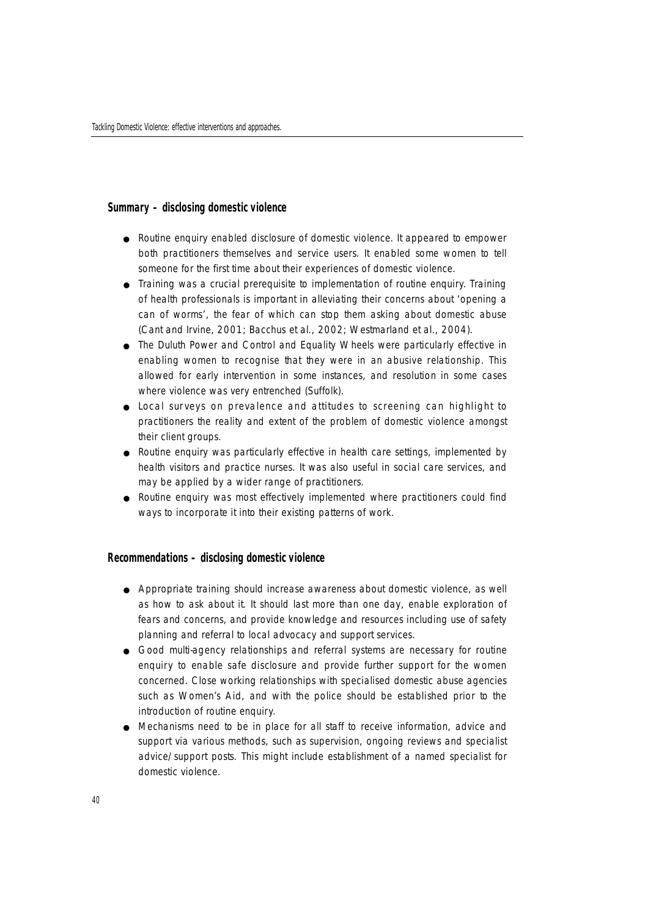## Summary – disclosing domestic violence

- Routine enquiry enabled disclosure of domestic violence. It appeared to empower both practitioners themselves and service users. It enabled some women to tell someone for the first time about their experiences of domestic violence.
- Training was a crucial prerequisite to implementation of routine enquiry. Training of health professionals is important in alleviating their concerns about 'opening a can of worms', the fear of which can stop them asking about domestic abuse (Cant and Irvine, 2001; Bacchus et al., 2002; Westmarland et al., 2004).
- The Duluth Power and Control and Equality Wheels were particularly effective in enabling women to recognise that they were in an abusive relationship. This allowed for early intervention in some instances, and resolution in some cases where violence was very entrenched (Suffolk).
- Local surveys on prevalence and attitudes to screening can highlight to practitioners the reality and extent of the problem of domestic violence amongst their client groups.
- Routine enquiry was particularly effective in health care settings, implemented by health visitors and practice nurses. It was also useful in social care services, and may be applied by a wider range of practitioners.
- Routine enquiry was most effectively implemented where practitioners could find ways to incorporate it into their existing patterns of work.

## Recommendations – disclosing domestic violence

- Appropriate training should increase awareness about domestic violence, as well as how to ask about it. It should last more than one day, enable exploration of fears and concerns, and provide knowledge and resources including use of safety planning and referral to local advocacy and support services.
- Good multi-agency relationships and referral systems are necessary for routine enquiry to enable safe disclosure and provide further support for the women concerned. Close working relationships with specialised domestic abuse agencies such as Women's Aid, and with the police should be established prior to the introduction of routine enquiry.
- Mechanisms need to be in place for all staff to receive information, advice and support via various methods, such as supervision, ongoing reviews and specialist advice/support posts. This might include establishment of a named specialist for domestic violence.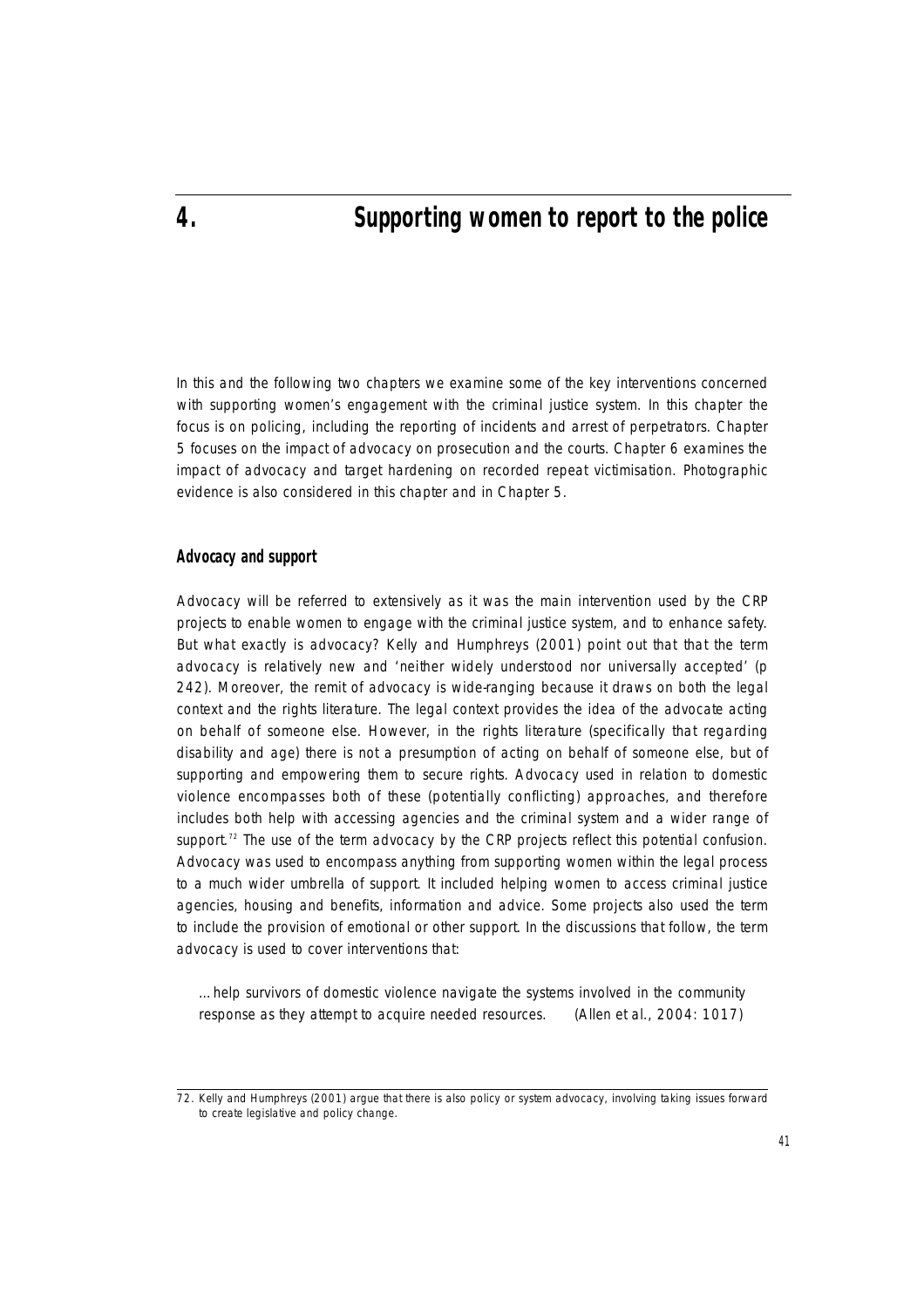# 4. Supporting women to report to the police

In this and the following two chapters we examine some of the key interventions concerned with supporting women's engagement with the criminal justice system. In this chapter the focus is on policing, including the reporting of incidents and arrest of perpetrators. Chapter 5 focuses on the impact of advocacy on prosecution and the courts. Chapter 6 examines the impact of advocacy and target hardening on recorded repeat victimisation. Photographic evidence is also considered in this chapter and in Chapter 5.

## Advocacy and support

Advocacy will be referred to extensively as it was the main intervention used by the CRP projects to enable women to engage with the criminal justice system, and to enhance safety. But what exactly is advocacy? Kelly and Humphreys (2001) point out that that the term advocacy is relatively new and 'neither widely understood nor universally accepted' (p 242). Moreover, the remit of advocacy is wide-ranging because it draws on both the legal context and the rights literature. The legal context provides the idea of the advocate acting on behalf of someone else. However, in the rights literature (specifically that regarding disability and age) there is not a presumption of acting on behalf of someone else, but of supporting and empowering them to secure rights. Advocacy used in relation to domestic violence encompasses both of these (potentially conflicting) approaches, and therefore includes both help with accessing agencies and the criminal system and a wider range of support.[72] The use of the term advocacy by the CRP projects reflect this potential confusion. Advocacy was used to encompass anything from supporting women within the legal process to a much wider umbrella of support. It included helping women to access criminal justice agencies, housing and benefits, information and advice. Some projects also used the term to include the provision of emotional or other support. In the discussions that follow, the term advocacy is used to cover interventions that:

> ...help survivors of domestic violence navigate the systems involved in the community response as they attempt to acquire needed resources. (Allen et al., 2004: 1017)

72. Kelly and Humphreys (2001) argue that there is also policy or system advocacy, involving taking issues forward to create legislative and policy change.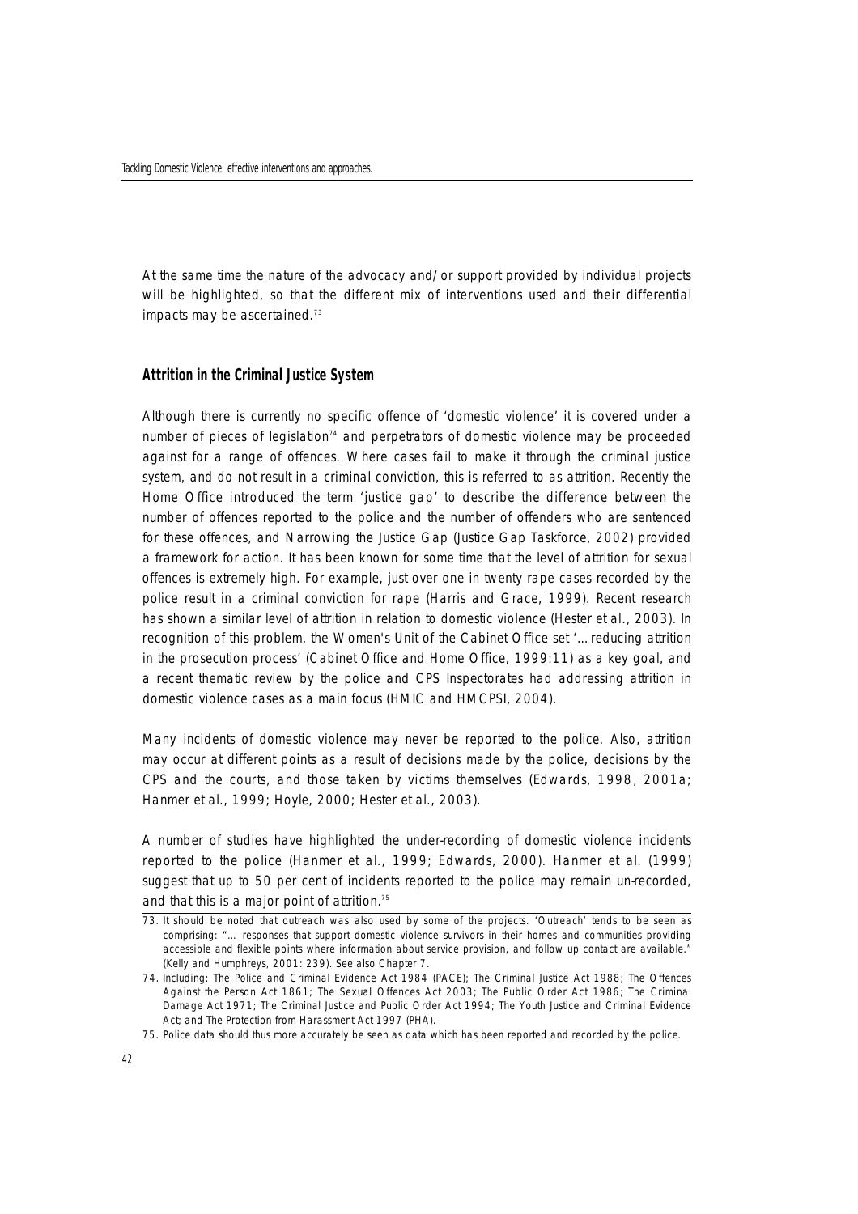At the same time the nature of the advocacy and/or support provided by individual projects will be highlighted, so that the different mix of interventions used and their differential impacts may be ascertained.[73]

## Attrition in the Criminal Justice System

Although there is currently no specific offence of 'domestic violence' it is covered under a number of pieces of legislation[74] and perpetrators of domestic violence may be proceeded against for a range of offences. Where cases fail to make it through the criminal justice system, and do not result in a criminal conviction, this is referred to as attrition. Recently the Home Office introduced the term 'justice gap' to describe the difference between the number of offences reported to the police and the number of offenders who are sentenced for these offences, and Narrowing the Justice Gap (Justice Gap Taskforce, 2002) provided a framework for action. It has been known for some time that the level of attrition for sexual offences is extremely high. For example, just over one in twenty rape cases recorded by the police result in a criminal conviction for rape (Harris and Grace, 1999). Recent research has shown a similar level of attrition in relation to domestic violence (Hester et al., 2003). In recognition of this problem, the Women's Unit of the Cabinet Office set '...reducing attrition in the prosecution process' (Cabinet Office and Home Office, 1999:11) as a key goal, and a recent thematic review by the police and CPS Inspectorates had addressing attrition in domestic violence cases as a main focus (HMIC and HMCPSI, 2004).

Many incidents of domestic violence may never be reported to the police. Also, attrition may occur at different points as a result of decisions made by the police, decisions by the CPS and the courts, and those taken by victims themselves (Edwards, 1998, 2001a; Hanmer et al., 1999; Hoyle, 2000; Hester et al., 2003).

A number of studies have highlighted the under-recording of domestic violence incidents reported to the police (Hanmer et al., 1999; Edwards, 2000). Hanmer et al. (1999) suggest that up to 50 per cent of incidents reported to the police may remain un-recorded, and that this is a major point of attrition.[75]

73. It should be noted that outreach was also used by some of the projects. 'Outreach' tends to be seen as comprising: "... responses that support domestic violence survivors in their homes and communities providing accessible and flexible points where information about service provision, and follow up contact are available." (Kelly and Humphreys, 2001: 239). See also Chapter 7.

74. Including: The Police and Criminal Evidence Act 1984 (PACE); The Criminal Justice Act 1988; The Offences Against the Person Act 1861; The Sexual Offences Act 2003; The Public Order Act 1986; The Criminal Damage Act 1971; The Criminal Justice and Public Order Act 1994; The Youth Justice and Criminal Evidence Act; and The Protection from Harassment Act 1997 (PHA).

75. Police data should thus more accurately be seen as data which has been reported and recorded by the police.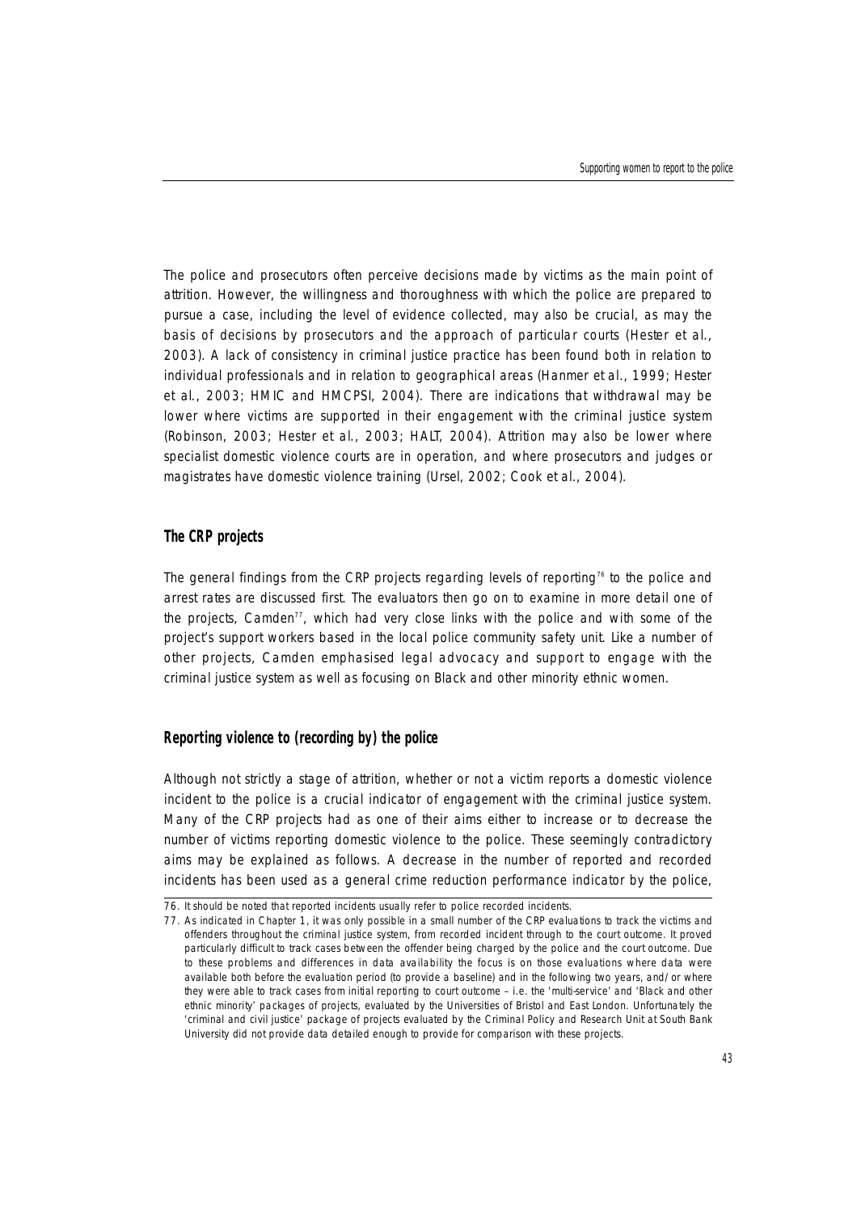The police and prosecutors often perceive decisions made by victims as the main point of attrition. However, the willingness and thoroughness with which the police are prepared to pursue a case, including the level of evidence collected, may also be crucial, as may the basis of decisions by prosecutors and the approach of particular courts (Hester et al., 2003). A lack of consistency in criminal justice practice has been found both in relation to individual professionals and in relation to geographical areas (Hanmer et al., 1999; Hester et al., 2003; HMIC and HMCPSI, 2004). There are indications that withdrawal may be lower where victims are supported in their engagement with the criminal justice system (Robinson, 2003; Hester et al., 2003; HALT, 2004). Attrition may also be lower where specialist domestic violence courts are in operation, and where prosecutors and judges or magistrates have domestic violence training (Ursel, 2002; Cook et al., 2004).

## The CRP projects

The general findings from the CRP projects regarding levels of reporting[76] to the police and arrest rates are discussed first. The evaluators then go on to examine in more detail one of the projects, Camden[77], which had very close links with the police and with some of the project's support workers based in the local police community safety unit. Like a number of other projects, Camden emphasised legal advocacy and support to engage with the criminal justice system as well as focusing on Black and other minority ethnic women.

## Reporting violence to (recording by) the police

Although not strictly a stage of attrition, whether or not a victim reports a domestic violence incident to the police is a crucial indicator of engagement with the criminal justice system. Many of the CRP projects had as one of their aims either to increase or to decrease the number of victims reporting domestic violence to the police. These seemingly contradictory aims may be explained as follows. A decrease in the number of reported and recorded incidents has been used as a general crime reduction performance indicator by the police,

---

76. It should be noted that reported incidents usually refer to police recorded incidents.

77. As indicated in Chapter 1, it was only possible in a small number of the CRP evaluations to track the victims and offenders throughout the criminal justice system, from recorded incident through to the court outcome. It proved particularly difficult to track cases between the offender being charged by the police and the court outcome. Due to these problems and differences in data availability the focus is on those evaluations where data were available both before the evaluation period (to provide a baseline) and in the following two years, and/or where they were able to track cases from initial reporting to court outcome – i.e. the 'multi-service' and 'Black and other ethnic minority' packages of projects, evaluated by the Universities of Bristol and East London. Unfortunately the 'criminal and civil justice' package of projects evaluated by the Criminal Policy and Research Unit at South Bank University did not provide data detailed enough to provide for comparison with these projects.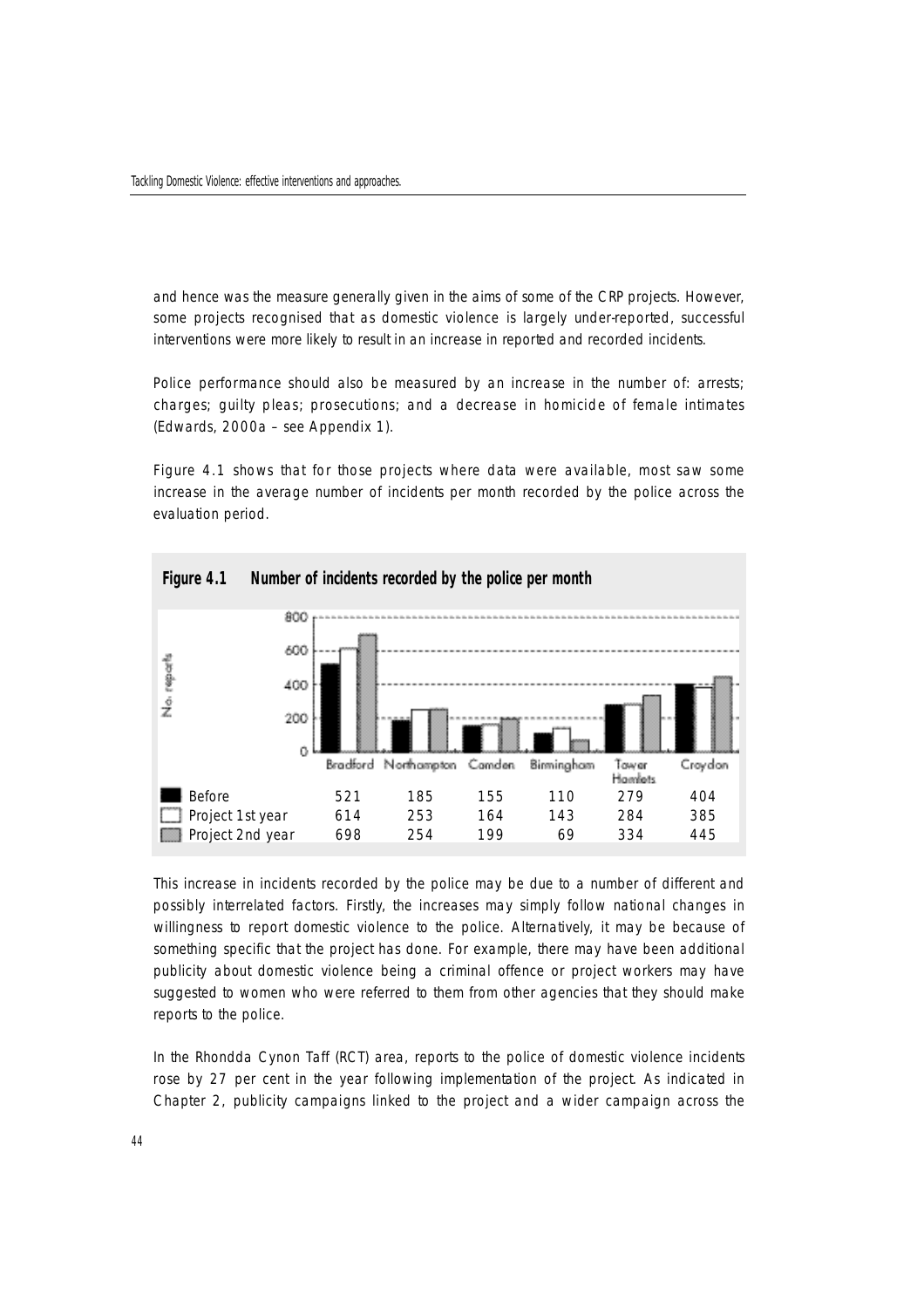and hence was the measure generally given in the aims of some of the CRP projects. However, some projects recognised that as domestic violence is largely under-reported, successful interventions were more likely to result in an increase in reported and recorded incidents.

Police performance should also be measured by an increase in the number of: arrests; charges; guilty pleas; prosecutions; and a decrease in homicide of female intimates (Edwards, 2000a – see Appendix 1).

Figure 4.1 shows that for those projects where data were available, most saw some increase in the average number of incidents per month recorded by the police across the evaluation period.

**Figure 4.1 Number of incidents recorded by the police per month**

No. reports

800
600
400
200
0

Bradford Northampton Camden Birmingham Tower Hamlets Croydon

Before 521 185 155 110 279 404
Project 1st year 614 253 164 143 284 385
Project 2nd year 698 254 199 69 334 445

This increase in incidents recorded by the police may be due to a number of different and possibly interrelated factors. Firstly, the increases may simply follow national changes in willingness to report domestic violence to the police. Alternatively, it may be because of something specific that the project has done. For example, there may have been additional publicity about domestic violence being a criminal offence or project workers may have suggested to women who were referred to them from other agencies that they should make reports to the police.

In the Rhondda Cynon Taff (RCT) area, reports to the police of domestic violence incidents rose by 27 per cent in the year following implementation of the project. As indicated in Chapter 2, publicity campaigns linked to the project and a wider campaign across the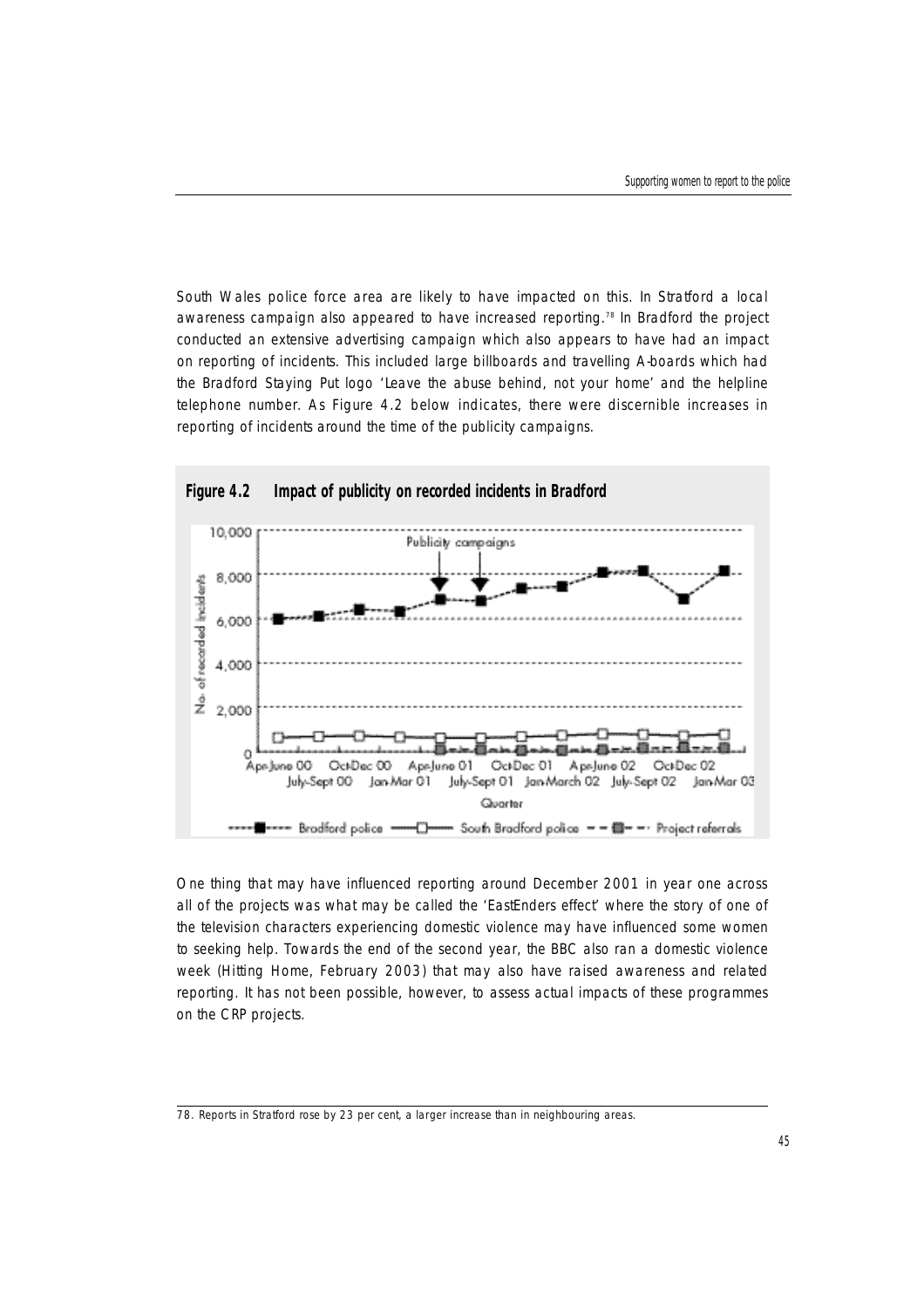South Wales police force area are likely to have impacted on this. In Stratford a local awareness campaign also appeared to have increased reporting.[78] In Bradford the project conducted an extensive advertising campaign which also appears to have had an impact on reporting of incidents. This included large billboards and travelling A-boards which had the Bradford Staying Put logo 'Leave the abuse behind, not your home' and the helpline telephone number. As Figure 4.2 below indicates, there were discernible increases in reporting of incidents around the time of the publicity campaigns.

**Figure 4.2 Impact of publicity on recorded incidents in Bradford**

Publicity campaigns

No. of recorded incidents

10,000
8,000
6,000
4,000
2,000
0

Apr-June 00, July-Sept 00, Oct-Dec 00, Jan-Mar 01, Apr-June 01, July-Sept 01, Oct-Dec 01, Jan-March 02, Apr-June 02, July-Sept 02, Oct-Dec 02, Jan-Mar 03

Quarter

Bradford police — South Bradford police — Project referrals

One thing that may have influenced reporting around December 2001 in year one across all of the projects was what may be called the 'EastEnders effect' where the story of one of the television characters experiencing domestic violence may have influenced some women to seeking help. Towards the end of the second year, the BBC also ran a domestic violence week (Hitting Home, February 2003) that may also have raised awareness and related reporting. It has not been possible, however, to assess actual impacts of these programmes on the CRP projects.

78. Reports in Stratford rose by 23 per cent, a larger increase than in neighbouring areas.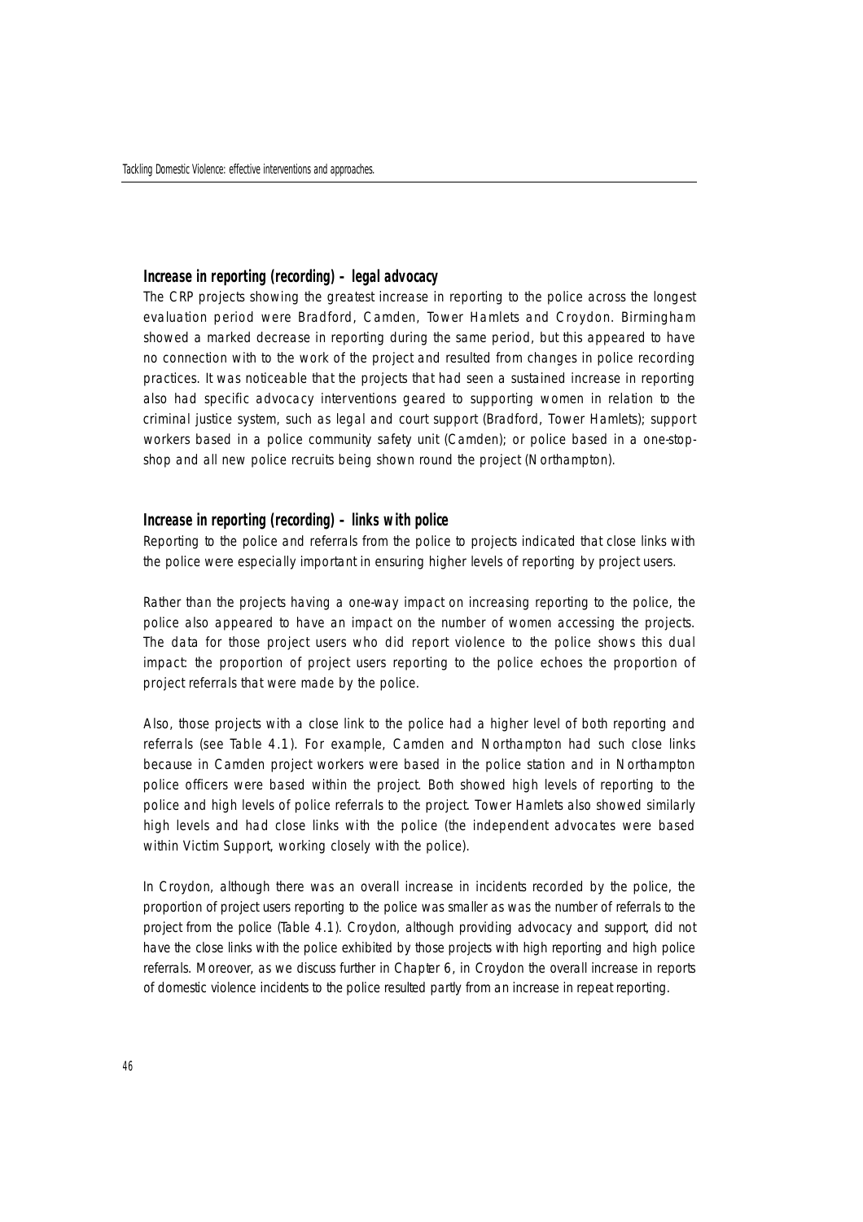### Increase in reporting (recording) – legal advocacy

The CRP projects showing the greatest increase in reporting to the police across the longest evaluation period were Bradford, Camden, Tower Hamlets and Croydon. Birmingham showed a marked decrease in reporting during the same period, but this appeared to have no connection with to the work of the project and resulted from changes in police recording practices. It was noticeable that the projects that had seen a sustained increase in reporting also had specific advocacy interventions geared to supporting women in relation to the criminal justice system, such as legal and court support (Bradford, Tower Hamlets); support workers based in a police community safety unit (Camden); or police based in a one-stop-shop and all new police recruits being shown round the project (Northampton).

### Increase in reporting (recording) – links with police

Reporting to the police and referrals from the police to projects indicated that close links with the police were especially important in ensuring higher levels of reporting by project users.

Rather than the projects having a one-way impact on increasing reporting to the police, the police also appeared to have an impact on the number of women accessing the projects. The data for those project users who did report violence to the police shows this dual impact: the proportion of project users reporting to the police echoes the proportion of project referrals that were made by the police.

Also, those projects with a close link to the police had a higher level of both reporting and referrals (see Table 4.1). For example, Camden and Northampton had such close links because in Camden project workers were based in the police station and in Northampton police officers were based within the project. Both showed high levels of reporting to the police and high levels of police referrals to the project. Tower Hamlets also showed similarly high levels and had close links with the police (the independent advocates were based within Victim Support, working closely with the police).

In Croydon, although there was an overall increase in incidents recorded by the police, the proportion of project users reporting to the police was smaller as was the number of referrals to the project from the police (Table 4.1). Croydon, although providing advocacy and support, did not have the close links with the police exhibited by those projects with high reporting and high police referrals. Moreover, as we discuss further in Chapter 6, in Croydon the overall increase in reports of domestic violence incidents to the police resulted partly from an increase in repeat reporting.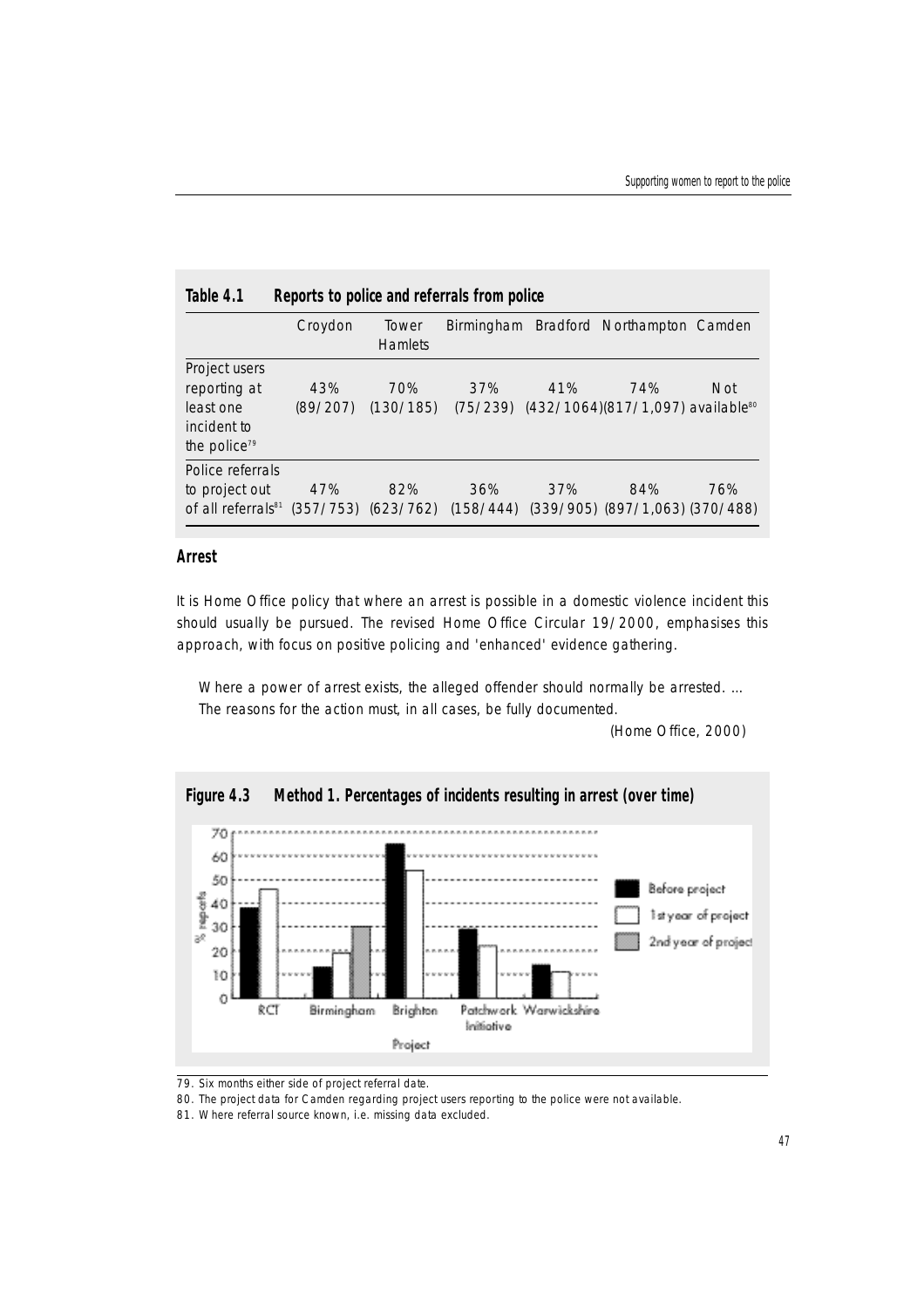**Table 4.1 Reports to police and referrals from police**

| | Croydon | Tower Hamlets | Birmingham | Bradford | Northampton | Camden |
|---|---|---|---|---|---|---|
| Project users reporting at least one incident to the police[79] | 43% (89/207) | 70% (130/185) | 37% (75/239) | 41% (432/1064) | 74% (817/1,097) | Not available[80] |
| Police referrals to project out of all referrals[81] | 47% (357/753) | 82% (623/762) | 36% (158/444) | 37% (339/905) | 84% (897/1,063) | 76% (370/488) |

## Arrest

It is Home Office policy that where an arrest is possible in a domestic violence incident this should usually be pursued. The revised Home Office Circular 19/2000, emphasises this approach, with focus on positive policing and 'enhanced' evidence gathering.

> Where a power of arrest exists, the alleged offender should normally be arrested. ... The reasons for the action must, in all cases, be fully documented.
>
> (Home Office, 2000)

**Figure 4.3 Method 1. Percentages of incidents resulting in arrest (over time)**

% reports
0
10
20
30
40
50
60
70

RCT
Birmingham
Brighton
Patchwork Initiative
Warwickshire

Project

Before project
1st year of project
2nd year of project

79. Six months either side of project referral date.

80. The project data for Camden regarding project users reporting to the police were not available.

81. Where referral source known, i.e. missing data excluded.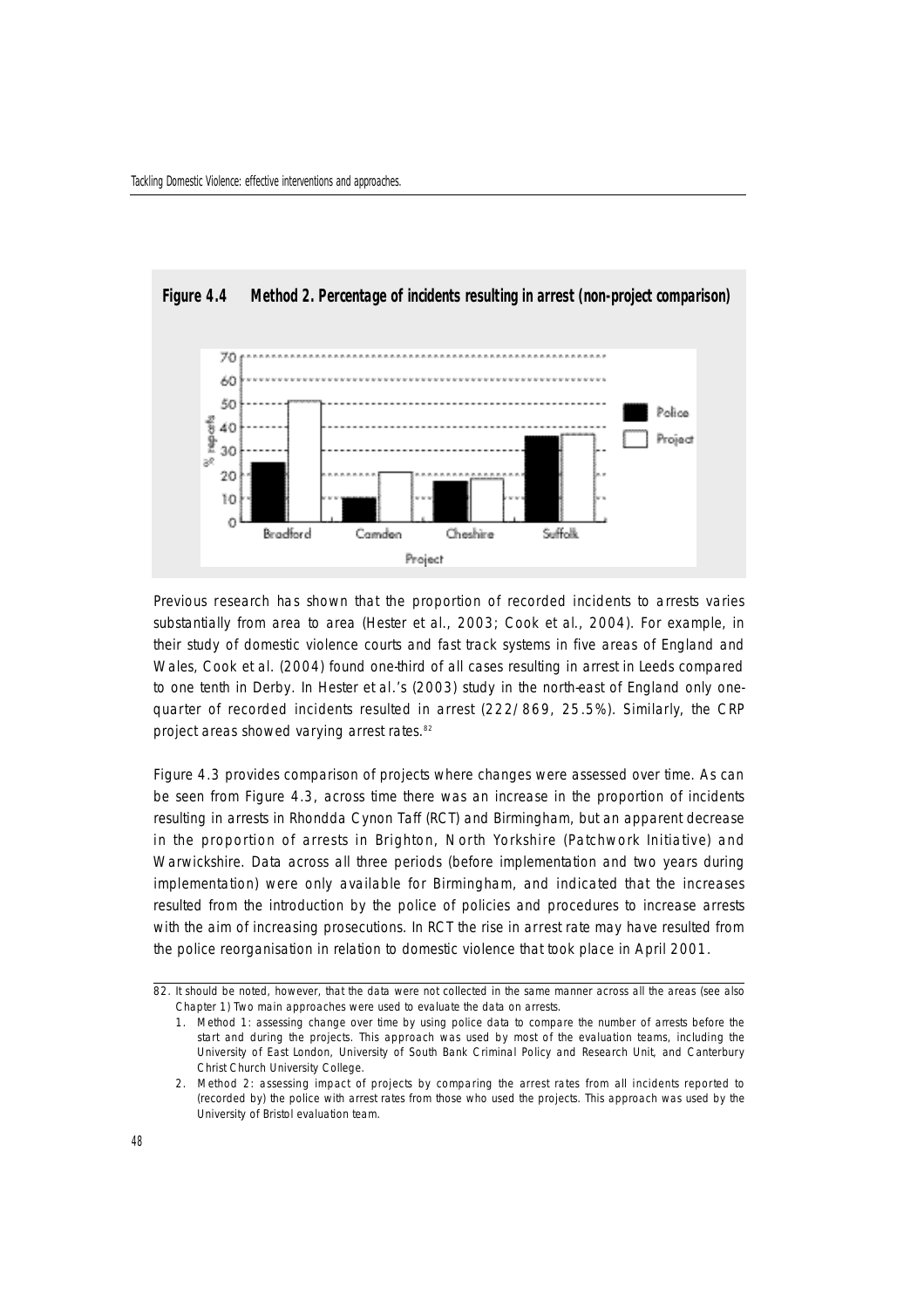**Figure 4.4 Method 2. Percentage of incidents resulting in arrest (non-project comparison)**

70
60
50
40
30
20
10
0
% reports
Bradford
Camden
Cheshire
Suffolk
Project
Police
Project

Previous research has shown that the proportion of recorded incidents to arrests varies substantially from area to area (Hester et al., 2003; Cook et al., 2004). For example, in their study of domestic violence courts and fast track systems in five areas of England and Wales, Cook et al. (2004) found one-third of all cases resulting in arrest in Leeds compared to one tenth in Derby. In Hester et al.'s (2003) study in the north-east of England only one-quarter of recorded incidents resulted in arrest (222/869, 25.5%). Similarly, the CRP project areas showed varying arrest rates.[82]

Figure 4.3 provides comparison of projects where changes were assessed over time. As can be seen from Figure 4.3, across time there was an increase in the proportion of incidents resulting in arrests in Rhondda Cynon Taff (RCT) and Birmingham, but an apparent decrease in the proportion of arrests in Brighton, North Yorkshire (Patchwork Initiative) and Warwickshire. Data across all three periods (before implementation and two years during implementation) were only available for Birmingham, and indicated that the increases resulted from the introduction by the police of policies and procedures to increase arrests with the aim of increasing prosecutions. In RCT the rise in arrest rate may have resulted from the police reorganisation in relation to domestic violence that took place in April 2001.

82. It should be noted, however, that the data were not collected in the same manner across all the areas (see also Chapter 1) Two main approaches were used to evaluate the data on arrests.

1. Method 1: assessing change over time by using police data to compare the number of arrests before the start and during the projects. This approach was used by most of the evaluation teams, including the University of East London, University of South Bank Criminal Policy and Research Unit, and Canterbury Christ Church University College.
2. Method 2: assessing impact of projects by comparing the arrest rates from all incidents reported to (recorded by) the police with arrest rates from those who used the projects. This approach was used by the University of Bristol evaluation team.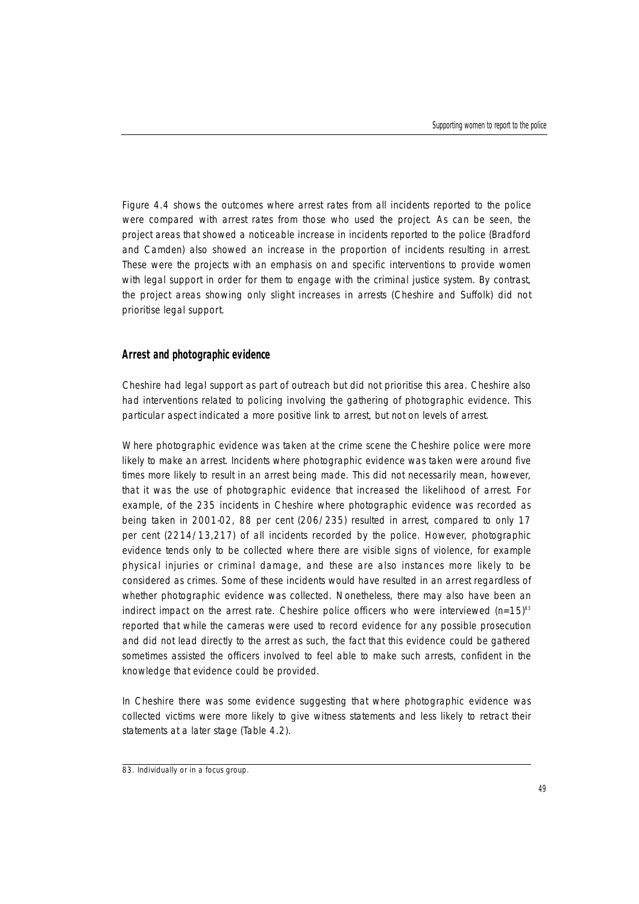Figure 4.4 shows the outcomes where arrest rates from all incidents reported to the police were compared with arrest rates from those who used the project. As can be seen, the project areas that showed a noticeable increase in incidents reported to the police (Bradford and Camden) also showed an increase in the proportion of incidents resulting in arrest. These were the projects with an emphasis on and specific interventions to provide women with legal support in order for them to engage with the criminal justice system. By contrast, the project areas showing only slight increases in arrests (Cheshire and Suffolk) did not prioritise legal support.

### Arrest and photographic evidence

Cheshire had legal support as part of outreach but did not prioritise this area. Cheshire also had interventions related to policing involving the gathering of photographic evidence. This particular aspect indicated a more positive link to arrest, but not on levels of arrest.

Where photographic evidence was taken at the crime scene the Cheshire police were more likely to make an arrest. Incidents where photographic evidence was taken were around five times more likely to result in an arrest being made. This did not necessarily mean, however, that it was the use of photographic evidence that increased the likelihood of arrest. For example, of the 235 incidents in Cheshire where photographic evidence was recorded as being taken in 2001-02, 88 per cent (206/235) resulted in arrest, compared to only 17 per cent (2214/13,217) of all incidents recorded by the police. However, photographic evidence tends only to be collected where there are visible signs of violence, for example physical injuries or criminal damage, and these are also instances more likely to be considered as crimes. Some of these incidents would have resulted in an arrest regardless of whether photographic evidence was collected. Nonetheless, there may also have been an indirect impact on the arrest rate. Cheshire police officers who were interviewed (n=15)[83] reported that while the cameras were used to record evidence for any possible prosecution and did not lead directly to the arrest as such, the fact that this evidence could be gathered sometimes assisted the officers involved to feel able to make such arrests, confident in the knowledge that evidence could be provided.

In Cheshire there was some evidence suggesting that where photographic evidence was collected victims were more likely to give witness statements and less likely to retract their statements at a later stage (Table 4.2).

83. Individually or in a focus group.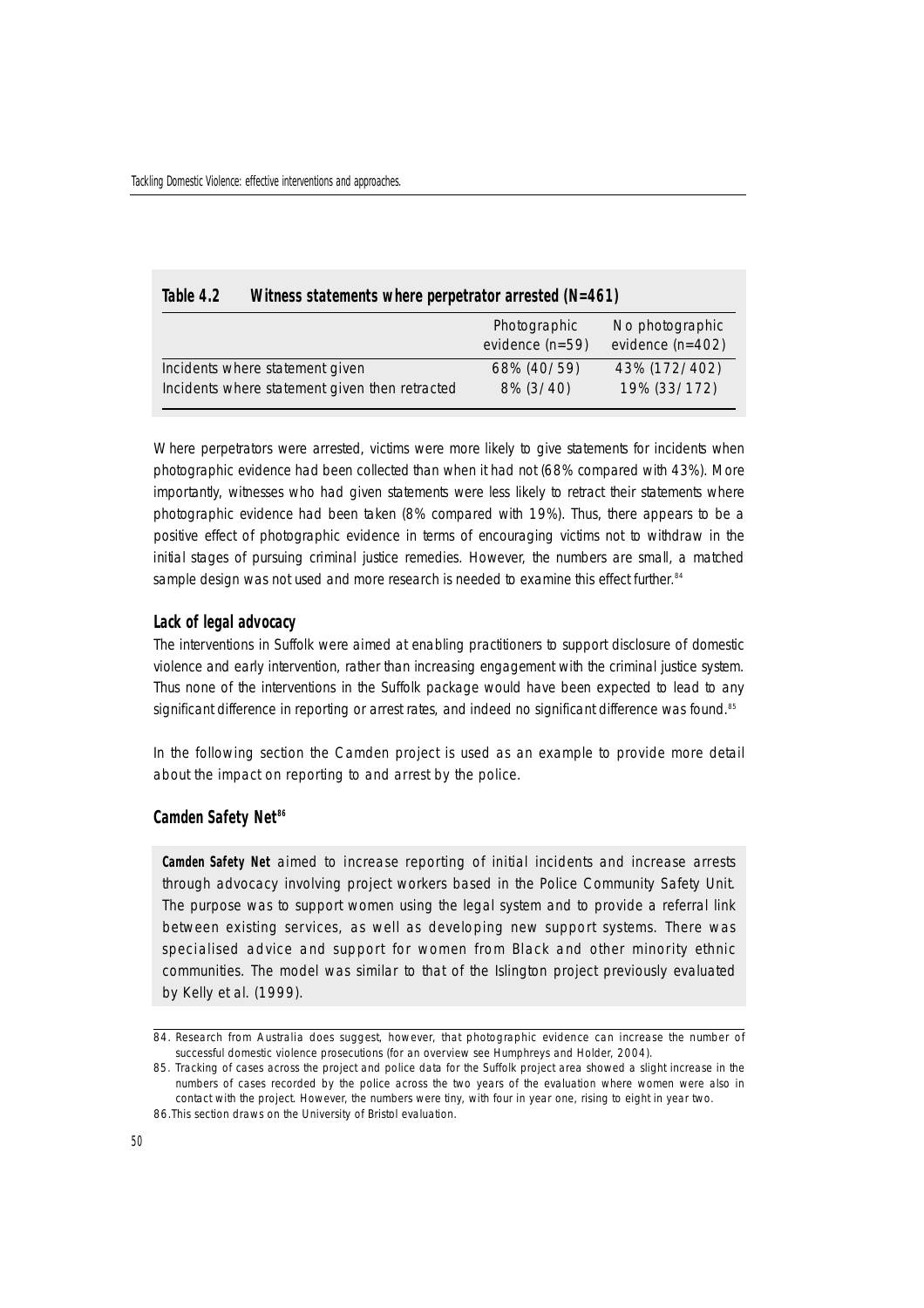**Table 4.2 Witness statements where perpetrator arrested (N=461)**

| | Photographic evidence (n=59) | No photographic evidence (n=402) |
|---|---|---|
| Incidents where statement given | 68% (40/59) | 43% (172/402) |
| Incidents where statement given then retracted | 8% (3/40) | 19% (33/172) |

Where perpetrators were arrested, victims were more likely to give statements for incidents when photographic evidence had been collected than when it had not (68% compared with 43%). More importantly, witnesses who had given statements were less likely to retract their statements where photographic evidence had been taken (8% compared with 19%). Thus, there appears to be a positive effect of photographic evidence in terms of encouraging victims not to withdraw in the initial stages of pursuing criminal justice remedies. However, the numbers are small, a matched sample design was not used and more research is needed to examine this effect further.[84]

### Lack of legal advocacy

The interventions in Suffolk were aimed at enabling practitioners to support disclosure of domestic violence and early intervention, rather than increasing engagement with the criminal justice system. Thus none of the interventions in the Suffolk package would have been expected to lead to any significant difference in reporting or arrest rates, and indeed no significant difference was found.[85]

In the following section the Camden project is used as an example to provide more detail about the impact on reporting to and arrest by the police.

### Camden Safety Net[86]

**Camden Safety Net** aimed to increase reporting of initial incidents and increase arrests through advocacy involving project workers based in the Police Community Safety Unit. The purpose was to support women using the legal system and to provide a referral link between existing services, as well as developing new support systems. There was specialised advice and support for women from Black and other minority ethnic communities. The model was similar to that of the Islington project previously evaluated by Kelly et al. (1999).

84. Research from Australia does suggest, however, that photographic evidence can increase the number of successful domestic violence prosecutions (for an overview see Humphreys and Holder, 2004).

85. Tracking of cases across the project and police data for the Suffolk project area showed a slight increase in the numbers of cases recorded by the police across the two years of the evaluation where women were also in contact with the project. However, the numbers were tiny, with four in year one, rising to eight in year two.

86. This section draws on the University of Bristol evaluation.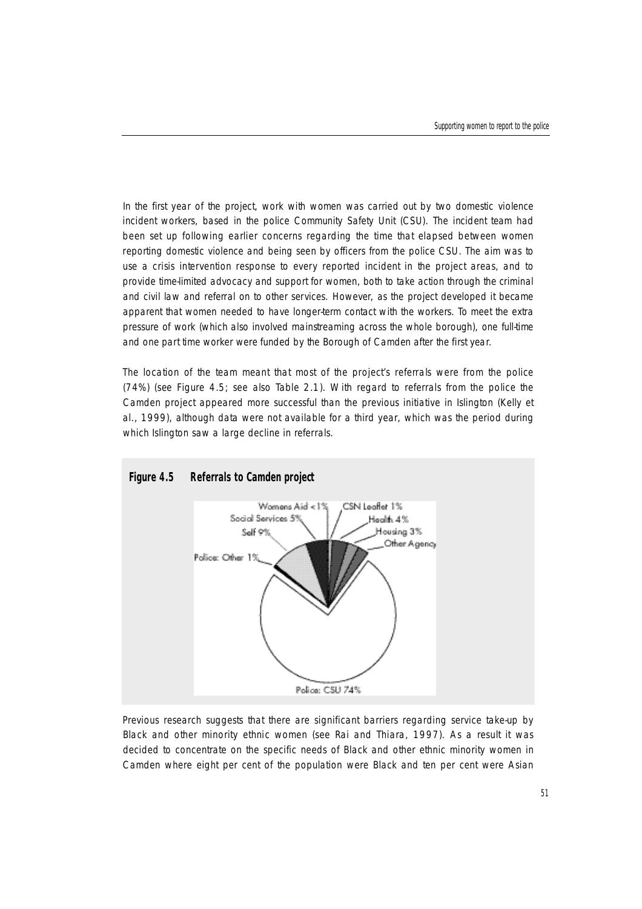In the first year of the project, work with women was carried out by two domestic violence incident workers, based in the police Community Safety Unit (CSU). The incident team had been set up following earlier concerns regarding the time that elapsed between women reporting domestic violence and being seen by officers from the police CSU. The aim was to use a crisis intervention response to every reported incident in the project areas, and to provide time-limited advocacy and support for women, both to take action through the criminal and civil law and referral on to other services. However, as the project developed it became apparent that women needed to have longer-term contact with the workers. To meet the extra pressure of work (which also involved mainstreaming across the whole borough), one full-time and one part time worker were funded by the Borough of Camden after the first year.

The location of the team meant that most of the project's referrals were from the police (74%) (see Figure 4.5; see also Table 2.1). With regard to referrals from the police the Camden project appeared more successful than the previous initiative in Islington (Kelly et al., 1999), although data were not available for a third year, which was the period during which Islington saw a large decline in referrals.

**Figure 4.5 Referrals to Camden project**

Womens Aid <1%
CSN Leaflet 1%
Social Services 5%
Health 4%
Self 9%
Housing 3%
Other Agency
Police: Other 1%
Police: CSU 74%

Previous research suggests that there are significant barriers regarding service take-up by Black and other minority ethnic women (see Rai and Thiara, 1997). As a result it was decided to concentrate on the specific needs of Black and other ethnic minority women in Camden where eight per cent of the population were Black and ten per cent were Asian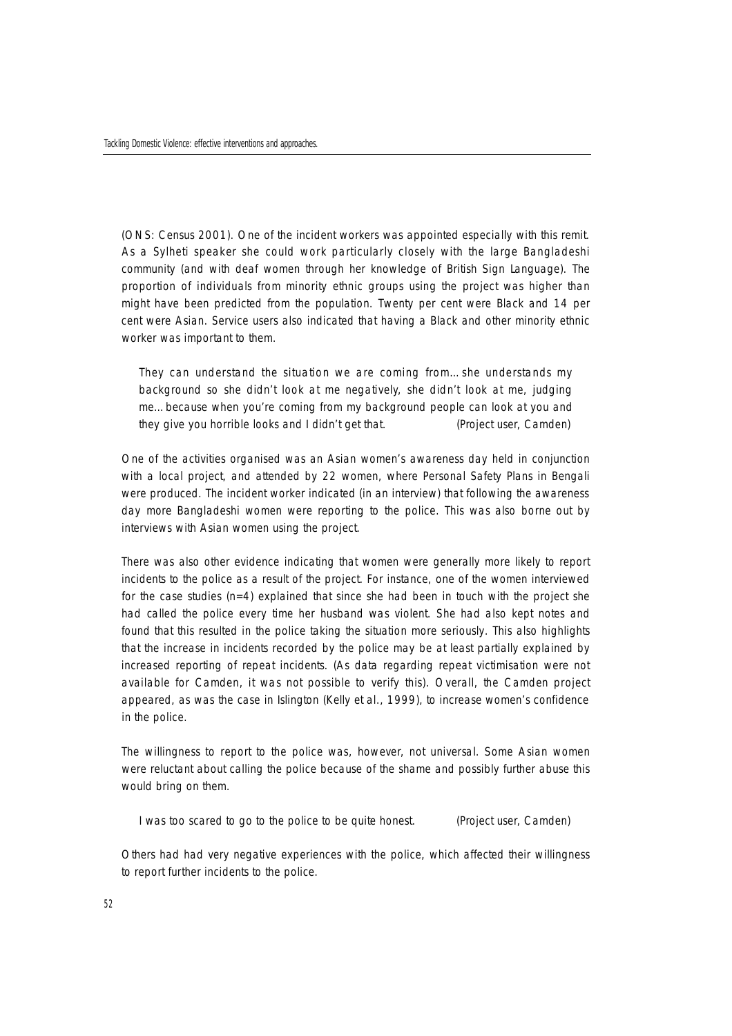(ONS: Census 2001). One of the incident workers was appointed especially with this remit. As a Sylheti speaker she could work particularly closely with the large Bangladeshi community (and with deaf women through her knowledge of British Sign Language). The proportion of individuals from minority ethnic groups using the project was higher than might have been predicted from the population. Twenty per cent were Black and 14 per cent were Asian. Service users also indicated that having a Black and other minority ethnic worker was important to them.

> They can understand the situation we are coming from…she understands my background so she didn't look at me negatively, she didn't look at me, judging me…because when you're coming from my background people can look at you and they give you horrible looks and I didn't get that. (Project user, Camden)

One of the activities organised was an Asian women's awareness day held in conjunction with a local project, and attended by 22 women, where Personal Safety Plans in Bengali were produced. The incident worker indicated (in an interview) that following the awareness day more Bangladeshi women were reporting to the police. This was also borne out by interviews with Asian women using the project.

There was also other evidence indicating that women were generally more likely to report incidents to the police as a result of the project. For instance, one of the women interviewed for the case studies (n=4) explained that since she had been in touch with the project she had called the police every time her husband was violent. She had also kept notes and found that this resulted in the police taking the situation more seriously. This also highlights that the increase in incidents recorded by the police may be at least partially explained by increased reporting of repeat incidents. (As data regarding repeat victimisation were not available for Camden, it was not possible to verify this). Overall, the Camden project appeared, as was the case in Islington (Kelly et al., 1999), to increase women's confidence in the police.

The willingness to report to the police was, however, not universal. Some Asian women were reluctant about calling the police because of the shame and possibly further abuse this would bring on them.

> I was too scared to go to the police to be quite honest. (Project user, Camden)

Others had had very negative experiences with the police, which affected their willingness to report further incidents to the police.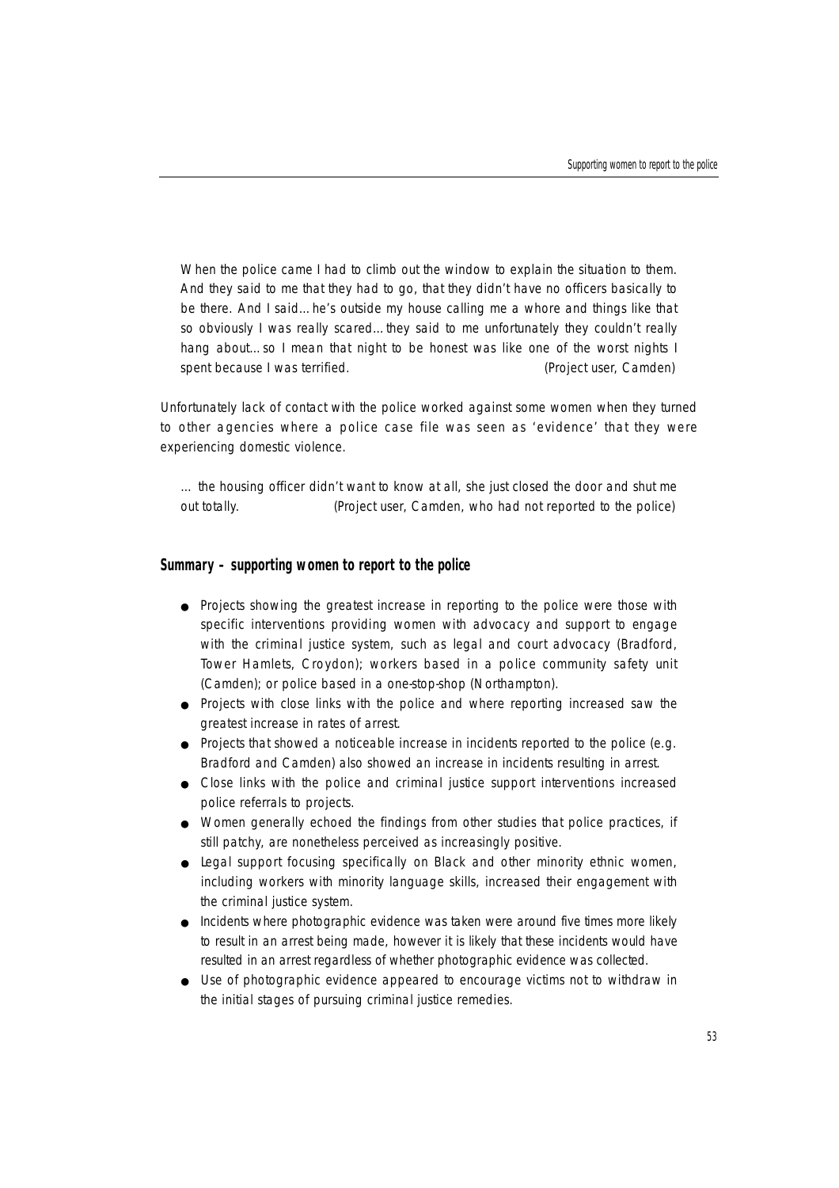When the police came I had to climb out the window to explain the situation to them. And they said to me that they had to go, that they didn't have no officers basically to be there. And I said…he's outside my house calling me a whore and things like that so obviously I was really scared…they said to me unfortunately they couldn't really hang about…so I mean that night to be honest was like one of the worst nights I spent because I was terrified. (Project user, Camden)

Unfortunately lack of contact with the police worked against some women when they turned to other agencies where a police case file was seen as 'evidence' that they were experiencing domestic violence.

… the housing officer didn't want to know at all, she just closed the door and shut me out totally. (Project user, Camden, who had not reported to the police)

### Summary – supporting women to report to the police

- Projects showing the greatest increase in reporting to the police were those with specific interventions providing women with advocacy and support to engage with the criminal justice system, such as legal and court advocacy (Bradford, Tower Hamlets, Croydon); workers based in a police community safety unit (Camden); or police based in a one-stop-shop (Northampton).
- Projects with close links with the police and where reporting increased saw the greatest increase in rates of arrest.
- Projects that showed a noticeable increase in incidents reported to the police (e.g. Bradford and Camden) also showed an increase in incidents resulting in arrest.
- Close links with the police and criminal justice support interventions increased police referrals to projects.
- Women generally echoed the findings from other studies that police practices, if still patchy, are nonetheless perceived as increasingly positive.
- Legal support focusing specifically on Black and other minority ethnic women, including workers with minority language skills, increased their engagement with the criminal justice system.
- Incidents where photographic evidence was taken were around five times more likely to result in an arrest being made, however it is likely that these incidents would have resulted in an arrest regardless of whether photographic evidence was collected.
- Use of photographic evidence appeared to encourage victims not to withdraw in the initial stages of pursuing criminal justice remedies.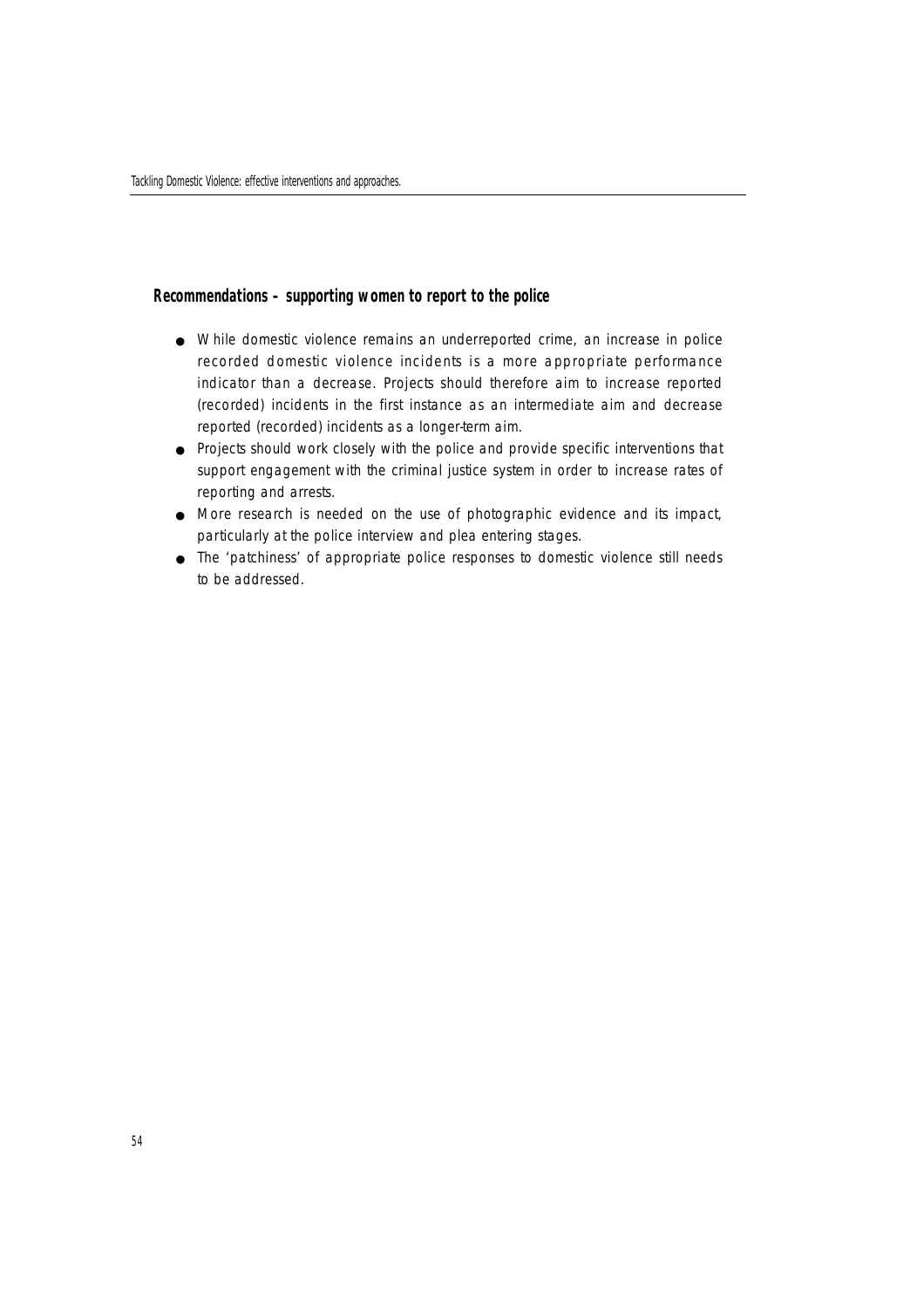### Recommendations – supporting women to report to the police

- While domestic violence remains an underreported crime, an increase in police recorded domestic violence incidents is a more appropriate performance indicator than a decrease. Projects should therefore aim to increase reported (recorded) incidents in the first instance as an intermediate aim and decrease reported (recorded) incidents as a longer-term aim.
- Projects should work closely with the police and provide specific interventions that support engagement with the criminal justice system in order to increase rates of reporting and arrests.
- More research is needed on the use of photographic evidence and its impact, particularly at the police interview and plea entering stages.
- The 'patchiness' of appropriate police responses to domestic violence still needs to be addressed.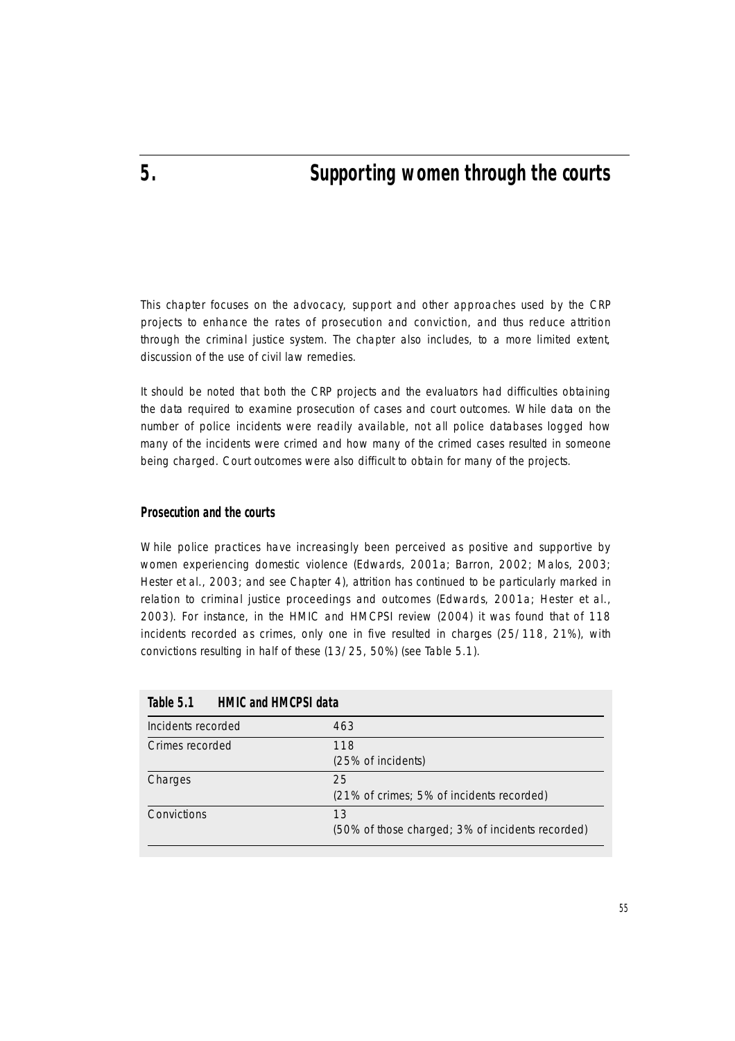# 5. Supporting women through the courts

This chapter focuses on the advocacy, support and other approaches used by the CRP projects to enhance the rates of prosecution and conviction, and thus reduce attrition through the criminal justice system. The chapter also includes, to a more limited extent, discussion of the use of civil law remedies.

It should be noted that both the CRP projects and the evaluators had difficulties obtaining the data required to examine prosecution of cases and court outcomes. While data on the number of police incidents were readily available, not all police databases logged how many of the incidents were crimed and how many of the crimed cases resulted in someone being charged. Court outcomes were also difficult to obtain for many of the projects.

## Prosecution and the courts

While police practices have increasingly been perceived as positive and supportive by women experiencing domestic violence (Edwards, 2001a; Barron, 2002; Malos, 2003; Hester et al., 2003; and see Chapter 4), attrition has continued to be particularly marked in relation to criminal justice proceedings and outcomes (Edwards, 2001a; Hester et al., 2003). For instance, in the HMIC and HMCPSI review (2004) it was found that of 118 incidents recorded as crimes, only one in five resulted in charges (25/118, 21%), with convictions resulting in half of these (13/25, 50%) (see Table 5.1).

**Table 5.1 HMIC and HMCPSI data**

| | |
|---|---|
| Incidents recorded | 463 |
| Crimes recorded | 118 (25% of incidents) |
| Charges | 25 (21% of crimes; 5% of incidents recorded) |
| Convictions | 13 (50% of those charged; 3% of incidents recorded) |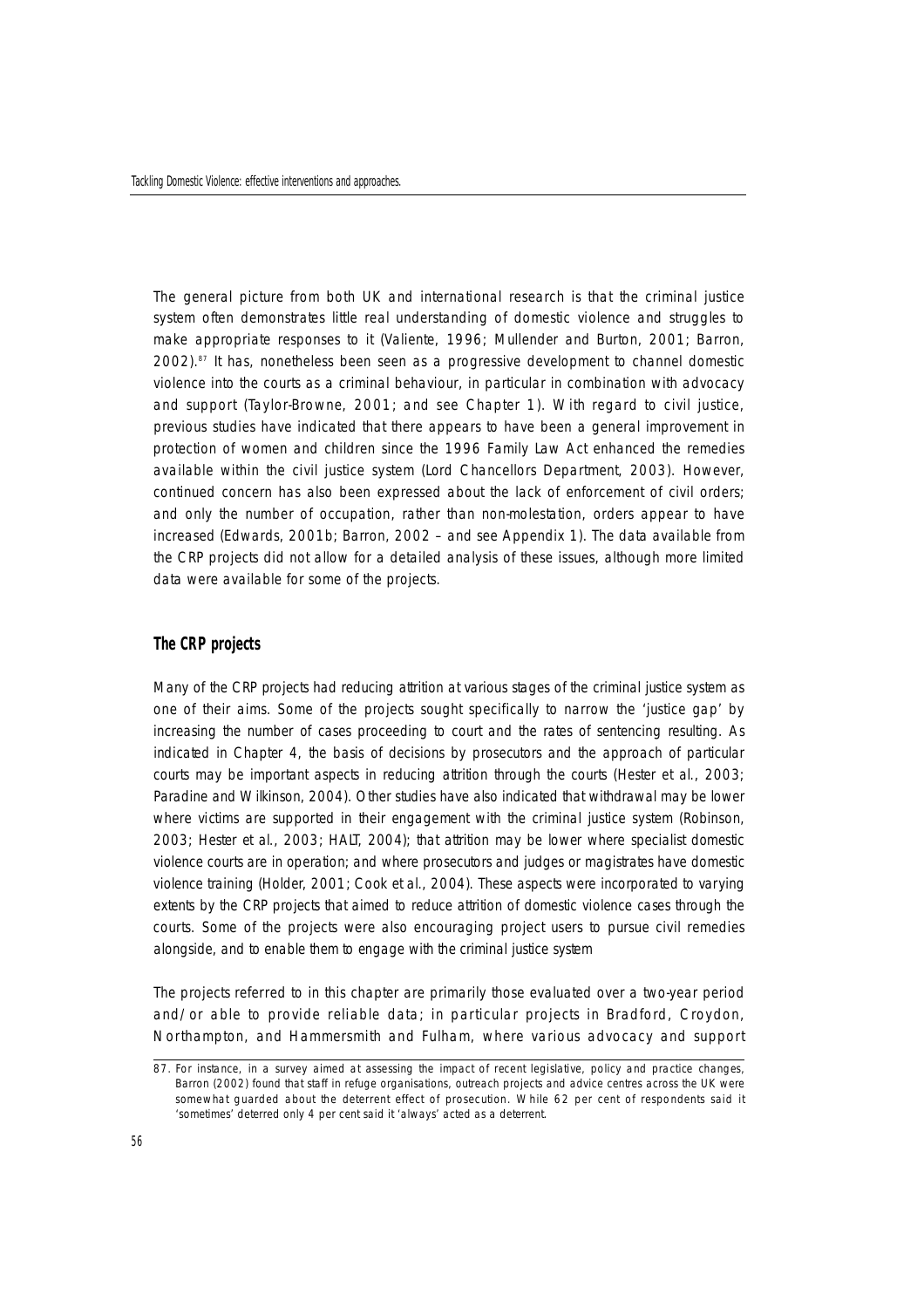The general picture from both UK and international research is that the criminal justice system often demonstrates little real understanding of domestic violence and struggles to make appropriate responses to it (Valiente, 1996; Mullender and Burton, 2001; Barron, 2002).[87] It has, nonetheless been seen as a progressive development to channel domestic violence into the courts as a criminal behaviour, in particular in combination with advocacy and support (Taylor-Browne, 2001; and see Chapter 1). With regard to civil justice, previous studies have indicated that there appears to have been a general improvement in protection of women and children since the 1996 Family Law Act enhanced the remedies available within the civil justice system (Lord Chancellors Department, 2003). However, continued concern has also been expressed about the lack of enforcement of civil orders; and only the number of occupation, rather than non-molestation, orders appear to have increased (Edwards, 2001b; Barron, 2002 – and see Appendix 1). The data available from the CRP projects did not allow for a detailed analysis of these issues, although more limited data were available for some of the projects.

## The CRP projects

Many of the CRP projects had reducing attrition at various stages of the criminal justice system as one of their aims. Some of the projects sought specifically to narrow the 'justice gap' by increasing the number of cases proceeding to court and the rates of sentencing resulting. As indicated in Chapter 4, the basis of decisions by prosecutors and the approach of particular courts may be important aspects in reducing attrition through the courts (Hester et al., 2003; Paradine and Wilkinson, 2004). Other studies have also indicated that withdrawal may be lower where victims are supported in their engagement with the criminal justice system (Robinson, 2003; Hester et al., 2003; HALT, 2004); that attrition may be lower where specialist domestic violence courts are in operation; and where prosecutors and judges or magistrates have domestic violence training (Holder, 2001; Cook et al., 2004). These aspects were incorporated to varying extents by the CRP projects that aimed to reduce attrition of domestic violence cases through the courts. Some of the projects were also encouraging project users to pursue civil remedies alongside, and to enable them to engage with the criminal justice system

The projects referred to in this chapter are primarily those evaluated over a two-year period and/or able to provide reliable data; in particular projects in Bradford, Croydon, Northampton, and Hammersmith and Fulham, where various advocacy and support

87. For instance, in a survey aimed at assessing the impact of recent legislative, policy and practice changes, Barron (2002) found that staff in refuge organisations, outreach projects and advice centres across the UK were somewhat guarded about the deterrent effect of prosecution. While 62 per cent of respondents said it 'sometimes' deterred only 4 per cent said it 'always' acted as a deterrent.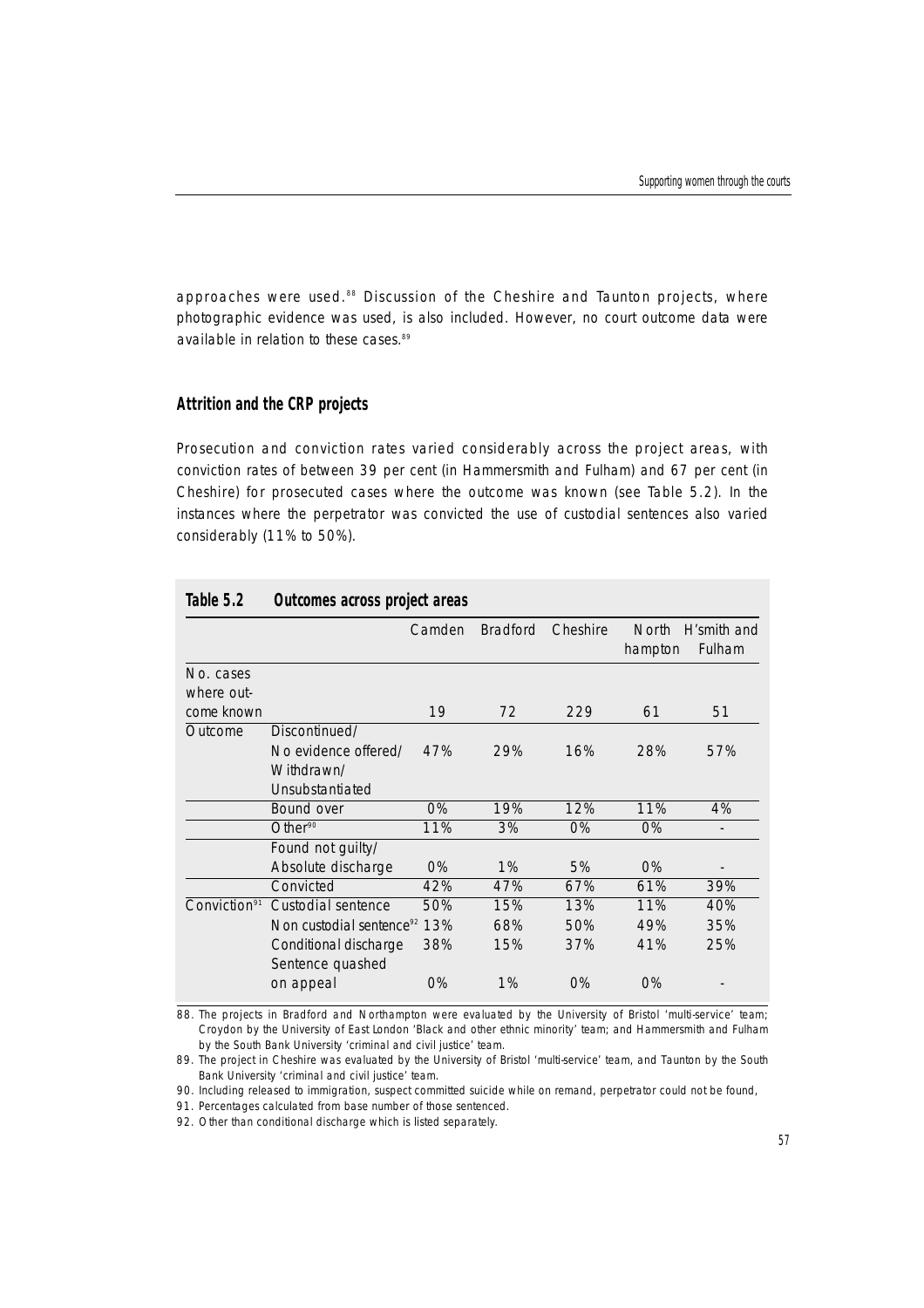approaches were used.[88] Discussion of the Cheshire and Taunton projects, where photographic evidence was used, is also included. However, no court outcome data were available in relation to these cases.[89]

### Attrition and the CRP projects

Prosecution and conviction rates varied considerably across the project areas, with conviction rates of between 39 per cent (in Hammersmith and Fulham) and 67 per cent (in Cheshire) for prosecuted cases where the outcome was known (see Table 5.2). In the instances where the perpetrator was convicted the use of custodial sentences also varied considerably (11% to 50%).

**Table 5.2 Outcomes across project areas**

| | | Camden | Bradford | Cheshire | North hampton | H'smith and Fulham |
|---|---|---|---|---|---|---|
| No. cases where out-come known | | 19 | 72 | 229 | 61 | 51 |
| Outcome | Discontinued/ No evidence offered/ Withdrawn/ Unsubstantiated | 47% | 29% | 16% | 28% | 57% |
| | Bound over | 0% | 19% | 12% | 11% | 4% |
| | Other[90] | 11% | 3% | 0% | 0% | - |
| | Found not guilty/ Absolute discharge | 0% | 1% | 5% | 0% | - |
| | Convicted | 42% | 47% | 67% | 61% | 39% |
| Conviction[91] | Custodial sentence | 50% | 15% | 13% | 11% | 40% |
| | Non custodial sentence[92] | 13% | 68% | 50% | 49% | 35% |
| | Conditional discharge | 38% | 15% | 37% | 41% | 25% |
| | Sentence quashed on appeal | 0% | 1% | 0% | 0% | - |

88. The projects in Bradford and Northampton were evaluated by the University of Bristol 'multi-service' team; Croydon by the University of East London 'Black and other ethnic minority' team; and Hammersmith and Fulham by the South Bank University 'criminal and civil justice' team.

89. The project in Cheshire was evaluated by the University of Bristol 'multi-service' team, and Taunton by the South Bank University 'criminal and civil justice' team.

90. Including released to immigration, suspect committed suicide while on remand, perpetrator could not be found,

91. Percentages calculated from base number of those sentenced.

92. Other than conditional discharge which is listed separately.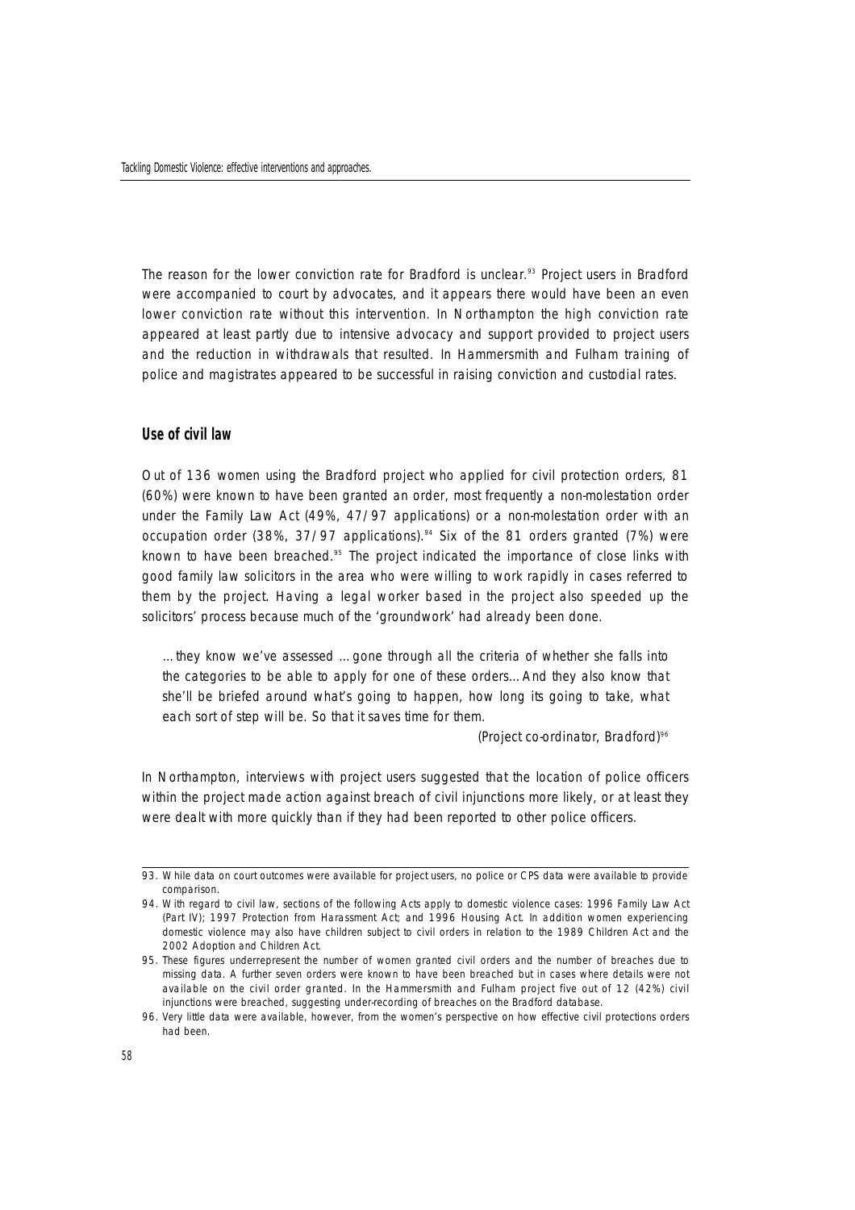The reason for the lower conviction rate for Bradford is unclear.[93] Project users in Bradford were accompanied to court by advocates, and it appears there would have been an even lower conviction rate without this intervention. In Northampton the high conviction rate appeared at least partly due to intensive advocacy and support provided to project users and the reduction in withdrawals that resulted. In Hammersmith and Fulham training of police and magistrates appeared to be successful in raising conviction and custodial rates.

## Use of civil law

Out of 136 women using the Bradford project who applied for civil protection orders, 81 (60%) were known to have been granted an order, most frequently a non-molestation order under the Family Law Act (49%, 47/97 applications) or a non-molestation order with an occupation order (38%, 37/97 applications).[94] Six of the 81 orders granted (7%) were known to have been breached.[95] The project indicated the importance of close links with good family law solicitors in the area who were willing to work rapidly in cases referred to them by the project. Having a legal worker based in the project also speeded up the solicitors' process because much of the 'groundwork' had already been done.

> ...they know we've assessed ...gone through all the criteria of whether she falls into the categories to be able to apply for one of these orders...And they also know that she'll be briefed around what's going to happen, how long its going to take, what each sort of step will be. So that it saves time for them.
>
> (Project co-ordinator, Bradford)[96]

In Northampton, interviews with project users suggested that the location of police officers within the project made action against breach of civil injunctions more likely, or at least they were dealt with more quickly than if they had been reported to other police officers.

---

93. While data on court outcomes were available for project users, no police or CPS data were available to provide comparison.

94. With regard to civil law, sections of the following Acts apply to domestic violence cases: 1996 Family Law Act (Part IV); 1997 Protection from Harassment Act; and 1996 Housing Act. In addition women experiencing domestic violence may also have children subject to civil orders in relation to the 1989 Children Act and the 2002 Adoption and Children Act.

95. These figures underrepresent the number of women granted civil orders and the number of breaches due to missing data. A further seven orders were known to have been breached but in cases where details were not available on the civil order granted. In the Hammersmith and Fulham project five out of 12 (42%) civil injunctions were breached, suggesting under-recording of breaches on the Bradford database.

96. Very little data were available, however, from the women's perspective on how effective civil protections orders had been.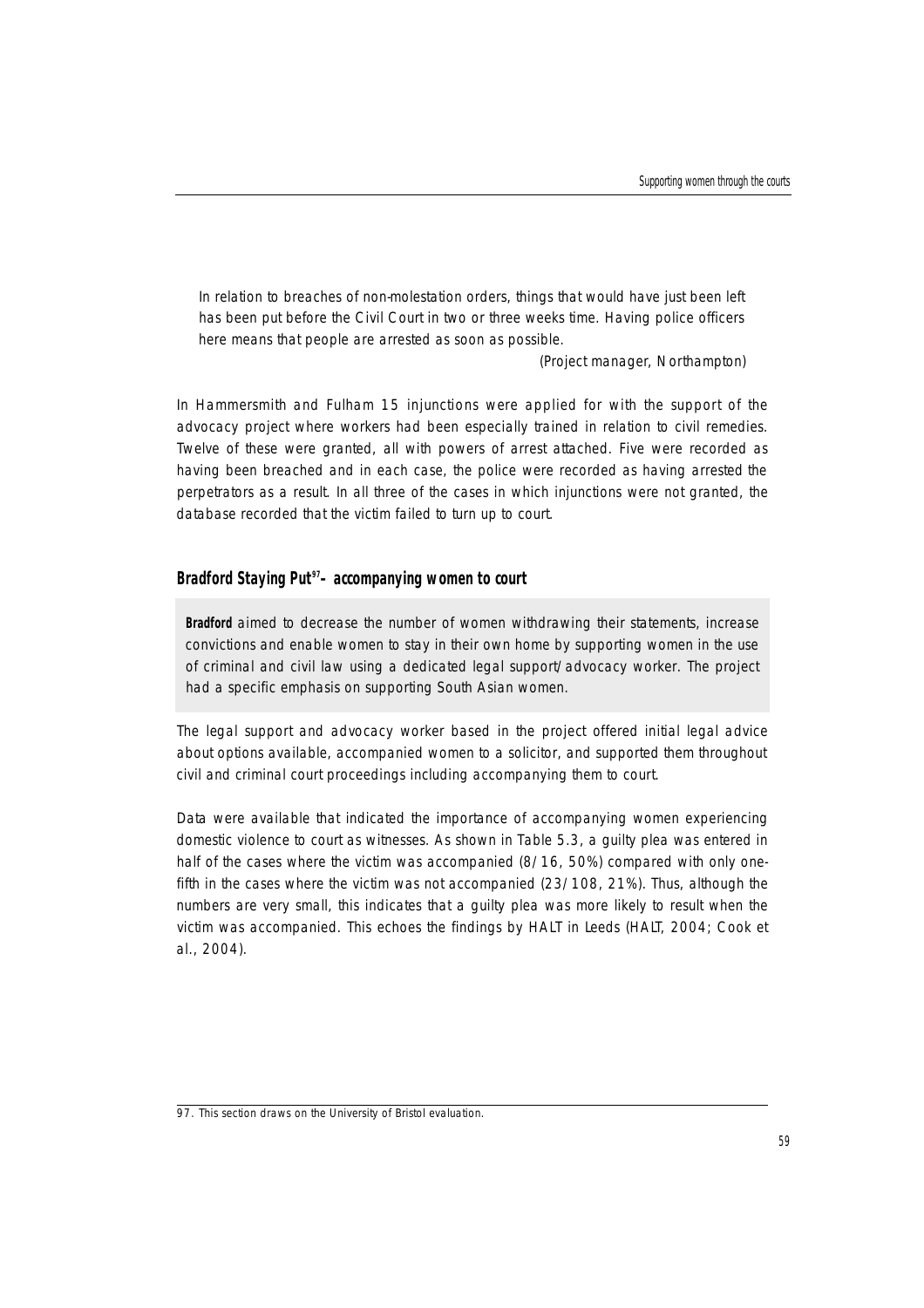In relation to breaches of non-molestation orders, things that would have just been left has been put before the Civil Court in two or three weeks time. Having police officers here means that people are arrested as soon as possible.

(Project manager, Northampton)

In Hammersmith and Fulham 15 injunctions were applied for with the support of the advocacy project where workers had been especially trained in relation to civil remedies. Twelve of these were granted, all with powers of arrest attached. Five were recorded as having been breached and in each case, the police were recorded as having arrested the perpetrators as a result. In all three of the cases in which injunctions were not granted, the database recorded that the victim failed to turn up to court.

### Bradford Staying Put[97] – accompanying women to court

**Bradford** aimed to decrease the number of women withdrawing their statements, increase convictions and enable women to stay in their own home by supporting women in the use of criminal and civil law using a dedicated legal support/advocacy worker. The project had a specific emphasis on supporting South Asian women.

The legal support and advocacy worker based in the project offered initial legal advice about options available, accompanied women to a solicitor, and supported them throughout civil and criminal court proceedings including accompanying them to court.

Data were available that indicated the importance of accompanying women experiencing domestic violence to court as witnesses. As shown in Table 5.3, a guilty plea was entered in half of the cases where the victim was accompanied (8/16, 50%) compared with only one-fifth in the cases where the victim was not accompanied (23/108, 21%). Thus, although the numbers are very small, this indicates that a guilty plea was more likely to result when the victim was accompanied. This echoes the findings by HALT in Leeds (HALT, 2004; Cook et al., 2004).

97. This section draws on the University of Bristol evaluation.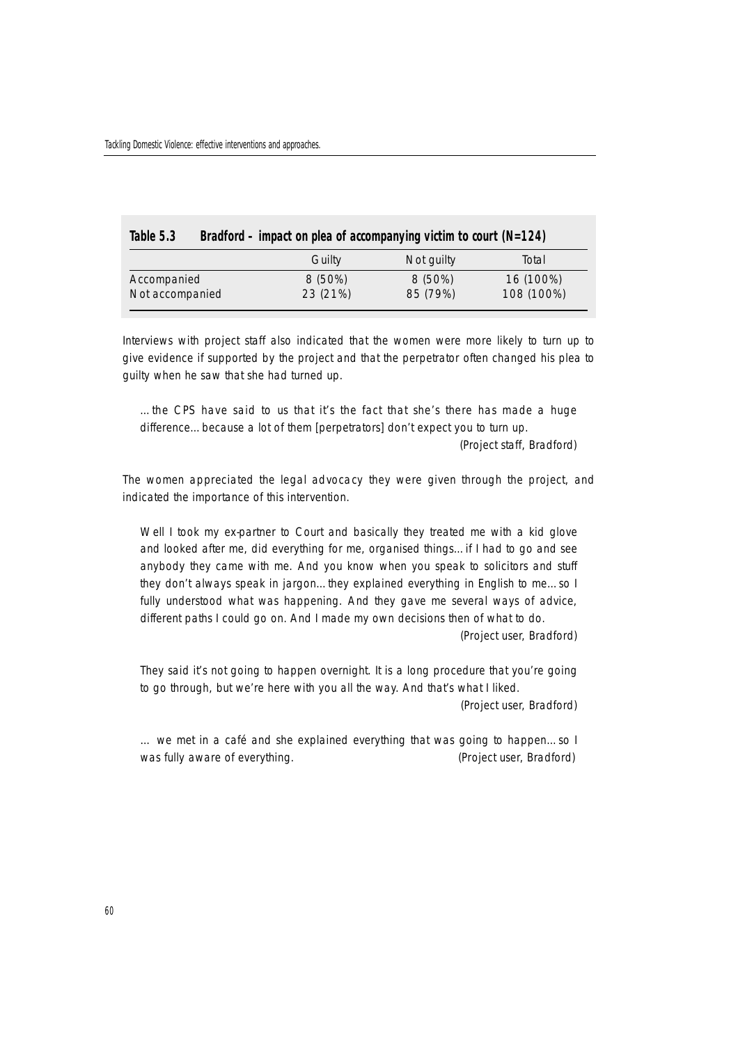**Table 5.3 Bradford – impact on plea of accompanying victim to court (N=124)**

| | Guilty | Not guilty | Total |
|---|---|---|---|
| Accompanied | 8 (50%) | 8 (50%) | 16 (100%) |
| Not accompanied | 23 (21%) | 85 (79%) | 108 (100%) |

Interviews with project staff also indicated that the women were more likely to turn up to give evidence if supported by the project and that the perpetrator often changed his plea to guilty when he saw that she had turned up.

> …the CPS have said to us that it's the fact that she's there has made a huge difference…because a lot of them [perpetrators] don't expect you to turn up.
>
> (Project staff, Bradford)

The women appreciated the legal advocacy they were given through the project, and indicated the importance of this intervention.

> Well I took my ex-partner to Court and basically they treated me with a kid glove and looked after me, did everything for me, organised things…if I had to go and see anybody they came with me. And you know when you speak to solicitors and stuff they don't always speak in jargon…they explained everything in English to me…so I fully understood what was happening. And they gave me several ways of advice, different paths I could go on. And I made my own decisions then of what to do.
>
> (Project user, Bradford)

> They said it's not going to happen overnight. It is a long procedure that you're going to go through, but we're here with you all the way. And that's what I liked.
>
> (Project user, Bradford)

> … we met in a café and she explained everything that was going to happen…so I was fully aware of everything. (Project user, Bradford)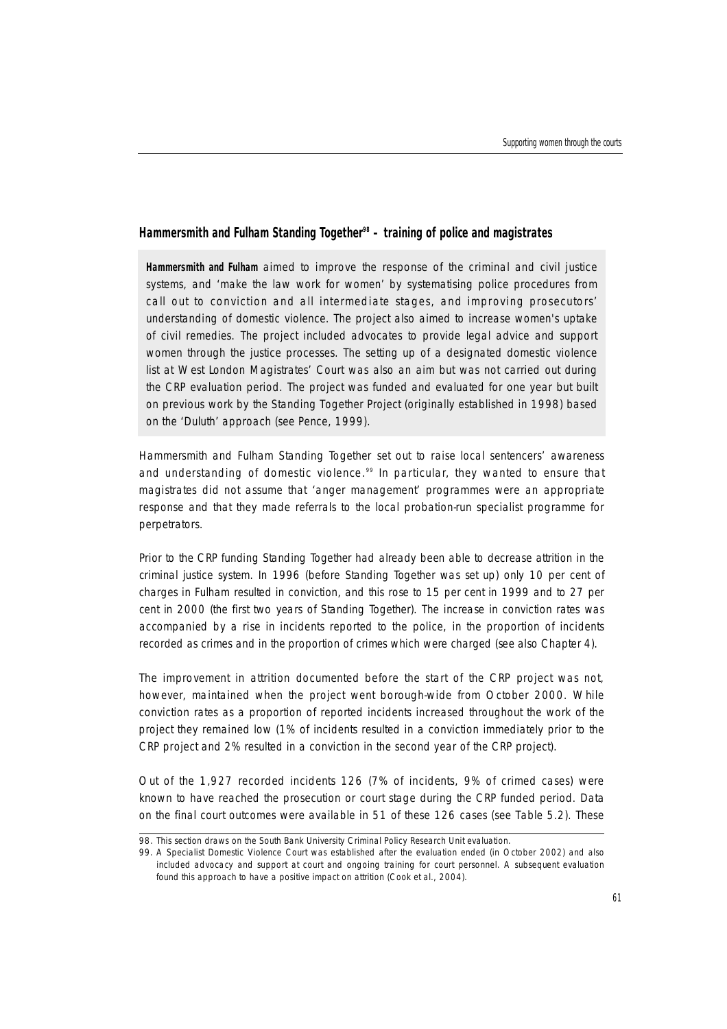## Hammersmith and Fulham Standing Together[98] – training of police and magistrates

**Hammersmith and Fulham** aimed to improve the response of the criminal and civil justice systems, and 'make the law work for women' by systematising police procedures from call out to conviction and all intermediate stages, and improving prosecutors' understanding of domestic violence. The project also aimed to increase women's uptake of civil remedies. The project included advocates to provide legal advice and support women through the justice processes. The setting up of a designated domestic violence list at West London Magistrates' Court was also an aim but was not carried out during the CRP evaluation period. The project was funded and evaluated for one year but built on previous work by the Standing Together Project (originally established in 1998) based on the 'Duluth' approach (see Pence, 1999).

Hammersmith and Fulham Standing Together set out to raise local sentencers' awareness and understanding of domestic violence.[99] In particular, they wanted to ensure that magistrates did not assume that 'anger management' programmes were an appropriate response and that they made referrals to the local probation-run specialist programme for perpetrators.

Prior to the CRP funding Standing Together had already been able to decrease attrition in the criminal justice system. In 1996 (before Standing Together was set up) only 10 per cent of charges in Fulham resulted in conviction, and this rose to 15 per cent in 1999 and to 27 per cent in 2000 (the first two years of Standing Together). The increase in conviction rates was accompanied by a rise in incidents reported to the police, in the proportion of incidents recorded as crimes and in the proportion of crimes which were charged (see also Chapter 4).

The improvement in attrition documented before the start of the CRP project was not, however, maintained when the project went borough-wide from October 2000. While conviction rates as a proportion of reported incidents increased throughout the work of the project they remained low (1% of incidents resulted in a conviction immediately prior to the CRP project and 2% resulted in a conviction in the second year of the CRP project).

Out of the 1,927 recorded incidents 126 (7% of incidents, 9% of crimed cases) were known to have reached the prosecution or court stage during the CRP funded period. Data on the final court outcomes were available in 51 of these 126 cases (see Table 5.2). These

98. This section draws on the South Bank University Criminal Policy Research Unit evaluation.

99. A Specialist Domestic Violence Court was established after the evaluation ended (in October 2002) and also included advocacy and support at court and ongoing training for court personnel. A subsequent evaluation found this approach to have a positive impact on attrition (Cook et al., 2004).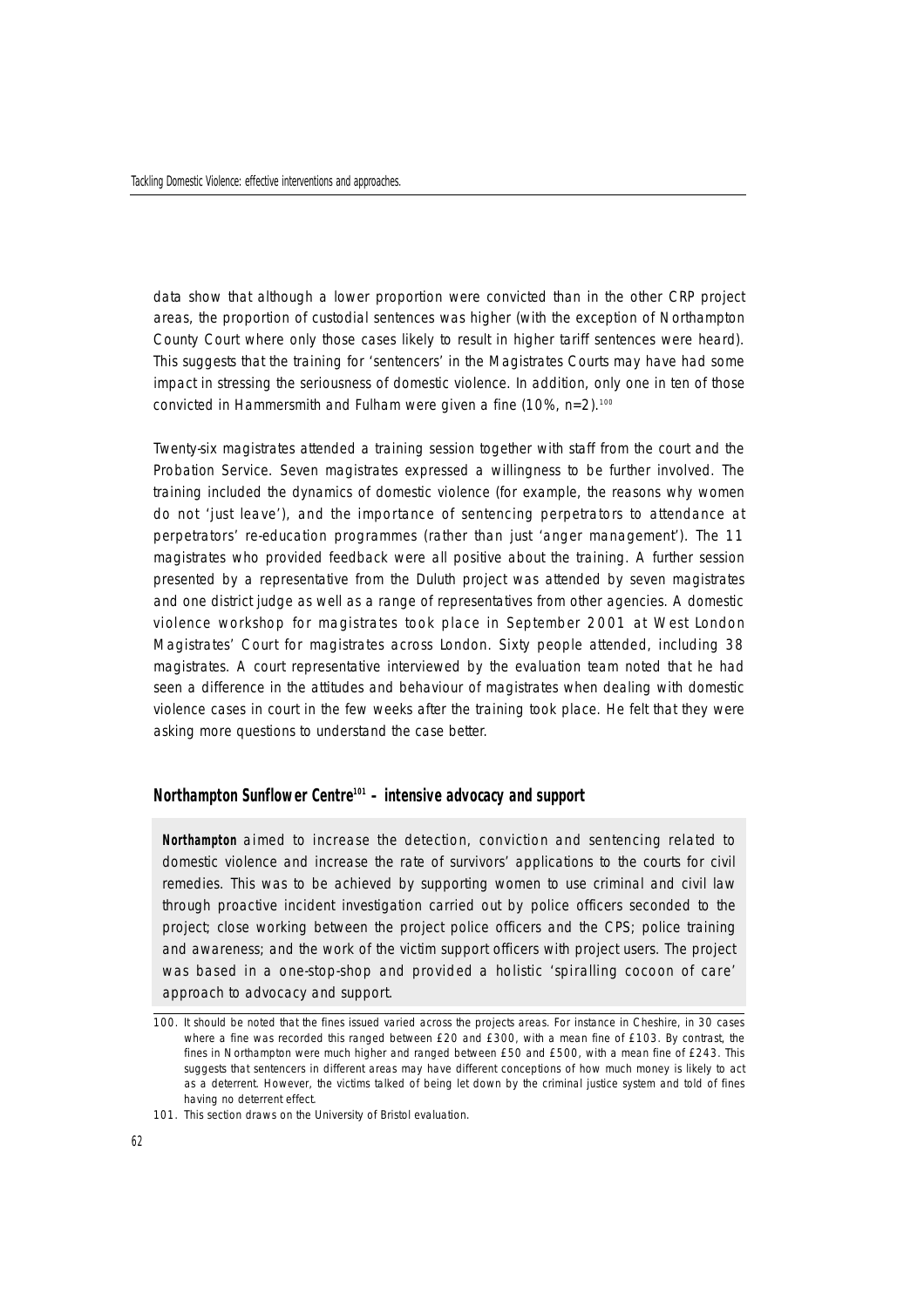data show that although a lower proportion were convicted than in the other CRP project areas, the proportion of custodial sentences was higher (with the exception of Northampton County Court where only those cases likely to result in higher tariff sentences were heard). This suggests that the training for 'sentencers' in the Magistrates Courts may have had some impact in stressing the seriousness of domestic violence. In addition, only one in ten of those convicted in Hammersmith and Fulham were given a fine (10%, n=2).[100]

Twenty-six magistrates attended a training session together with staff from the court and the Probation Service. Seven magistrates expressed a willingness to be further involved. The training included the dynamics of domestic violence (for example, the reasons why women do not 'just leave'), and the importance of sentencing perpetrators to attendance at perpetrators' re-education programmes (rather than just 'anger management'). The 11 magistrates who provided feedback were all positive about the training. A further session presented by a representative from the Duluth project was attended by seven magistrates and one district judge as well as a range of representatives from other agencies. A domestic violence workshop for magistrates took place in September 2001 at West London Magistrates' Court for magistrates across London. Sixty people attended, including 38 magistrates. A court representative interviewed by the evaluation team noted that he had seen a difference in the attitudes and behaviour of magistrates when dealing with domestic violence cases in court in the few weeks after the training took place. He felt that they were asking more questions to understand the case better.

### Northampton Sunflower Centre[101] – intensive advocacy and support

**Northampton** aimed to increase the detection, conviction and sentencing related to domestic violence and increase the rate of survivors' applications to the courts for civil remedies. This was to be achieved by supporting women to use criminal and civil law through proactive incident investigation carried out by police officers seconded to the project; close working between the project police officers and the CPS; police training and awareness; and the work of the victim support officers with project users. The project was based in a one-stop-shop and provided a holistic 'spiralling cocoon of care' approach to advocacy and support.

---

100. It should be noted that the fines issued varied across the projects areas. For instance in Cheshire, in 30 cases where a fine was recorded this ranged between £20 and £300, with a mean fine of £103. By contrast, the fines in Northampton were much higher and ranged between £50 and £500, with a mean fine of £243. This suggests that sentencers in different areas may have different conceptions of how much money is likely to act as a deterrent. However, the victims talked of being let down by the criminal justice system and told of fines having no deterrent effect.

101. This section draws on the University of Bristol evaluation.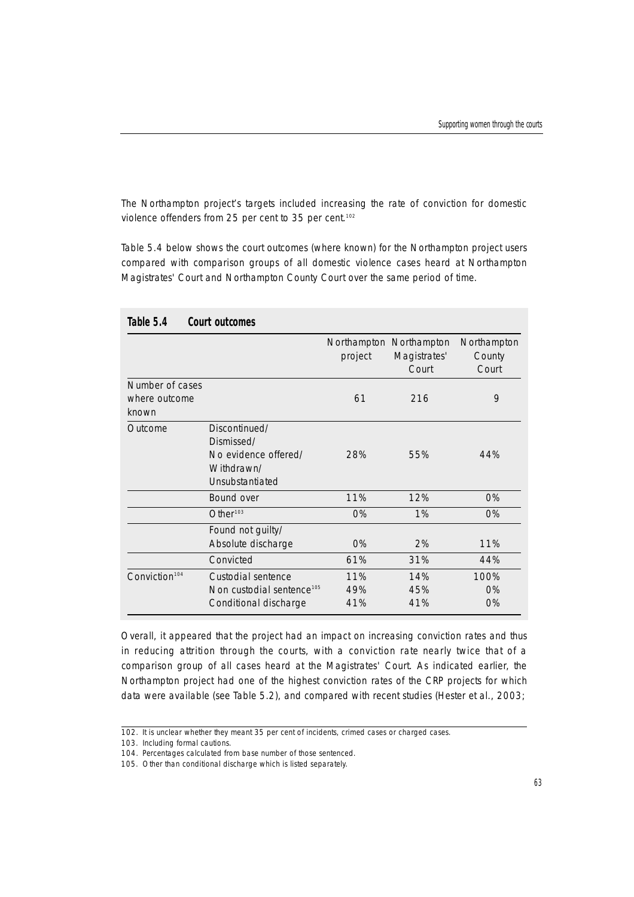The Northampton project's targets included increasing the rate of conviction for domestic violence offenders from 25 per cent to 35 per cent.[102]

Table 5.4 below shows the court outcomes (where known) for the Northampton project users compared with comparison groups of all domestic violence cases heard at Northampton Magistrates' Court and Northampton County Court over the same period of time.

**Table 5.4 Court outcomes**

| | | Northampton project | Northampton Magistrates' Court | Northampton County Court |
|---|---|---|---|---|
| Number of cases where outcome known | | 61 | 216 | 9 |
| Outcome | Discontinued/ Dismissed/ No evidence offered/ Withdrawn/ Unsubstantiated | 28% | 55% | 44% |
| | Bound over | 11% | 12% | 0% |
| | Other[103] | 0% | 1% | 0% |
| | Found not guilty/ Absolute discharge | 0% | 2% | 11% |
| | Convicted | 61% | 31% | 44% |
| Conviction[104] | Custodial sentence | 11% | 14% | 100% |
| | Non custodial sentence[105] | 49% | 45% | 0% |
| | Conditional discharge | 41% | 41% | 0% |

Overall, it appeared that the project had an impact on increasing conviction rates and thus in reducing attrition through the courts, with a conviction rate nearly twice that of a comparison group of all cases heard at the Magistrates' Court. As indicated earlier, the Northampton project had one of the highest conviction rates of the CRP projects for which data were available (see Table 5.2), and compared with recent studies (Hester et al., 2003;

102. It is unclear whether they meant 35 per cent of incidents, crimed cases or charged cases.

103. Including formal cautions.

104. Percentages calculated from base number of those sentenced.

105. Other than conditional discharge which is listed separately.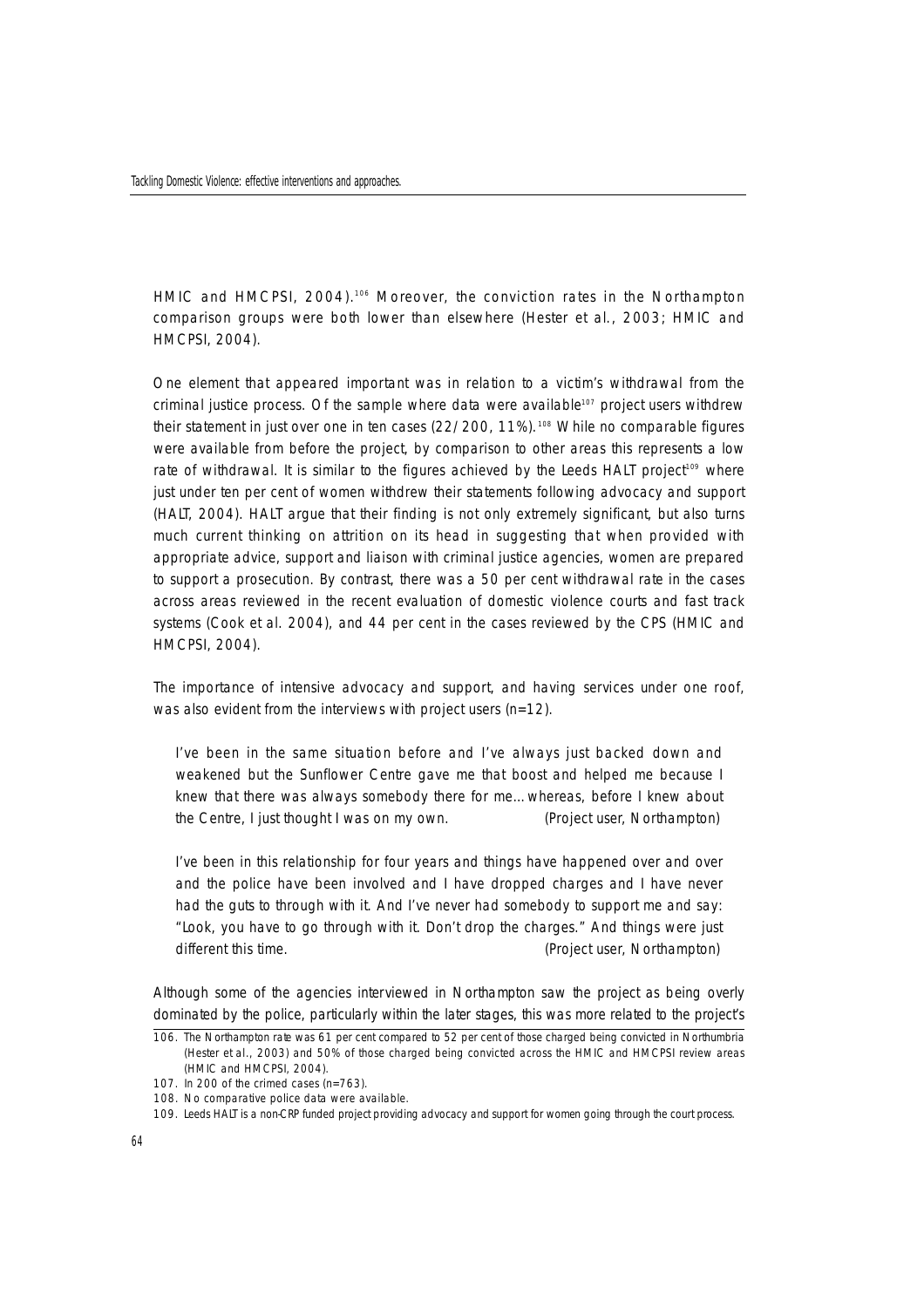HMIC and HMCPSI, 2004).[106] Moreover, the conviction rates in the Northampton comparison groups were both lower than elsewhere (Hester et al., 2003; HMIC and HMCPSI, 2004).

One element that appeared important was in relation to a victim's withdrawal from the criminal justice process. Of the sample where data were available[107] project users withdrew their statement in just over one in ten cases (22/200, 11%).[108] While no comparable figures were available from before the project, by comparison to other areas this represents a low rate of withdrawal. It is similar to the figures achieved by the Leeds HALT project[109] where just under ten per cent of women withdrew their statements following advocacy and support (HALT, 2004). HALT argue that their finding is not only extremely significant, but also turns much current thinking on attrition on its head in suggesting that when provided with appropriate advice, support and liaison with criminal justice agencies, women are prepared to support a prosecution. By contrast, there was a 50 per cent withdrawal rate in the cases across areas reviewed in the recent evaluation of domestic violence courts and fast track systems (Cook et al. 2004), and 44 per cent in the cases reviewed by the CPS (HMIC and HMCPSI, 2004).

The importance of intensive advocacy and support, and having services under one roof, was also evident from the interviews with project users (n=12).

> I've been in the same situation before and I've always just backed down and weakened but the Sunflower Centre gave me that boost and helped me because I knew that there was always somebody there for me…whereas, before I knew about the Centre, I just thought I was on my own. (Project user, Northampton)

> I've been in this relationship for four years and things have happened over and over and the police have been involved and I have dropped charges and I have never had the guts to through with it. And I've never had somebody to support me and say: "Look, you have to go through with it. Don't drop the charges." And things were just different this time. (Project user, Northampton)

Although some of the agencies interviewed in Northampton saw the project as being overly dominated by the police, particularly within the later stages, this was more related to the project's

106. The Northampton rate was 61 per cent compared to 52 per cent of those charged being convicted in Northumbria (Hester et al., 2003) and 50% of those charged being convicted across the HMIC and HMCPSI review areas (HMIC and HMCPSI, 2004).

107. In 200 of the crimed cases (n=763).

108. No comparative police data were available.

109. Leeds HALT is a non-CRP funded project providing advocacy and support for women going through the court process.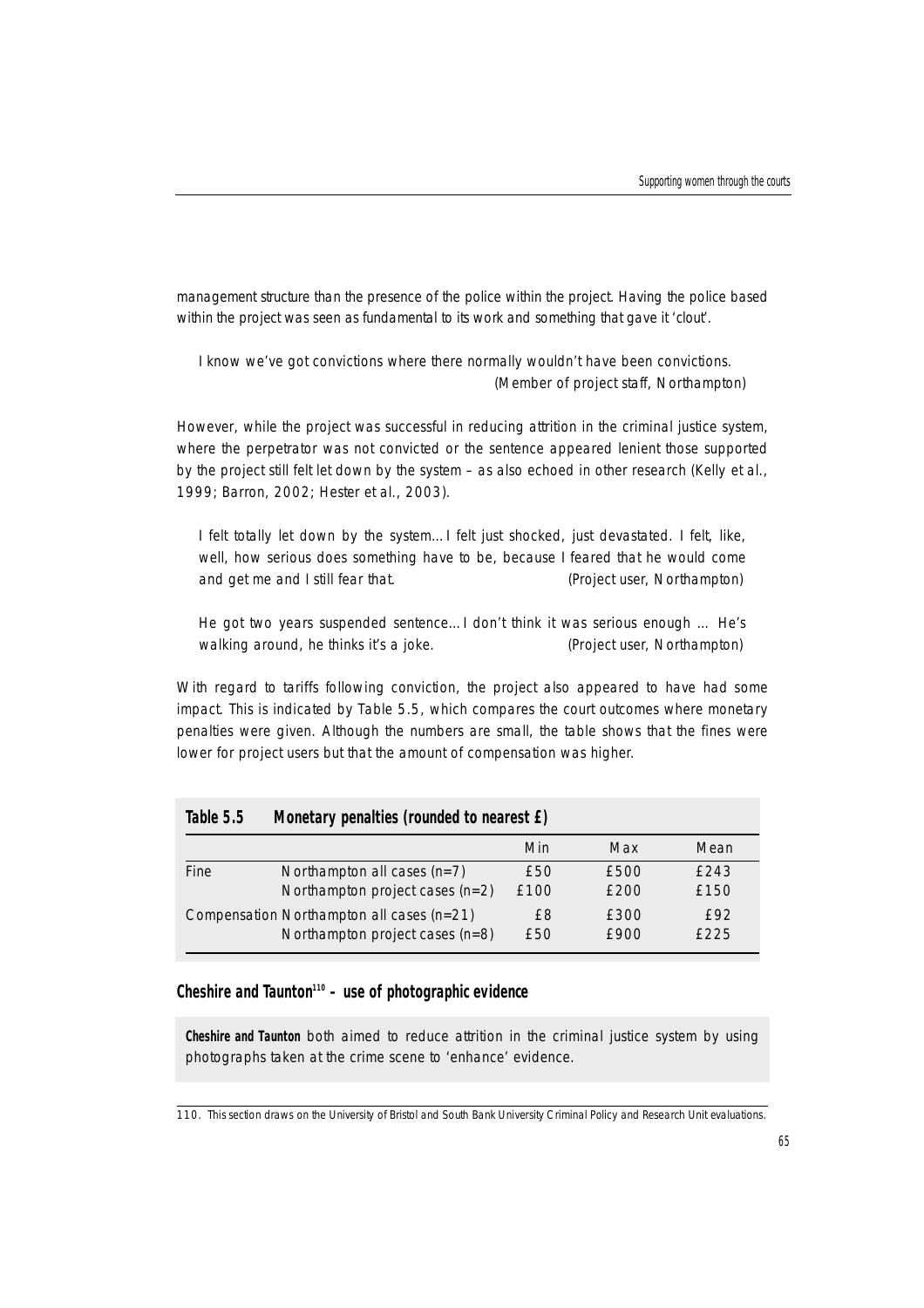management structure than the presence of the police within the project. Having the police based within the project was seen as fundamental to its work and something that gave it 'clout'.

> I know we've got convictions where there normally wouldn't have been convictions.
> (Member of project staff, Northampton)

However, while the project was successful in reducing attrition in the criminal justice system, where the perpetrator was not convicted or the sentence appeared lenient those supported by the project still felt let down by the system – as also echoed in other research (Kelly et al., 1999; Barron, 2002; Hester et al., 2003).

> I felt totally let down by the system... I felt just shocked, just devastated. I felt, like, well, how serious does something have to be, because I feared that he would come and get me and I still fear that. (Project user, Northampton)

> He got two years suspended sentence... I don't think it was serious enough ... He's walking around, he thinks it's a joke. (Project user, Northampton)

With regard to tariffs following conviction, the project also appeared to have had some impact. This is indicated by Table 5.5, which compares the court outcomes where monetary penalties were given. Although the numbers are small, the table shows that the fines were lower for project users but that the amount of compensation was higher.

**Table 5.5 Monetary penalties (rounded to nearest £)**

| | | Min | Max | Mean |
|---|---|---|---|---|
| Fine | Northampton all cases (n=7) | £50 | £500 | £243 |
| | Northampton project cases (n=2) | £100 | £200 | £150 |
| Compensation | Northampton all cases (n=21) | £8 | £300 | £92 |
| | Northampton project cases (n=8) | £50 | £900 | £225 |

### Cheshire and Taunton[110] – use of photographic evidence

**Cheshire and Taunton** both aimed to reduce attrition in the criminal justice system by using photographs taken at the crime scene to 'enhance' evidence.

110. This section draws on the University of Bristol and South Bank University Criminal Policy and Research Unit evaluations.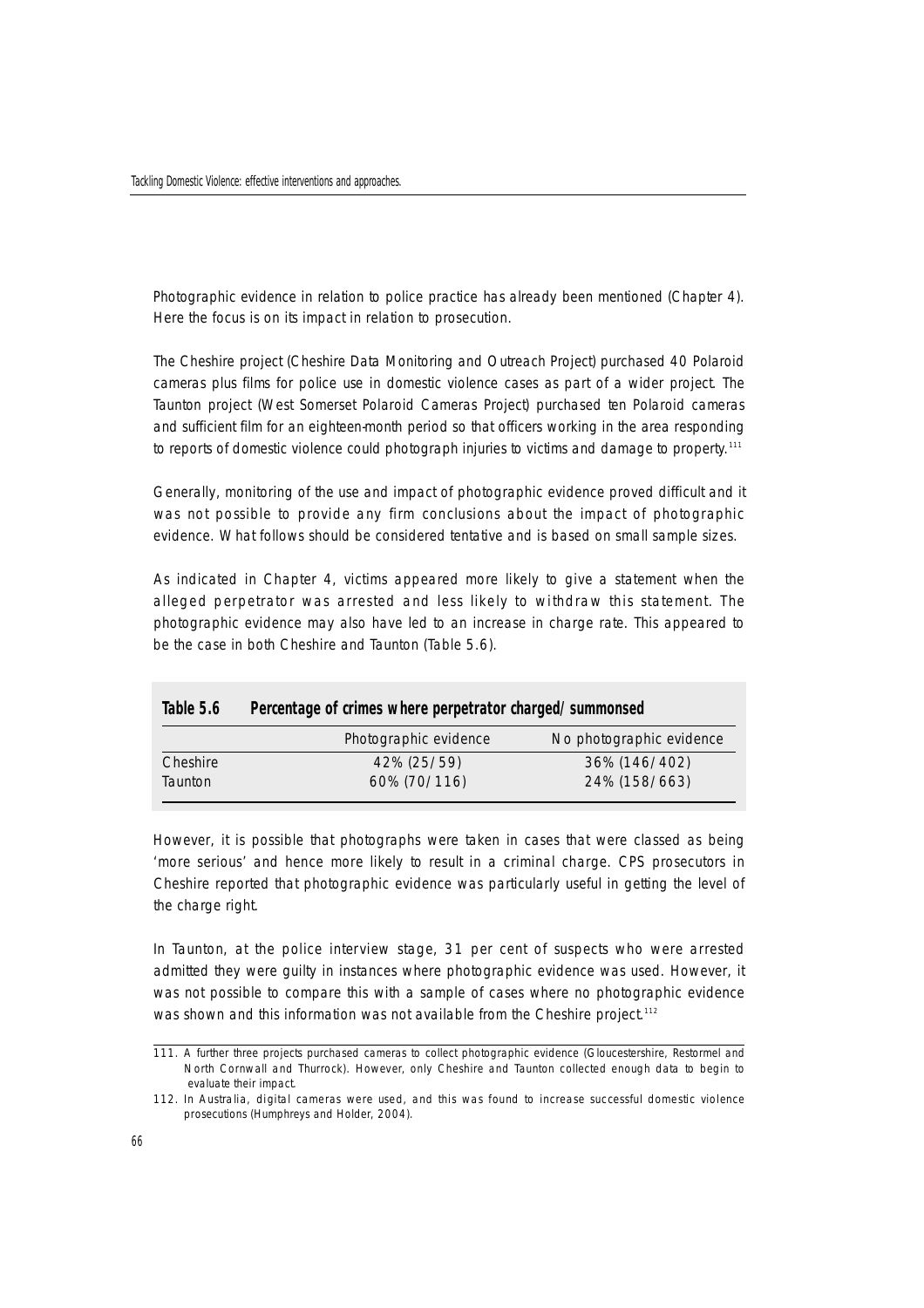Photographic evidence in relation to police practice has already been mentioned (Chapter 4). Here the focus is on its impact in relation to prosecution.

The Cheshire project (Cheshire Data Monitoring and Outreach Project) purchased 40 Polaroid cameras plus films for police use in domestic violence cases as part of a wider project. The Taunton project (West Somerset Polaroid Cameras Project) purchased ten Polaroid cameras and sufficient film for an eighteen-month period so that officers working in the area responding to reports of domestic violence could photograph injuries to victims and damage to property.[111]

Generally, monitoring of the use and impact of photographic evidence proved difficult and it was not possible to provide any firm conclusions about the impact of photographic evidence. What follows should be considered tentative and is based on small sample sizes.

As indicated in Chapter 4, victims appeared more likely to give a statement when the alleged perpetrator was arrested and less likely to withdraw this statement. The photographic evidence may also have led to an increase in charge rate. This appeared to be the case in both Cheshire and Taunton (Table 5.6).

**Table 5.6 Percentage of crimes where perpetrator charged/summonsed**

| | Photographic evidence | No photographic evidence |
|---|---|---|
| Cheshire | 42% (25/59) | 36% (146/402) |
| Taunton | 60% (70/116) | 24% (158/663) |

However, it is possible that photographs were taken in cases that were classed as being 'more serious' and hence more likely to result in a criminal charge. CPS prosecutors in Cheshire reported that photographic evidence was particularly useful in getting the level of the charge right.

In Taunton, at the police interview stage, 31 per cent of suspects who were arrested admitted they were guilty in instances where photographic evidence was used. However, it was not possible to compare this with a sample of cases where no photographic evidence was shown and this information was not available from the Cheshire project.[112]

---

111. A further three projects purchased cameras to collect photographic evidence (Gloucestershire, Restormel and North Cornwall and Thurrock). However, only Cheshire and Taunton collected enough data to begin to evaluate their impact.

112. In Australia, digital cameras were used, and this was found to increase successful domestic violence prosecutions (Humphreys and Holder, 2004).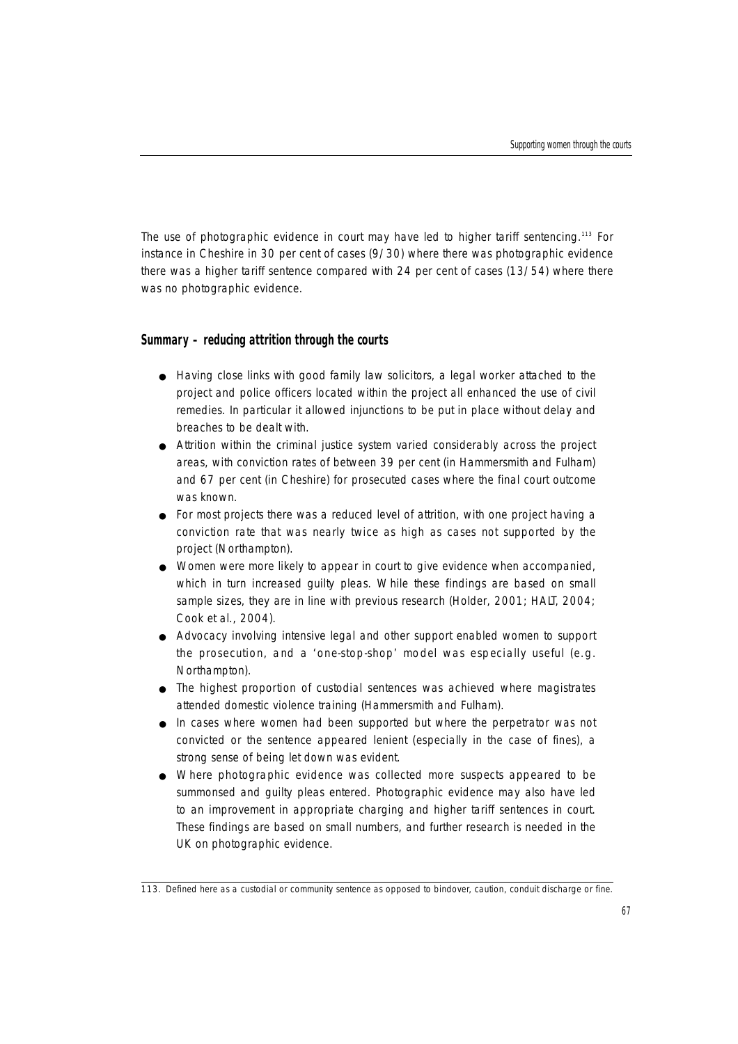The use of photographic evidence in court may have led to higher tariff sentencing.[113] For instance in Cheshire in 30 per cent of cases (9/30) where there was photographic evidence there was a higher tariff sentence compared with 24 per cent of cases (13/54) where there was no photographic evidence.

### Summary – reducing attrition through the courts

- Having close links with good family law solicitors, a legal worker attached to the project and police officers located within the project all enhanced the use of civil remedies. In particular it allowed injunctions to be put in place without delay and breaches to be dealt with.
- Attrition within the criminal justice system varied considerably across the project areas, with conviction rates of between 39 per cent (in Hammersmith and Fulham) and 67 per cent (in Cheshire) for prosecuted cases where the final court outcome was known.
- For most projects there was a reduced level of attrition, with one project having a conviction rate that was nearly twice as high as cases not supported by the project (Northampton).
- Women were more likely to appear in court to give evidence when accompanied, which in turn increased guilty pleas. While these findings are based on small sample sizes, they are in line with previous research (Holder, 2001; HALT, 2004; Cook et al., 2004).
- Advocacy involving intensive legal and other support enabled women to support the prosecution, and a 'one-stop-shop' model was especially useful (e.g. Northampton).
- The highest proportion of custodial sentences was achieved where magistrates attended domestic violence training (Hammersmith and Fulham).
- In cases where women had been supported but where the perpetrator was not convicted or the sentence appeared lenient (especially in the case of fines), a strong sense of being let down was evident.
- Where photographic evidence was collected more suspects appeared to be summonsed and guilty pleas entered. Photographic evidence may also have led to an improvement in appropriate charging and higher tariff sentences in court. These findings are based on small numbers, and further research is needed in the UK on photographic evidence.

113. Defined here as a custodial or community sentence as opposed to bindover, caution, conduit discharge or fine.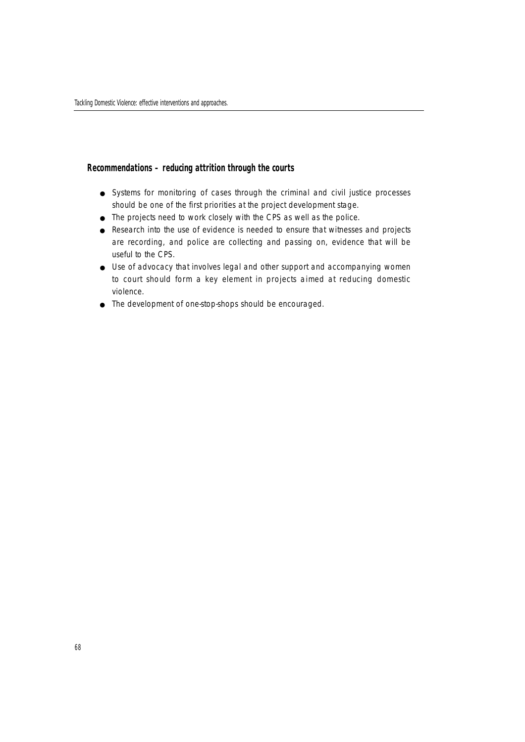### Recommendations – reducing attrition through the courts

- Systems for monitoring of cases through the criminal and civil justice processes should be one of the first priorities at the project development stage.
- The projects need to work closely with the CPS as well as the police.
- Research into the use of evidence is needed to ensure that witnesses and projects are recording, and police are collecting and passing on, evidence that will be useful to the CPS.
- Use of advocacy that involves legal and other support and accompanying women to court should form a key element in projects aimed at reducing domestic violence.
- The development of one-stop-shops should be encouraged.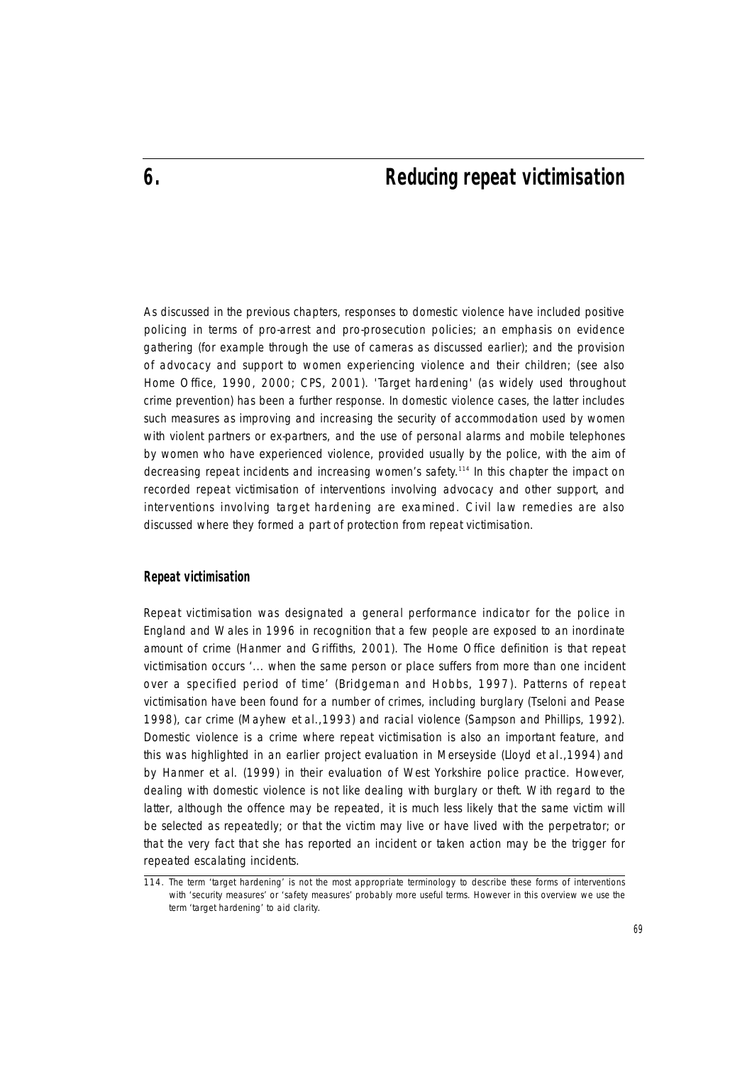# 6. Reducing repeat victimisation

As discussed in the previous chapters, responses to domestic violence have included positive policing in terms of pro-arrest and pro-prosecution policies; an emphasis on evidence gathering (for example through the use of cameras as discussed earlier); and the provision of advocacy and support to women experiencing violence and their children; (see also Home Office, 1990, 2000; CPS, 2001). 'Target hardening' (as widely used throughout crime prevention) has been a further response. In domestic violence cases, the latter includes such measures as improving and increasing the security of accommodation used by women with violent partners or ex-partners, and the use of personal alarms and mobile telephones by women who have experienced violence, provided usually by the police, with the aim of decreasing repeat incidents and increasing women's safety.[114] In this chapter the impact on recorded repeat victimisation of interventions involving advocacy and other support, and interventions involving target hardening are examined. Civil law remedies are also discussed where they formed a part of protection from repeat victimisation.

## Repeat victimisation

Repeat victimisation was designated a general performance indicator for the police in England and Wales in 1996 in recognition that a few people are exposed to an inordinate amount of crime (Hanmer and Griffiths, 2001). The Home Office definition is that repeat victimisation occurs '... when the same person or place suffers from more than one incident over a specified period of time' (Bridgeman and Hobbs, 1997). Patterns of repeat victimisation have been found for a number of crimes, including burglary (Tseloni and Pease 1998), car crime (Mayhew et al.,1993) and racial violence (Sampson and Phillips, 1992). Domestic violence is a crime where repeat victimisation is also an important feature, and this was highlighted in an earlier project evaluation in Merseyside (Lloyd et al.,1994) and by Hanmer et al. (1999) in their evaluation of West Yorkshire police practice. However, dealing with domestic violence is not like dealing with burglary or theft. With regard to the latter, although the offence may be repeated, it is much less likely that the same victim will be selected as repeatedly; or that the victim may live or have lived with the perpetrator; or that the very fact that she has reported an incident or taken action may be the trigger for repeated escalating incidents.

114. The term 'target hardening' is not the most appropriate terminology to describe these forms of interventions with 'security measures' or 'safety measures' probably more useful terms. However in this overview we use the term 'target hardening' to aid clarity.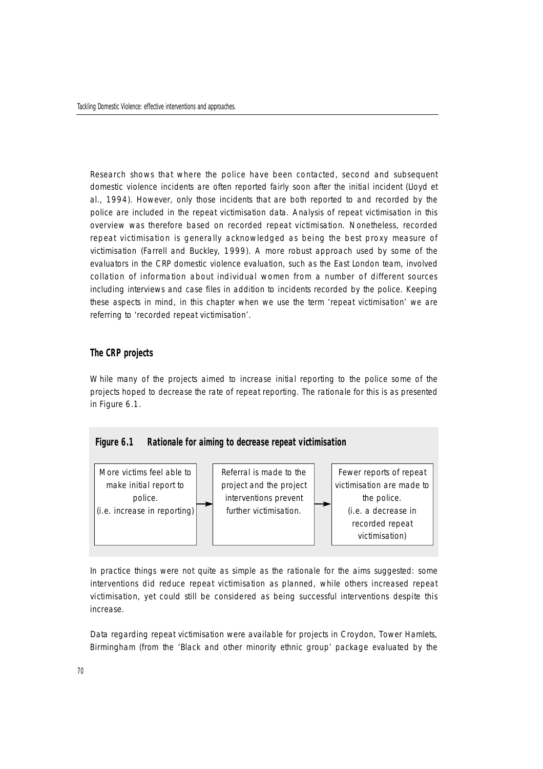Research shows that where the police have been contacted, second and subsequent domestic violence incidents are often reported fairly soon after the initial incident (Lloyd et al., 1994). However, only those incidents that are both reported to and recorded by the police are included in the repeat victimisation data. Analysis of repeat victimisation in this overview was therefore based on recorded repeat victimisation. Nonetheless, recorded repeat victimisation is generally acknowledged as being the best proxy measure of victimisation (Farrell and Buckley, 1999). A more robust approach used by some of the evaluators in the CRP domestic violence evaluation, such as the East London team, involved collation of information about individual women from a number of different sources including interviews and case files in addition to incidents recorded by the police. Keeping these aspects in mind, in this chapter when we use the term 'repeat victimisation' we are referring to 'recorded repeat victimisation'.

### The CRP projects

While many of the projects aimed to increase initial reporting to the police some of the projects hoped to decrease the rate of repeat reporting. The rationale for this is as presented in Figure 6.1.

**Figure 6.1 Rationale for aiming to decrease repeat victimisation**

More victims feel able to make initial report to police. (i.e. increase in reporting)

→

Referral is made to the project and the project interventions prevent further victimisation.

→

Fewer reports of repeat victimisation are made to the police. (i.e. a decrease in recorded repeat victimisation)

In practice things were not quite as simple as the rationale for the aims suggested: some interventions did reduce repeat victimisation as planned, while others increased repeat victimisation, yet could still be considered as being successful interventions despite this increase.

Data regarding repeat victimisation were available for projects in Croydon, Tower Hamlets, Birmingham (from the 'Black and other minority ethnic group' package evaluated by the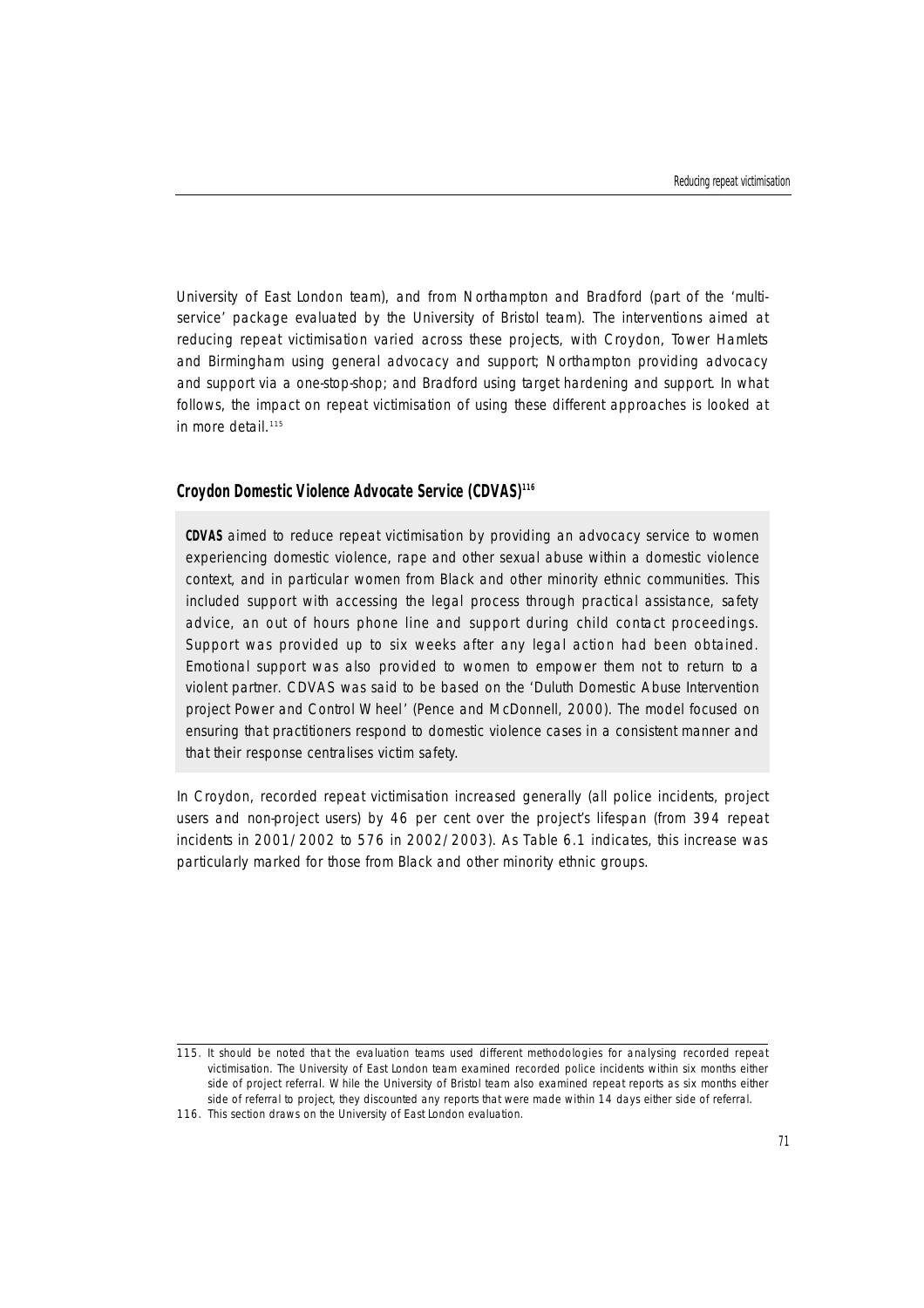University of East London team), and from Northampton and Bradford (part of the 'multi-service' package evaluated by the University of Bristol team). The interventions aimed at reducing repeat victimisation varied across these projects, with Croydon, Tower Hamlets and Birmingham using general advocacy and support; Northampton providing advocacy and support via a one-stop-shop; and Bradford using target hardening and support. In what follows, the impact on repeat victimisation of using these different approaches is looked at in more detail.[115]

## Croydon Domestic Violence Advocate Service (CDVAS)[116]

**CDVAS** aimed to reduce repeat victimisation by providing an advocacy service to women experiencing domestic violence, rape and other sexual abuse within a domestic violence context, and in particular women from Black and other minority ethnic communities. This included support with accessing the legal process through practical assistance, safety advice, an out of hours phone line and support during child contact proceedings. Support was provided up to six weeks after any legal action had been obtained. Emotional support was also provided to women to empower them not to return to a violent partner. CDVAS was said to be based on the 'Duluth Domestic Abuse Intervention project Power and Control Wheel' (Pence and McDonnell, 2000). The model focused on ensuring that practitioners respond to domestic violence cases in a consistent manner and that their response centralises victim safety.

In Croydon, recorded repeat victimisation increased generally (all police incidents, project users and non-project users) by 46 per cent over the project's lifespan (from 394 repeat incidents in 2001/2002 to 576 in 2002/2003). As Table 6.1 indicates, this increase was particularly marked for those from Black and other minority ethnic groups.

115. It should be noted that the evaluation teams used different methodologies for analysing recorded repeat victimisation. The University of East London team examined recorded police incidents within six months either side of project referral. While the University of Bristol team also examined repeat reports as six months either side of referral to project, they discounted any reports that were made within 14 days either side of referral.

116. This section draws on the University of East London evaluation.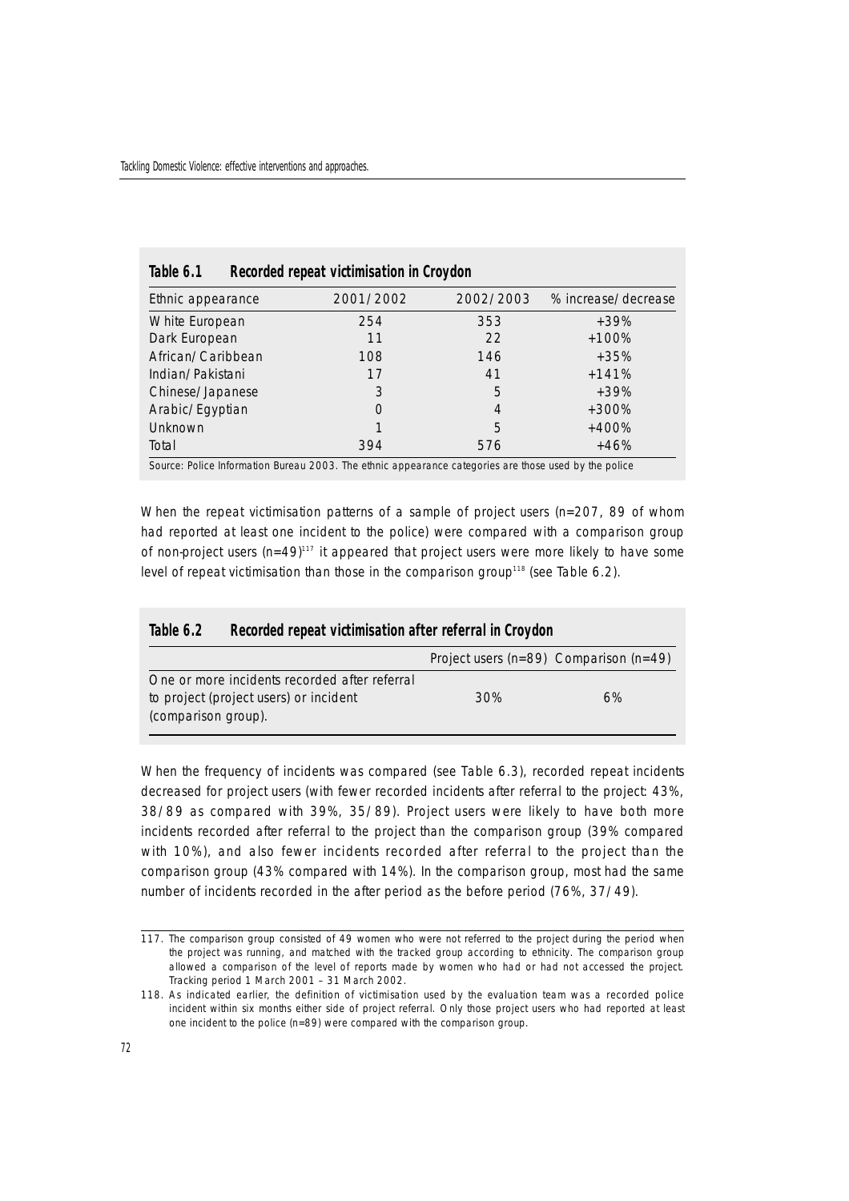**Table 6.1 Recorded repeat victimisation in Croydon**

| Ethnic appearance | 2001/2002 | 2002/2003 | % increase/decrease |
|---|---|---|---|
| White European | 254 | 353 | +39% |
| Dark European | 11 | 22 | +100% |
| African/Caribbean | 108 | 146 | +35% |
| Indian/Pakistani | 17 | 41 | +141% |
| Chinese/Japanese | 3 | 5 | +39% |
| Arabic/Egyptian | 0 | 4 | +300% |
| Unknown | 1 | 5 | +400% |
| Total | 394 | 576 | +46% |

Source: Police Information Bureau 2003. The ethnic appearance categories are those used by the police

When the repeat victimisation patterns of a sample of project users (n=207, 89 of whom had reported at least one incident to the police) were compared with a comparison group of non-project users (n=49)[117] it appeared that project users were more likely to have some level of repeat victimisation than those in the comparison group[118] (see Table 6.2).

**Table 6.2 Recorded repeat victimisation after referral in Croydon**

| | Project users (n=89) | Comparison (n=49) |
|---|---|---|
| One or more incidents recorded after referral to project (project users) or incident (comparison group). | 30% | 6% |

When the frequency of incidents was compared (see Table 6.3), recorded repeat incidents decreased for project users (with fewer recorded incidents after referral to the project: 43%, 38/89 as compared with 39%, 35/89). Project users were likely to have both more incidents recorded after referral to the project than the comparison group (39% compared with 10%), and also fewer incidents recorded after referral to the project than the comparison group (43% compared with 14%). In the comparison group, most had the same number of incidents recorded in the after period as the before period (76%, 37/49).

117. The comparison group consisted of 49 women who were not referred to the project during the period when the project was running, and matched with the tracked group according to ethnicity. The comparison group allowed a comparison of the level of reports made by women who had or had not accessed the project. Tracking period 1 March 2001 – 31 March 2002.

118. As indicated earlier, the definition of victimisation used by the evaluation team was a recorded police incident within six months either side of project referral. Only those project users who had reported at least one incident to the police (n=89) were compared with the comparison group.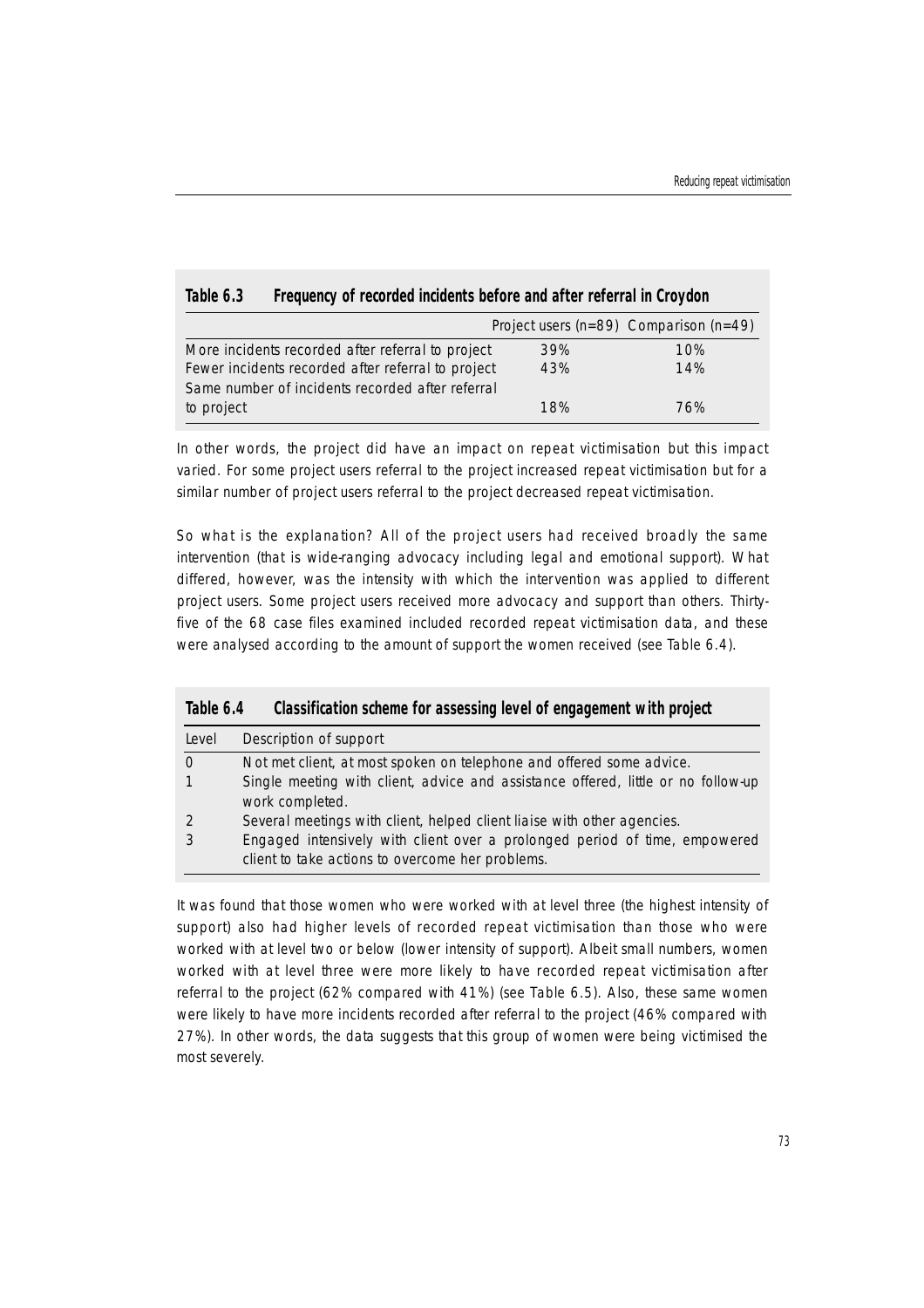**Table 6.3 Frequency of recorded incidents before and after referral in Croydon**

| | Project users (n=89) | Comparison (n=49) |
|---|---|---|
| More incidents recorded after referral to project | 39% | 10% |
| Fewer incidents recorded after referral to project | 43% | 14% |
| Same number of incidents recorded after referral to project | 18% | 76% |

In other words, the project did have an impact on repeat victimisation but this impact varied. For some project users referral to the project increased repeat victimisation but for a similar number of project users referral to the project decreased repeat victimisation.

So what is the explanation? All of the project users had received broadly the same intervention (that is wide-ranging advocacy including legal and emotional support). What differed, however, was the intensity with which the intervention was applied to different project users. Some project users received more advocacy and support than others. Thirty-five of the 68 case files examined included recorded repeat victimisation data, and these were analysed according to the amount of support the women received (see Table 6.4).

**Table 6.4 Classification scheme for assessing level of engagement with project**

| Level | Description of support |
|---|---|
| 0 | Not met client, at most spoken on telephone and offered some advice. |
| 1 | Single meeting with client, advice and assistance offered, little or no follow-up work completed. |
| 2 | Several meetings with client, helped client liaise with other agencies. |
| 3 | Engaged intensively with client over a prolonged period of time, empowered client to take actions to overcome her problems. |

It was found that those women who were worked with at level three (the highest intensity of support) also had higher levels of recorded repeat victimisation than those who were worked with at level two or below (lower intensity of support). Albeit small numbers, women worked with at level three were more likely to have recorded repeat victimisation after referral to the project (62% compared with 41%) (see Table 6.5). Also, these same women were likely to have more incidents recorded after referral to the project (46% compared with 27%). In other words, the data suggests that this group of women were being victimised the most severely.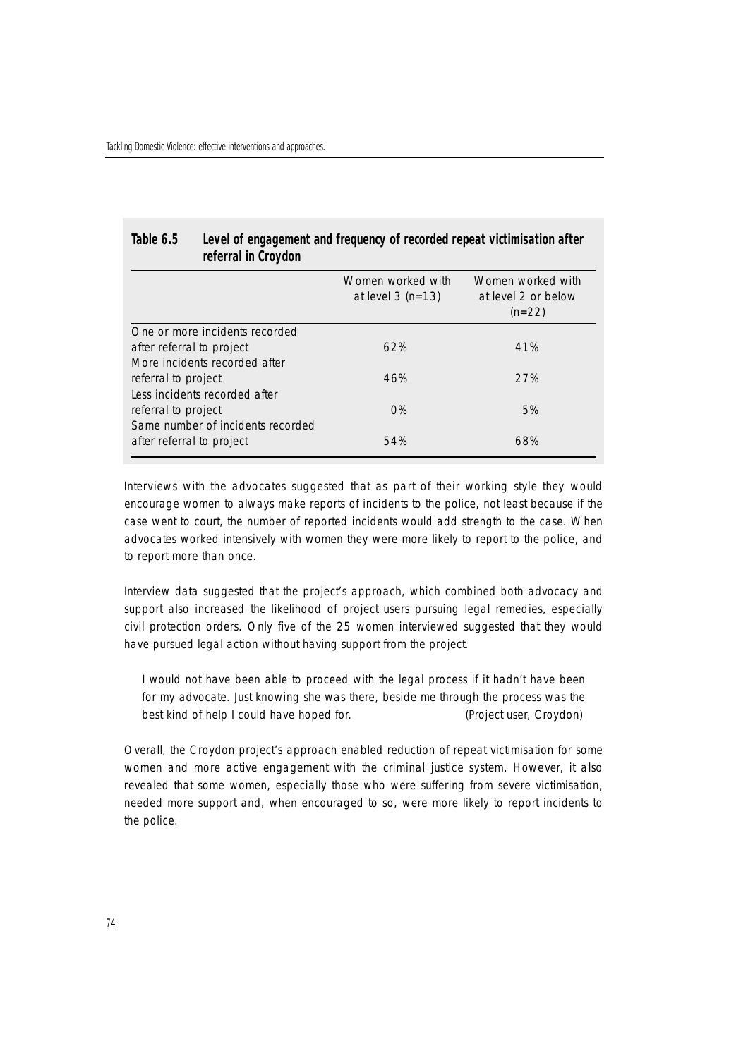**Table 6.5 Level of engagement and frequency of recorded repeat victimisation after referral in Croydon**

| | Women worked with at level 3 (n=13) | Women worked with at level 2 or below (n=22) |
|---|---|---|
| One or more incidents recorded after referral to project | 62% | 41% |
| More incidents recorded after referral to project | 46% | 27% |
| Less incidents recorded after referral to project | 0% | 5% |
| Same number of incidents recorded after referral to project | 54% | 68% |

Interviews with the advocates suggested that as part of their working style they would encourage women to always make reports of incidents to the police, not least because if the case went to court, the number of reported incidents would add strength to the case. When advocates worked intensively with women they were more likely to report to the police, and to report more than once.

Interview data suggested that the project's approach, which combined both advocacy and support also increased the likelihood of project users pursuing legal remedies, especially civil protection orders. Only five of the 25 women interviewed suggested that they would have pursued legal action without having support from the project.

> I would not have been able to proceed with the legal process if it hadn't have been for my advocate. Just knowing she was there, beside me through the process was the best kind of help I could have hoped for. (Project user, Croydon)

Overall, the Croydon project's approach enabled reduction of repeat victimisation for some women and more active engagement with the criminal justice system. However, it also revealed that some women, especially those who were suffering from severe victimisation, needed more support and, when encouraged to so, were more likely to report incidents to the police.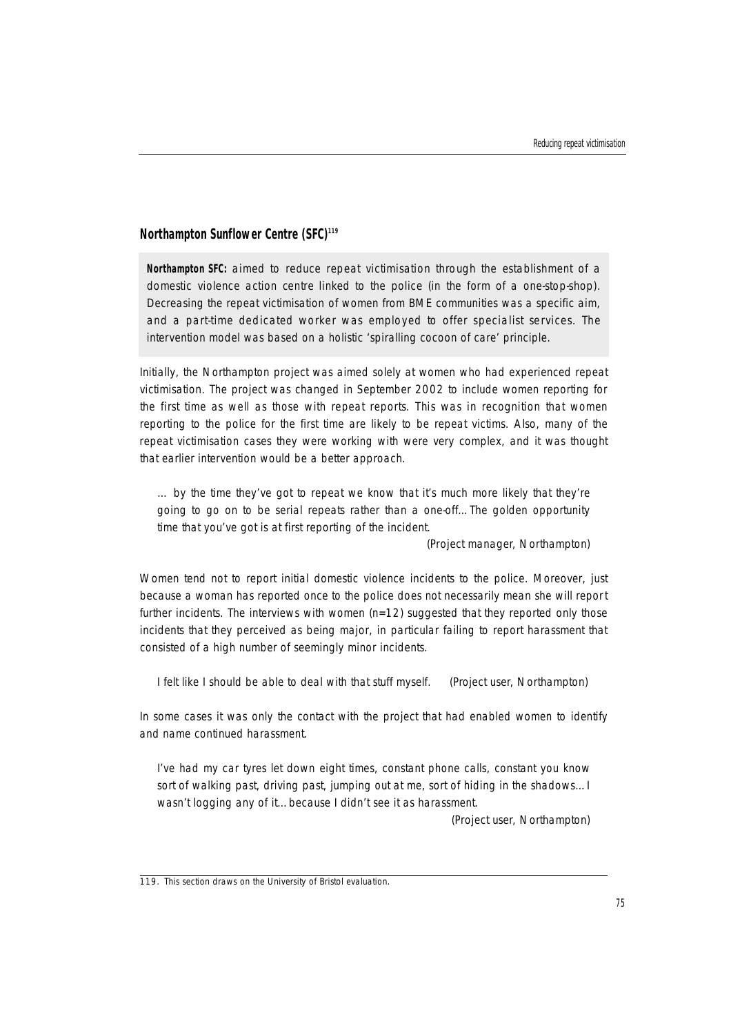## Northampton Sunflower Centre (SFC)[119]

**Northampton SFC:** aimed to reduce repeat victimisation through the establishment of a domestic violence action centre linked to the police (in the form of a one-stop-shop). Decreasing the repeat victimisation of women from BME communities was a specific aim, and a part-time dedicated worker was employed to offer specialist services. The intervention model was based on a holistic 'spiralling cocoon of care' principle.

Initially, the Northampton project was aimed solely at women who had experienced repeat victimisation. The project was changed in September 2002 to include women reporting for the first time as well as those with repeat reports. This was in recognition that women reporting to the police for the first time are likely to be repeat victims. Also, many of the repeat victimisation cases they were working with were very complex, and it was thought that earlier intervention would be a better approach.

> … by the time they've got to repeat we know that it's much more likely that they're going to go on to be serial repeats rather than a one-off…The golden opportunity time that you've got is at first reporting of the incident.
>
> (Project manager, Northampton)

Women tend not to report initial domestic violence incidents to the police. Moreover, just because a woman has reported once to the police does not necessarily mean she will report further incidents. The interviews with women (n=12) suggested that they reported only those incidents that they perceived as being major, in particular failing to report harassment that consisted of a high number of seemingly minor incidents.

> I felt like I should be able to deal with that stuff myself. (Project user, Northampton)

In some cases it was only the contact with the project that had enabled women to identify and name continued harassment.

> I've had my car tyres let down eight times, constant phone calls, constant you know sort of walking past, driving past, jumping out at me, sort of hiding in the shadows…I wasn't logging any of it…because I didn't see it as harassment.
>
> (Project user, Northampton)

119. This section draws on the University of Bristol evaluation.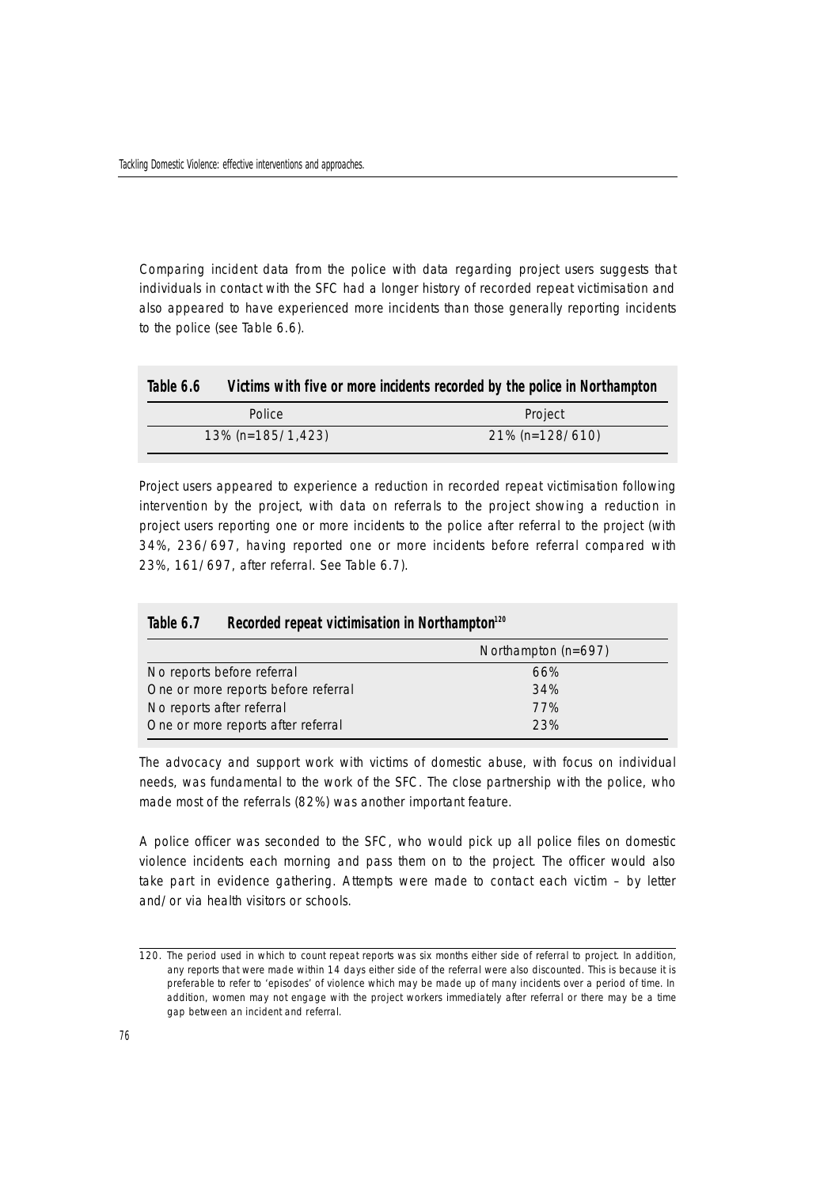Comparing incident data from the police with data regarding project users suggests that individuals in contact with the SFC had a longer history of recorded repeat victimisation and also appeared to have experienced more incidents than those generally reporting incidents to the police (see Table 6.6).

**Table 6.6 Victims with five or more incidents recorded by the police in Northampton**

| Police | Project |
|---|---|
| 13% (n=185/1,423) | 21% (n=128/610) |

Project users appeared to experience a reduction in recorded repeat victimisation following intervention by the project, with data on referrals to the project showing a reduction in project users reporting one or more incidents to the police after referral to the project (with 34%, 236/697, having reported one or more incidents before referral compared with 23%, 161/697, after referral. See Table 6.7).

**Table 6.7 Recorded repeat victimisation in Northampton[120]**

| | Northampton (n=697) |
|---|---|
| No reports before referral | 66% |
| One or more reports before referral | 34% |
| No reports after referral | 77% |
| One or more reports after referral | 23% |

The advocacy and support work with victims of domestic abuse, with focus on individual needs, was fundamental to the work of the SFC. The close partnership with the police, who made most of the referrals (82%) was another important feature.

A police officer was seconded to the SFC, who would pick up all police files on domestic violence incidents each morning and pass them on to the project. The officer would also take part in evidence gathering. Attempts were made to contact each victim – by letter and/or via health visitors or schools.

120. The period used in which to count repeat reports was six months either side of referral to project. In addition, any reports that were made within 14 days either side of the referral were also discounted. This is because it is preferable to refer to 'episodes' of violence which may be made up of many incidents over a period of time. In addition, women may not engage with the project workers immediately after referral or there may be a time gap between an incident and referral.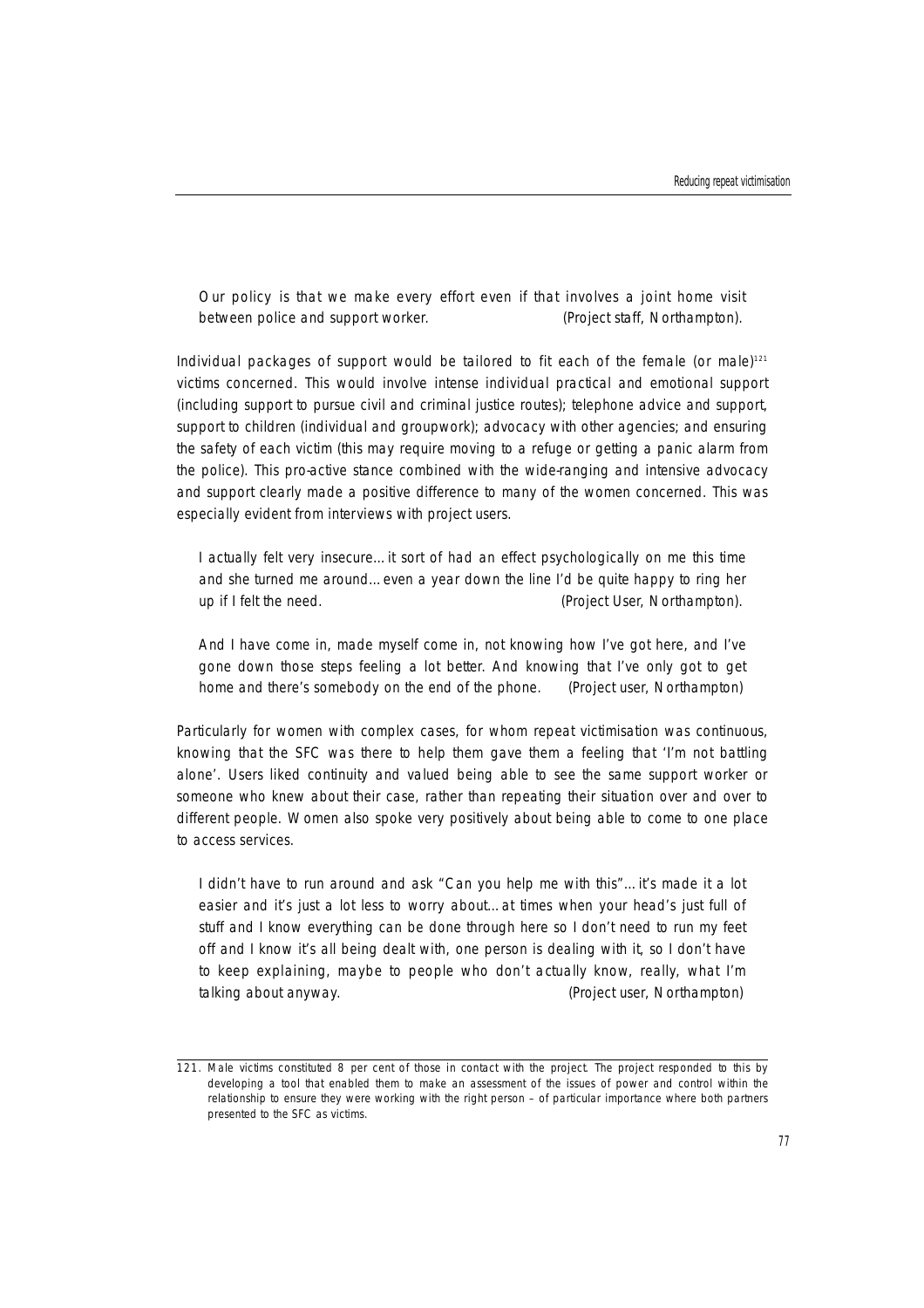> Our policy is that we make every effort even if that involves a joint home visit between police and support worker. (Project staff, Northampton).

Individual packages of support would be tailored to fit each of the female (or male)[121] victims concerned. This would involve intense individual practical and emotional support (including support to pursue civil and criminal justice routes); telephone advice and support, support to children (individual and groupwork); advocacy with other agencies; and ensuring the safety of each victim (this may require moving to a refuge or getting a panic alarm from the police). This pro-active stance combined with the wide-ranging and intensive advocacy and support clearly made a positive difference to many of the women concerned. This was especially evident from interviews with project users.

> I actually felt very insecure…it sort of had an effect psychologically on me this time and she turned me around…even a year down the line I'd be quite happy to ring her up if I felt the need. (Project User, Northampton).

> And I have come in, made myself come in, not knowing how I've got here, and I've gone down those steps feeling a lot better. And knowing that I've only got to get home and there's somebody on the end of the phone. (Project user, Northampton)

Particularly for women with complex cases, for whom repeat victimisation was continuous, knowing that the SFC was there to help them gave them a feeling that 'I'm not battling alone'. Users liked continuity and valued being able to see the same support worker or someone who knew about their case, rather than repeating their situation over and over to different people. Women also spoke very positively about being able to come to one place to access services.

> I didn't have to run around and ask "Can you help me with this"…it's made it a lot easier and it's just a lot less to worry about…at times when your head's just full of stuff and I know everything can be done through here so I don't need to run my feet off and I know it's all being dealt with, one person is dealing with it, so I don't have to keep explaining, maybe to people who don't actually know, really, what I'm talking about anyway. (Project user, Northampton)

121. Male victims constituted 8 per cent of those in contact with the project. The project responded to this by developing a tool that enabled them to make an assessment of the issues of power and control within the relationship to ensure they were working with the right person – of particular importance where both partners presented to the SFC as victims.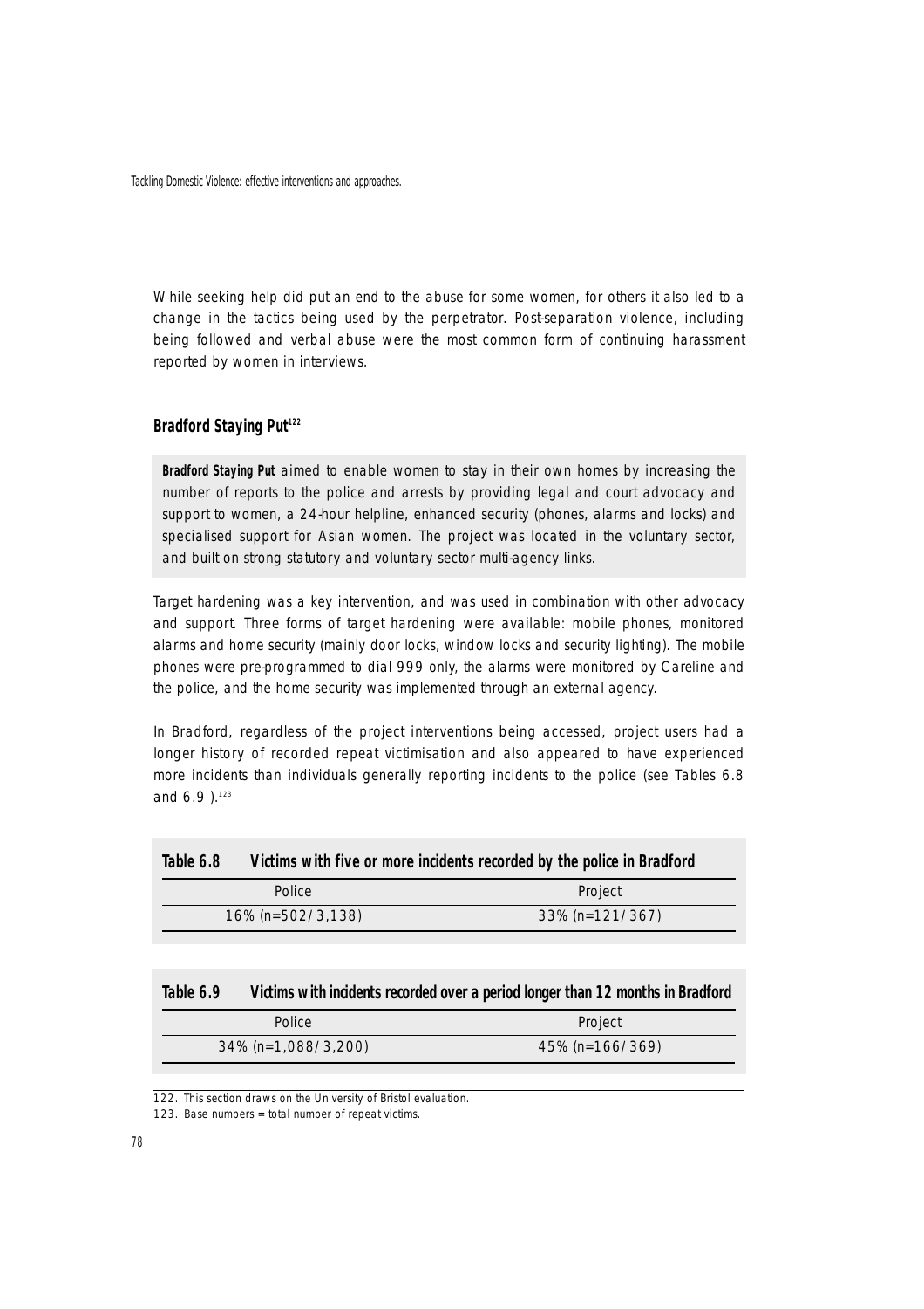While seeking help did put an end to the abuse for some women, for others it also led to a change in the tactics being used by the perpetrator. Post-separation violence, including being followed and verbal abuse were the most common form of continuing harassment reported by women in interviews.

### Bradford Staying Put[122]

**Bradford Staying Put** aimed to enable women to stay in their own homes by increasing the number of reports to the police and arrests by providing legal and court advocacy and support to women, a 24-hour helpline, enhanced security (phones, alarms and locks) and specialised support for Asian women. The project was located in the voluntary sector, and built on strong statutory and voluntary sector multi-agency links.

Target hardening was a key intervention, and was used in combination with other advocacy and support. Three forms of target hardening were available: mobile phones, monitored alarms and home security (mainly door locks, window locks and security lighting). The mobile phones were pre-programmed to dial 999 only, the alarms were monitored by Careline and the police, and the home security was implemented through an external agency.

In Bradford, regardless of the project interventions being accessed, project users had a longer history of recorded repeat victimisation and also appeared to have experienced more incidents than individuals generally reporting incidents to the police (see Tables 6.8 and 6.9 ).[123]

**Table 6.8 Victims with five or more incidents recorded by the police in Bradford**

| Police | Project |
|---|---|
| 16% (n=502/3,138) | 33% (n=121/367) |

**Table 6.9 Victims with incidents recorded over a period longer than 12 months in Bradford**

| Police | Project |
|---|---|
| 34% (n=1,088/3,200) | 45% (n=166/369) |

122. This section draws on the University of Bristol evaluation.

123. Base numbers = total number of repeat victims.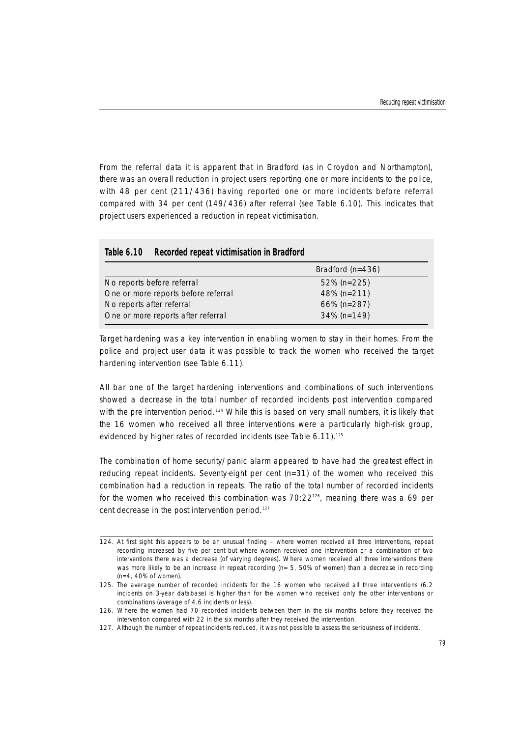From the referral data it is apparent that in Bradford (as in Croydon and Northampton), there was an overall reduction in project users reporting one or more incidents to the police, with 48 per cent (211/436) having reported one or more incidents before referral compared with 34 per cent (149/436) after referral (see Table 6.10). This indicates that project users experienced a reduction in repeat victimisation.

**Table 6.10 Recorded repeat victimisation in Bradford**

| | Bradford (n=436) |
|---|---|
| No reports before referral | 52% (n=225) |
| One or more reports before referral | 48% (n=211) |
| No reports after referral | 66% (n=287) |
| One or more reports after referral | 34% (n=149) |

Target hardening was a key intervention in enabling women to stay in their homes. From the police and project user data it was possible to track the women who received the target hardening intervention (see Table 6.11).

All bar one of the target hardening interventions and combinations of such interventions showed a decrease in the total number of recorded incidents post intervention compared with the pre intervention period.[124] While this is based on very small numbers, it is likely that the 16 women who received all three interventions were a particularly high-risk group, evidenced by higher rates of recorded incidents (see Table 6.11).[125]

The combination of home security/panic alarm appeared to have had the greatest effect in reducing repeat incidents. Seventy-eight per cent (n=31) of the women who received this combination had a reduction in repeats. The ratio of the total number of recorded incidents for the women who received this combination was 70:22[126], meaning there was a 69 per cent decrease in the post intervention period.[127]

124. At first sight this appears to be an unusual finding – where women received all three interventions, repeat recording increased by five per cent but where women received one intervention or a combination of two interventions there was a decrease (of varying degrees). Where women received all three interventions there was more likely to be an increase in repeat recording (n= 5, 50% of women) than a decrease in recording (n=4, 40% of women).

125. The average number of recorded incidents for the 16 women who received all three interventions (6.2 incidents on 3-year database) is higher than for the women who received only the other interventions or combinations (average of 4.6 incidents or less).

126. Where the women had 70 recorded incidents between them in the six months before they received the intervention compared with 22 in the six months after they received the intervention.

127. Although the number of repeat incidents reduced, it was not possible to assess the seriousness of incidents.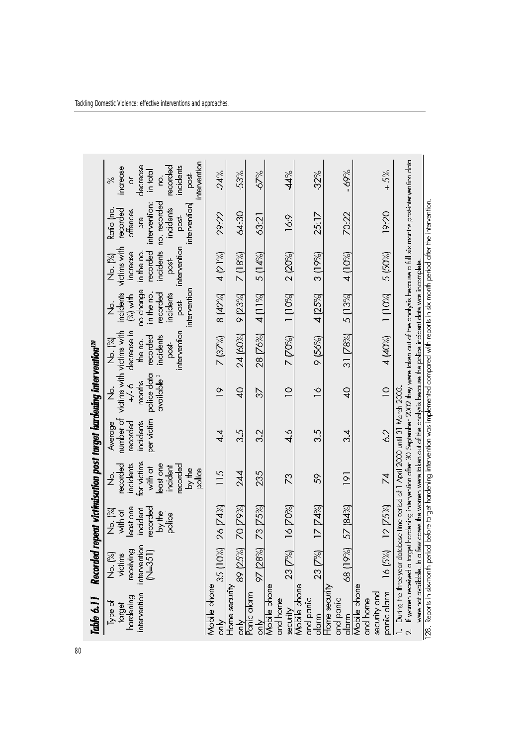**Table 6.11 Recorded repeat victimisation post target hardening intervention**[128]

| Type of target hardening intervention | No. (%) victims receiving intervention (N=351) | No. (%) with at least one incident recorded by the police[1] | No. recorded incidents for victims with at least one incident recorded by the police | Average number of recorded incidents per victim | No. victims with +/-6 months police data available[2] | No. (%) victims with decrease in the no. recorded incidents post-intervention | No. incidents (%) with no change in the no. recorded incidents post-intervention | No. (%) victims with increase in the no. recorded incidents post-intervention | Ratio (no. recorded offences pre intervention: no. recorded incidents post-intervention) | % increase or decrease in total no. recorded incidents post-intervention |
|---|---|---|---|---|---|---|---|---|---|---|
| Mobile phone only | 35 (10%) | 26 (74%) | 115 | 4.4 | 19 | 7 (37%) | 8 (42%) | 4 (21%) | 29:22 | -24% |
| Home security only | 89 (25%) | 70 (79%) | 244 | 3.5 | 40 | 24 (60%) | 9 (23%) | 7 (18%) | 64:30 | -53% |
| Panic alarm only | 97 (28%) | 73 (75%) | 235 | 3.2 | 37 | 28 (76%) | 4 (11%) | 5 (14%) | 63:21 | -67% |
| Mobile phone and home security | 23 (7%) | 16 (70%) | 73 | 4.6 | 10 | 7 (70%) | 1 (10%) | 2 (20%) | 16:9 | -44% |
| Mobile phone and panic alarm | 23 (7%) | 17 (74%) | 59 | 3.5 | 16 | 9 (56%) | 4 (25%) | 3 (19%) | 25:17 | -32% |
| Home security and panic alarm | 68 (19%) | 57 (84%) | 191 | 3.4 | 40 | 31 (78%) | 5 (13%) | 4 (10%) | 70:22 | -69% |
| Mobile phone and home security and panic alarm | 16 (5%) | 12 (75%) | 74 | 6.2 | 10 | 4 (40%) | 1 (10%) | 5 (50%) | 19:20 | +5% |

1. During the three-year database time period of 1 April 2000 until 31 March 2003.
2. If women received a target hardening intervention after 30 September 2002 they were taken out of the analysis because a full six months post-intervention data were not available. In a few cases the women were taken out of the analysis because the police incident date was incomplete.

128. Reports in six-month period before target hardening intervention was implemented compared with reports in six month period after the intervention.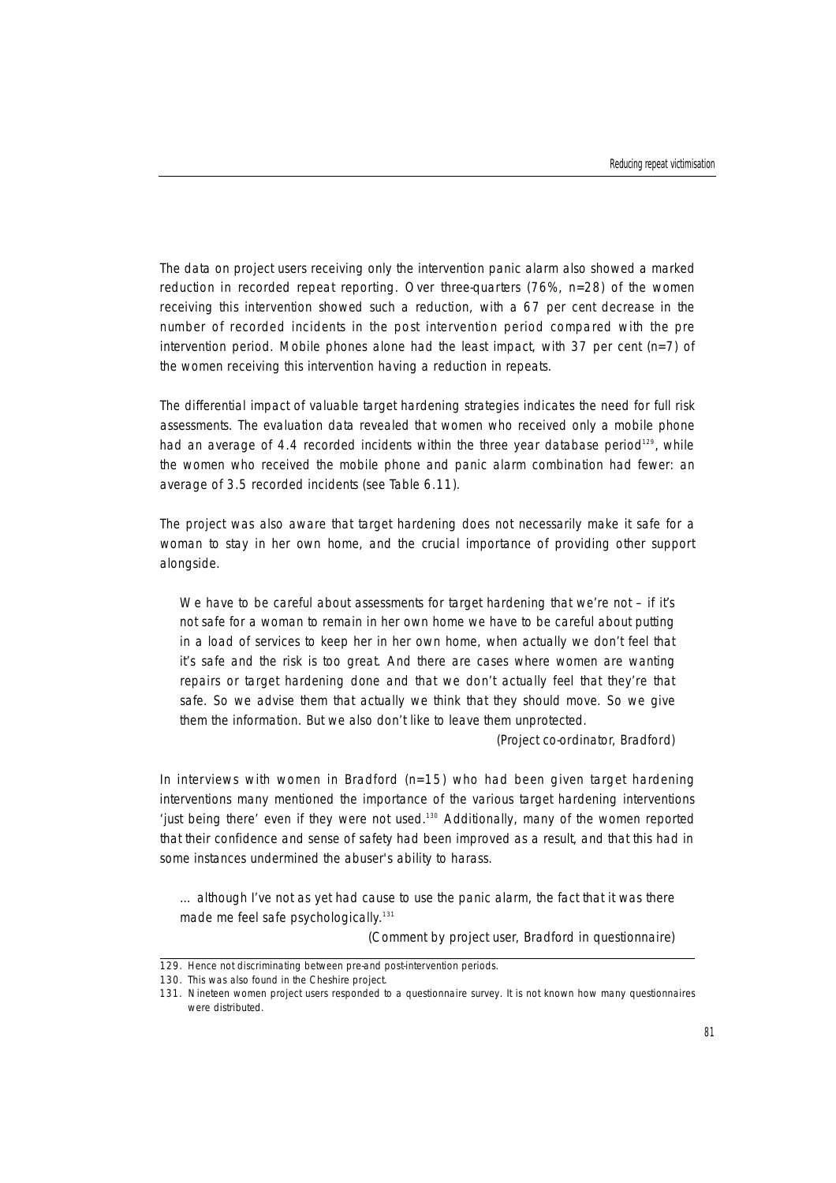The data on project users receiving only the intervention panic alarm also showed a marked reduction in recorded repeat reporting. Over three-quarters (76%, n=28) of the women receiving this intervention showed such a reduction, with a 67 per cent decrease in the number of recorded incidents in the post intervention period compared with the pre intervention period. Mobile phones alone had the least impact, with 37 per cent (n=7) of the women receiving this intervention having a reduction in repeats.

The differential impact of valuable target hardening strategies indicates the need for full risk assessments. The evaluation data revealed that women who received only a mobile phone had an average of 4.4 recorded incidents within the three year database period[129], while the women who received the mobile phone and panic alarm combination had fewer: an average of 3.5 recorded incidents (see Table 6.11).

The project was also aware that target hardening does not necessarily make it safe for a woman to stay in her own home, and the crucial importance of providing other support alongside.

> We have to be careful about assessments for target hardening that we're not – if it's not safe for a woman to remain in her own home we have to be careful about putting in a load of services to keep her in her own home, when actually we don't feel that it's safe and the risk is too great. And there are cases where women are wanting repairs or target hardening done and that we don't actually feel that they're that safe. So we advise them that actually we think that they should move. So we give them the information. But we also don't like to leave them unprotected.
>
> *(Project co-ordinator, Bradford)*

In interviews with women in Bradford (n=15) who had been given target hardening interventions many mentioned the importance of the various target hardening interventions 'just being there' even if they were not used.[130] Additionally, many of the women reported that their confidence and sense of safety had been improved as a result, and that this had in some instances undermined the abuser's ability to harass.

> ... although I've not as yet had cause to use the panic alarm, the fact that it was there made me feel safe psychologically.[131]
>
> *(Comment by project user, Bradford in questionnaire)*

129. Hence not discriminating between pre-and post-intervention periods.

130. This was also found in the Cheshire project.

131. Nineteen women project users responded to a questionnaire survey. It is not known how many questionnaires were distributed.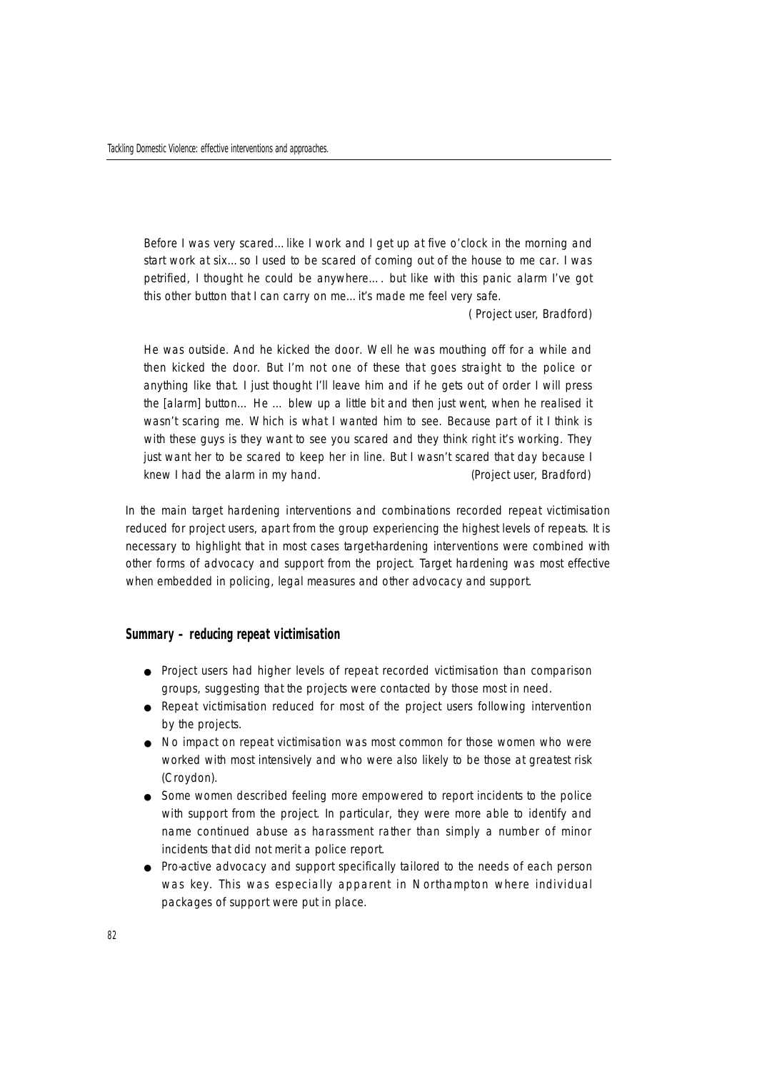> Before I was very scared…like I work and I get up at five o'clock in the morning and start work at six…so I used to be scared of coming out of the house to me car. I was petrified, I thought he could be anywhere…. but like with this panic alarm I've got this other button that I can carry on me…it's made me feel very safe.
>
> (Project user, Bradford)

> He was outside. And he kicked the door. Well he was mouthing off for a while and then kicked the door. But I'm not one of these that goes straight to the police or anything like that. I just thought I'll leave him and if he gets out of order I will press the [alarm] button… He … blew up a little bit and then just went, when he realised it wasn't scaring me. Which is what I wanted him to see. Because part of it I think is with these guys is they want to see you scared and they think right it's working. They just want her to be scared to keep her in line. But I wasn't scared that day because I knew I had the alarm in my hand. (Project user, Bradford)

In the main target hardening interventions and combinations recorded repeat victimisation reduced for project users, apart from the group experiencing the highest levels of repeats. It is necessary to highlight that in most cases target-hardening interventions were combined with other forms of advocacy and support from the project. Target hardening was most effective when embedded in policing, legal measures and other advocacy and support.

### Summary – reducing repeat victimisation

- Project users had higher levels of repeat recorded victimisation than comparison groups, suggesting that the projects were contacted by those most in need.
- Repeat victimisation reduced for most of the project users following intervention by the projects.
- No impact on repeat victimisation was most common for those women who were worked with most intensively and who were also likely to be those at greatest risk (Croydon).
- Some women described feeling more empowered to report incidents to the police with support from the project. In particular, they were more able to identify and name continued abuse as harassment rather than simply a number of minor incidents that did not merit a police report.
- Pro-active advocacy and support specifically tailored to the needs of each person was key. This was especially apparent in Northampton where individual packages of support were put in place.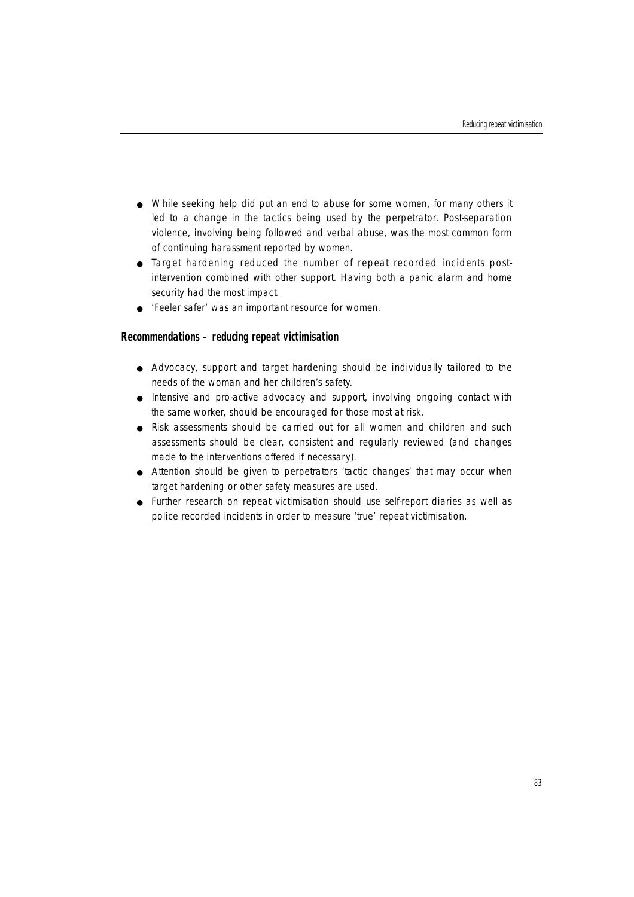- While seeking help did put an end to abuse for some women, for many others it led to a change in the tactics being used by the perpetrator. Post-separation violence, involving being followed and verbal abuse, was the most common form of continuing harassment reported by women.
- Target hardening reduced the number of repeat recorded incidents post-intervention combined with other support. Having both a panic alarm and home security had the most impact.
- 'Feeler safer' was an important resource for women.

### Recommendations – reducing repeat victimisation

- Advocacy, support and target hardening should be individually tailored to the needs of the woman and her children's safety.
- Intensive and pro-active advocacy and support, involving ongoing contact with the same worker, should be encouraged for those most at risk.
- Risk assessments should be carried out for all women and children and such assessments should be clear, consistent and regularly reviewed (and changes made to the interventions offered if necessary).
- Attention should be given to perpetrators 'tactic changes' that may occur when target hardening or other safety measures are used.
- Further research on repeat victimisation should use self-report diaries as well as police recorded incidents in order to measure 'true' repeat victimisation.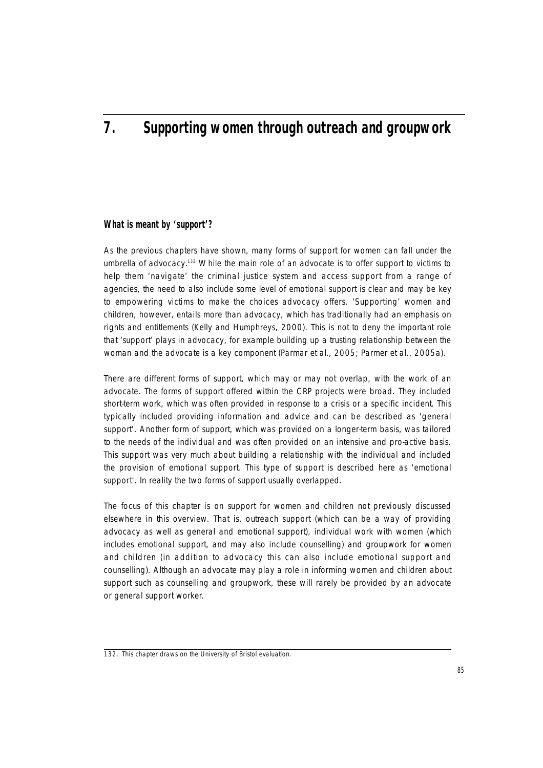# 7. Supporting women through outreach and groupwork

## What is meant by 'support'?

As the previous chapters have shown, many forms of support for women can fall under the umbrella of advocacy.[132] While the main role of an advocate is to offer support to victims to help them 'navigate' the criminal justice system and access support from a range of agencies, the need to also include some level of emotional support is clear and may be key to empowering victims to make the choices advocacy offers. 'Supporting' women and children, however, entails more than advocacy, which has traditionally had an emphasis on rights and entitlements (Kelly and Humphreys, 2000). This is not to deny the important role that 'support' plays in advocacy, for example building up a trusting relationship between the woman and the advocate is a key component (Parmar et al., 2005; Parmer et al., 2005a).

There are different forms of support, which may or may not overlap, with the work of an advocate. The forms of support offered within the CRP projects were broad. They included short-term work, which was often provided in response to a crisis or a specific incident. This typically included providing information and advice and can be described as 'general support'. Another form of support, which was provided on a longer-term basis, was tailored to the needs of the individual and was often provided on an intensive and pro-active basis. This support was very much about building a relationship with the individual and included the provision of emotional support. This type of support is described here as 'emotional support'. In reality the two forms of support usually overlapped.

The focus of this chapter is on support for women and children not previously discussed elsewhere in this overview. That is, outreach support (which can be a way of providing advocacy as well as general and emotional support), individual work with women (which includes emotional support, and may also include counselling) and groupwork for women and children (in addition to advocacy this can also include emotional support and counselling). Although an advocate may play a role in informing women and children about support such as counselling and groupwork, these will rarely be provided by an advocate or general support worker.

132. This chapter draws on the University of Bristol evaluation.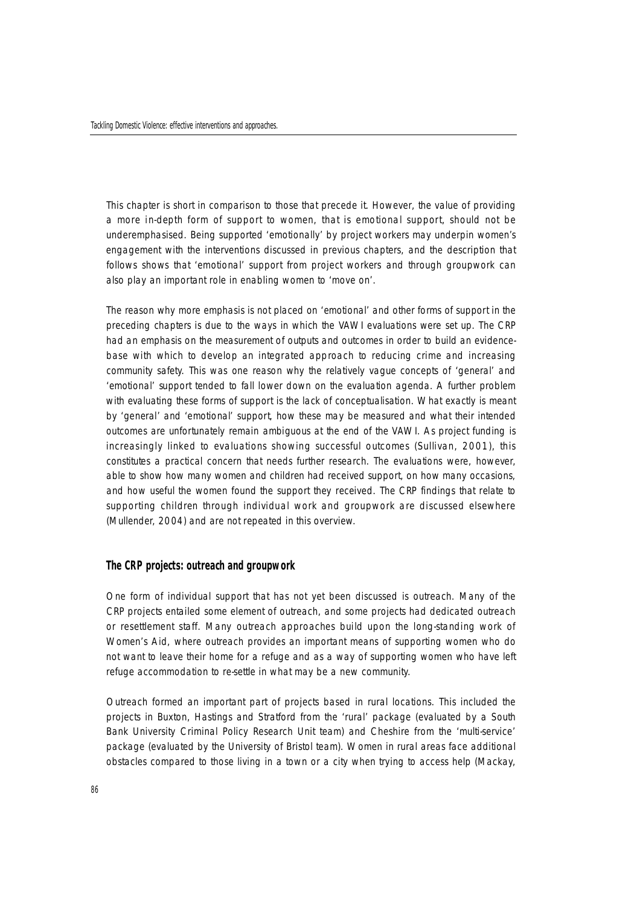This chapter is short in comparison to those that precede it. However, the value of providing a more in-depth form of support to women, that is emotional support, should not be underemphasised. Being supported 'emotionally' by project workers may underpin women's engagement with the interventions discussed in previous chapters, and the description that follows shows that 'emotional' support from project workers and through groupwork can also play an important role in enabling women to 'move on'.

The reason why more emphasis is not placed on 'emotional' and other forms of support in the preceding chapters is due to the ways in which the VAWI evaluations were set up. The CRP had an emphasis on the measurement of outputs and outcomes in order to build an evidence-base with which to develop an integrated approach to reducing crime and increasing community safety. This was one reason why the relatively vague concepts of 'general' and 'emotional' support tended to fall lower down on the evaluation agenda. A further problem with evaluating these forms of support is the lack of conceptualisation. What exactly is meant by 'general' and 'emotional' support, how these may be measured and what their intended outcomes are unfortunately remain ambiguous at the end of the VAWI. As project funding is increasingly linked to evaluations showing successful outcomes (Sullivan, 2001), this constitutes a practical concern that needs further research. The evaluations were, however, able to show how many women and children had received support, on how many occasions, and how useful the women found the support they received. The CRP findings that relate to supporting children through individual work and groupwork are discussed elsewhere (Mullender, 2004) and are not repeated in this overview.

## The CRP projects: outreach and groupwork

One form of individual support that has not yet been discussed is outreach. Many of the CRP projects entailed some element of outreach, and some projects had dedicated outreach or resettlement staff. Many outreach approaches build upon the long-standing work of Women's Aid, where outreach provides an important means of supporting women who do not want to leave their home for a refuge and as a way of supporting women who have left refuge accommodation to re-settle in what may be a new community.

Outreach formed an important part of projects based in rural locations. This included the projects in Buxton, Hastings and Stratford from the 'rural' package (evaluated by a South Bank University Criminal Policy Research Unit team) and Cheshire from the 'multi-service' package (evaluated by the University of Bristol team). Women in rural areas face additional obstacles compared to those living in a town or a city when trying to access help (Mackay,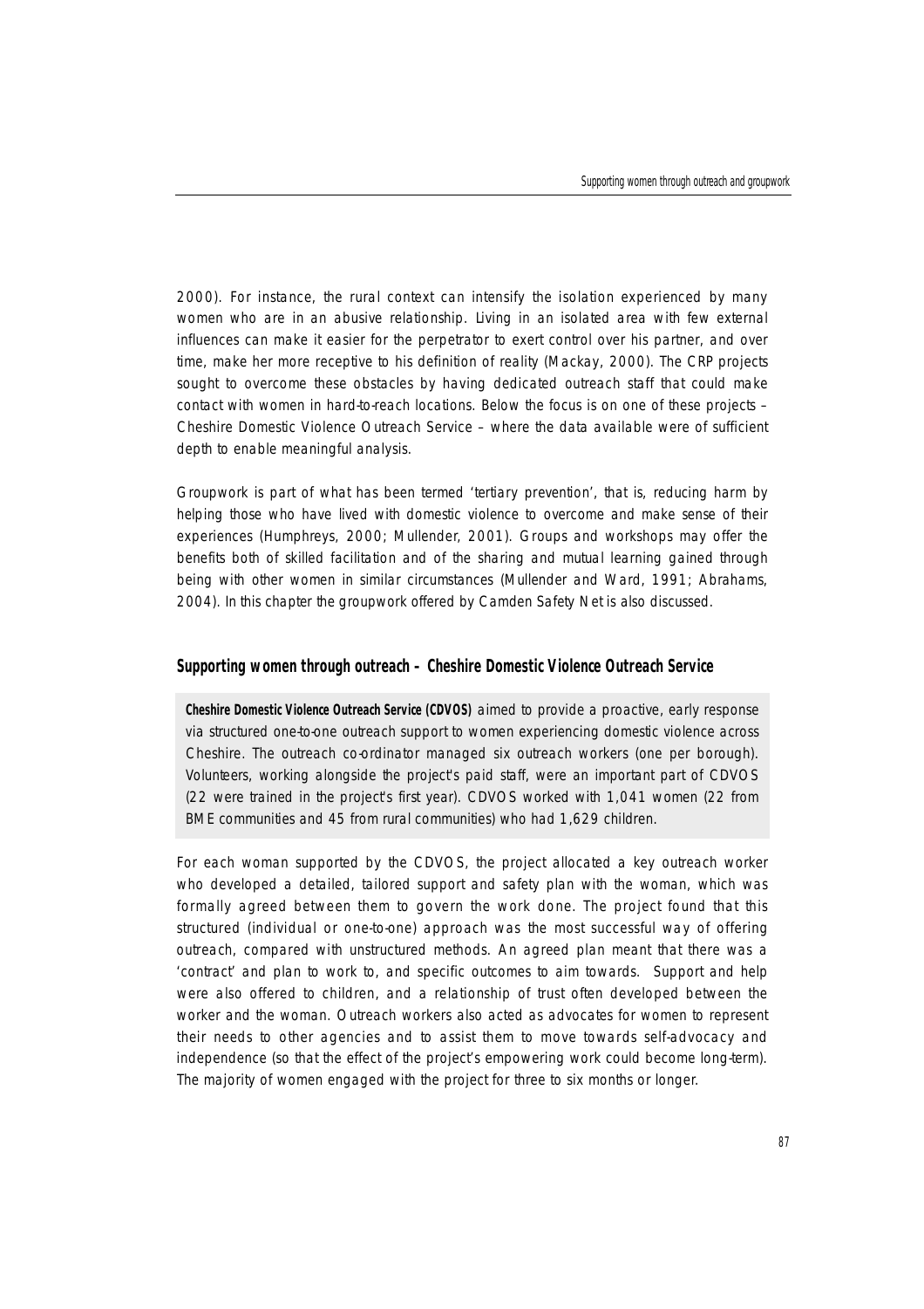2000). For instance, the rural context can intensify the isolation experienced by many women who are in an abusive relationship. Living in an isolated area with few external influences can make it easier for the perpetrator to exert control over his partner, and over time, make her more receptive to his definition of reality (Mackay, 2000). The CRP projects sought to overcome these obstacles by having dedicated outreach staff that could make contact with women in hard-to-reach locations. Below the focus is on one of these projects – Cheshire Domestic Violence Outreach Service – where the data available were of sufficient depth to enable meaningful analysis.

Groupwork is part of what has been termed 'tertiary prevention', that is, reducing harm by helping those who have lived with domestic violence to overcome and make sense of their experiences (Humphreys, 2000; Mullender, 2001). Groups and workshops may offer the benefits both of skilled facilitation and of the sharing and mutual learning gained through being with other women in similar circumstances (Mullender and Ward, 1991; Abrahams, 2004). In this chapter the groupwork offered by Camden Safety Net is also discussed.

## Supporting women through outreach – Cheshire Domestic Violence Outreach Service

**Cheshire Domestic Violence Outreach Service (CDVOS)** aimed to provide a proactive, early response via structured one-to-one outreach support to women experiencing domestic violence across Cheshire. The outreach co-ordinator managed six outreach workers (one per borough). Volunteers, working alongside the project's paid staff, were an important part of CDVOS (22 were trained in the project's first year). CDVOS worked with 1,041 women (22 from BME communities and 45 from rural communities) who had 1,629 children.

For each woman supported by the CDVOS, the project allocated a key outreach worker who developed a detailed, tailored support and safety plan with the woman, which was formally agreed between them to govern the work done. The project found that this structured (individual or one-to-one) approach was the most successful way of offering outreach, compared with unstructured methods. An agreed plan meant that there was a 'contract' and plan to work to, and specific outcomes to aim towards. Support and help were also offered to children, and a relationship of trust often developed between the worker and the woman. Outreach workers also acted as advocates for women to represent their needs to other agencies and to assist them to move towards self-advocacy and independence (so that the effect of the project's empowering work could become long-term). The majority of women engaged with the project for three to six months or longer.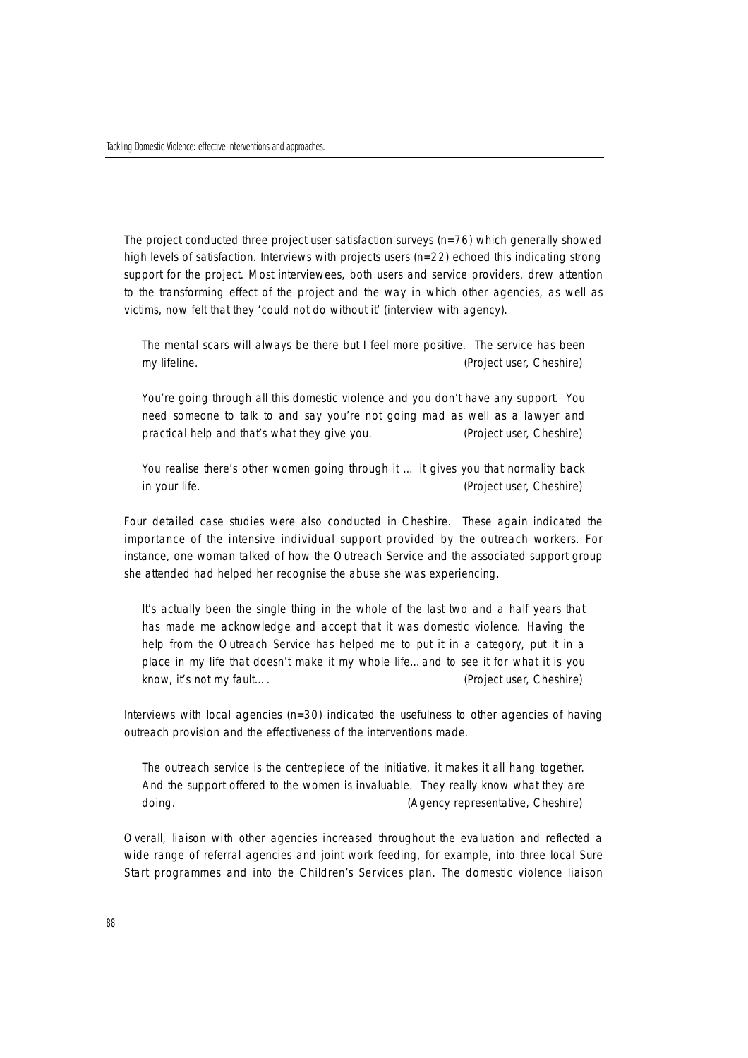The project conducted three project user satisfaction surveys (n=76) which generally showed high levels of satisfaction. Interviews with projects users (n=22) echoed this indicating strong support for the project. Most interviewees, both users and service providers, drew attention to the transforming effect of the project and the way in which other agencies, as well as victims, now felt that they 'could not do without it' (interview with agency).

> The mental scars will always be there but I feel more positive. The service has been my lifeline. (Project user, Cheshire)

> You're going through all this domestic violence and you don't have any support. You need someone to talk to and say you're not going mad as well as a lawyer and practical help and that's what they give you. (Project user, Cheshire)

> You realise there's other women going through it … it gives you that normality back in your life. (Project user, Cheshire)

Four detailed case studies were also conducted in Cheshire. These again indicated the importance of the intensive individual support provided by the outreach workers. For instance, one woman talked of how the Outreach Service and the associated support group she attended had helped her recognise the abuse she was experiencing.

> It's actually been the single thing in the whole of the last two and a half years that has made me acknowledge and accept that it was domestic violence. Having the help from the Outreach Service has helped me to put it in a category, put it in a place in my life that doesn't make it my whole life…and to see it for what it is you know, it's not my fault…. (Project user, Cheshire)

Interviews with local agencies (n=30) indicated the usefulness to other agencies of having outreach provision and the effectiveness of the interventions made.

> The outreach service is the centrepiece of the initiative, it makes it all hang together. And the support offered to the women is invaluable. They really know what they are doing. (Agency representative, Cheshire)

Overall, liaison with other agencies increased throughout the evaluation and reflected a wide range of referral agencies and joint work feeding, for example, into three local Sure Start programmes and into the Children's Services plan. The domestic violence liaison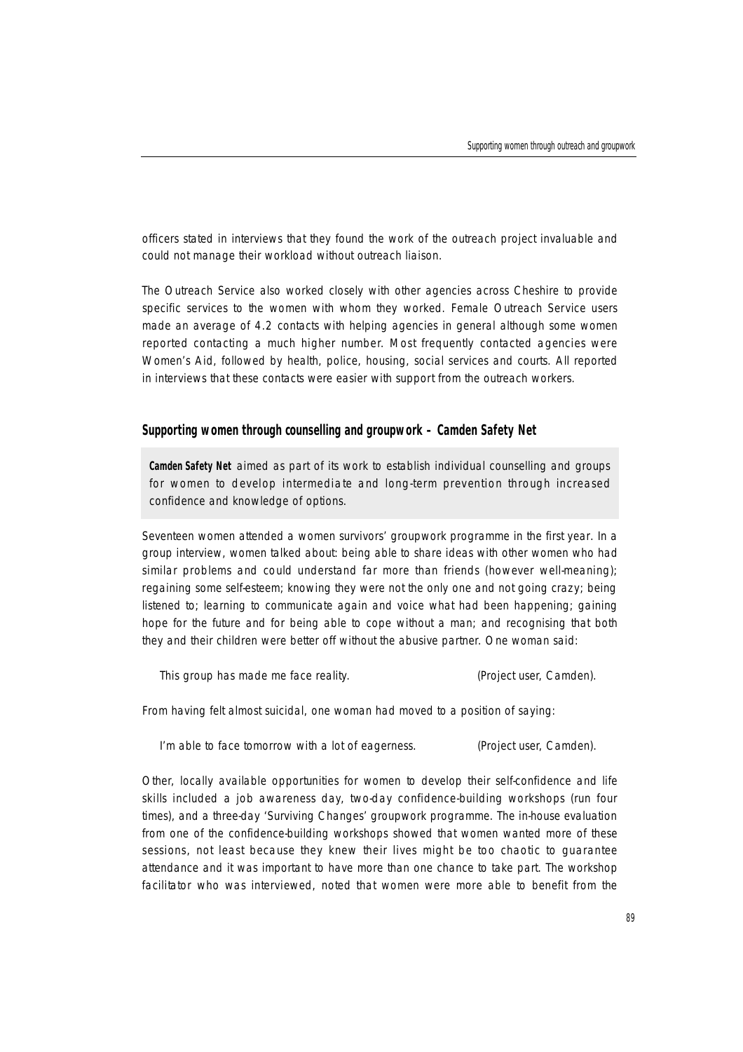officers stated in interviews that they found the work of the outreach project invaluable and could not manage their workload without outreach liaison.

The Outreach Service also worked closely with other agencies across Cheshire to provide specific services to the women with whom they worked. Female Outreach Service users made an average of 4.2 contacts with helping agencies in general although some women reported contacting a much higher number. Most frequently contacted agencies were Women's Aid, followed by health, police, housing, social services and courts. All reported in interviews that these contacts were easier with support from the outreach workers.

### Supporting women through counselling and groupwork – Camden Safety Net

**Camden Safety Net** aimed as part of its work to establish individual counselling and groups for women to develop intermediate and long-term prevention through increased confidence and knowledge of options.

Seventeen women attended a women survivors' groupwork programme in the first year. In a group interview, women talked about: being able to share ideas with other women who had similar problems and could understand far more than friends (however well-meaning); regaining some self-esteem; knowing they were not the only one and not going crazy; being listened to; learning to communicate again and voice what had been happening; gaining hope for the future and for being able to cope without a man; and recognising that both they and their children were better off without the abusive partner. One woman said:

> This group has made me face reality. (Project user, Camden).

From having felt almost suicidal, one woman had moved to a position of saying:

> I'm able to face tomorrow with a lot of eagerness. (Project user, Camden).

Other, locally available opportunities for women to develop their self-confidence and life skills included a job awareness day, two-day confidence-building workshops (run four times), and a three-day 'Surviving Changes' groupwork programme. The in-house evaluation from one of the confidence-building workshops showed that women wanted more of these sessions, not least because they knew their lives might be too chaotic to guarantee attendance and it was important to have more than one chance to take part. The workshop facilitator who was interviewed, noted that women were more able to benefit from the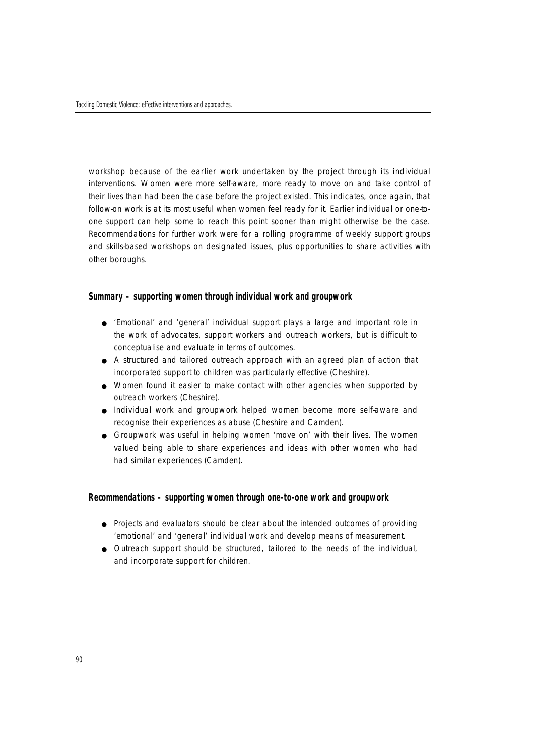workshop because of the earlier work undertaken by the project through its individual interventions. Women were more self-aware, more ready to move on and take control of their lives than had been the case before the project existed. This indicates, once again, that follow-on work is at its most useful when women feel ready for it. Earlier individual or one-to-one support can help some to reach this point sooner than might otherwise be the case. Recommendations for further work were for a rolling programme of weekly support groups and skills-based workshops on designated issues, plus opportunities to share activities with other boroughs.

### Summary – supporting women through individual work and groupwork

- 'Emotional' and 'general' individual support plays a large and important role in the work of advocates, support workers and outreach workers, but is difficult to conceptualise and evaluate in terms of outcomes.
- A structured and tailored outreach approach with an agreed plan of action that incorporated support to children was particularly effective (Cheshire).
- Women found it easier to make contact with other agencies when supported by outreach workers (Cheshire).
- Individual work and groupwork helped women become more self-aware and recognise their experiences as abuse (Cheshire and Camden).
- Groupwork was useful in helping women 'move on' with their lives. The women valued being able to share experiences and ideas with other women who had had similar experiences (Camden).

### Recommendations – supporting women through one-to-one work and groupwork

- Projects and evaluators should be clear about the intended outcomes of providing 'emotional' and 'general' individual work and develop means of measurement.
- Outreach support should be structured, tailored to the needs of the individual, and incorporate support for children.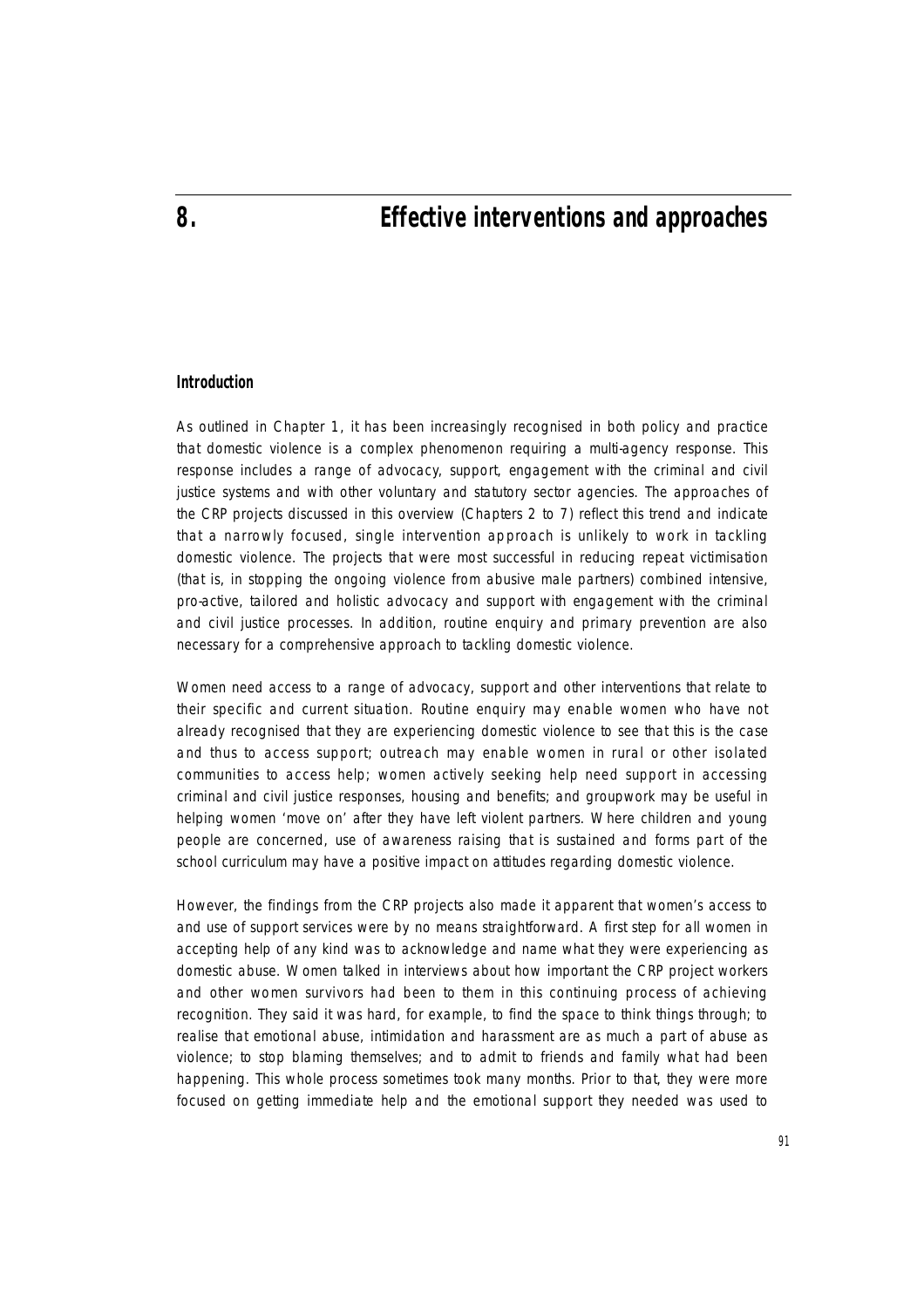# 8. Effective interventions and approaches

## Introduction

As outlined in Chapter 1, it has been increasingly recognised in both policy and practice that domestic violence is a complex phenomenon requiring a multi-agency response. This response includes a range of advocacy, support, engagement with the criminal and civil justice systems and with other voluntary and statutory sector agencies. The approaches of the CRP projects discussed in this overview (Chapters 2 to 7) reflect this trend and indicate that a narrowly focused, single intervention approach is unlikely to work in tackling domestic violence. The projects that were most successful in reducing repeat victimisation (that is, in stopping the ongoing violence from abusive male partners) combined intensive, pro-active, tailored and holistic advocacy and support with engagement with the criminal and civil justice processes. In addition, routine enquiry and primary prevention are also necessary for a comprehensive approach to tackling domestic violence.

Women need access to a range of advocacy, support and other interventions that relate to their specific and current situation. Routine enquiry may enable women who have not already recognised that they are experiencing domestic violence to see that this is the case and thus to access support; outreach may enable women in rural or other isolated communities to access help; women actively seeking help need support in accessing criminal and civil justice responses, housing and benefits; and groupwork may be useful in helping women 'move on' after they have left violent partners. Where children and young people are concerned, use of awareness raising that is sustained and forms part of the school curriculum may have a positive impact on attitudes regarding domestic violence.

However, the findings from the CRP projects also made it apparent that women's access to and use of support services were by no means straightforward. A first step for all women in accepting help of any kind was to acknowledge and name what they were experiencing as domestic abuse. Women talked in interviews about how important the CRP project workers and other women survivors had been to them in this continuing process of achieving recognition. They said it was hard, for example, to find the space to think things through; to realise that emotional abuse, intimidation and harassment are as much a part of abuse as violence; to stop blaming themselves; and to admit to friends and family what had been happening. This whole process sometimes took many months. Prior to that, they were more focused on getting immediate help and the emotional support they needed was used to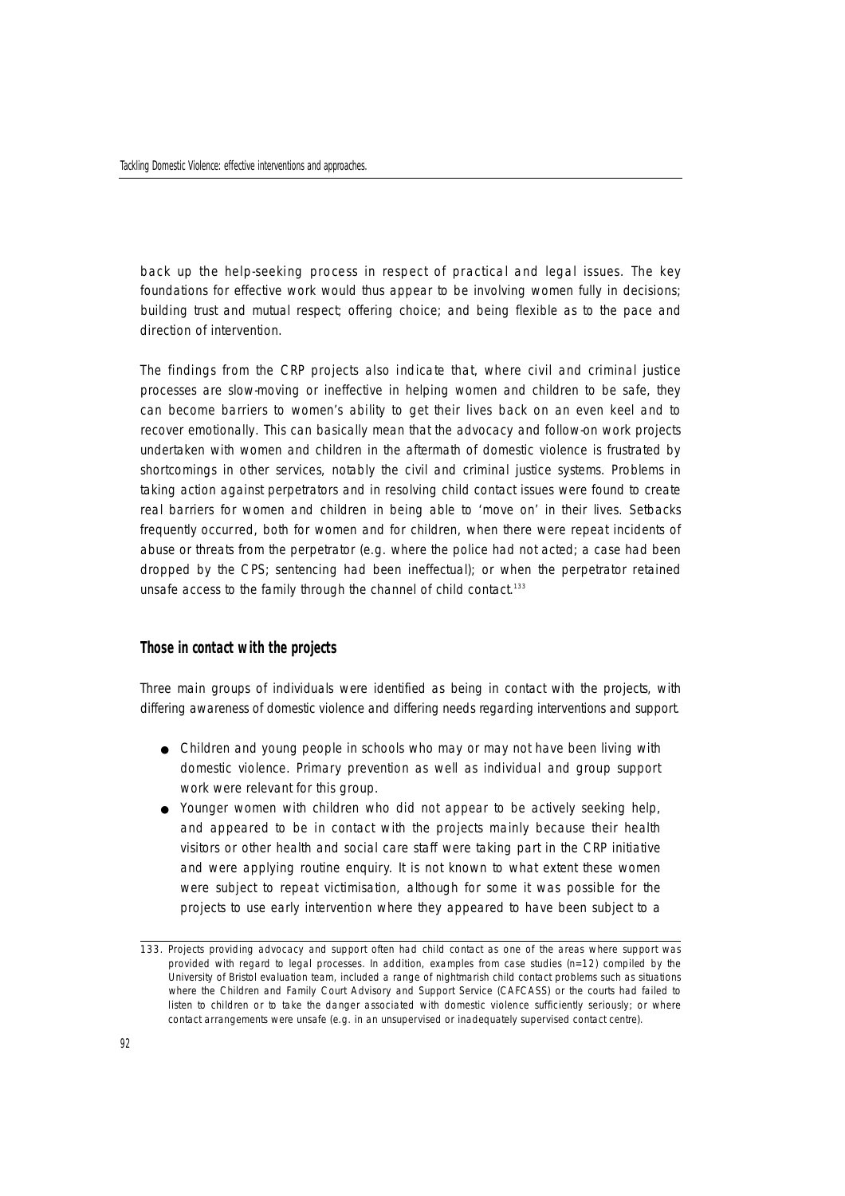back up the help-seeking process in respect of practical and legal issues. The key foundations for effective work would thus appear to be involving women fully in decisions; building trust and mutual respect; offering choice; and being flexible as to the pace and direction of intervention.

The findings from the CRP projects also indicate that, where civil and criminal justice processes are slow-moving or ineffective in helping women and children to be safe, they can become barriers to women's ability to get their lives back on an even keel and to recover emotionally. This can basically mean that the advocacy and follow-on work projects undertaken with women and children in the aftermath of domestic violence is frustrated by shortcomings in other services, notably the civil and criminal justice systems. Problems in taking action against perpetrators and in resolving child contact issues were found to create real barriers for women and children in being able to 'move on' in their lives. Setbacks frequently occurred, both for women and for children, when there were repeat incidents of abuse or threats from the perpetrator (e.g. where the police had not acted; a case had been dropped by the CPS; sentencing had been ineffectual); or when the perpetrator retained unsafe access to the family through the channel of child contact.[133]

### Those in contact with the projects

Three main groups of individuals were identified as being in contact with the projects, with differing awareness of domestic violence and differing needs regarding interventions and support.

- Children and young people in schools who may or may not have been living with domestic violence. Primary prevention as well as individual and group support work were relevant for this group.
- Younger women with children who did not appear to be actively seeking help, and appeared to be in contact with the projects mainly because their health visitors or other health and social care staff were taking part in the CRP initiative and were applying routine enquiry. It is not known to what extent these women were subject to repeat victimisation, although for some it was possible for the projects to use early intervention where they appeared to have been subject to a

133. Projects providing advocacy and support often had child contact as one of the areas where support was provided with regard to legal processes. In addition, examples from case studies (n=12) compiled by the University of Bristol evaluation team, included a range of nightmarish child contact problems such as situations where the Children and Family Court Advisory and Support Service (CAFCASS) or the courts had failed to listen to children or to take the danger associated with domestic violence sufficiently seriously; or where contact arrangements were unsafe (e.g. in an unsupervised or inadequately supervised contact centre).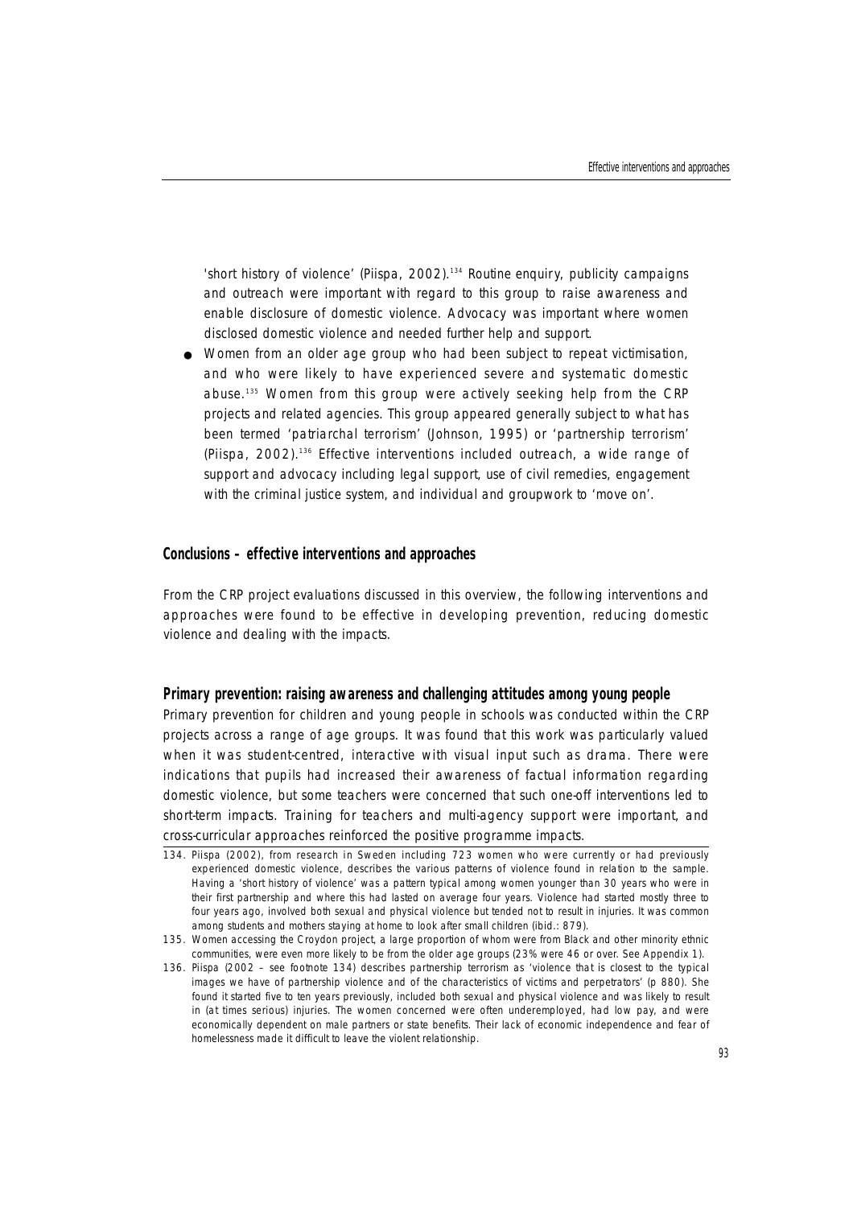'short history of violence' (Piispa, 2002).[134] Routine enquiry, publicity campaigns and outreach were important with regard to this group to raise awareness and enable disclosure of domestic violence. Advocacy was important where women disclosed domestic violence and needed further help and support.

- Women from an older age group who had been subject to repeat victimisation, and who were likely to have experienced severe and systematic domestic abuse.[135] Women from this group were actively seeking help from the CRP projects and related agencies. This group appeared generally subject to what has been termed 'patriarchal terrorism' (Johnson, 1995) or 'partnership terrorism' (Piispa, 2002).[136] Effective interventions included outreach, a wide range of support and advocacy including legal support, use of civil remedies, engagement with the criminal justice system, and individual and groupwork to 'move on'.

## Conclusions – effective interventions and approaches

From the CRP project evaluations discussed in this overview, the following interventions and approaches were found to be effective in developing prevention, reducing domestic violence and dealing with the impacts.

### Primary prevention: raising awareness and challenging attitudes among young people

Primary prevention for children and young people in schools was conducted within the CRP projects across a range of age groups. It was found that this work was particularly valued when it was student-centred, interactive with visual input such as drama. There were indications that pupils had increased their awareness of factual information regarding domestic violence, but some teachers were concerned that such one-off interventions led to short-term impacts. Training for teachers and multi-agency support were important, and cross-curricular approaches reinforced the positive programme impacts.

134. Piispa (2002), from research in Sweden including 723 women who were currently or had previously experienced domestic violence, describes the various patterns of violence found in relation to the sample. Having a 'short history of violence' was a pattern typical among women younger than 30 years who were in their first partnership and where this had lasted on average four years. Violence had started mostly three to four years ago, involved both sexual and physical violence but tended not to result in injuries. It was common among students and mothers staying at home to look after small children (ibid.: 879).

135. Women accessing the Croydon project, a large proportion of whom were from Black and other minority ethnic communities, were even more likely to be from the older age groups (23% were 46 or over. See Appendix 1).

136. Piispa (2002 – see footnote 134) describes partnership terrorism as 'violence that is closest to the typical images we have of partnership violence and of the characteristics of victims and perpetrators' (p 880). She found it started five to ten years previously, included both sexual and physical violence and was likely to result in (at times serious) injuries. The women concerned were often underemployed, had low pay, and were economically dependent on male partners or state benefits. Their lack of economic independence and fear of homelessness made it difficult to leave the violent relationship.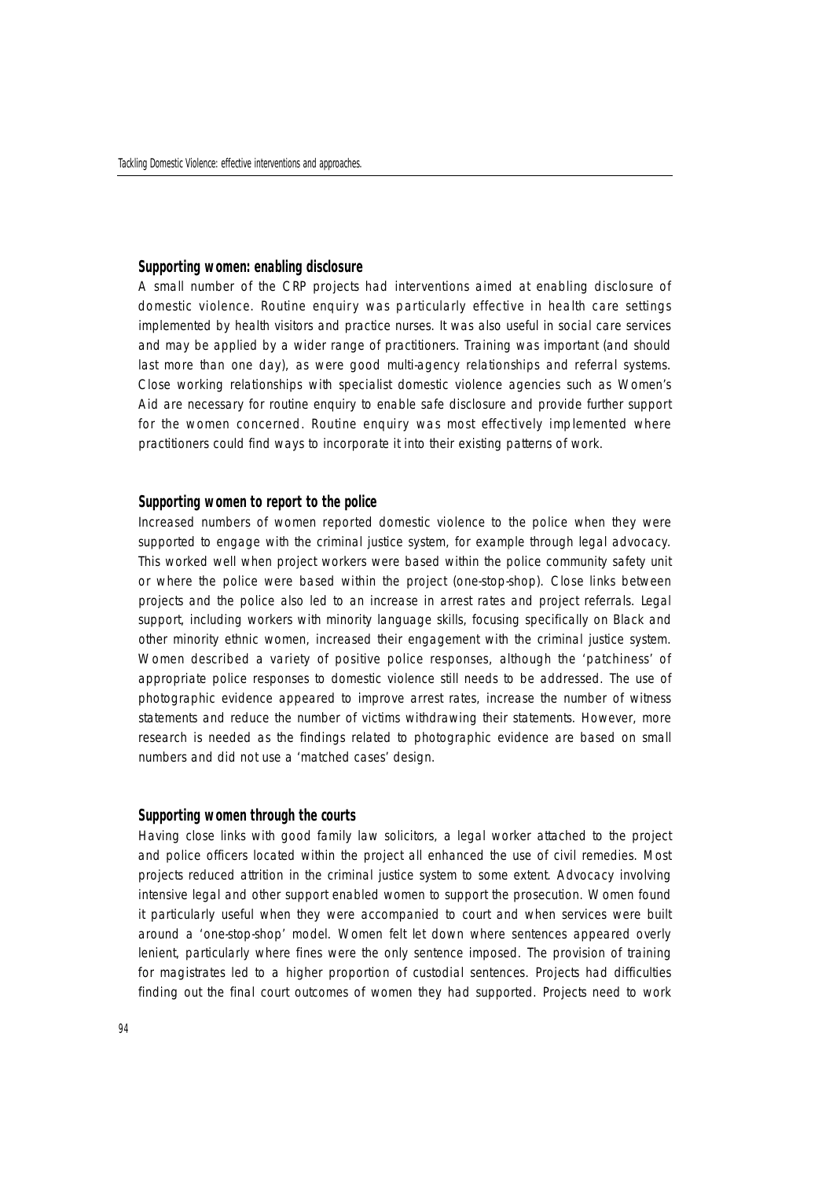### Supporting women: enabling disclosure

A small number of the CRP projects had interventions aimed at enabling disclosure of domestic violence. Routine enquiry was particularly effective in health care settings implemented by health visitors and practice nurses. It was also useful in social care services and may be applied by a wider range of practitioners. Training was important (and should last more than one day), as were good multi-agency relationships and referral systems. Close working relationships with specialist domestic violence agencies such as Women's Aid are necessary for routine enquiry to enable safe disclosure and provide further support for the women concerned. Routine enquiry was most effectively implemented where practitioners could find ways to incorporate it into their existing patterns of work.

### Supporting women to report to the police

Increased numbers of women reported domestic violence to the police when they were supported to engage with the criminal justice system, for example through legal advocacy. This worked well when project workers were based within the police community safety unit or where the police were based within the project (one-stop-shop). Close links between projects and the police also led to an increase in arrest rates and project referrals. Legal support, including workers with minority language skills, focusing specifically on Black and other minority ethnic women, increased their engagement with the criminal justice system. Women described a variety of positive police responses, although the 'patchiness' of appropriate police responses to domestic violence still needs to be addressed. The use of photographic evidence appeared to improve arrest rates, increase the number of witness statements and reduce the number of victims withdrawing their statements. However, more research is needed as the findings related to photographic evidence are based on small numbers and did not use a 'matched cases' design.

### Supporting women through the courts

Having close links with good family law solicitors, a legal worker attached to the project and police officers located within the project all enhanced the use of civil remedies. Most projects reduced attrition in the criminal justice system to some extent. Advocacy involving intensive legal and other support enabled women to support the prosecution. Women found it particularly useful when they were accompanied to court and when services were built around a 'one-stop-shop' model. Women felt let down where sentences appeared overly lenient, particularly where fines were the only sentence imposed. The provision of training for magistrates led to a higher proportion of custodial sentences. Projects had difficulties finding out the final court outcomes of women they had supported. Projects need to work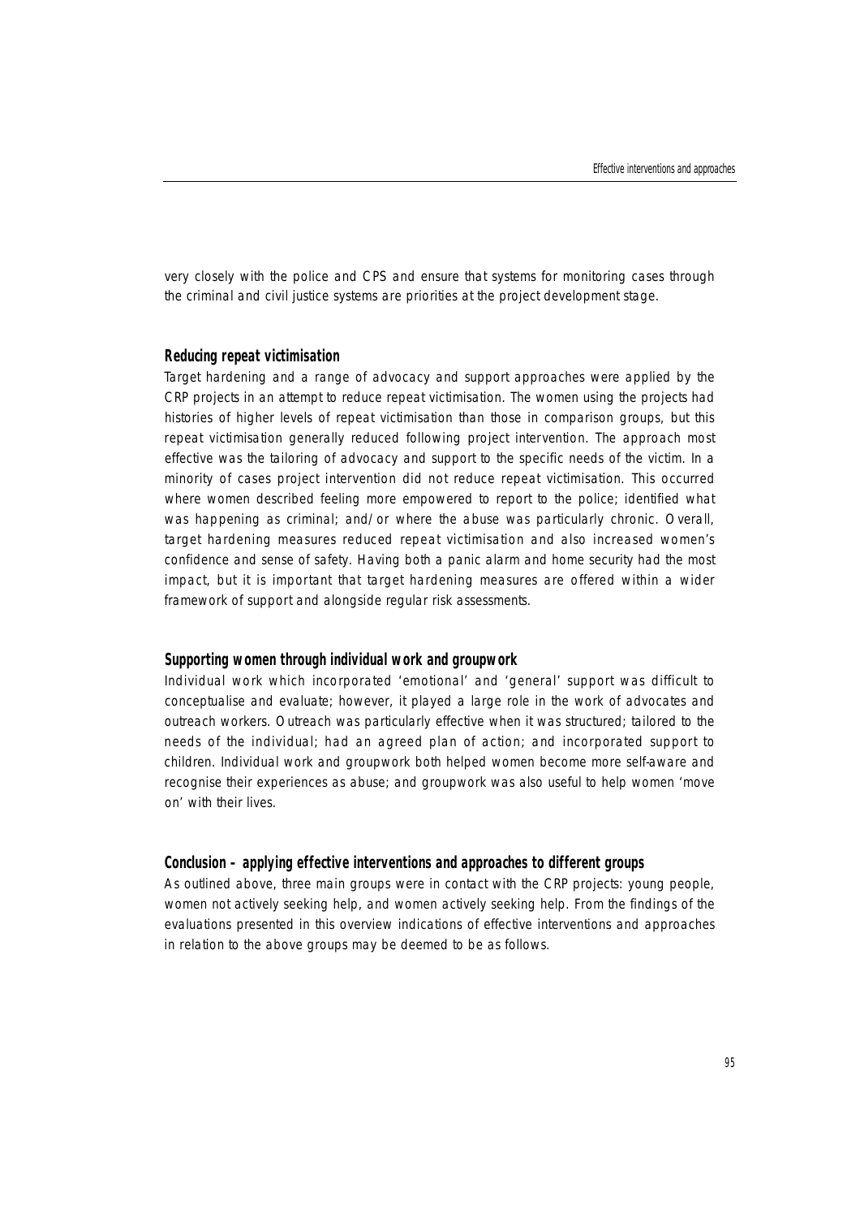very closely with the police and CPS and ensure that systems for monitoring cases through the criminal and civil justice systems are priorities at the project development stage.

### Reducing repeat victimisation

Target hardening and a range of advocacy and support approaches were applied by the CRP projects in an attempt to reduce repeat victimisation. The women using the projects had histories of higher levels of repeat victimisation than those in comparison groups, but this repeat victimisation generally reduced following project intervention. The approach most effective was the tailoring of advocacy and support to the specific needs of the victim. In a minority of cases project intervention did not reduce repeat victimisation. This occurred where women described feeling more empowered to report to the police; identified what was happening as criminal; and/or where the abuse was particularly chronic. Overall, target hardening measures reduced repeat victimisation and also increased women's confidence and sense of safety. Having both a panic alarm and home security had the most impact, but it is important that target hardening measures are offered within a wider framework of support and alongside regular risk assessments.

### Supporting women through individual work and groupwork

Individual work which incorporated 'emotional' and 'general' support was difficult to conceptualise and evaluate; however, it played a large role in the work of advocates and outreach workers. Outreach was particularly effective when it was structured; tailored to the needs of the individual; had an agreed plan of action; and incorporated support to children. Individual work and groupwork both helped women become more self-aware and recognise their experiences as abuse; and groupwork was also useful to help women 'move on' with their lives.

### Conclusion – applying effective interventions and approaches to different groups

As outlined above, three main groups were in contact with the CRP projects: young people, women not actively seeking help, and women actively seeking help. From the findings of the evaluations presented in this overview indications of effective interventions and approaches in relation to the above groups may be deemed to be as follows.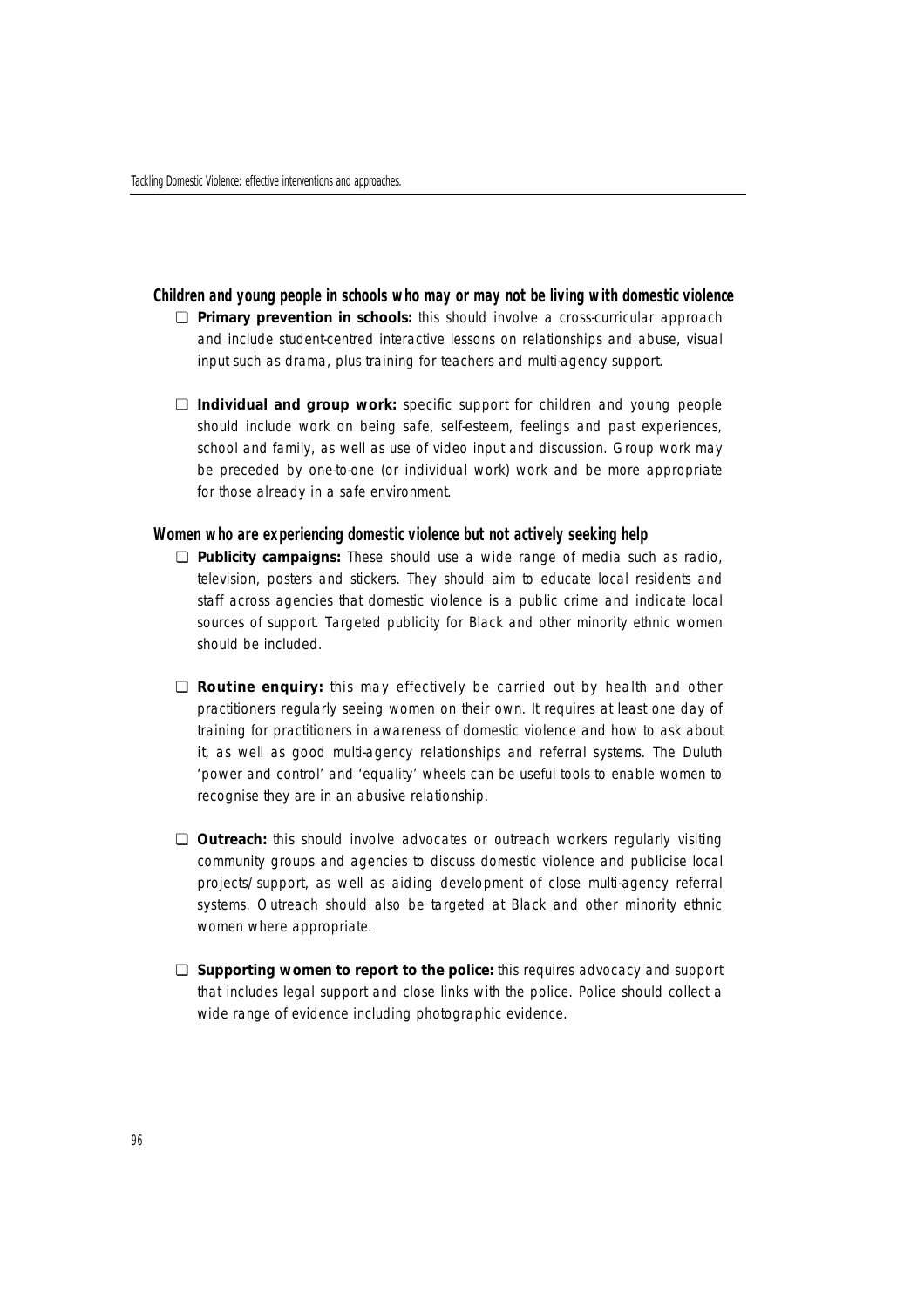### Children and young people in schools who may or may not be living with domestic violence

- **Primary prevention in schools:** this should involve a cross-curricular approach and include student-centred interactive lessons on relationships and abuse, visual input such as drama, plus training for teachers and multi-agency support.

- **Individual and group work:** specific support for children and young people should include work on being safe, self-esteem, feelings and past experiences, school and family, as well as use of video input and discussion. Group work may be preceded by one-to-one (or individual work) work and be more appropriate for those already in a safe environment.

### Women who are experiencing domestic violence but not actively seeking help

- **Publicity campaigns:** These should use a wide range of media such as radio, television, posters and stickers. They should aim to educate local residents and staff across agencies that domestic violence is a public crime and indicate local sources of support. Targeted publicity for Black and other minority ethnic women should be included.

- **Routine enquiry:** this may effectively be carried out by health and other practitioners regularly seeing women on their own. It requires at least one day of training for practitioners in awareness of domestic violence and how to ask about it, as well as good multi-agency relationships and referral systems. The Duluth 'power and control' and 'equality' wheels can be useful tools to enable women to recognise they are in an abusive relationship.

- **Outreach:** this should involve advocates or outreach workers regularly visiting community groups and agencies to discuss domestic violence and publicise local projects/support, as well as aiding development of close multi-agency referral systems. Outreach should also be targeted at Black and other minority ethnic women where appropriate.

- **Supporting women to report to the police:** this requires advocacy and support that includes legal support and close links with the police. Police should collect a wide range of evidence including photographic evidence.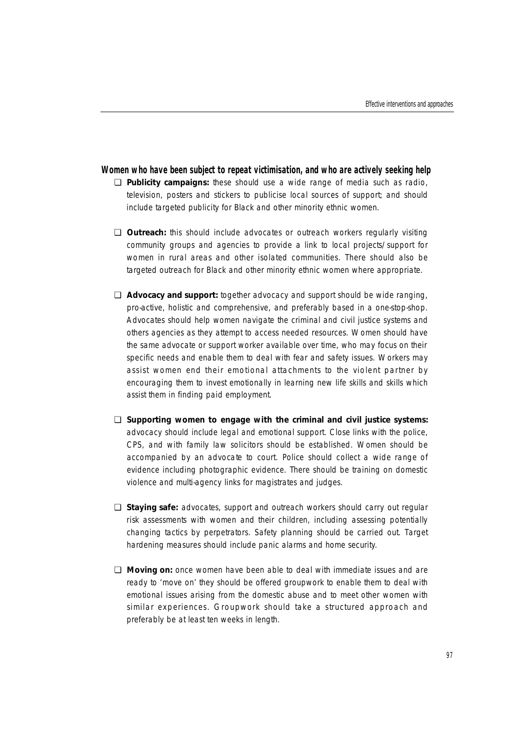### Women who have been subject to repeat victimisation, and who are actively seeking help

- **Publicity campaigns:** these should use a wide range of media such as radio, television, posters and stickers to publicise local sources of support; and should include targeted publicity for Black and other minority ethnic women.

- **Outreach:** this should include advocates or outreach workers regularly visiting community groups and agencies to provide a link to local projects/support for women in rural areas and other isolated communities. There should also be targeted outreach for Black and other minority ethnic women where appropriate.

- **Advocacy and support:** together advocacy and support should be wide ranging, pro-active, holistic and comprehensive, and preferably based in a one-stop-shop. Advocates should help women navigate the criminal and civil justice systems and others agencies as they attempt to access needed resources. Women should have the same advocate or support worker available over time, who may focus on their specific needs and enable them to deal with fear and safety issues. Workers may assist women end their emotional attachments to the violent partner by encouraging them to invest emotionally in learning new life skills and skills which assist them in finding paid employment.

- **Supporting women to engage with the criminal and civil justice systems:** advocacy should include legal and emotional support. Close links with the police, CPS, and with family law solicitors should be established. Women should be accompanied by an advocate to court. Police should collect a wide range of evidence including photographic evidence. There should be training on domestic violence and multi-agency links for magistrates and judges.

- **Staying safe:** advocates, support and outreach workers should carry out regular risk assessments with women and their children, including assessing potentially changing tactics by perpetrators. Safety planning should be carried out. Target hardening measures should include panic alarms and home security.

- **Moving on:** once women have been able to deal with immediate issues and are ready to 'move on' they should be offered groupwork to enable them to deal with emotional issues arising from the domestic abuse and to meet other women with similar experiences. Groupwork should take a structured approach and preferably be at least ten weeks in length.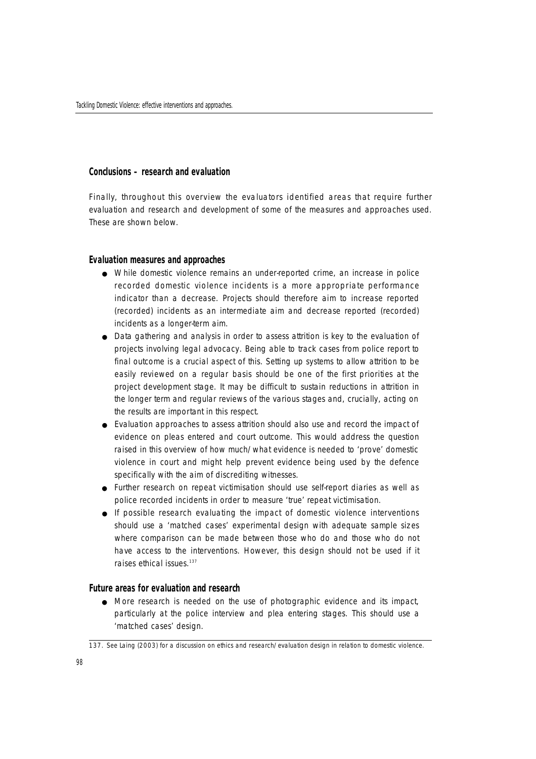## Conclusions – research and evaluation

Finally, throughout this overview the evaluators identified areas that require further evaluation and research and development of some of the measures and approaches used. These are shown below.

### Evaluation measures and approaches

- While domestic violence remains an under-reported crime, an increase in police recorded domestic violence incidents is a more appropriate performance indicator than a decrease. Projects should therefore aim to increase reported (recorded) incidents as an intermediate aim and decrease reported (recorded) incidents as a longer-term aim.
- Data gathering and analysis in order to assess attrition is key to the evaluation of projects involving legal advocacy. Being able to track cases from police report to final outcome is a crucial aspect of this. Setting up systems to allow attrition to be easily reviewed on a regular basis should be one of the first priorities at the project development stage. It may be difficult to sustain reductions in attrition in the longer term and regular reviews of the various stages and, crucially, acting on the results are important in this respect.
- Evaluation approaches to assess attrition should also use and record the impact of evidence on pleas entered and court outcome. This would address the question raised in this overview of how much/what evidence is needed to 'prove' domestic violence in court and might help prevent evidence being used by the defence specifically with the aim of discrediting witnesses.
- Further research on repeat victimisation should use self-report diaries as well as police recorded incidents in order to measure 'true' repeat victimisation.
- If possible research evaluating the impact of domestic violence interventions should use a 'matched cases' experimental design with adequate sample sizes where comparison can be made between those who do and those who do not have access to the interventions. However, this design should not be used if it raises ethical issues.[137]

### Future areas for evaluation and research

- More research is needed on the use of photographic evidence and its impact, particularly at the police interview and plea entering stages. This should use a 'matched cases' design.

137. See Laing (2003) for a discussion on ethics and research/evaluation design in relation to domestic violence.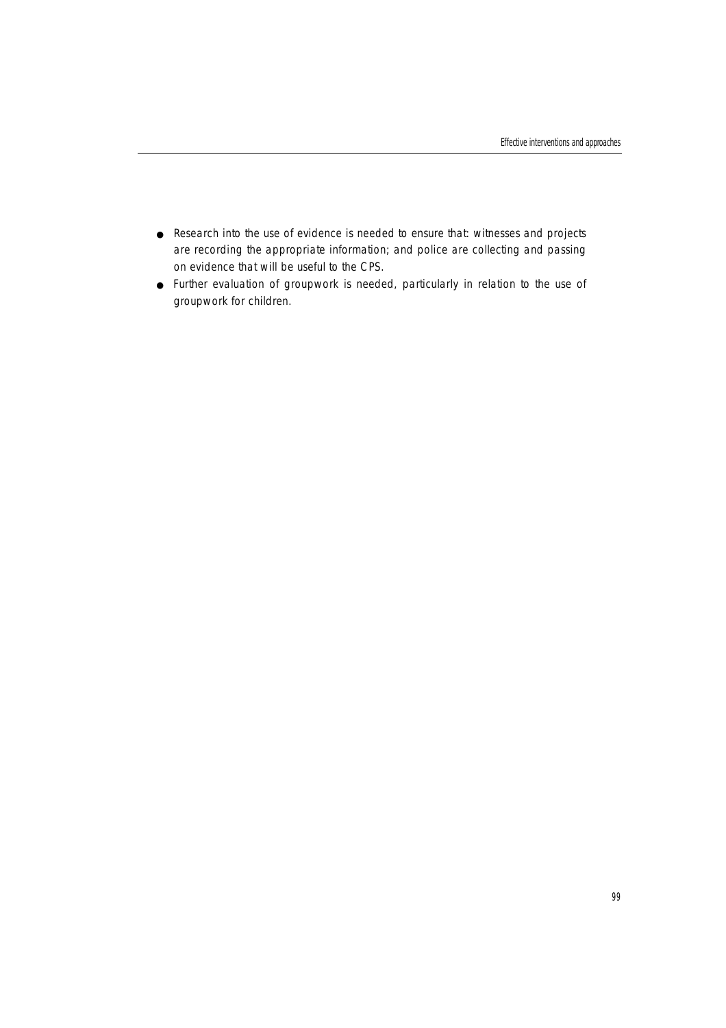- Research into the use of evidence is needed to ensure that: witnesses and projects are recording the appropriate information; and police are collecting and passing on evidence that will be useful to the CPS.
- Further evaluation of groupwork is needed, particularly in relation to the use of groupwork for children.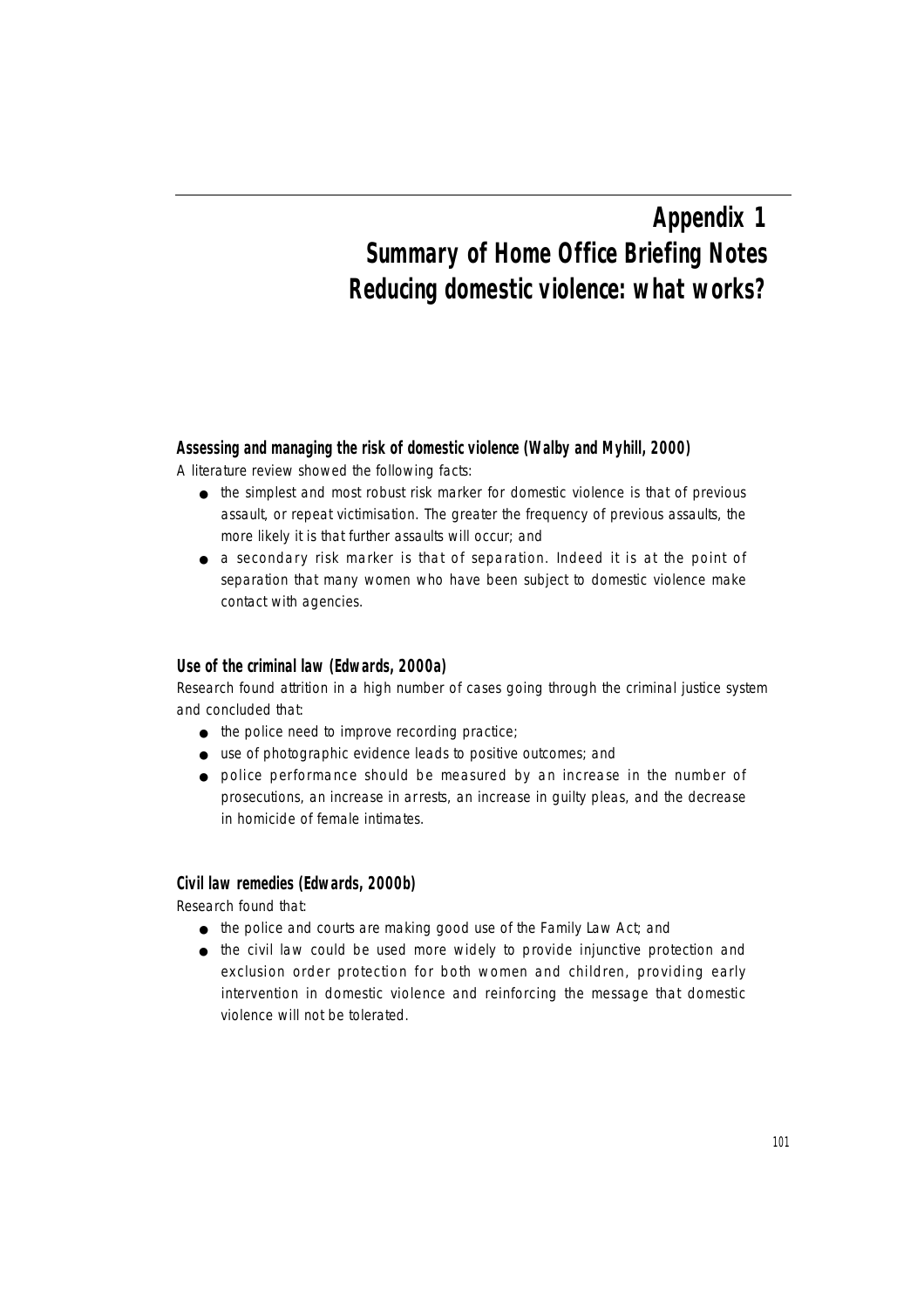# Appendix 1
# Summary of Home Office Briefing Notes
# Reducing domestic violence: what works?

### Assessing and managing the risk of domestic violence (Walby and Myhill, 2000)

A literature review showed the following facts:

- the simplest and most robust risk marker for domestic violence is that of previous assault, or repeat victimisation. The greater the frequency of previous assaults, the more likely it is that further assaults will occur; and
- a secondary risk marker is that of separation. Indeed it is at the point of separation that many women who have been subject to domestic violence make contact with agencies.

### Use of the criminal law (Edwards, 2000a)

Research found attrition in a high number of cases going through the criminal justice system and concluded that:

- the police need to improve recording practice;
- use of photographic evidence leads to positive outcomes; and
- police performance should be measured by an increase in the number of prosecutions, an increase in arrests, an increase in guilty pleas, and the decrease in homicide of female intimates.

### Civil law remedies (Edwards, 2000b)

Research found that:

- the police and courts are making good use of the Family Law Act; and
- the civil law could be used more widely to provide injunctive protection and exclusion order protection for both women and children, providing early intervention in domestic violence and reinforcing the message that domestic violence will not be tolerated.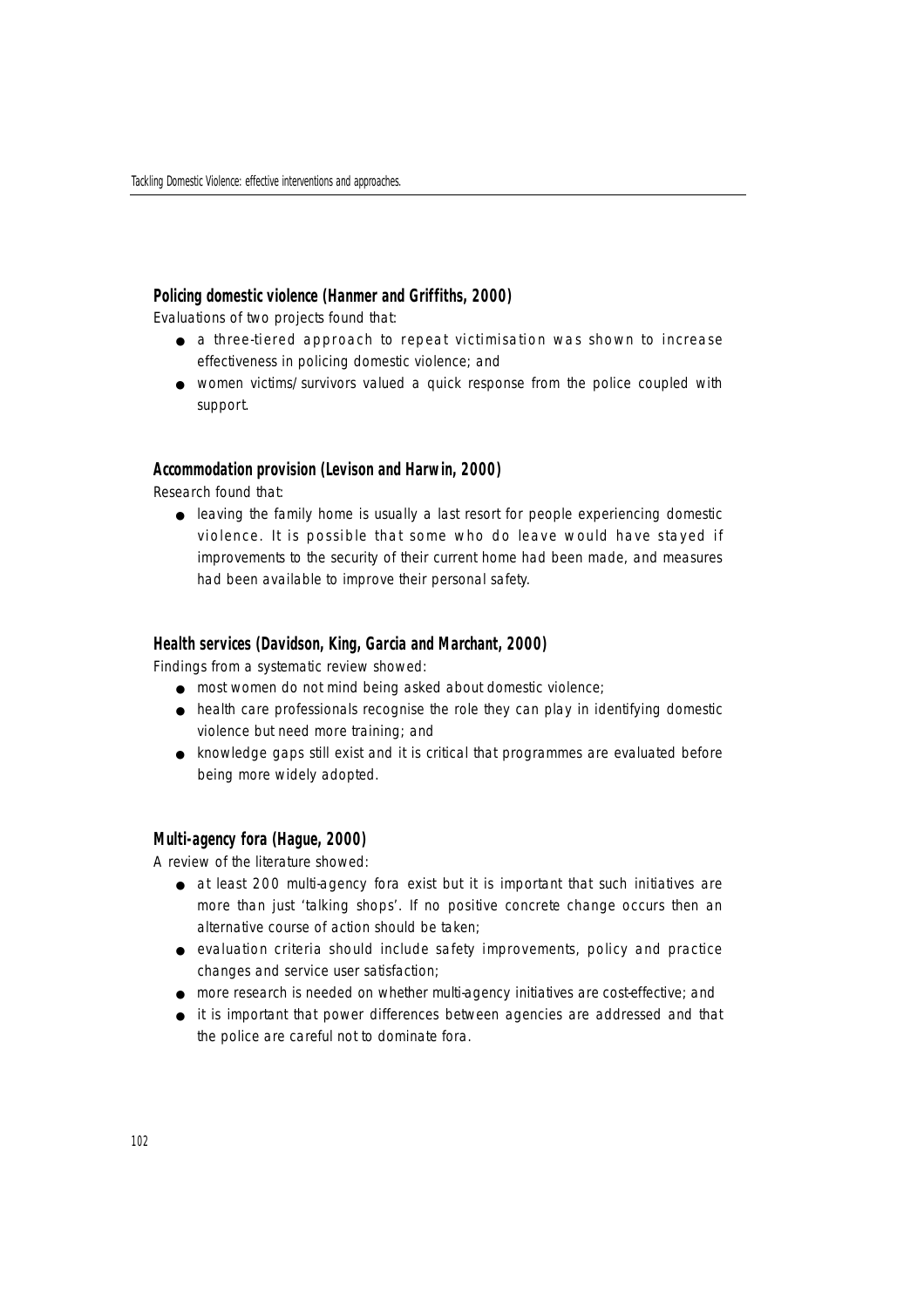**Policing domestic violence (Hanmer and Griffiths, 2000)**

Evaluations of two projects found that:

- a three-tiered approach to repeat victimisation was shown to increase effectiveness in policing domestic violence; and
- women victims/survivors valued a quick response from the police coupled with support.

**Accommodation provision (Levison and Harwin, 2000)**

Research found that:

- leaving the family home is usually a last resort for people experiencing domestic violence. It is possible that some who do leave would have stayed if improvements to the security of their current home had been made, and measures had been available to improve their personal safety.

**Health services (Davidson, King, Garcia and Marchant, 2000)**

Findings from a systematic review showed:

- most women do not mind being asked about domestic violence;
- health care professionals recognise the role they can play in identifying domestic violence but need more training; and
- knowledge gaps still exist and it is critical that programmes are evaluated before being more widely adopted.

**Multi-agency fora (Hague, 2000)**

A review of the literature showed:

- at least 200 multi-agency fora exist but it is important that such initiatives are more than just 'talking shops'. If no positive concrete change occurs then an alternative course of action should be taken;
- evaluation criteria should include safety improvements, policy and practice changes and service user satisfaction;
- more research is needed on whether multi-agency initiatives are cost-effective; and
- it is important that power differences between agencies are addressed and that the police are careful not to dominate fora.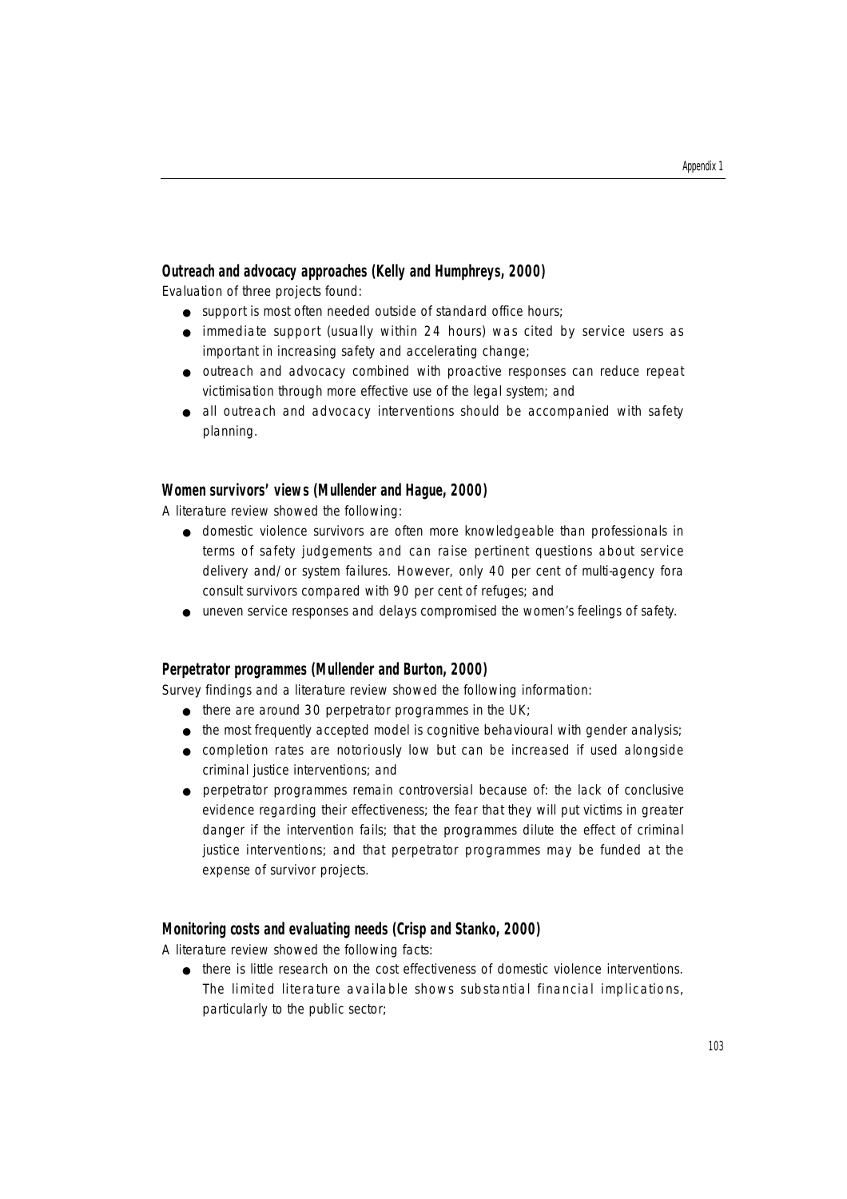### Outreach and advocacy approaches (Kelly and Humphreys, 2000)

Evaluation of three projects found:

- support is most often needed outside of standard office hours;
- immediate support (usually within 24 hours) was cited by service users as important in increasing safety and accelerating change;
- outreach and advocacy combined with proactive responses can reduce repeat victimisation through more effective use of the legal system; and
- all outreach and advocacy interventions should be accompanied with safety planning.

### Women survivors' views (Mullender and Hague, 2000)

A literature review showed the following:

- domestic violence survivors are often more knowledgeable than professionals in terms of safety judgements and can raise pertinent questions about service delivery and/or system failures. However, only 40 per cent of multi-agency fora consult survivors compared with 90 per cent of refuges; and
- uneven service responses and delays compromised the women's feelings of safety.

### Perpetrator programmes (Mullender and Burton, 2000)

Survey findings and a literature review showed the following information:

- there are around 30 perpetrator programmes in the UK;
- the most frequently accepted model is cognitive behavioural with gender analysis;
- completion rates are notoriously low but can be increased if used alongside criminal justice interventions; and
- perpetrator programmes remain controversial because of: the lack of conclusive evidence regarding their effectiveness; the fear that they will put victims in greater danger if the intervention fails; that the programmes dilute the effect of criminal justice interventions; and that perpetrator programmes may be funded at the expense of survivor projects.

### Monitoring costs and evaluating needs (Crisp and Stanko, 2000)

A literature review showed the following facts:

- there is little research on the cost effectiveness of domestic violence interventions. The limited literature available shows substantial financial implications, particularly to the public sector;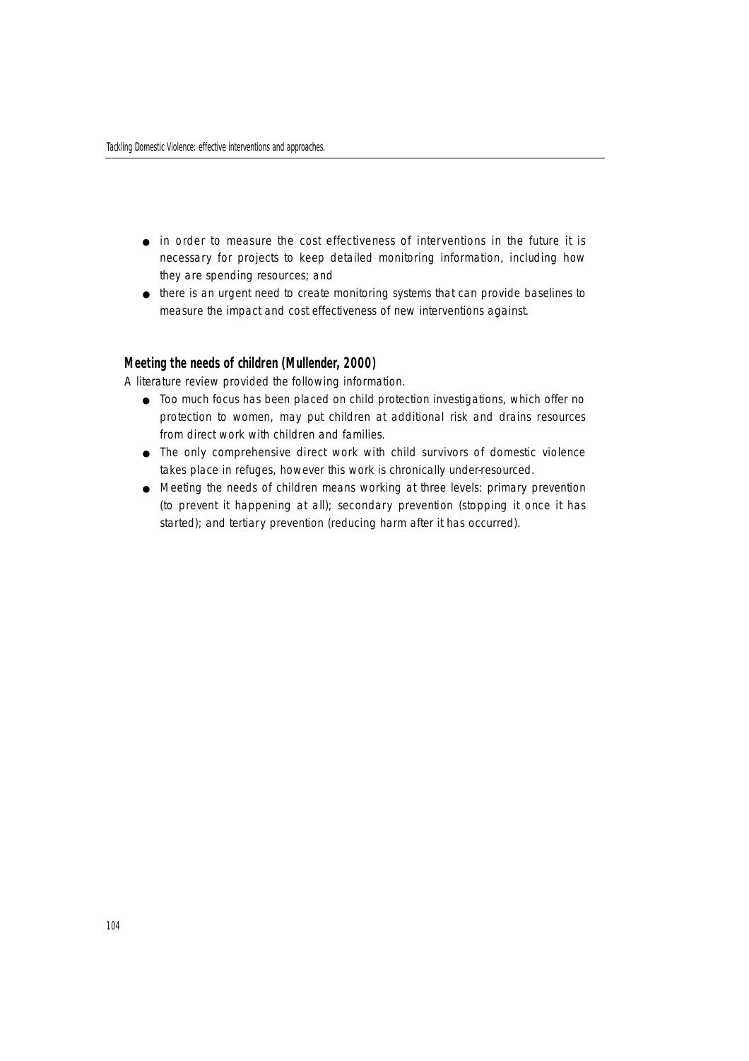- in order to measure the cost effectiveness of interventions in the future it is necessary for projects to keep detailed monitoring information, including how they are spending resources; and
- there is an urgent need to create monitoring systems that can provide baselines to measure the impact and cost effectiveness of new interventions against.

### Meeting the needs of children (Mullender, 2000)

A literature review provided the following information.

- Too much focus has been placed on child protection investigations, which offer no protection to women, may put children at additional risk and drains resources from direct work with children and families.
- The only comprehensive direct work with child survivors of domestic violence takes place in refuges, however this work is chronically under-resourced.
- Meeting the needs of children means working at three levels: primary prevention (to prevent it happening at all); secondary prevention (stopping it once it has started); and tertiary prevention (reducing harm after it has occurred).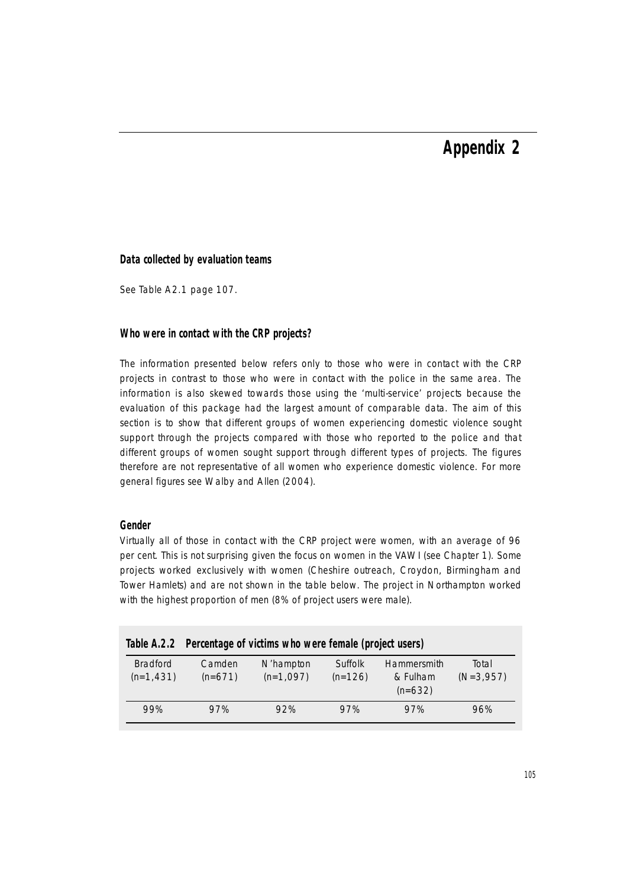# Appendix 2

### Data collected by evaluation teams

See Table A2.1 page 107.

### Who were in contact with the CRP projects?

The information presented below refers only to those who were in contact with the CRP projects in contrast to those who were in contact with the police in the same area. The information is also skewed towards those using the 'multi-service' projects because the evaluation of this package had the largest amount of comparable data. The aim of this section is to show that different groups of women experiencing domestic violence sought support through the projects compared with those who reported to the police and that different groups of women sought support through different types of projects. The figures therefore are not representative of all women who experience domestic violence. For more general figures see Walby and Allen (2004).

### Gender

Virtually all of those in contact with the CRP project were women, with an average of 96 per cent. This is not surprising given the focus on women in the VAWI (see Chapter 1). Some projects worked exclusively with women (Cheshire outreach, Croydon, Birmingham and Tower Hamlets) and are not shown in the table below. The project in Northampton worked with the highest proportion of men (8% of project users were male).

**Table A.2.2 Percentage of victims who were female (project users)**

| Bradford (n=1,431) | Camden (n=671) | N'hampton (n=1,097) | Suffolk (n=126) | Hammersmith & Fulham (n=632) | Total (N=3,957) |
|---|---|---|---|---|---|
| 99% | 97% | 92% | 97% | 97% | 96% |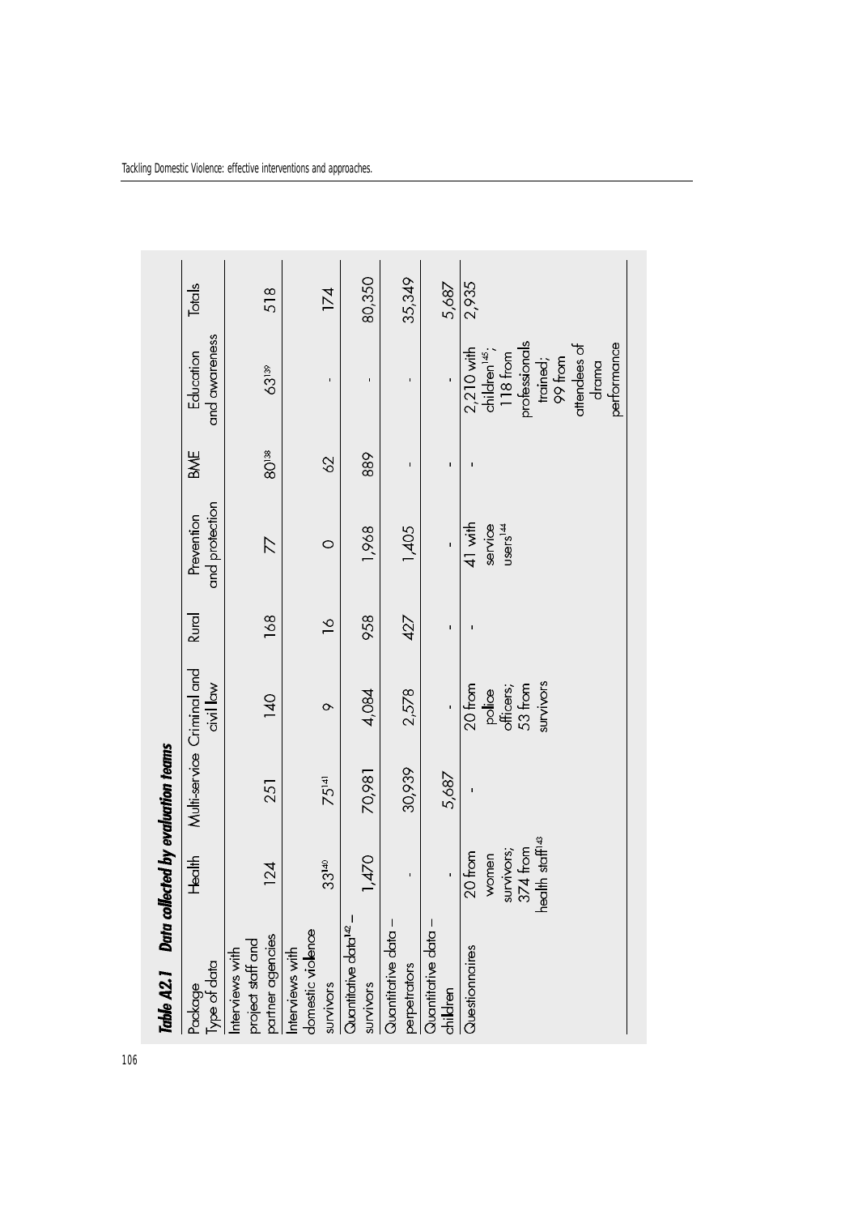**Table A2.1 Data collected by evaluation teams**

| Package / Type of data | Health | Multi-service | Criminal and civil law | Rural | Prevention and protection | BME | Education and awareness | Totals |
|---|---|---|---|---|---|---|---|---|
| Interviews with project staff and partner agencies | 124 | 251 | 140 | 168 | 77 | 80[138] | 63[139] | 518 |
| Interviews with domestic violence survivors | 33[140] | 75[141] | 9 | 16 | 0 | 62 | - | 174 |
| Quantitative data[142] – survivors | 1,470 | 70,981 | 4,084 | 958 | 1,968 | 889 | - | 80,350 |
| Quantitative data – perpetrators | - | 30,939 | 2,578 | 427 | 1,405 | - | - | 35,349 |
| Quantitative data – children | - | 5,687 | - | - | - | - | - | 5,687 |
| Questionnaires | 20 from women survivors; 374 from health staff[143] | - | 20 from police officers; 53 from survivors | - | 41 with service users[144] | - | 2,210 with children[145]; 118 from professionals trained; 99 from attendees of drama performance | 2,935 |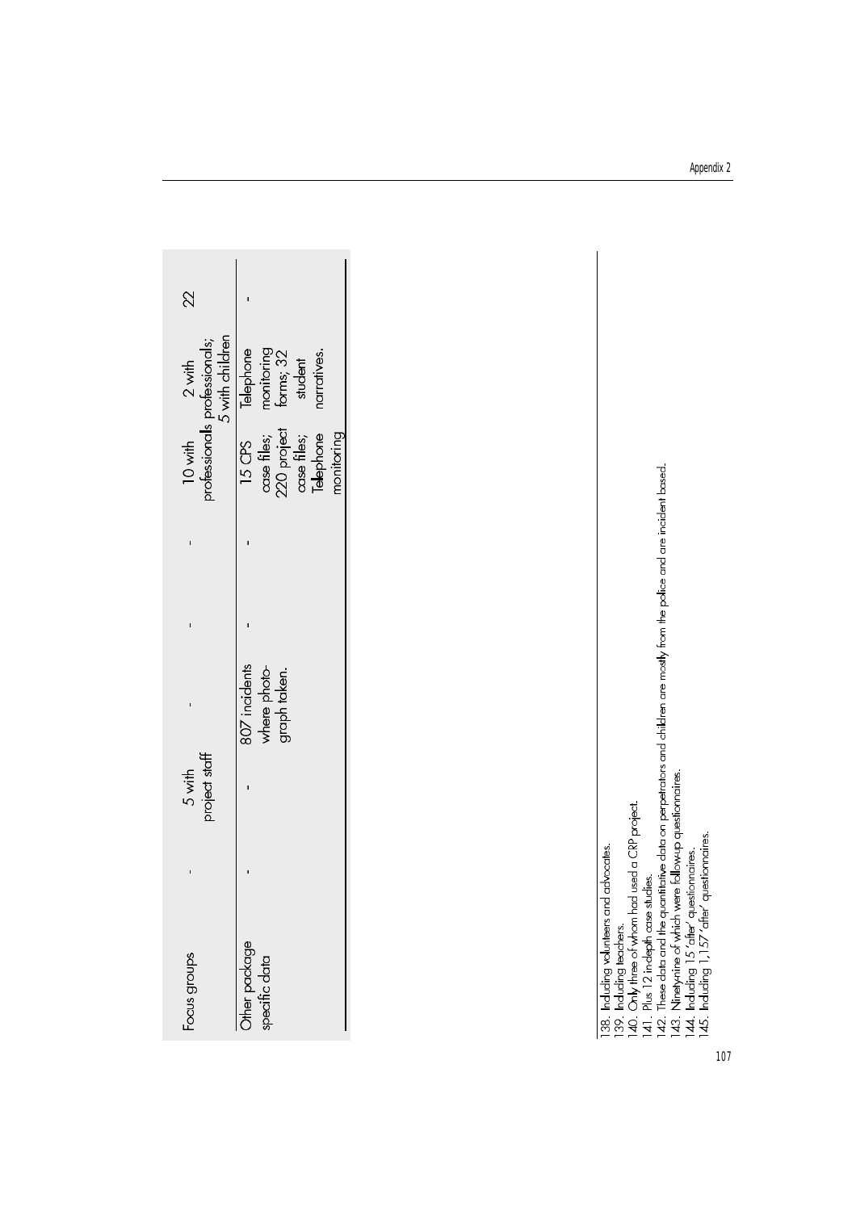| | | | | | | | | |
|---|---|---|---|---|---|---|---|---|
| Focus groups | - | 5 with project staff | - | - | - | 10 with professionals | 2 with professionals; 5 with children | 22 |
| Other package specific data | - | - | 807 incidents where photograph taken. | - | - | 15 CPS case files; 220 project case files; Telephone monitoring | Telephone monitoring forms; 32 student narratives. | - |

138. Including volunteers and advocates.
139. Including teachers.
140. Only three of whom had used a CRP project.
141. Plus 12 in-depth case studies.
142. These data and the quantitative data on perpetrators and children are mostly from the police and are incident based.
143. Ninety-nine of which were follow-up questionnaires.
144. Including 15 'after' questionnaires.
145. Including 1,157 'after' questionnaires.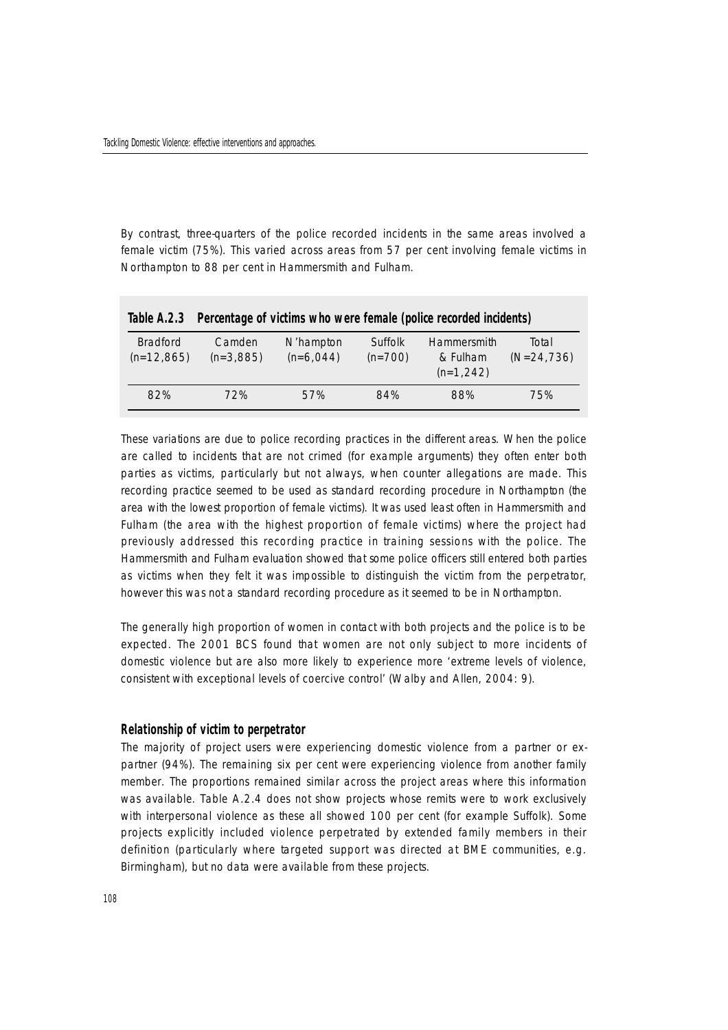By contrast, three-quarters of the police recorded incidents in the same areas involved a female victim (75%). This varied across areas from 57 per cent involving female victims in Northampton to 88 per cent in Hammersmith and Fulham.

**Table A.2.3 Percentage of victims who were female (police recorded incidents)**

| Bradford (n=12,865) | Camden (n=3,885) | N'hampton (n=6,044) | Suffolk (n=700) | Hammersmith & Fulham (n=1,242) | Total (N=24,736) |
|---|---|---|---|---|---|
| 82% | 72% | 57% | 84% | 88% | 75% |

These variations are due to police recording practices in the different areas. When the police are called to incidents that are not crimed (for example arguments) they often enter both parties as victims, particularly but not always, when counter allegations are made. This recording practice seemed to be used as standard recording procedure in Northampton (the area with the lowest proportion of female victims). It was used least often in Hammersmith and Fulham (the area with the highest proportion of female victims) where the project had previously addressed this recording practice in training sessions with the police. The Hammersmith and Fulham evaluation showed that some police officers still entered both parties as victims when they felt it was impossible to distinguish the victim from the perpetrator, however this was not a standard recording procedure as it seemed to be in Northampton.

The generally high proportion of women in contact with both projects and the police is to be expected. The 2001 BCS found that women are not only subject to more incidents of domestic violence but are also more likely to experience more 'extreme levels of violence, consistent with exceptional levels of coercive control' (Walby and Allen, 2004: 9).

### Relationship of victim to perpetrator

The majority of project users were experiencing domestic violence from a partner or ex-partner (94%). The remaining six per cent were experiencing violence from another family member. The proportions remained similar across the project areas where this information was available. Table A.2.4 does not show projects whose remits were to work exclusively with interpersonal violence as these all showed 100 per cent (for example Suffolk). Some projects explicitly included violence perpetrated by extended family members in their definition (particularly where targeted support was directed at BME communities, e.g. Birmingham), but no data were available from these projects.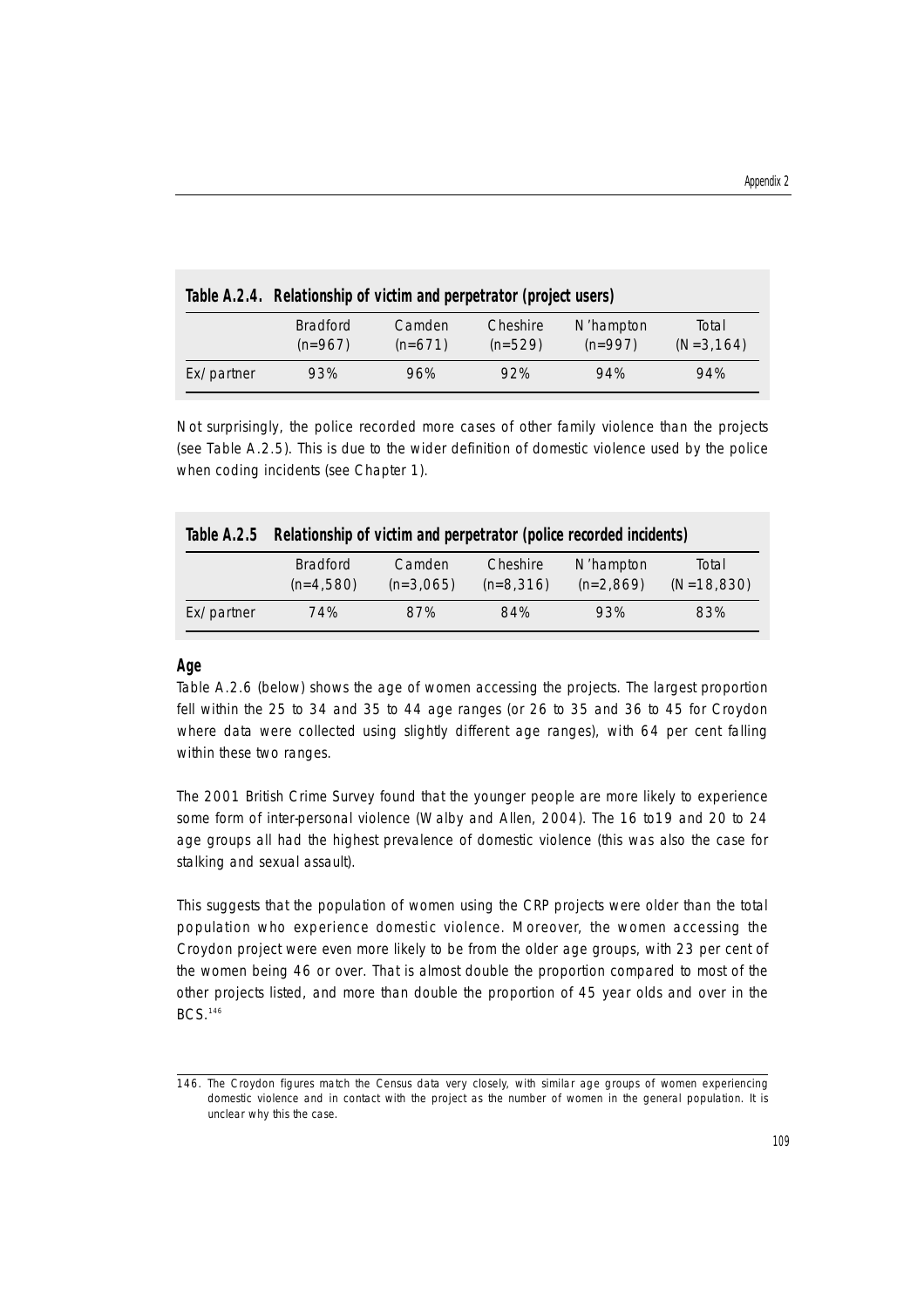**Table A.2.4. Relationship of victim and perpetrator (project users)**

| | Bradford (n=967) | Camden (n=671) | Cheshire (n=529) | N'hampton (n=997) | Total (N=3,164) |
|---|---|---|---|---|---|
| Ex/partner | 93% | 96% | 92% | 94% | 94% |

Not surprisingly, the police recorded more cases of other family violence than the projects (see Table A.2.5). This is due to the wider definition of domestic violence used by the police when coding incidents (see Chapter 1).

**Table A.2.5 Relationship of victim and perpetrator (police recorded incidents)**

| | Bradford (n=4,580) | Camden (n=3,065) | Cheshire (n=8,316) | N'hampton (n=2,869) | Total (N=18,830) |
|---|---|---|---|---|---|
| Ex/partner | 74% | 87% | 84% | 93% | 83% |

### Age

Table A.2.6 (below) shows the age of women accessing the projects. The largest proportion fell within the 25 to 34 and 35 to 44 age ranges (or 26 to 35 and 36 to 45 for Croydon where data were collected using slightly different age ranges), with 64 per cent falling within these two ranges.

The 2001 British Crime Survey found that the younger people are more likely to experience some form of inter-personal violence (Walby and Allen, 2004). The 16 to19 and 20 to 24 age groups all had the highest prevalence of domestic violence (this was also the case for stalking and sexual assault).

This suggests that the population of women using the CRP projects were older than the total population who experience domestic violence. Moreover, the women accessing the Croydon project were even more likely to be from the older age groups, with 23 per cent of the women being 46 or over. That is almost double the proportion compared to most of the other projects listed, and more than double the proportion of 45 year olds and over in the BCS.[146]

146. The Croydon figures match the Census data very closely, with similar age groups of women experiencing domestic violence and in contact with the project as the number of women in the general population. It is unclear why this the case.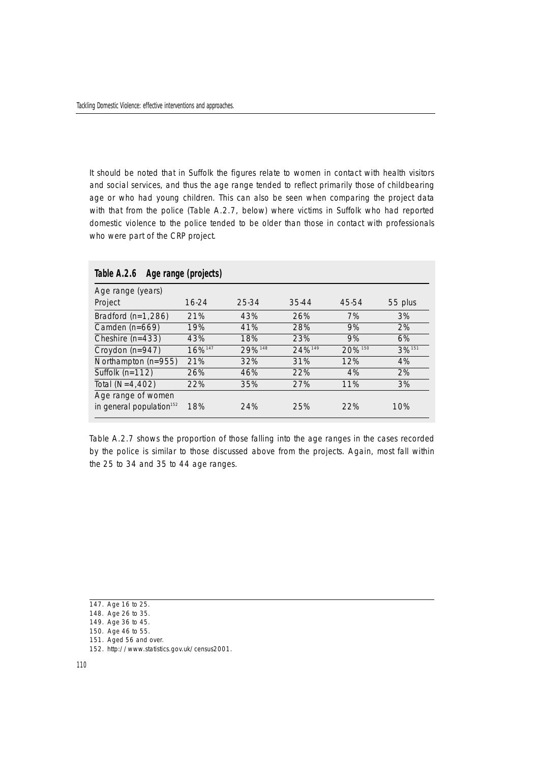It should be noted that in Suffolk the figures relate to women in contact with health visitors and social services, and thus the age range tended to reflect primarily those of childbearing age or who had young children. This can also be seen when comparing the project data with that from the police (Table A.2.7, below) where victims in Suffolk who had reported domestic violence to the police tended to be older than those in contact with professionals who were part of the CRP project.

**Table A.2.6 Age range (projects)**

| Age range (years) Project | 16-24 | 25-34 | 35-44 | 45-54 | 55 plus |
|---|---|---|---|---|---|
| Bradford (n=1,286) | 21% | 43% | 26% | 7% | 3% |
| Camden (n=669) | 19% | 41% | 28% | 9% | 2% |
| Cheshire (n=433) | 43% | 18% | 23% | 9% | 6% |
| Croydon (n=947) | 16%[147] | 29%[148] | 24%[149] | 20%[150] | 3%[151] |
| Northampton (n=955) | 21% | 32% | 31% | 12% | 4% |
| Suffolk (n=112) | 26% | 46% | 22% | 4% | 2% |
| Total (N=4,402) | 22% | 35% | 27% | 11% | 3% |
| Age range of women in general population[152] | 18% | 24% | 25% | 22% | 10% |

Table A.2.7 shows the proportion of those falling into the age ranges in the cases recorded by the police is similar to those discussed above from the projects. Again, most fall within the 25 to 34 and 35 to 44 age ranges.

147. Age 16 to 25.
148. Age 26 to 35.
149. Age 36 to 45.
150. Age 46 to 55.
151. Aged 56 and over.
152. http://www.statistics.gov.uk/census2001.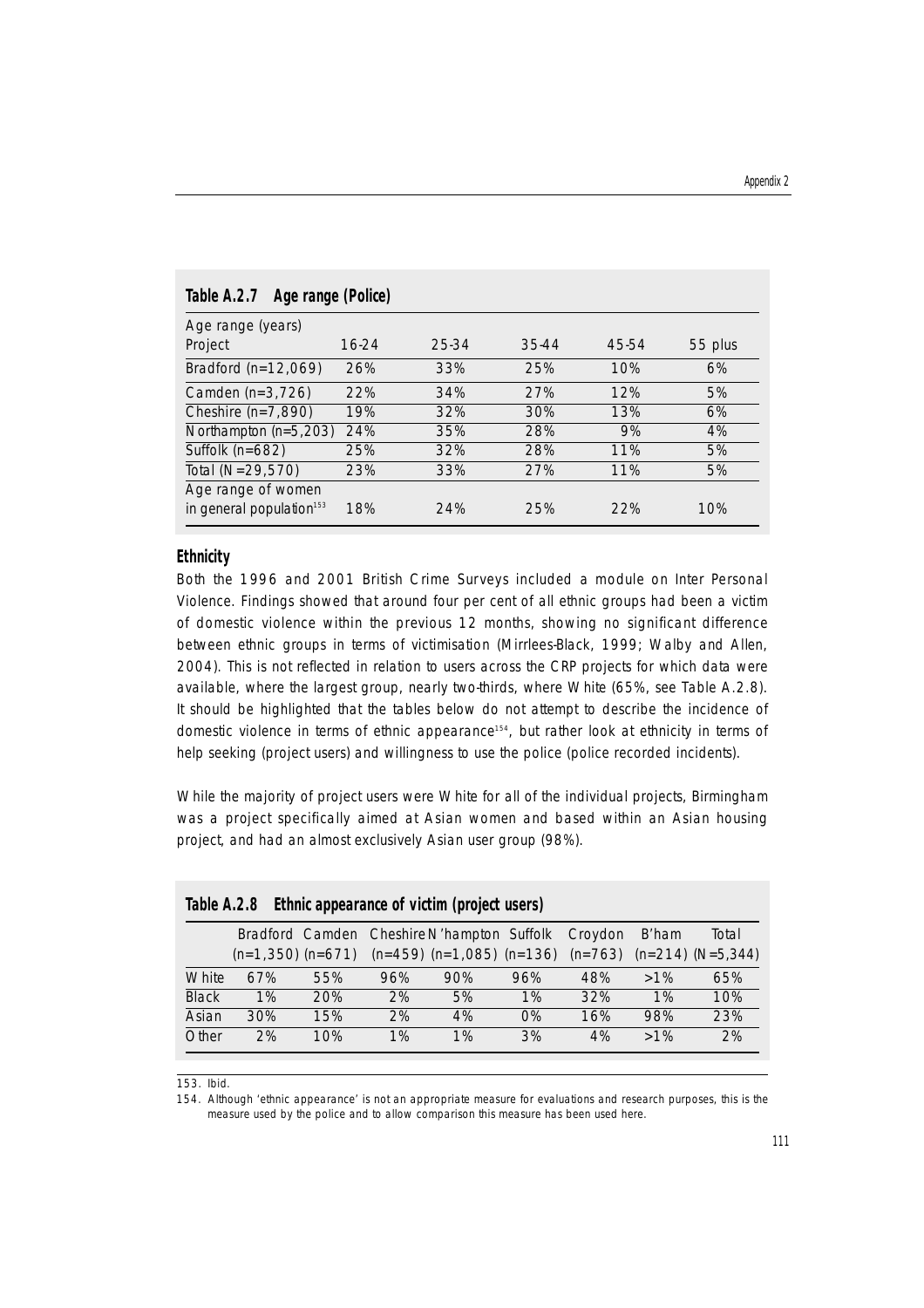**Table A.2.7 Age range (Police)**

| Age range (years)<br>Project | 16-24 | 25-34 | 35-44 | 45-54 | 55 plus |
|---|---|---|---|---|---|
| Bradford (n=12,069) | 26% | 33% | 25% | 10% | 6% |
| Camden (n=3,726) | 22% | 34% | 27% | 12% | 5% |
| Cheshire (n=7,890) | 19% | 32% | 30% | 13% | 6% |
| Northampton (n=5,203) | 24% | 35% | 28% | 9% | 4% |
| Suffolk (n=682) | 25% | 32% | 28% | 11% | 5% |
| Total (N=29,570) | 23% | 33% | 27% | 11% | 5% |
| Age range of women in general population[153] | 18% | 24% | 25% | 22% | 10% |

### Ethnicity

Both the 1996 and 2001 British Crime Surveys included a module on Inter Personal Violence. Findings showed that around four per cent of all ethnic groups had been a victim of domestic violence within the previous 12 months, showing no significant difference between ethnic groups in terms of victimisation (Mirrlees-Black, 1999; Walby and Allen, 2004). This is not reflected in relation to users across the CRP projects for which data were available, where the largest group, nearly two-thirds, where White (65%, see Table A.2.8). It should be highlighted that the tables below do not attempt to describe the incidence of domestic violence in terms of ethnic appearance[154], but rather look at ethnicity in terms of help seeking (project users) and willingness to use the police (police recorded incidents).

While the majority of project users were White for all of the individual projects, Birmingham was a project specifically aimed at Asian women and based within an Asian housing project, and had an almost exclusively Asian user group (98%).

**Table A.2.8 Ethnic appearance of victim (project users)**

| | Bradford (n=1,350) | Camden (n=671) | Cheshire (n=459) | N'hampton (n=1,085) | Suffolk (n=136) | Croydon (n=763) | B'ham (n=214) | Total (N=5,344) |
|---|---|---|---|---|---|---|---|---|
| White | 67% | 55% | 96% | 90% | 96% | 48% | >1% | 65% |
| Black | 1% | 20% | 2% | 5% | 1% | 32% | 1% | 10% |
| Asian | 30% | 15% | 2% | 4% | 0% | 16% | 98% | 23% |
| Other | 2% | 10% | 1% | 1% | 3% | 4% | >1% | 2% |

153. Ibid.

154. Although 'ethnic appearance' is not an appropriate measure for evaluations and research purposes, this is the measure used by the police and to allow comparison this measure has been used here.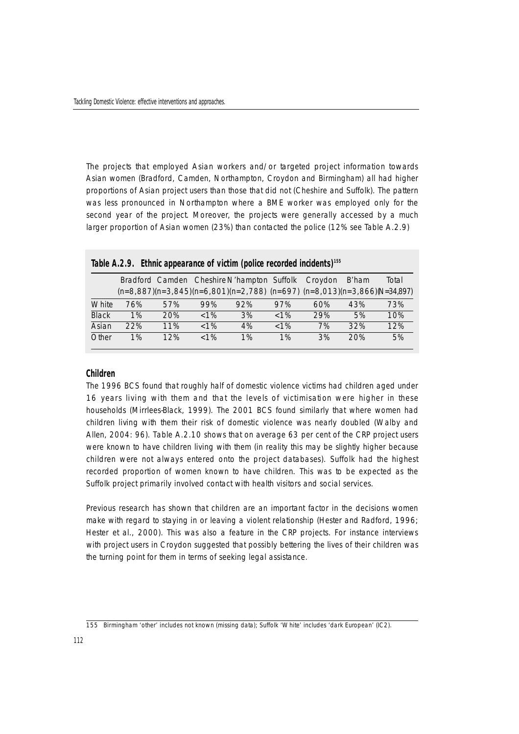The projects that employed Asian workers and/or targeted project information towards Asian women (Bradford, Camden, Northampton, Croydon and Birmingham) all had higher proportions of Asian project users than those that did not (Cheshire and Suffolk). The pattern was less pronounced in Northampton where a BME worker was employed only for the second year of the project. Moreover, the projects were generally accessed by a much larger proportion of Asian women (23%) than contacted the police (12% see Table A.2.9)

**Table A.2.9. Ethnic appearance of victim (police recorded incidents)[155]**

| | Bradford (n=8,887) | Camden (n=3,845) | Cheshire (n=6,801) | N'hampton (n=2,788) | Suffolk (n=697) | Croydon (n=8,013) | B'ham (n=3,866) | Total (N=34,897) |
|---|---|---|---|---|---|---|---|---|
| White | 76% | 57% | 99% | 92% | 97% | 60% | 43% | 73% |
| Black | 1% | 20% | <1% | 3% | <1% | 29% | 5% | 10% |
| Asian | 22% | 11% | <1% | 4% | <1% | 7% | 32% | 12% |
| Other | 1% | 12% | <1% | 1% | 1% | 3% | 20% | 5% |

### Children

The 1996 BCS found that roughly half of domestic violence victims had children aged under 16 years living with them and that the levels of victimisation were higher in these households (Mirrlees-Black, 1999). The 2001 BCS found similarly that where women had children living with them their risk of domestic violence was nearly doubled (Walby and Allen, 2004: 96). Table A.2.10 shows that on average 63 per cent of the CRP project users were known to have children living with them (in reality this may be slightly higher because children were not always entered onto the project databases). Suffolk had the highest recorded proportion of women known to have children. This was to be expected as the Suffolk project primarily involved contact with health visitors and social services.

Previous research has shown that children are an important factor in the decisions women make with regard to staying in or leaving a violent relationship (Hester and Radford, 1996; Hester et al., 2000). This was also a feature in the CRP projects. For instance interviews with project users in Croydon suggested that possibly bettering the lives of their children was the turning point for them in terms of seeking legal assistance.

155 Birmingham 'other' includes not known (missing data); Suffolk 'White' includes 'dark European' (IC2).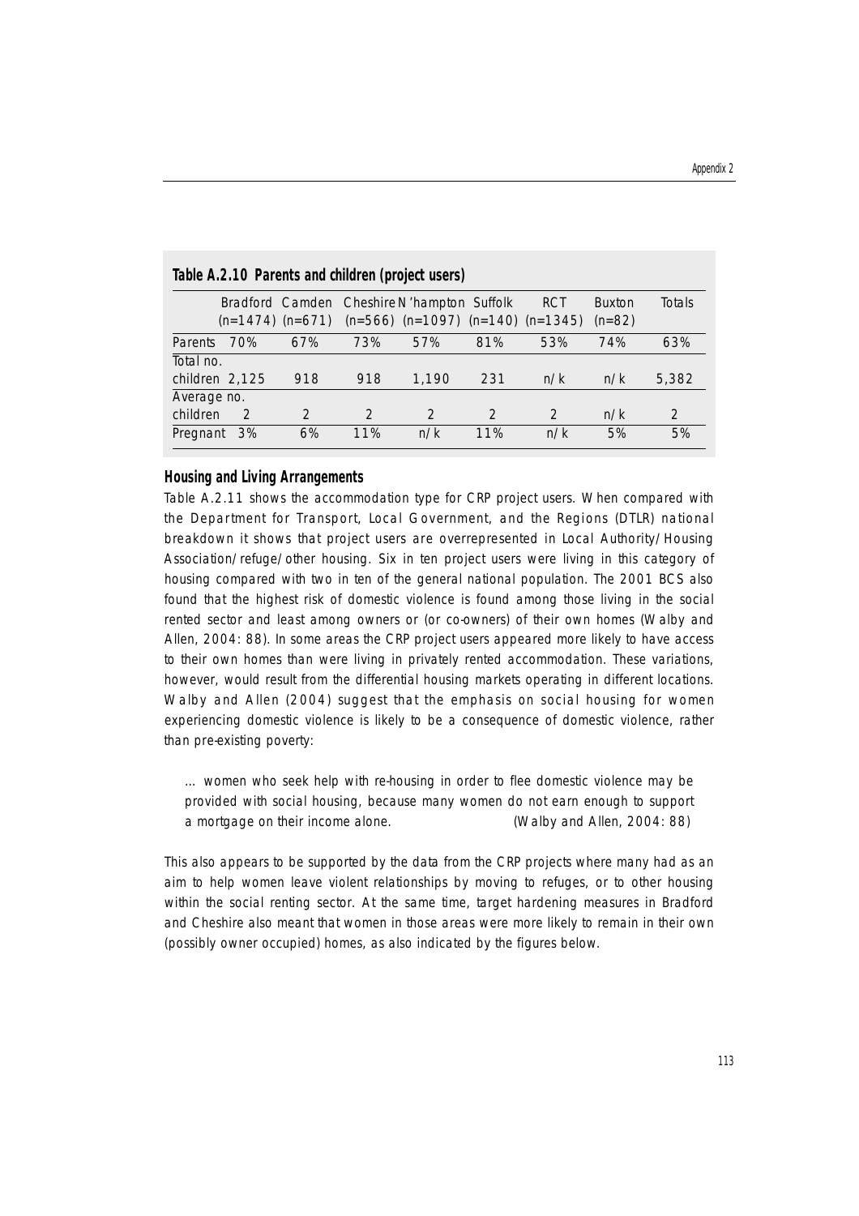**Table A.2.10 Parents and children (project users)**

| | Bradford (n=1474) | Camden (n=671) | Cheshire (n=566) | N'hampton (n=1097) | Suffolk (n=140) | RCT (n=1345) | Buxton (n=82) | Totals |
|---|---|---|---|---|---|---|---|---|
| Parents | 70% | 67% | 73% | 57% | 81% | 53% | 74% | 63% |
| Total no. children | 2,125 | 918 | 918 | 1,190 | 231 | n/k | n/k | 5,382 |
| Average no. children | 2 | 2 | 2 | 2 | 2 | 2 | n/k | 2 |
| Pregnant | 3% | 6% | 11% | n/k | 11% | n/k | 5% | 5% |

### Housing and Living Arrangements

Table A.2.11 shows the accommodation type for CRP project users. When compared with the Department for Transport, Local Government, and the Regions (DTLR) national breakdown it shows that project users are overrepresented in Local Authority/Housing Association/refuge/other housing. Six in ten project users were living in this category of housing compared with two in ten of the general national population. The 2001 BCS also found that the highest risk of domestic violence is found among those living in the social rented sector and least among owners or (or co-owners) of their own homes (Walby and Allen, 2004: 88). In some areas the CRP project users appeared more likely to have access to their own homes than were living in privately rented accommodation. These variations, however, would result from the differential housing markets operating in different locations. Walby and Allen (2004) suggest that the emphasis on social housing for women experiencing domestic violence is likely to be a consequence of domestic violence, rather than pre-existing poverty:

> ... women who seek help with re-housing in order to flee domestic violence may be provided with social housing, because many women do not earn enough to support a mortgage on their income alone. (Walby and Allen, 2004: 88)

This also appears to be supported by the data from the CRP projects where many had as an aim to help women leave violent relationships by moving to refuges, or to other housing within the social renting sector. At the same time, target hardening measures in Bradford and Cheshire also meant that women in those areas were more likely to remain in their own (possibly owner occupied) homes, as also indicated by the figures below.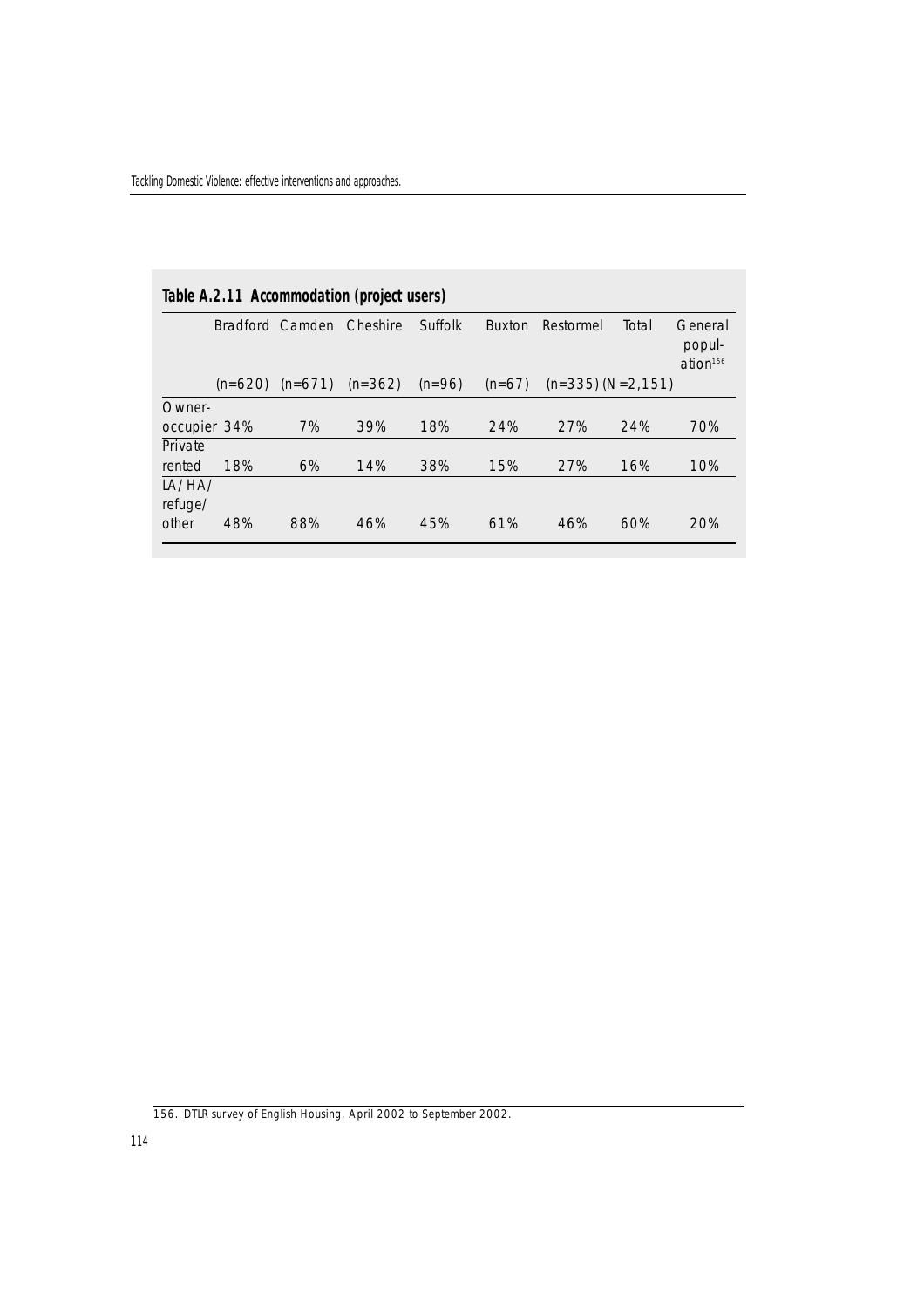**Table A.2.11 Accommodation (project users)**

| | Bradford | Camden | Cheshire | Suffolk | Buxton | Restormel | Total | General population[156] |
|---|---|---|---|---|---|---|---|---|
| | (n=620) | (n=671) | (n=362) | (n=96) | (n=67) | (n=335) | (N=2,151) | |
| Owner-occupier | 34% | 7% | 39% | 18% | 24% | 27% | 24% | 70% |
| Private rented | 18% | 6% | 14% | 38% | 15% | 27% | 16% | 10% |
| LA/HA/refuge/other | 48% | 88% | 46% | 45% | 61% | 46% | 60% | 20% |

156. DTLR survey of English Housing, April 2002 to September 2002.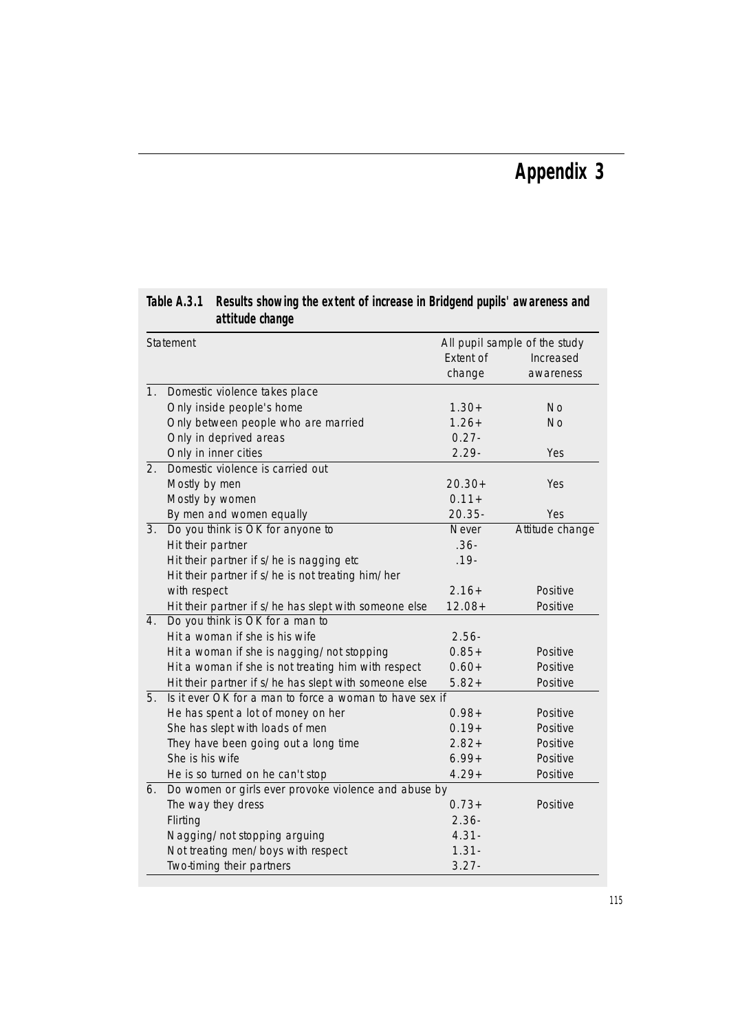# Appendix 3

**Table A.3.1 Results showing the extent of increase in Bridgend pupils' awareness and attitude change**

| Statement | All pupil sample of the study | |
|---|---|---|
| | Extent of change | Increased awareness |
| 1. Domestic violence takes place | | |
| Only inside people's home | 1.30+ | No |
| Only between people who are married | 1.26+ | No |
| Only in deprived areas | 0.27- | |
| Only in inner cities | 2.29- | Yes |
| 2. Domestic violence is carried out | | |
| Mostly by men | 20.30+ | Yes |
| Mostly by women | 0.11+ | |
| By men and women equally | 20.35- | Yes |
| 3. Do you think is OK for anyone to | Never | Attitude change |
| Hit their partner | .36- | |
| Hit their partner if s/he is nagging etc | .19- | |
| Hit their partner if s/he is not treating him/her with respect | 2.16+ | Positive |
| Hit their partner if s/he has slept with someone else | 12.08+ | Positive |
| 4. Do you think is OK for a man to | | |
| Hit a woman if she is his wife | 2.56- | |
| Hit a woman if she is nagging/not stopping | 0.85+ | Positive |
| Hit a woman if she is not treating him with respect | 0.60+ | Positive |
| Hit their partner if s/he has slept with someone else | 5.82+ | Positive |
| 5. Is it ever OK for a man to force a woman to have sex if | | |
| He has spent a lot of money on her | 0.98+ | Positive |
| She has slept with loads of men | 0.19+ | Positive |
| They have been going out a long time | 2.82+ | Positive |
| She is his wife | 6.99+ | Positive |
| He is so turned on he can't stop | 4.29+ | Positive |
| 6. Do women or girls ever provoke violence and abuse by | | |
| The way they dress | 0.73+ | Positive |
| Flirting | 2.36- | |
| Nagging/not stopping arguing | 4.31- | |
| Not treating men/boys with respect | 1.31- | |
| Two-timing their partners | 3.27- | |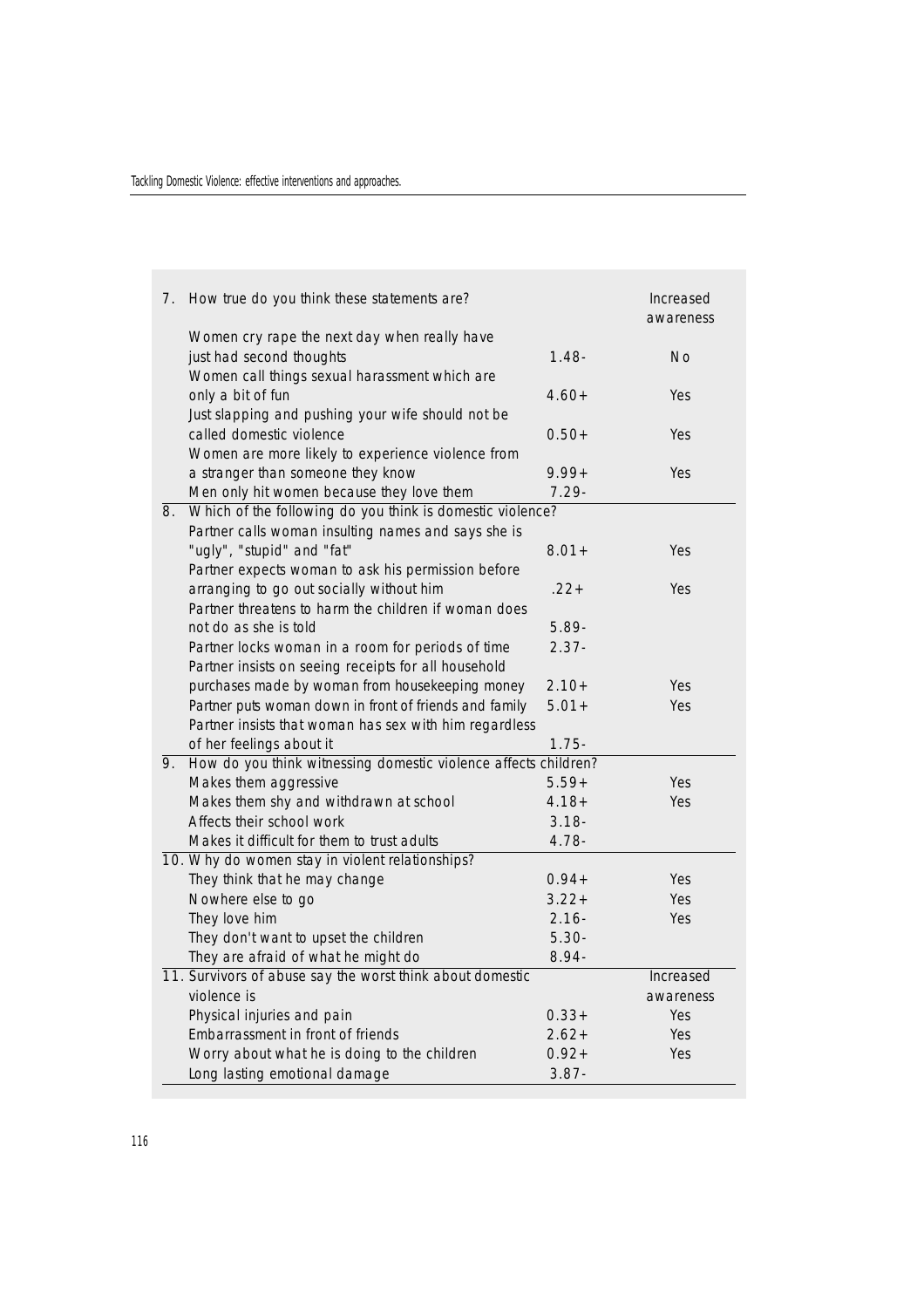| | | |
|---|---|---|
| 7. How true do you think these statements are? | | Increased awareness |
| Women cry rape the next day when really have just had second thoughts | 1.48- | No |
| Women call things sexual harassment which are only a bit of fun | 4.60+ | Yes |
| Just slapping and pushing your wife should not be called domestic violence | 0.50+ | Yes |
| Women are more likely to experience violence from a stranger than someone they know | 9.99+ | Yes |
| Men only hit women because they love them | 7.29- | |
| 8. Which of the following do you think is domestic violence? | | |
| Partner calls woman insulting names and says she is "ugly", "stupid" and "fat" | 8.01+ | Yes |
| Partner expects woman to ask his permission before arranging to go out socially without him | .22+ | Yes |
| Partner threatens to harm the children if woman does not do as she is told | 5.89- | |
| Partner locks woman in a room for periods of time | 2.37- | |
| Partner insists on seeing receipts for all household purchases made by woman from housekeeping money | 2.10+ | Yes |
| Partner puts woman down in front of friends and family | 5.01+ | Yes |
| Partner insists that woman has sex with him regardless of her feelings about it | 1.75- | |
| 9. How do you think witnessing domestic violence affects children? | | |
| Makes them aggressive | 5.59+ | Yes |
| Makes them shy and withdrawn at school | 4.18+ | Yes |
| Affects their school work | 3.18- | |
| Makes it difficult for them to trust adults | 4.78- | |
| 10. Why do women stay in violent relationships? | | |
| They think that he may change | 0.94+ | Yes |
| Nowhere else to go | 3.22+ | Yes |
| They love him | 2.16- | Yes |
| They don't want to upset the children | 5.30- | |
| They are afraid of what he might do | 8.94- | |
| 11. Survivors of abuse say the worst think about domestic violence is | | Increased awareness |
| Physical injuries and pain | 0.33+ | Yes |
| Embarrassment in front of friends | 2.62+ | Yes |
| Worry about what he is doing to the children | 0.92+ | Yes |
| Long lasting emotional damage | 3.87- | |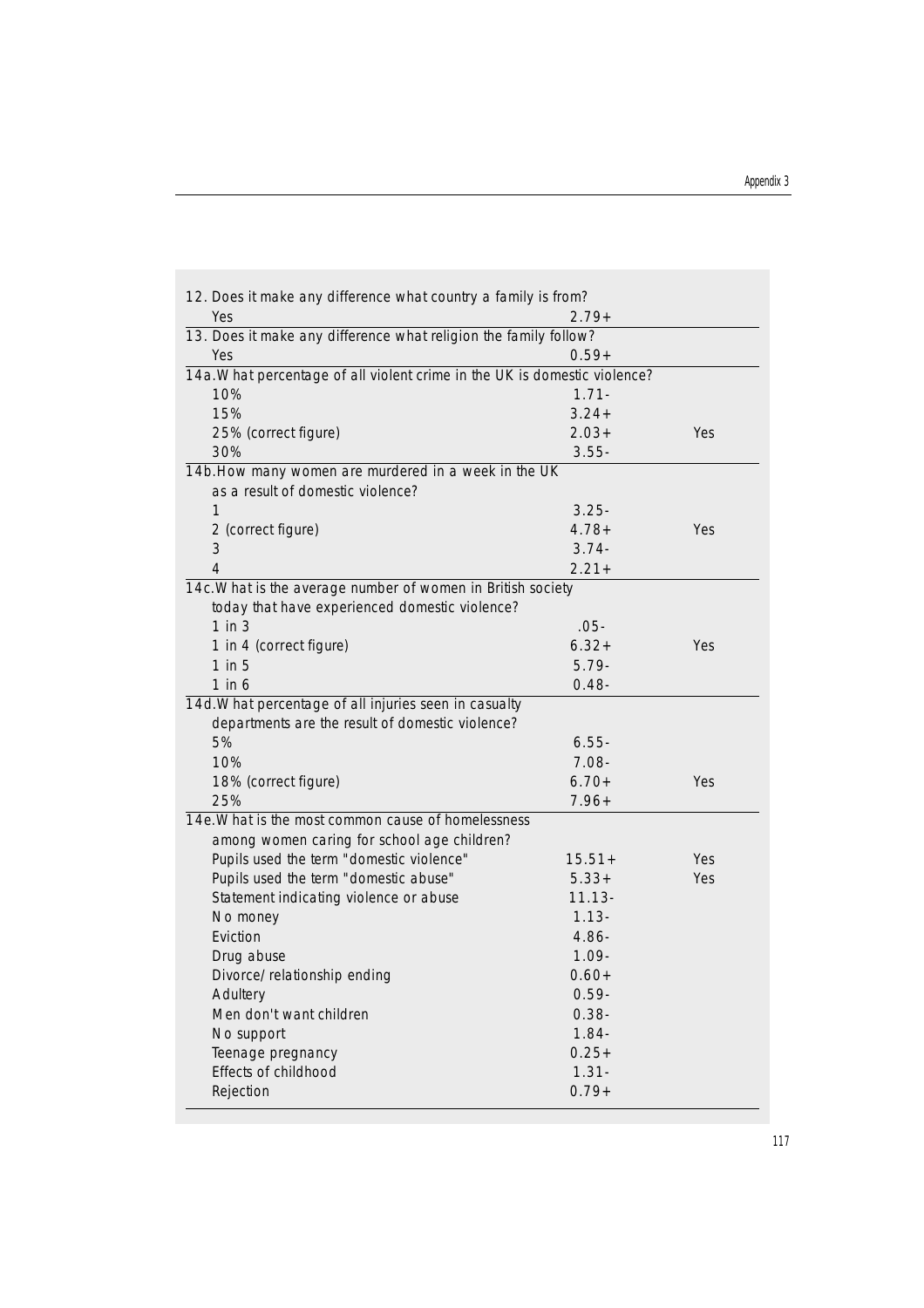| | | |
|---|---|---|
| 12. Does it make any difference what country a family is from? | | |
| Yes | 2.79+ | |
| 13. Does it make any difference what religion the family follow? | | |
| Yes | 0.59+ | |
| 14a. What percentage of all violent crime in the UK is domestic violence? | | |
| 10% | 1.71- | |
| 15% | 3.24+ | |
| 25% (correct figure) | 2.03+ | Yes |
| 30% | 3.55- | |
| 14b. How many women are murdered in a week in the UK as a result of domestic violence? | | |
| 1 | 3.25- | |
| 2 (correct figure) | 4.78+ | Yes |
| 3 | 3.74- | |
| 4 | 2.21+ | |
| 14c. What is the average number of women in British society today that have experienced domestic violence? | | |
| 1 in 3 | .05- | |
| 1 in 4 (correct figure) | 6.32+ | Yes |
| 1 in 5 | 5.79- | |
| 1 in 6 | 0.48- | |
| 14d. What percentage of all injuries seen in casualty departments are the result of domestic violence? | | |
| 5% | 6.55- | |
| 10% | 7.08- | |
| 18% (correct figure) | 6.70+ | Yes |
| 25% | 7.96+ | |
| 14e. What is the most common cause of homelessness among women caring for school age children? | | |
| Pupils used the term "domestic violence" | 15.51+ | Yes |
| Pupils used the term "domestic abuse" | 5.33+ | Yes |
| Statement indicating violence or abuse | 11.13- | |
| No money | 1.13- | |
| Eviction | 4.86- | |
| Drug abuse | 1.09- | |
| Divorce/ relationship ending | 0.60+ | |
| Adultery | 0.59- | |
| Men don't want children | 0.38- | |
| No support | 1.84- | |
| Teenage pregnancy | 0.25+ | |
| Effects of childhood | 1.31- | |
| Rejection | 0.79+ | |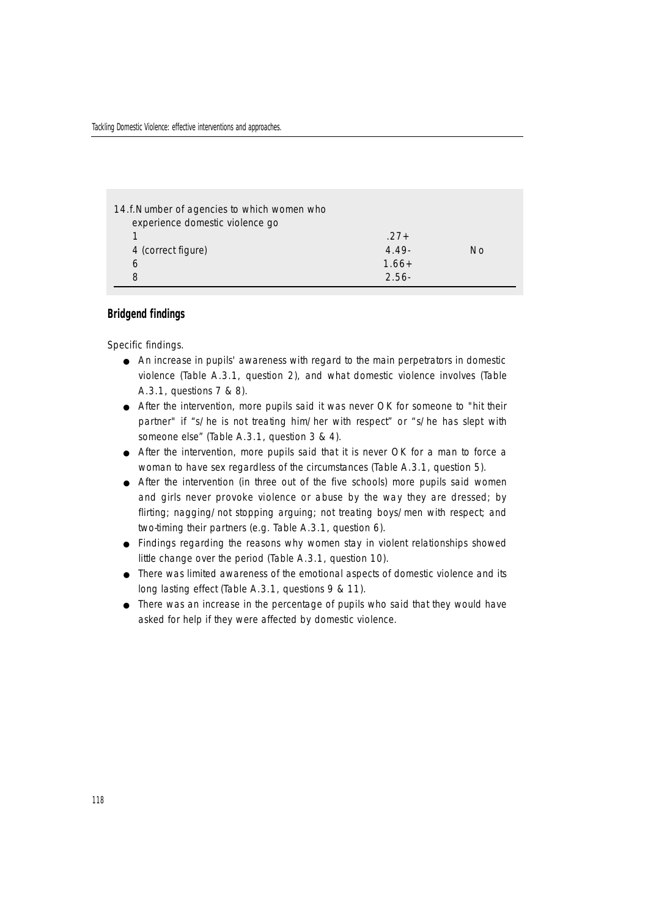| | | |
|---|---|---|
| 14.f. Number of agencies to which women who experience domestic violence go | | |
| 1 | .27+ | |
| 4 (correct figure) | 4.49- | No |
| 6 | 1.66+ | |
| 8 | 2.56- | |

### Bridgend findings

Specific findings.

- An increase in pupils' awareness with regard to the main perpetrators in domestic violence (Table A.3.1, question 2), and what domestic violence involves (Table A.3.1, questions 7 & 8).
- After the intervention, more pupils said it was never OK for someone to "hit their partner" if "s/he is not treating him/her with respect" or "s/he has slept with someone else" (Table A.3.1, question 3 & 4).
- After the intervention, more pupils said that it is never OK for a man to force a woman to have sex regardless of the circumstances (Table A.3.1, question 5).
- After the intervention (in three out of the five schools) more pupils said women and girls never provoke violence or abuse by the way they are dressed; by flirting; nagging/not stopping arguing; not treating boys/men with respect; and two-timing their partners (e.g. Table A.3.1, question 6).
- Findings regarding the reasons why women stay in violent relationships showed little change over the period (Table A.3.1, question 10).
- There was limited awareness of the emotional aspects of domestic violence and its long lasting effect (Table A.3.1, questions 9 & 11).
- There was an increase in the percentage of pupils who said that they would have asked for help if they were affected by domestic violence.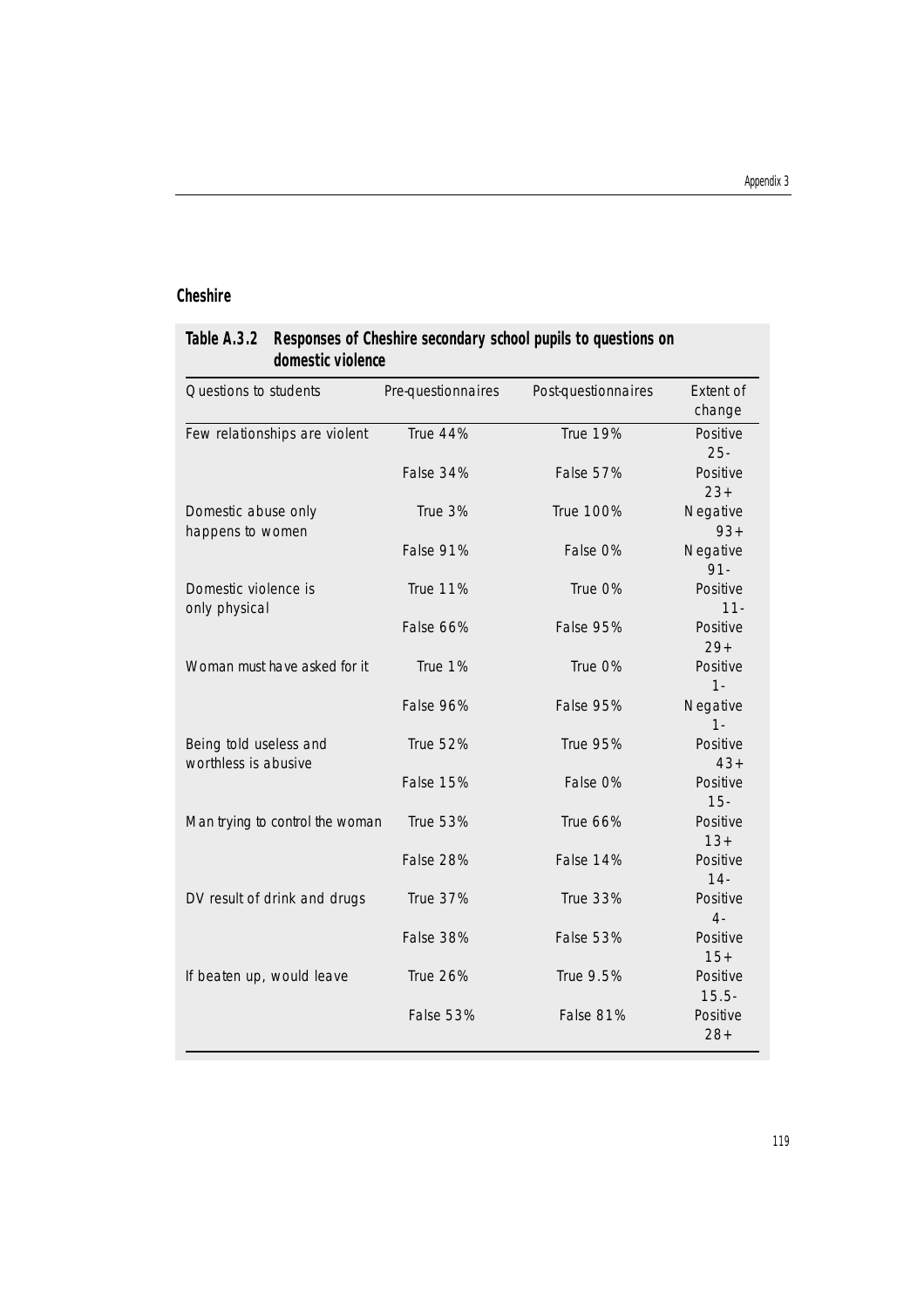## Cheshire

**Table A.3.2 Responses of Cheshire secondary school pupils to questions on domestic violence**

| Questions to students | Pre-questionnaires | Post-questionnaires | Extent of change |
|---|---|---|---|
| Few relationships are violent | True 44% | True 19% | Positive 25- |
| | False 34% | False 57% | Positive 23+ |
| Domestic abuse only happens to women | True 3% | True 100% | Negative 93+ |
| | False 91% | False 0% | Negative 91- |
| Domestic violence is only physical | True 11% | True 0% | Positive 11- |
| | False 66% | False 95% | Positive 29+ |
| Woman must have asked for it | True 1% | True 0% | Positive 1- |
| | False 96% | False 95% | Negative 1- |
| Being told useless and worthless is abusive | True 52% | True 95% | Positive 43+ |
| | False 15% | False 0% | Positive 15- |
| Man trying to control the woman | True 53% | True 66% | Positive 13+ |
| | False 28% | False 14% | Positive 14- |
| DV result of drink and drugs | True 37% | True 33% | Positive 4- |
| | False 38% | False 53% | Positive 15+ |
| If beaten up, would leave | True 26% | True 9.5% | Positive 15.5- |
| | False 53% | False 81% | Positive 28+ |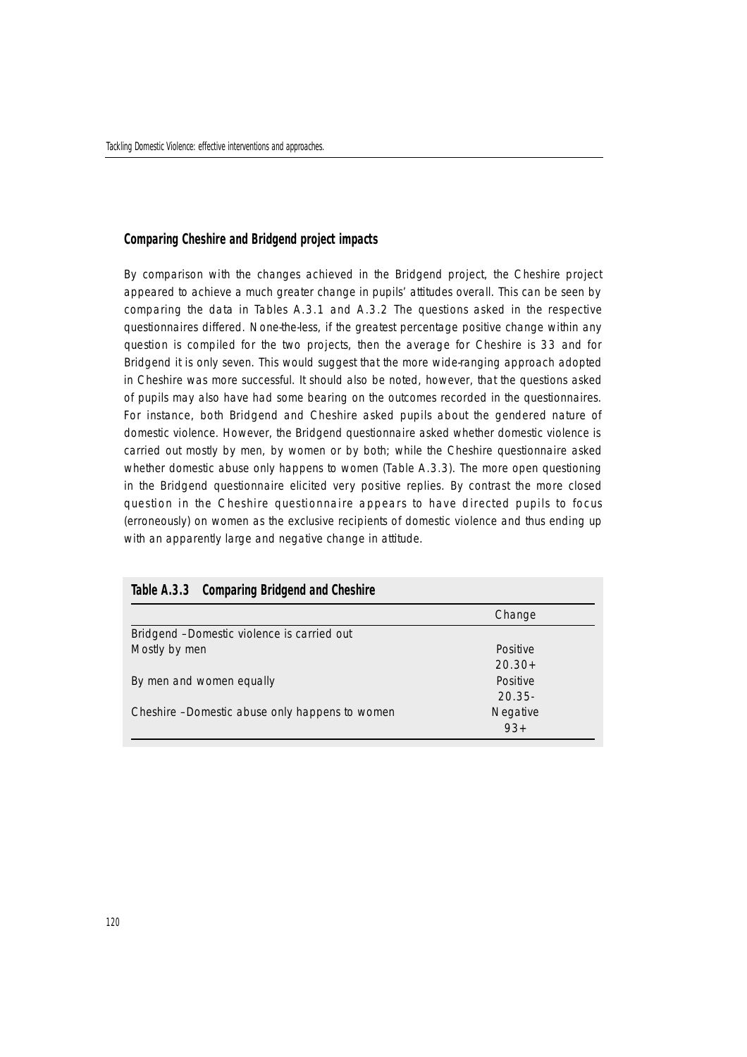### Comparing Cheshire and Bridgend project impacts

By comparison with the changes achieved in the Bridgend project, the Cheshire project appeared to achieve a much greater change in pupils' attitudes overall. This can be seen by comparing the data in Tables A.3.1 and A.3.2 The questions asked in the respective questionnaires differed. None-the-less, if the greatest percentage positive change within any question is compiled for the two projects, then the average for Cheshire is 33 and for Bridgend it is only seven. This would suggest that the more wide-ranging approach adopted in Cheshire was more successful. It should also be noted, however, that the questions asked of pupils may also have had some bearing on the outcomes recorded in the questionnaires. For instance, both Bridgend and Cheshire asked pupils about the gendered nature of domestic violence. However, the Bridgend questionnaire asked whether domestic violence is carried out mostly by men, by women or by both; while the Cheshire questionnaire asked whether domestic abuse only happens to women (Table A.3.3). The more open questioning in the Bridgend questionnaire elicited very positive replies. By contrast the more closed question in the Cheshire questionnaire appears to have directed pupils to focus (erroneously) on women as the exclusive recipients of domestic violence and thus ending up with an apparently large and negative change in attitude.

**Table A.3.3 Comparing Bridgend and Cheshire**

| | Change |
|---|---|
| Bridgend – Domestic violence is carried out | |
| Mostly by men | Positive |
| | 20.30+ |
| By men and women equally | Positive |
| | 20.35- |
| Cheshire – Domestic abuse only happens to women | Negative |
| | 93+ |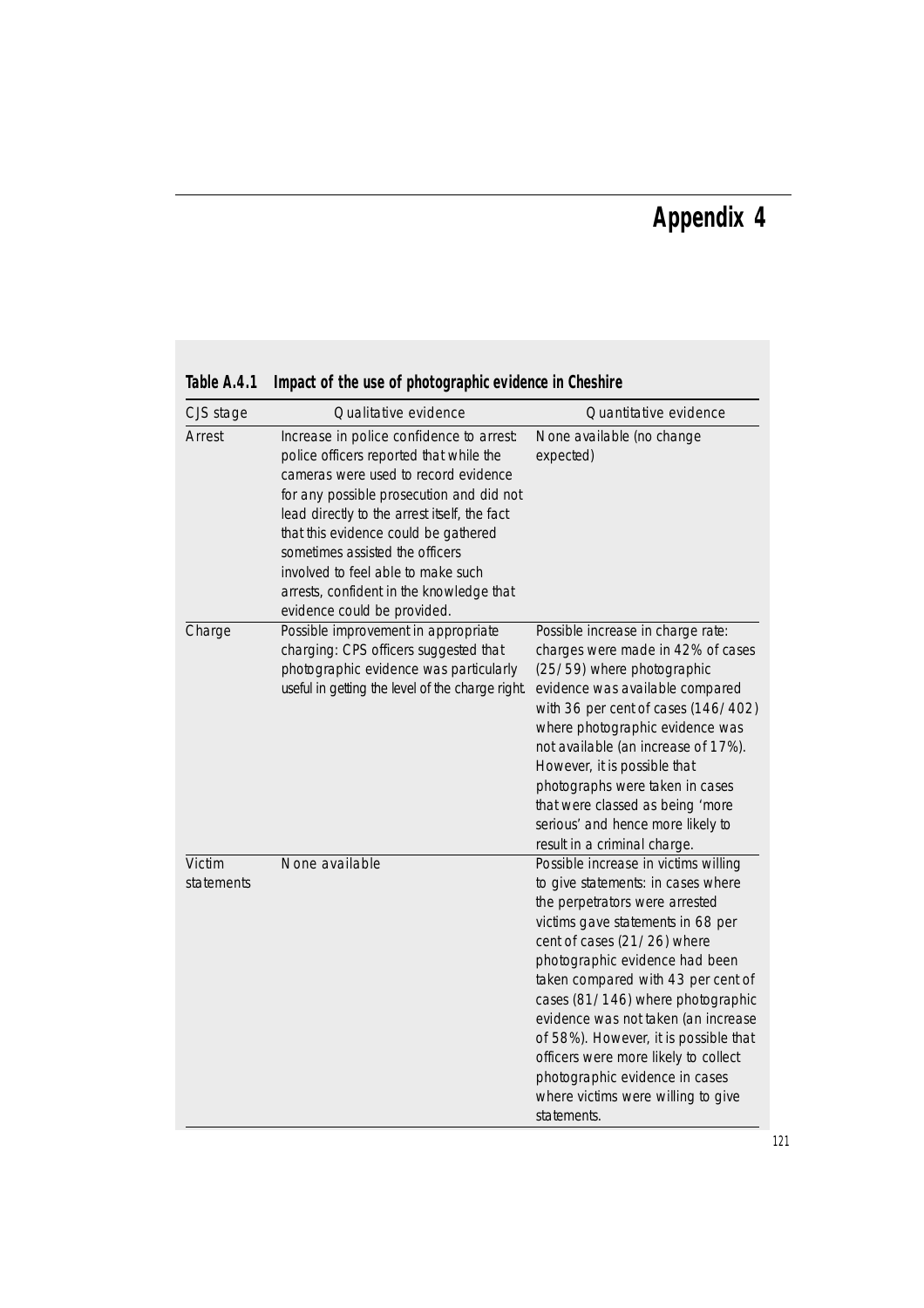# Appendix 4

**Table A.4.1 Impact of the use of photographic evidence in Cheshire**

| CJS stage | Qualitative evidence | Quantitative evidence |
|---|---|---|
| Arrest | Increase in police confidence to arrest: police officers reported that while the cameras were used to record evidence for any possible prosecution and did not lead directly to the arrest itself, the fact that this evidence could be gathered sometimes assisted the officers involved to feel able to make such arrests, confident in the knowledge that evidence could be provided. | None available (no change expected) |
| Charge | Possible improvement in appropriate charging: CPS officers suggested that photographic evidence was particularly useful in getting the level of the charge right. | Possible increase in charge rate: charges were made in 42% of cases (25/59) where photographic evidence was available compared with 36 per cent of cases (146/402) where photographic evidence was not available (an increase of 17%). However, it is possible that photographs were taken in cases that were classed as being 'more serious' and hence more likely to result in a criminal charge. |
| Victim statements | None available | Possible increase in victims willing to give statements: in cases where the perpetrators were arrested victims gave statements in 68 per cent of cases (21/26) where photographic evidence had been taken compared with 43 per cent of cases (81/146) where photographic evidence was not taken (an increase of 58%). However, it is possible that officers were more likely to collect photographic evidence in cases where victims were willing to give statements. |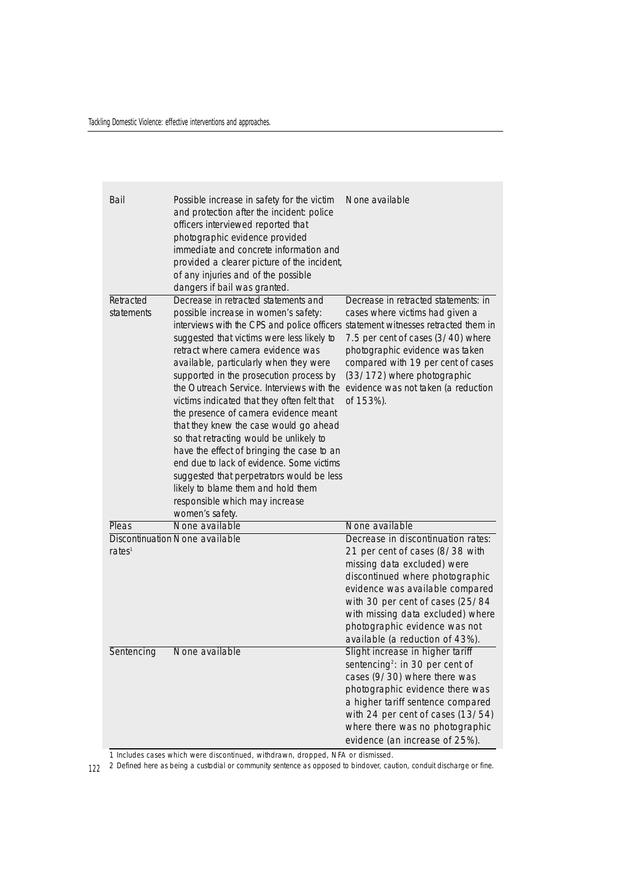| | | |
|---|---|---|
| Bail | Possible increase in safety for the victim and protection after the incident: police officers interviewed reported that photographic evidence provided immediate and concrete information and provided a clearer picture of the incident, of any injuries and of the possible dangers if bail was granted. | None available |
| Retracted statements | Decrease in retracted statements and possible increase in women's safety: interviews with the CPS and police officers suggested that victims were less likely to retract where camera evidence was available, particularly when they were supported in the prosecution process by the Outreach Service. Interviews with the victims indicated that they often felt that the presence of camera evidence meant that they knew the case would go ahead so that retracting would be unlikely to have the effect of bringing the case to an end due to lack of evidence. Some victims suggested that perpetrators would be less likely to blame them and hold them responsible which may increase women's safety. | Decrease in retracted statements: in cases where victims had given a statement witnesses retracted them in 7.5 per cent of cases (3/40) where photographic evidence was taken compared with 19 per cent of cases (33/172) where photographic evidence was not taken (a reduction of 153%). |
| Pleas | None available | None available |
| Discontinuation rates[1] | None available | Decrease in discontinuation rates: 21 per cent of cases (8/38 with missing data excluded) were discontinued where photographic evidence was available compared with 30 per cent of cases (25/84 with missing data excluded) where photographic evidence was not available (a reduction of 43%). |
| Sentencing | None available | Slight increase in higher tariff sentencing[2]: in 30 per cent of cases (9/30) where there was photographic evidence there was a higher tariff sentence compared with 24 per cent of cases (13/54) where there was no photographic evidence (an increase of 25%). |

1 Includes cases which were discontinued, withdrawn, dropped, NFA or dismissed.

2 Defined here as being a custodial or community sentence as opposed to bindover, caution, conduit discharge or fine.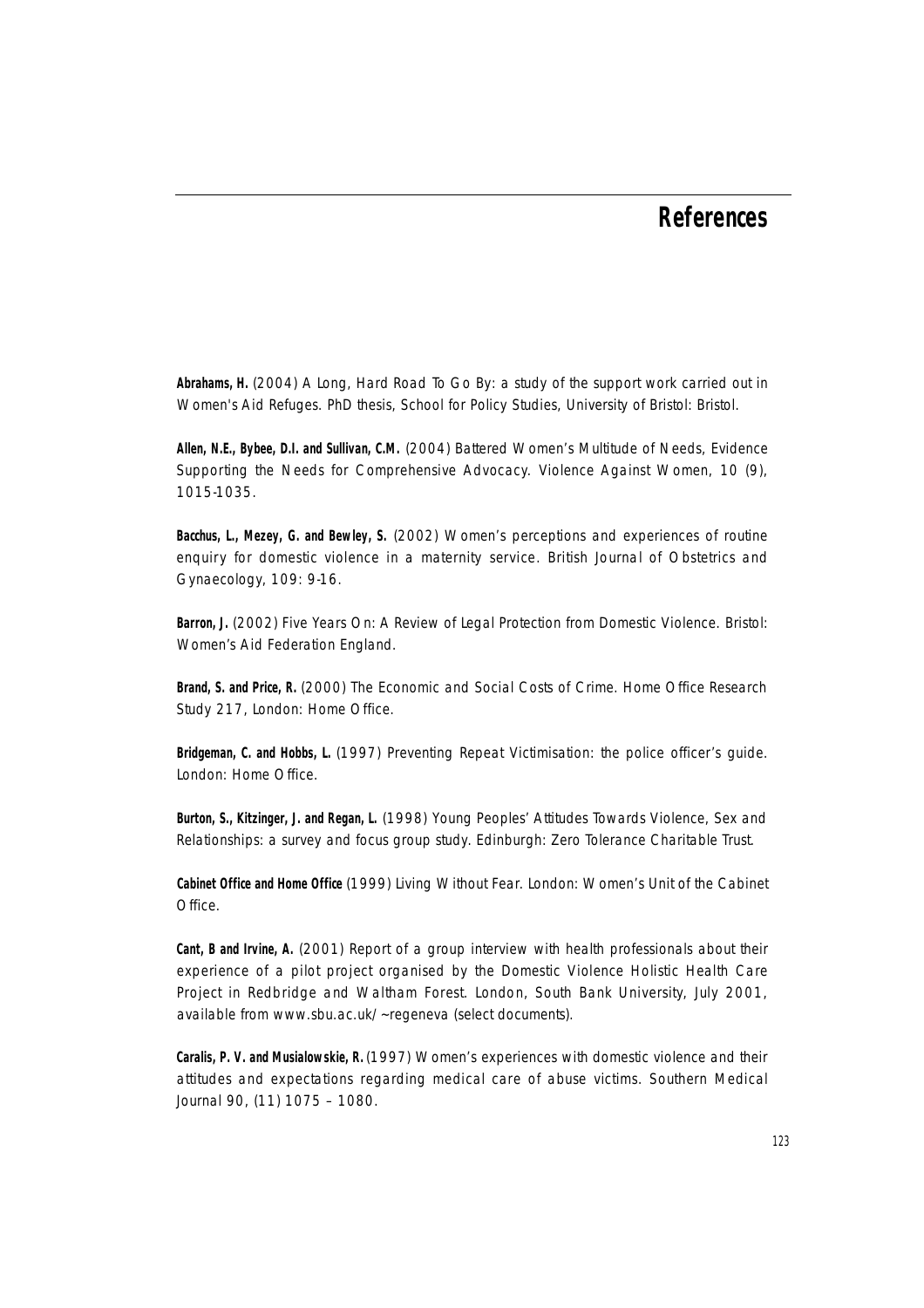# References

**Abrahams, H.** (2004) A Long, Hard Road To Go By: a study of the support work carried out in Women's Aid Refuges. PhD thesis, School for Policy Studies, University of Bristol: Bristol.

**Allen, N.E., Bybee, D.I. and Sullivan, C.M.** (2004) Battered Women's Multitude of Needs, Evidence Supporting the Needs for Comprehensive Advocacy. Violence Against Women, 10 (9), 1015-1035.

**Bacchus, L., Mezey, G. and Bewley, S.** (2002) Women's perceptions and experiences of routine enquiry for domestic violence in a maternity service. British Journal of Obstetrics and Gynaecology, 109: 9-16.

**Barron, J.** (2002) Five Years On: A Review of Legal Protection from Domestic Violence. Bristol: Women's Aid Federation England.

**Brand, S. and Price, R.** (2000) The Economic and Social Costs of Crime. Home Office Research Study 217, London: Home Office.

**Bridgeman, C. and Hobbs, L.** (1997) Preventing Repeat Victimisation: the police officer's guide. London: Home Office.

**Burton, S., Kitzinger, J. and Regan, L.** (1998) Young Peoples' Attitudes Towards Violence, Sex and Relationships: a survey and focus group study. Edinburgh: Zero Tolerance Charitable Trust.

**Cabinet Office and Home Office** (1999) Living Without Fear. London: Women's Unit of the Cabinet Office.

**Cant, B and Irvine, A.** (2001) Report of a group interview with health professionals about their experience of a pilot project organised by the Domestic Violence Holistic Health Care Project in Redbridge and Waltham Forest. London, South Bank University, July 2001, available from www.sbu.ac.uk/~regeneva (select documents).

**Caralis, P. V. and Musialowskie, R.** (1997) Women's experiences with domestic violence and their attitudes and expectations regarding medical care of abuse victims. Southern Medical Journal 90, (11) 1075 – 1080.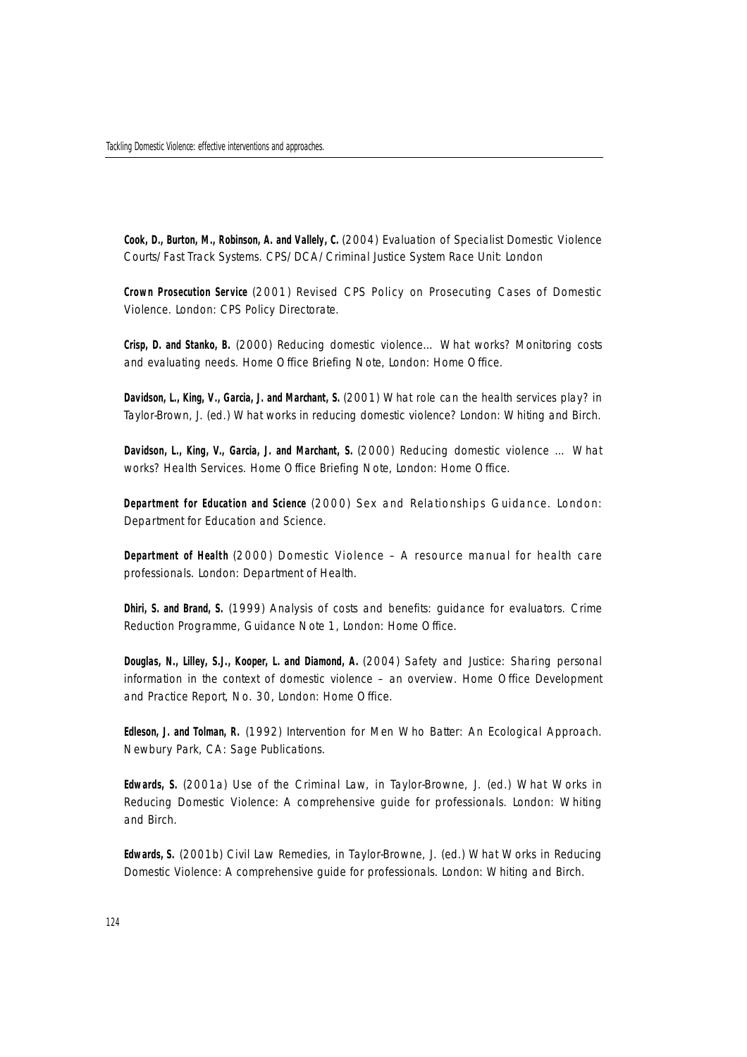**Cook, D., Burton, M., Robinson, A. and Vallely, C.** (2004) Evaluation of Specialist Domestic Violence Courts/Fast Track Systems. CPS/DCA/Criminal Justice System Race Unit: London

**Crown Prosecution Service** (2001) Revised CPS Policy on Prosecuting Cases of Domestic Violence. London: CPS Policy Directorate.

**Crisp, D. and Stanko, B.** (2000) Reducing domestic violence... What works? Monitoring costs and evaluating needs. Home Office Briefing Note, London: Home Office.

**Davidson, L., King, V., Garcia, J. and Marchant, S.** (2001) What role can the health services play? in Taylor-Brown, J. (ed.) What works in reducing domestic violence? London: Whiting and Birch.

**Davidson, L., King, V., Garcia, J. and Marchant, S.** (2000) Reducing domestic violence ... What works? Health Services. Home Office Briefing Note, London: Home Office.

**Department for Education and Science** (2000) Sex and Relationships Guidance. London: Department for Education and Science.

**Department of Health** (2000) Domestic Violence – A resource manual for health care professionals. London: Department of Health.

**Dhiri, S. and Brand, S.** (1999) Analysis of costs and benefits: guidance for evaluators. Crime Reduction Programme, Guidance Note 1, London: Home Office.

**Douglas, N., Lilley, S.J., Kooper, L. and Diamond, A.** (2004) Safety and Justice: Sharing personal information in the context of domestic violence – an overview. Home Office Development and Practice Report, No. 30, London: Home Office.

**Edleson, J. and Tolman, R.** (1992) Intervention for Men Who Batter: An Ecological Approach. Newbury Park, CA: Sage Publications.

**Edwards, S.** (2001a) Use of the Criminal Law, in Taylor-Browne, J. (ed.) What Works in Reducing Domestic Violence: A comprehensive guide for professionals. London: Whiting and Birch.

**Edwards, S.** (2001b) Civil Law Remedies, in Taylor-Browne, J. (ed.) What Works in Reducing Domestic Violence: A comprehensive guide for professionals. London: Whiting and Birch.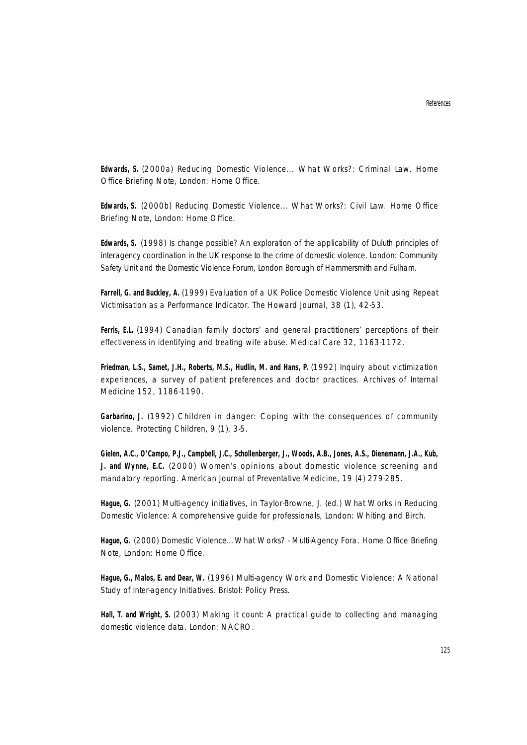**Edwards, S.** (2000a) Reducing Domestic Violence... What Works?: Criminal Law. Home Office Briefing Note, London: Home Office.

**Edwards, S.** (2000b) Reducing Domestic Violence... What Works?: Civil Law. Home Office Briefing Note, London: Home Office.

**Edwards, S.** (1998) Is change possible? An exploration of the applicability of Duluth principles of interagency coordination in the UK response to the crime of domestic violence. London: Community Safety Unit and the Domestic Violence Forum, London Borough of Hammersmith and Fulham.

**Farrell, G. and Buckley, A.** (1999) Evaluation of a UK Police Domestic Violence Unit using Repeat Victimisation as a Performance Indicator. The Howard Journal, 38 (1), 42-53.

**Ferris, E.L.** (1994) Canadian family doctors' and general practitioners' perceptions of their effectiveness in identifying and treating wife abuse. Medical Care 32, 1163-1172.

**Friedman, L.S., Samet, J.H., Roberts, M.S., Hudlin, M. and Hans, P.** (1992) Inquiry about victimization experiences, a survey of patient preferences and doctor practices. Archives of Internal Medicine 152, 1186-1190.

**Garbarino, J.** (1992) Children in danger: Coping with the consequences of community violence. Protecting Children, 9 (1), 3-5.

**Gielen, A.C., O'Campo, P.J., Campbell, J.C., Schollenberger, J., Woods, A.B., Jones, A.S., Dienemann, J.A., Kub, J. and Wynne, E.C.** (2000) Women's opinions about domestic violence screening and mandatory reporting. American Journal of Preventative Medicine, 19 (4) 279-285.

**Hague, G.** (2001) Multi-agency initiatives, in Taylor-Browne, J. (ed.) What Works in Reducing Domestic Violence: A comprehensive guide for professionals, London: Whiting and Birch.

**Hague, G.** (2000) Domestic Violence...What Works? - Multi-Agency Fora. Home Office Briefing Note, London: Home Office.

**Hague, G., Malos, E. and Dear, W.** (1996) Multi-agency Work and Domestic Violence: A National Study of Inter-agency Initiatives. Bristol: Policy Press.

**Hall, T. and Wright, S.** (2003) Making it count: A practical guide to collecting and managing domestic violence data. London: NACRO.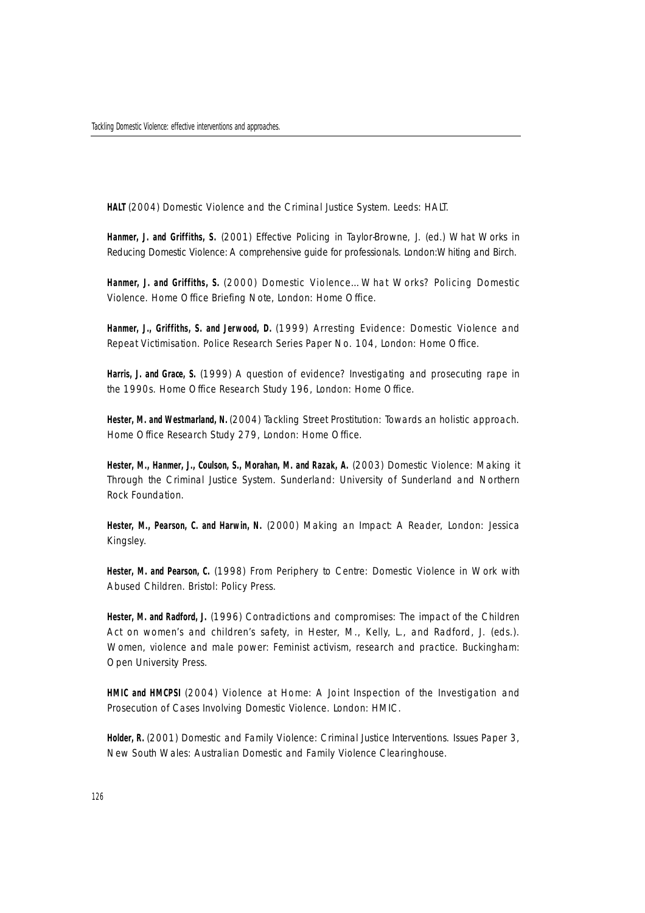**HALT** (2004) Domestic Violence and the Criminal Justice System. Leeds: HALT.

**Hanmer, J. and Griffiths, S.** (2001) Effective Policing in Taylor-Browne, J. (ed.) What Works in Reducing Domestic Violence: A comprehensive guide for professionals. London:Whiting and Birch.

**Hanmer, J. and Griffiths, S.** (2000) Domestic Violence... What Works? Policing Domestic Violence. Home Office Briefing Note, London: Home Office.

**Hanmer, J., Griffiths, S. and Jerwood, D.** (1999) Arresting Evidence: Domestic Violence and Repeat Victimisation. Police Research Series Paper No. 104, London: Home Office.

**Harris, J. and Grace, S.** (1999) A question of evidence? Investigating and prosecuting rape in the 1990s. Home Office Research Study 196, London: Home Office.

**Hester, M. and Westmarland, N.** (2004) Tackling Street Prostitution: Towards an holistic approach. Home Office Research Study 279, London: Home Office.

**Hester, M., Hanmer, J., Coulson, S., Morahan, M. and Razak, A.** (2003) Domestic Violence: Making it Through the Criminal Justice System. Sunderland: University of Sunderland and Northern Rock Foundation.

**Hester, M., Pearson, C. and Harwin, N.** (2000) Making an Impact: A Reader, London: Jessica Kingsley.

**Hester, M. and Pearson, C.** (1998) From Periphery to Centre: Domestic Violence in Work with Abused Children. Bristol: Policy Press.

**Hester, M. and Radford, J.** (1996) Contradictions and compromises: The impact of the Children Act on women's and children's safety, in Hester, M., Kelly, L., and Radford, J. (eds.). Women, violence and male power: Feminist activism, research and practice. Buckingham: Open University Press.

**HMIC and HMCPSI** (2004) Violence at Home: A Joint Inspection of the Investigation and Prosecution of Cases Involving Domestic Violence. London: HMIC.

**Holder, R.** (2001) Domestic and Family Violence: Criminal Justice Interventions. Issues Paper 3, New South Wales: Australian Domestic and Family Violence Clearinghouse.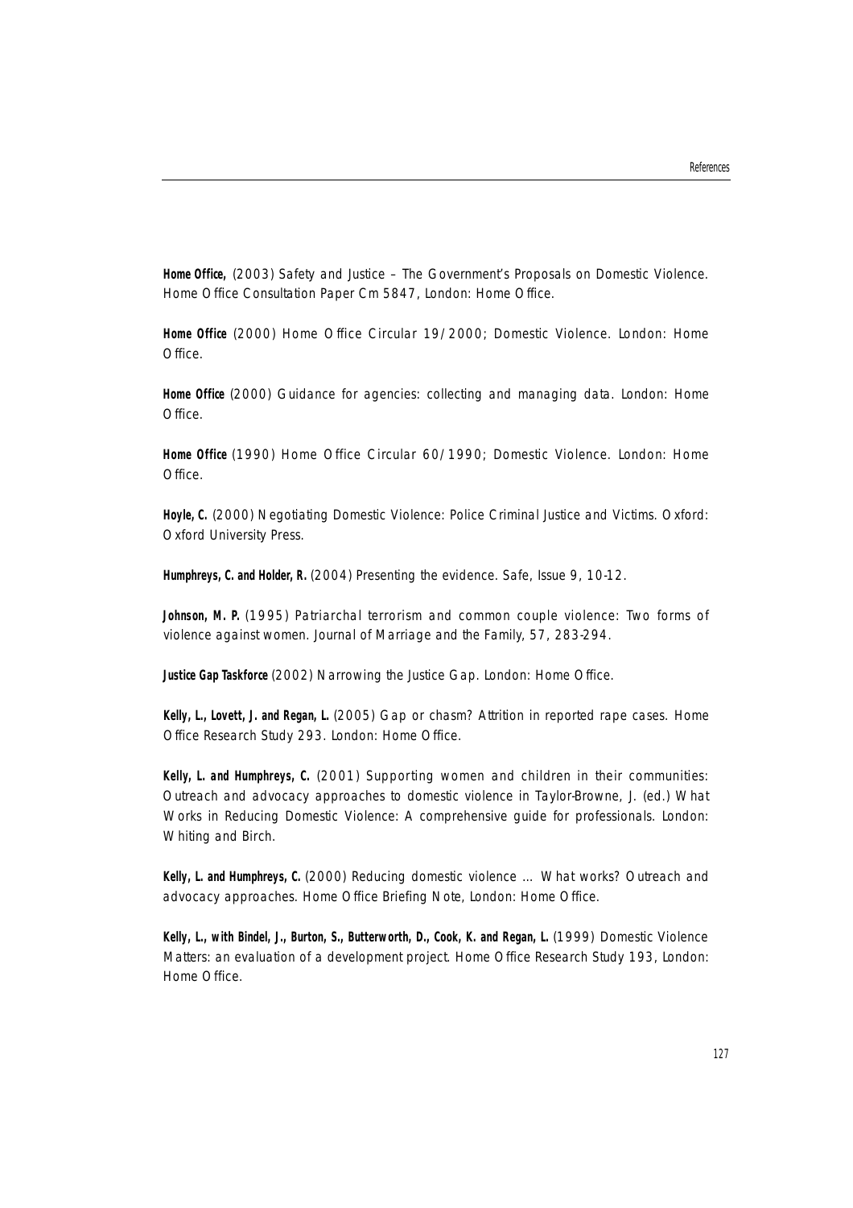**Home Office,** (2003) Safety and Justice – The Government's Proposals on Domestic Violence. Home Office Consultation Paper Cm 5847, London: Home Office.

**Home Office** (2000) Home Office Circular 19/2000; Domestic Violence. London: Home Office.

**Home Office** (2000) Guidance for agencies: collecting and managing data. London: Home Office.

**Home Office** (1990) Home Office Circular 60/1990; Domestic Violence. London: Home Office.

**Hoyle, C.** (2000) Negotiating Domestic Violence: Police Criminal Justice and Victims. Oxford: Oxford University Press.

**Humphreys, C. and Holder, R.** (2004) Presenting the evidence. Safe, Issue 9, 10-12.

**Johnson, M. P.** (1995) Patriarchal terrorism and common couple violence: Two forms of violence against women. Journal of Marriage and the Family, 57, 283-294.

**Justice Gap Taskforce** (2002) Narrowing the Justice Gap. London: Home Office.

**Kelly, L., Lovett, J. and Regan, L.** (2005) Gap or chasm? Attrition in reported rape cases. Home Office Research Study 293. London: Home Office.

**Kelly, L. and Humphreys, C.** (2001) Supporting women and children in their communities: Outreach and advocacy approaches to domestic violence in Taylor-Browne, J. (ed.) What Works in Reducing Domestic Violence: A comprehensive guide for professionals. London: Whiting and Birch.

**Kelly, L. and Humphreys, C.** (2000) Reducing domestic violence … What works? Outreach and advocacy approaches. Home Office Briefing Note, London: Home Office.

**Kelly, L., with Bindel, J., Burton, S., Butterworth, D., Cook, K. and Regan, L.** (1999) Domestic Violence Matters: an evaluation of a development project. Home Office Research Study 193, London: Home Office.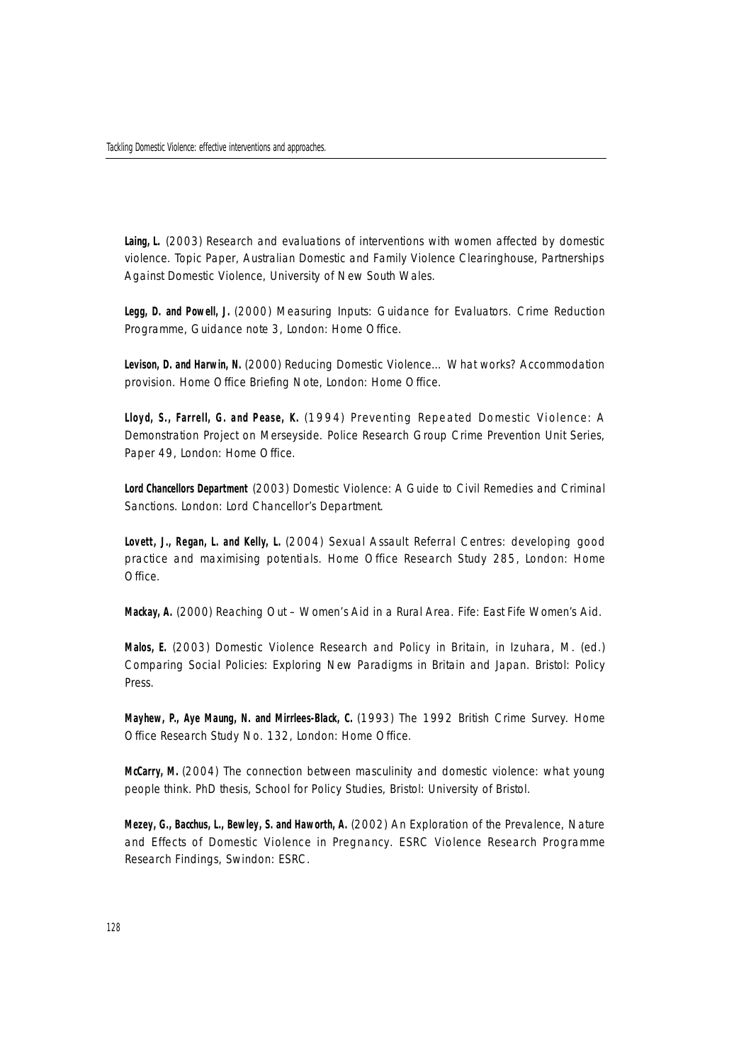**Laing, L.** (2003) Research and evaluations of interventions with women affected by domestic violence. Topic Paper, Australian Domestic and Family Violence Clearinghouse, Partnerships Against Domestic Violence, University of New South Wales.

**Legg, D. and Powell, J.** (2000) Measuring Inputs: Guidance for Evaluators. Crime Reduction Programme, Guidance note 3, London: Home Office.

**Levison, D. and Harwin, N.** (2000) Reducing Domestic Violence... What works? Accommodation provision. Home Office Briefing Note, London: Home Office.

**Lloyd, S., Farrell, G. and Pease, K.** (1994) Preventing Repeated Domestic Violence: A Demonstration Project on Merseyside. Police Research Group Crime Prevention Unit Series, Paper 49, London: Home Office.

**Lord Chancellors Department** (2003) Domestic Violence: A Guide to Civil Remedies and Criminal Sanctions. London: Lord Chancellor's Department.

**Lovett, J., Regan, L. and Kelly, L.** (2004) Sexual Assault Referral Centres: developing good practice and maximising potentials. Home Office Research Study 285, London: Home Office.

**Mackay, A.** (2000) Reaching Out – Women's Aid in a Rural Area. Fife: East Fife Women's Aid.

**Malos, E.** (2003) Domestic Violence Research and Policy in Britain, in Izuhara, M. (ed.) Comparing Social Policies: Exploring New Paradigms in Britain and Japan. Bristol: Policy Press.

**Mayhew, P., Aye Maung, N. and Mirrlees-Black, C.** (1993) The 1992 British Crime Survey. Home Office Research Study No. 132, London: Home Office.

**McCarry, M.** (2004) The connection between masculinity and domestic violence: what young people think. PhD thesis, School for Policy Studies, Bristol: University of Bristol.

**Mezey, G., Bacchus, L., Bewley, S. and Haworth, A.** (2002) An Exploration of the Prevalence, Nature and Effects of Domestic Violence in Pregnancy. ESRC Violence Research Programme Research Findings, Swindon: ESRC.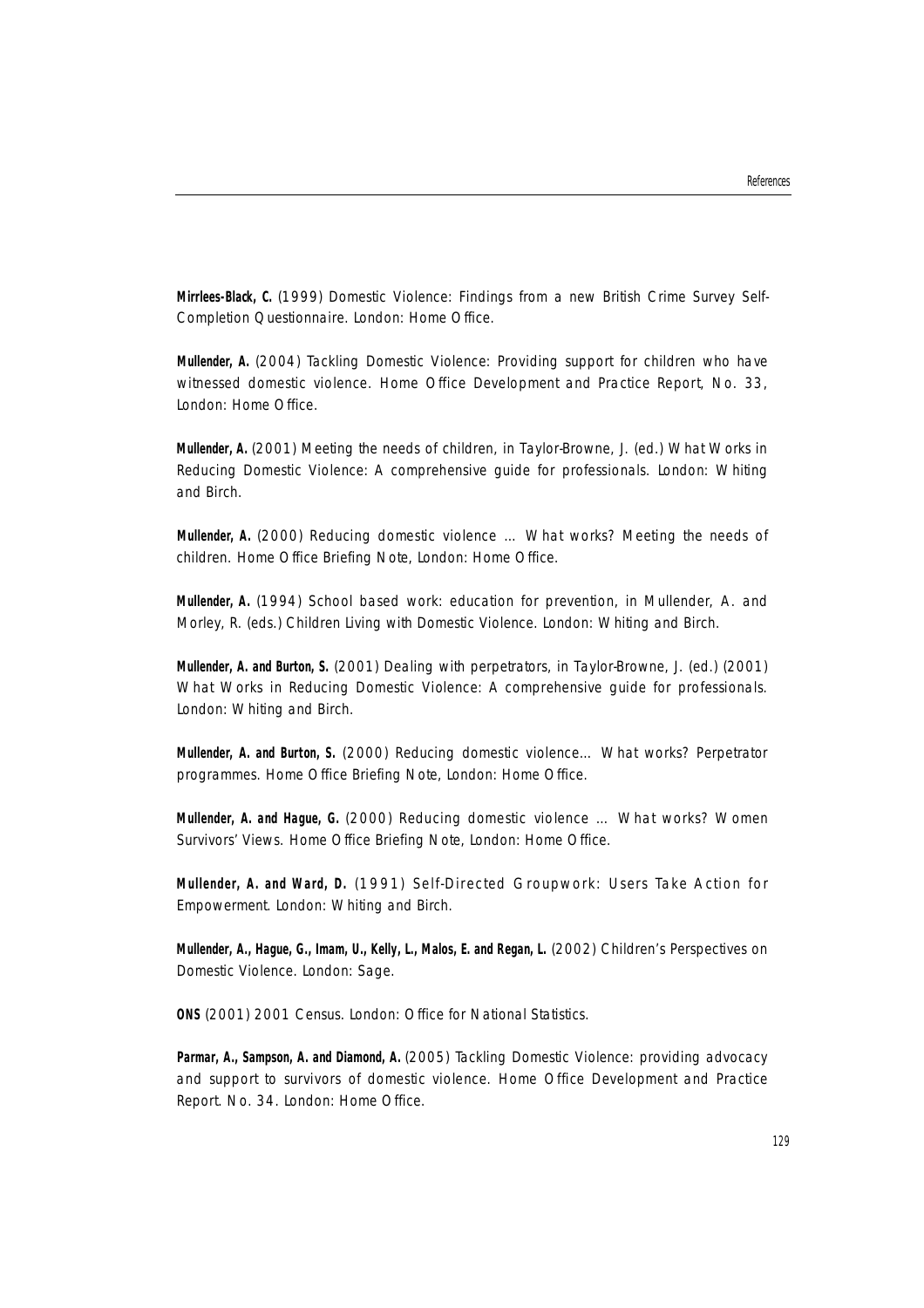**Mirrlees-Black, C.** (1999) Domestic Violence: Findings from a new British Crime Survey Self-Completion Questionnaire. London: Home Office.

**Mullender, A.** (2004) Tackling Domestic Violence: Providing support for children who have witnessed domestic violence. Home Office Development and Practice Report, No. 33, London: Home Office.

**Mullender, A.** (2001) Meeting the needs of children, in Taylor-Browne, J. (ed.) What Works in Reducing Domestic Violence: A comprehensive guide for professionals. London: Whiting and Birch.

**Mullender, A.** (2000) Reducing domestic violence … What works? Meeting the needs of children. Home Office Briefing Note, London: Home Office.

**Mullender, A.** (1994) School based work: education for prevention, in Mullender, A. and Morley, R. (eds.) Children Living with Domestic Violence. London: Whiting and Birch.

**Mullender, A. and Burton, S.** (2001) Dealing with perpetrators, in Taylor-Browne, J. (ed.) (2001) What Works in Reducing Domestic Violence: A comprehensive guide for professionals. London: Whiting and Birch.

**Mullender, A. and Burton, S.** (2000) Reducing domestic violence… What works? Perpetrator programmes. Home Office Briefing Note, London: Home Office.

**Mullender, A. and Hague, G.** (2000) Reducing domestic violence … What works? Women Survivors' Views. Home Office Briefing Note, London: Home Office.

**Mullender, A. and Ward, D.** (1991) Self-Directed Groupwork: Users Take Action for Empowerment. London: Whiting and Birch.

**Mullender, A., Hague, G., Imam, U., Kelly, L., Malos, E. and Regan, L.** (2002) Children's Perspectives on Domestic Violence. London: Sage.

**ONS** (2001) 2001 Census. London: Office for National Statistics.

**Parmar, A., Sampson, A. and Diamond, A.** (2005) Tackling Domestic Violence: providing advocacy and support to survivors of domestic violence. Home Office Development and Practice Report. No. 34. London: Home Office.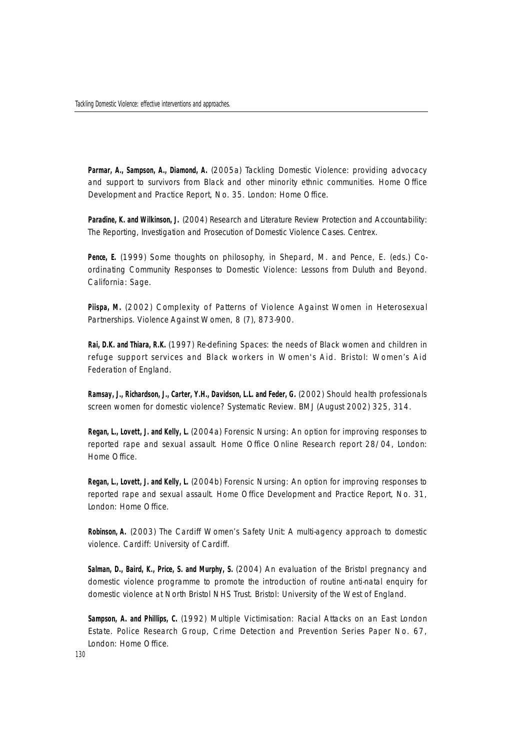**Parmar, A., Sampson, A., Diamond, A.** (2005a) Tackling Domestic Violence: providing advocacy and support to survivors from Black and other minority ethnic communities. Home Office Development and Practice Report, No. 35. London: Home Office.

**Paradine, K. and Wilkinson, J.** (2004) Research and Literature Review Protection and Accountability: The Reporting, Investigation and Prosecution of Domestic Violence Cases. Centrex.

**Pence, E.** (1999) Some thoughts on philosophy, in Shepard, M. and Pence, E. (eds.) Co-ordinating Community Responses to Domestic Violence: Lessons from Duluth and Beyond. California: Sage.

**Piispa, M.** (2002) Complexity of Patterns of Violence Against Women in Heterosexual Partnerships. Violence Against Women, 8 (7), 873-900.

**Rai, D.K. and Thiara, R.K.** (1997) Re-defining Spaces: the needs of Black women and children in refuge support services and Black workers in Women's Aid. Bristol: Women's Aid Federation of England.

**Ramsay, J., Richardson, J., Carter, Y.H., Davidson, L.L. and Feder, G.** (2002) Should health professionals screen women for domestic violence? Systematic Review. BMJ (August 2002) 325, 314.

**Regan, L., Lovett, J. and Kelly, L.** (2004a) Forensic Nursing: An option for improving responses to reported rape and sexual assault. Home Office Online Research report 28/04, London: Home Office.

**Regan, L., Lovett, J. and Kelly, L.** (2004b) Forensic Nursing: An option for improving responses to reported rape and sexual assault. Home Office Development and Practice Report, No. 31, London: Home Office.

**Robinson, A.** (2003) The Cardiff Women's Safety Unit: A multi-agency approach to domestic violence. Cardiff: University of Cardiff.

**Salman, D., Baird, K., Price, S. and Murphy, S.** (2004) An evaluation of the Bristol pregnancy and domestic violence programme to promote the introduction of routine anti-natal enquiry for domestic violence at North Bristol NHS Trust. Bristol: University of the West of England.

**Sampson, A. and Phillips, C.** (1992) Multiple Victimisation: Racial Attacks on an East London Estate. Police Research Group, Crime Detection and Prevention Series Paper No. 67, London: Home Office.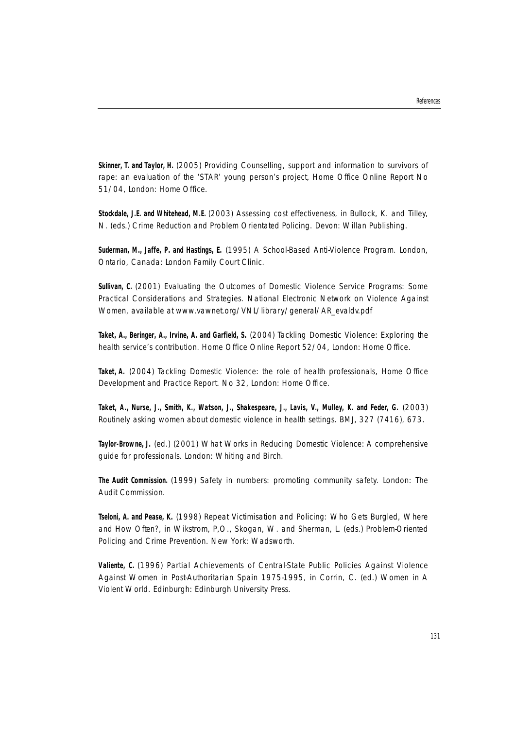**Skinner, T. and Taylor, H.** (2005) Providing Counselling, support and information to survivors of rape: an evaluation of the 'STAR' young person's project, Home Office Online Report No 51/04, London: Home Office.

**Stockdale, J.E. and Whitehead, M.E.** (2003) Assessing cost effectiveness, in Bullock, K. and Tilley, N. (eds.) Crime Reduction and Problem Orientated Policing. Devon: Willan Publishing.

**Suderman, M., Jaffe, P. and Hastings, E.** (1995) A School-Based Anti-Violence Program. London, Ontario, Canada: London Family Court Clinic.

**Sullivan, C.** (2001) Evaluating the Outcomes of Domestic Violence Service Programs: Some Practical Considerations and Strategies. National Electronic Network on Violence Against Women, available at www.vawnet.org/VNL/library/general/AR_evaldv.pdf

**Taket, A., Beringer, A., Irvine, A. and Garfield, S.** (2004) Tackling Domestic Violence: Exploring the health service's contribution. Home Office Online Report 52/04, London: Home Office.

**Taket, A.** (2004) Tackling Domestic Violence: the role of health professionals, Home Office Development and Practice Report. No 32, London: Home Office.

**Taket, A., Nurse, J., Smith, K., Watson, J., Shakespeare, J., Lavis, V., Mulley, K. and Feder, G.** (2003) Routinely asking women about domestic violence in health settings. BMJ, 327 (7416), 673.

**Taylor-Browne, J.** (ed.) (2001) What Works in Reducing Domestic Violence: A comprehensive guide for professionals. London: Whiting and Birch.

**The Audit Commission.** (1999) Safety in numbers: promoting community safety. London: The Audit Commission.

**Tseloni, A. and Pease, K.** (1998) Repeat Victimisation and Policing: Who Gets Burgled, Where and How Often?, in Wikstrom, P,O., Skogan, W. and Sherman, L. (eds.) Problem-Oriented Policing and Crime Prevention. New York: Wadsworth.

**Valiente, C.** (1996) Partial Achievements of Central-State Public Policies Against Violence Against Women in Post-Authoritarian Spain 1975-1995, in Corrin, C. (ed.) Women in A Violent World. Edinburgh: Edinburgh University Press.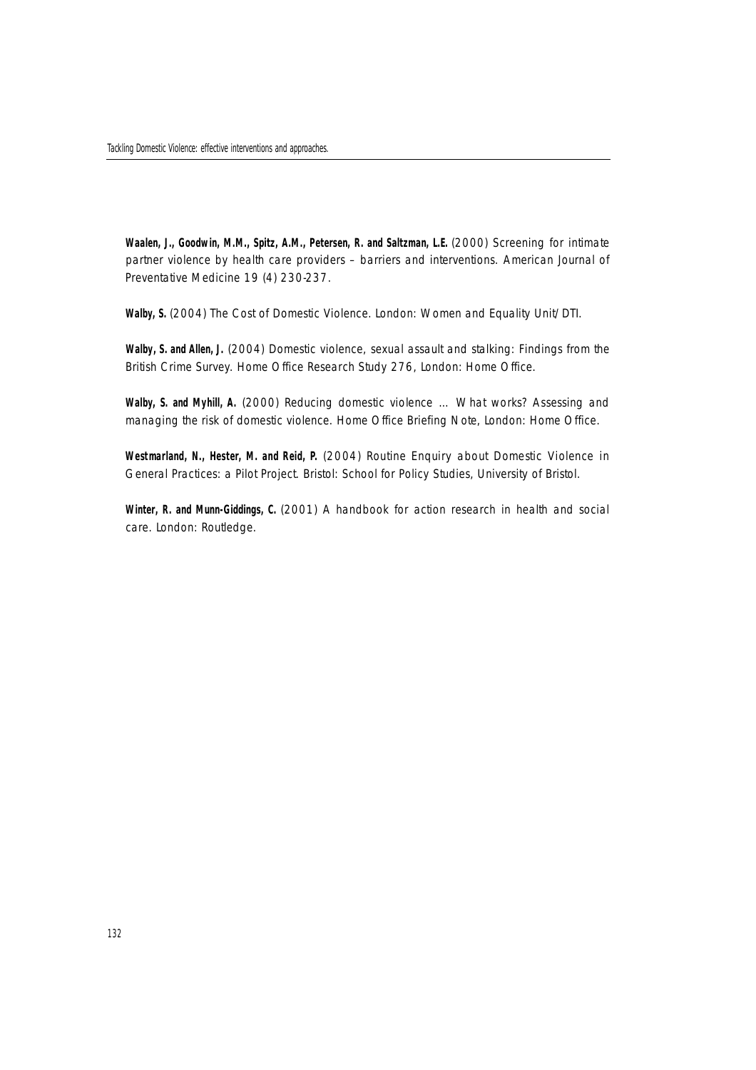**Waalen, J., Goodwin, M.M., Spitz, A.M., Petersen, R. and Saltzman, L.E.** (2000) Screening for intimate partner violence by health care providers – barriers and interventions. American Journal of Preventative Medicine 19 (4) 230-237.

**Walby, S.** (2004) The Cost of Domestic Violence. London: Women and Equality Unit/DTI.

**Walby, S. and Allen, J.** (2004) Domestic violence, sexual assault and stalking: Findings from the British Crime Survey. Home Office Research Study 276, London: Home Office.

**Walby, S. and Myhill, A.** (2000) Reducing domestic violence … What works? Assessing and managing the risk of domestic violence. Home Office Briefing Note, London: Home Office.

**Westmarland, N., Hester, M. and Reid, P.** (2004) Routine Enquiry about Domestic Violence in General Practices: a Pilot Project. Bristol: School for Policy Studies, University of Bristol.

**Winter, R. and Munn-Giddings, C.** (2001) A handbook for action research in health and social care. London: Routledge.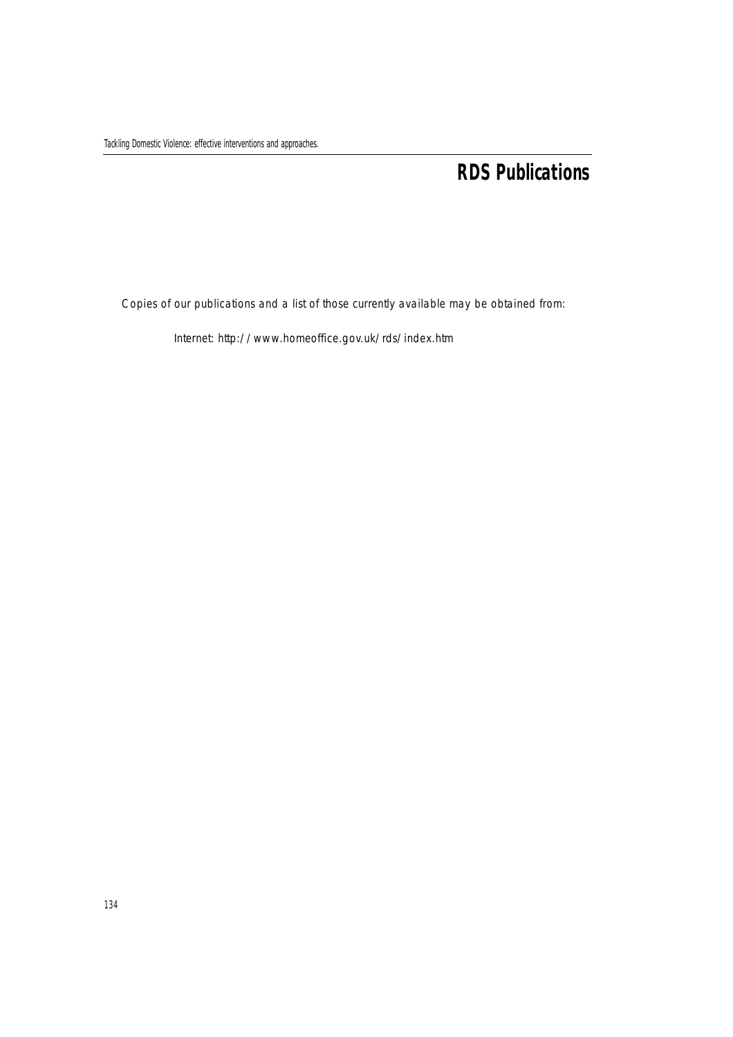# RDS Publications

Copies of our publications and a list of those currently available may be obtained from:

Internet: http://www.homeoffice.gov.uk/rds/index.htm